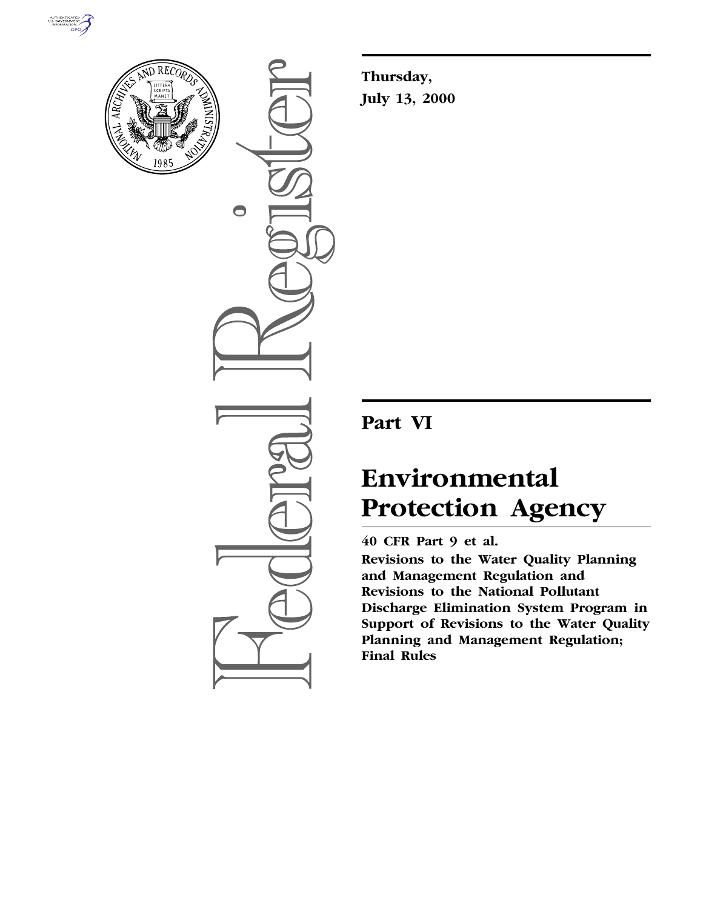**Thursday,**
**July 13, 2000**

# Part VI

# Environmental Protection Agency

**40 CFR Part 9 et al.**

**Revisions to the Water Quality Planning and Management Regulation and Revisions to the National Pollutant Discharge Elimination System Program in Support of Revisions to the Water Quality Planning and Management Regulation; Final Rules**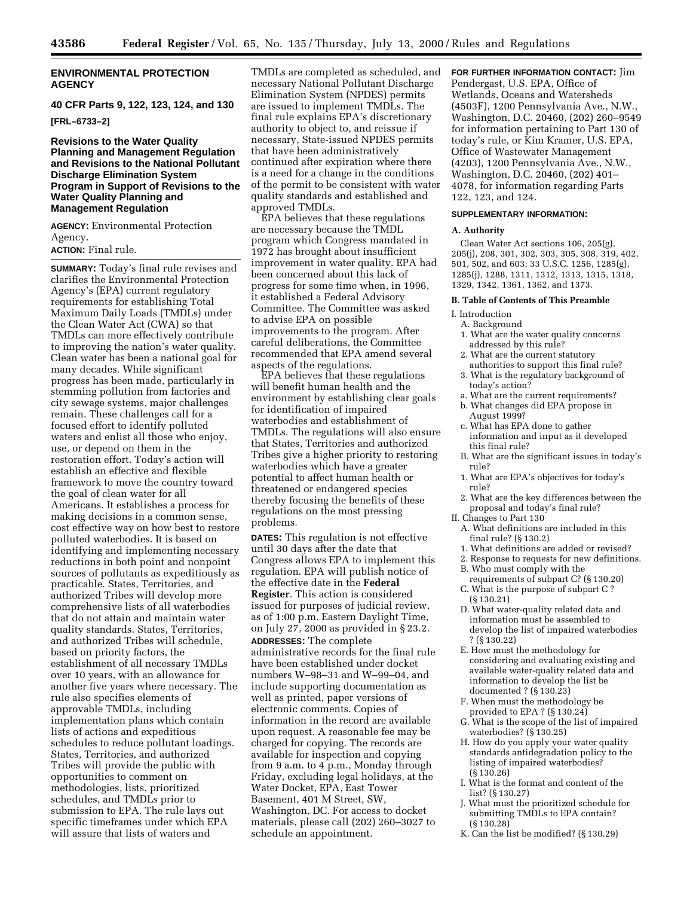## ENVIRONMENTAL PROTECTION AGENCY

**40 CFR Parts 9, 122, 123, 124, and 130**

**[FRL–6733–2]**

### Revisions to the Water Quality Planning and Management Regulation and Revisions to the National Pollutant Discharge Elimination System Program in Support of Revisions to the Water Quality Planning and Management Regulation

**AGENCY:** Environmental Protection Agency.

**ACTION:** Final rule.

**SUMMARY:** Today's final rule revises and clarifies the Environmental Protection Agency's (EPA) current regulatory requirements for establishing Total Maximum Daily Loads (TMDLs) under the Clean Water Act (CWA) so that TMDLs can more effectively contribute to improving the nation's water quality. Clean water has been a national goal for many decades. While significant progress has been made, particularly in stemming pollution from factories and city sewage systems, major challenges remain. These challenges call for a focused effort to identify polluted waters and enlist all those who enjoy, use, or depend on them in the restoration effort. Today's action will establish an effective and flexible framework to move the country toward the goal of clean water for all Americans. It establishes a process for making decisions in a common sense, cost effective way on how best to restore polluted waterbodies. It is based on identifying and implementing necessary reductions in both point and nonpoint sources of pollutants as expeditiously as practicable. States, Territories, and authorized Tribes will develop more comprehensive lists of all waterbodies that do not attain and maintain water quality standards. States, Territories, and authorized Tribes will schedule, based on priority factors, the establishment of all necessary TMDLs over 10 years, with an allowance for another five years where necessary. The rule also specifies elements of approvable TMDLs, including implementation plans which contain lists of actions and expeditious schedules to reduce pollutant loadings. States, Territories, and authorized Tribes will provide the public with opportunities to comment on methodologies, lists, prioritized schedules, and TMDLs prior to submission to EPA. The rule lays out specific timeframes under which EPA will assure that lists of waters and TMDLs are completed as scheduled, and necessary National Pollutant Discharge Elimination System (NPDES) permits are issued to implement TMDLs. The final rule explains EPA's discretionary authority to object to, and reissue if necessary, State-issued NPDES permits that have been administratively continued after expiration where there is a need for a change in the conditions of the permit to be consistent with water quality standards and established and approved TMDLs.

EPA believes that these regulations are necessary because the TMDL program which Congress mandated in 1972 has brought about insufficient improvement in water quality. EPA had been concerned about this lack of progress for some time when, in 1996, it established a Federal Advisory Committee. The Committee was asked to advise EPA on possible improvements to the program. After careful deliberations, the Committee recommended that EPA amend several aspects of the regulations.

EPA believes that these regulations will benefit human health and the environment by establishing clear goals for identification of impaired waterbodies and establishment of TMDLs. The regulations will also ensure that States, Territories and authorized Tribes give a higher priority to restoring waterbodies which have a greater potential to affect human health or threatened or endangered species thereby focusing the benefits of these regulations on the most pressing problems.

**DATES:** This regulation is not effective until 30 days after the date that Congress allows EPA to implement this regulation. EPA will publish notice of the effective date in the **Federal Register**. This action is considered issued for purposes of judicial review, as of 1:00 p.m. Eastern Daylight Time, on July 27, 2000 as provided in § 23.2.

**ADDRESSES:** The complete administrative records for the final rule have been established under docket numbers W–98–31 and W–99–04, and include supporting documentation as well as printed, paper versions of electronic comments. Copies of information in the record are available upon request. A reasonable fee may be charged for copying. The records are available for inspection and copying from 9 a.m. to 4 p.m., Monday through Friday, excluding legal holidays, at the Water Docket, EPA, East Tower Basement, 401 M Street, SW, Washington, DC. For access to docket materials, please call (202) 260–3027 to schedule an appointment.

**FOR FURTHER INFORMATION CONTACT:** Jim Pendergast, U.S. EPA, Office of Wetlands, Oceans and Watersheds (4503F), 1200 Pennsylvania Ave., N.W., Washington, D.C. 20460, (202) 260–9549 for information pertaining to Part 130 of today's rule, or Kim Kramer, U.S. EPA, Office of Wastewater Management (4203), 1200 Pennsylvania Ave., N.W., Washington, D.C. 20460, (202) 401–4078, for information regarding Parts 122, 123, and 124.

**SUPPLEMENTARY INFORMATION:**

**A. Authority**

Clean Water Act sections 106, 205(g), 205(j), 208, 301, 302, 303, 305, 308, 319, 402, 501, 502, and 603; 33 U.S.C. 1256, 1285(g), 1285(j), 1288, 1311, 1312, 1313, 1315, 1318, 1329, 1342, 1361, 1362, and 1373.

**B. Table of Contents of This Preamble**

- I. Introduction
  - A. Background
    1. What are the water quality concerns addressed by this rule?
    2. What are the current statutory authorities to support this final rule?
    3. What is the regulatory background of today's action?
       - a. What are the current requirements?
       - b. What changes did EPA propose in August 1999?
       - c. What has EPA done to gather information and input as it developed this final rule?
  - B. What are the significant issues in today's rule?
    1. What are EPA's objectives for today's rule?
    2. What are the key differences between the proposal and today's final rule?
- II. Changes to Part 130
  - A. What definitions are included in this final rule? (§ 130.2)
    1. What definitions are added or revised?
    2. Response to requests for new definitions.
  - B. Who must comply with the requirements of subpart C? (§ 130.20)
  - C. What is the purpose of subpart C ? (§ 130.21)
  - D. What water-quality related data and information must be assembled to develop the list of impaired waterbodies ? (§ 130.22)
  - E. How must the methodology for considering and evaluating existing and available water-quality related data and information to develop the list be documented ? (§ 130.23)
  - F. When must the methodology be provided to EPA ? (§ 130.24)
  - G. What is the scope of the list of impaired waterbodies? (§ 130.25)
  - H. How do you apply your water quality standards antidegradation policy to the listing of impaired waterbodies? (§ 130.26)
  - I. What is the format and content of the list? (§ 130.27)
  - J. What must the prioritized schedule for submitting TMDLs to EPA contain? (§ 130.28)
  - K. Can the list be modified? (§ 130.29)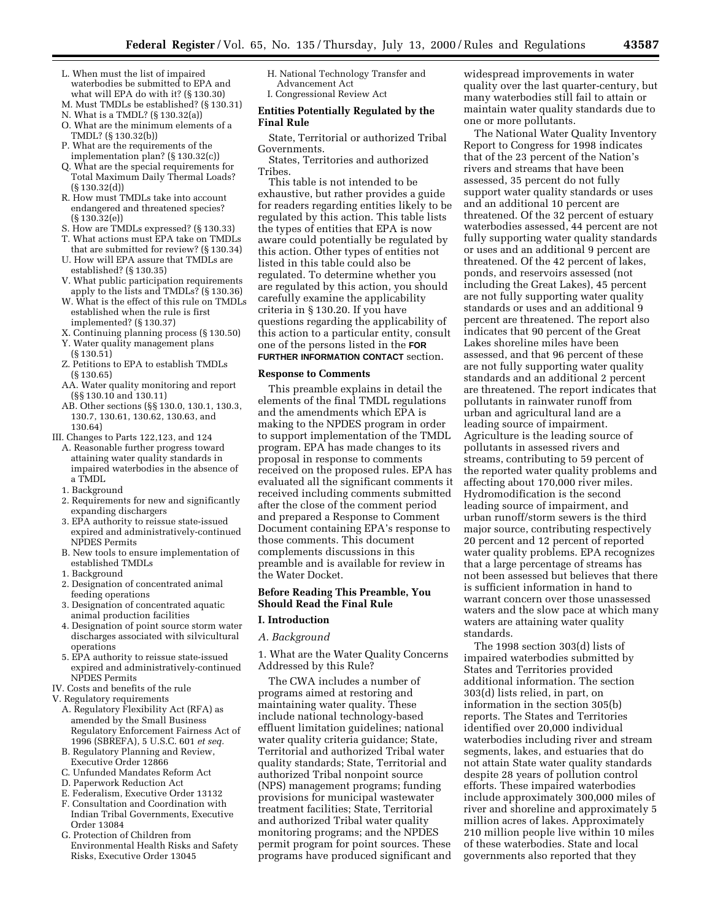L. When must the list of impaired waterbodies be submitted to EPA and what will EPA do with it? (§ 130.30)
M. Must TMDLs be established? (§ 130.31)
N. What is a TMDL? (§ 130.32(a))
O. What are the minimum elements of a TMDL? (§ 130.32(b))
P. What are the requirements of the implementation plan? (§ 130.32(c))
Q. What are the special requirements for Total Maximum Daily Thermal Loads? (§ 130.32(d))
R. How must TMDLs take into account endangered and threatened species? (§ 130.32(e))
S. How are TMDLs expressed? (§ 130.33)
T. What actions must EPA take on TMDLs that are submitted for review? (§ 130.34)
U. How will EPA assure that TMDLs are established? (§ 130.35)
V. What public participation requirements apply to the lists and TMDLs? (§ 130.36)
W. What is the effect of this rule on TMDLs established when the rule is first implemented? (§ 130.37)
X. Continuing planning process (§ 130.50)
Y. Water quality management plans (§ 130.51)
Z. Petitions to EPA to establish TMDLs (§ 130.65)
AA. Water quality monitoring and report (§§ 130.10 and 130.11)
AB. Other sections (§§ 130.0, 130.1, 130.3, 130.7, 130.61, 130.62, 130.63, and 130.64)

III. Changes to Parts 122,123, and 124
A. Reasonable further progress toward attaining water quality standards in impaired waterbodies in the absence of a TMDL
1. Background
2. Requirements for new and significantly expanding dischargers
3. EPA authority to reissue state-issued expired and administratively-continued NPDES Permits
B. New tools to ensure implementation of established TMDLs
1. Background
2. Designation of concentrated animal feeding operations
3. Designation of concentrated aquatic animal production facilities
4. Designation of point source storm water discharges associated with silvicultural operations
5. EPA authority to reissue state-issued expired and administratively-continued NPDES Permits

IV. Costs and benefits of the rule

V. Regulatory requirements
A. Regulatory Flexibility Act (RFA) as amended by the Small Business Regulatory Enforcement Fairness Act of 1996 (SBREFA), 5 U.S.C. 601 *et seq.*
B. Regulatory Planning and Review, Executive Order 12866
C. Unfunded Mandates Reform Act
D. Paperwork Reduction Act
E. Federalism, Executive Order 13132
F. Consultation and Coordination with Indian Tribal Governments, Executive Order 13084
G. Protection of Children from Environmental Health Risks and Safety Risks, Executive Order 13045
H. National Technology Transfer and Advancement Act
I. Congressional Review Act

**Entities Potentially Regulated by the Final Rule**

State, Territorial or authorized Tribal Governments.

States, Territories and authorized Tribes.

This table is not intended to be exhaustive, but rather provides a guide for readers regarding entities likely to be regulated by this action. This table lists the types of entities that EPA is now aware could potentially be regulated by this action. Other types of entities not listed in this table could also be regulated. To determine whether you are regulated by this action, you should carefully examine the applicability criteria in § 130.20. If you have questions regarding the applicability of this action to a particular entity, consult one of the persons listed in the **FOR FURTHER INFORMATION CONTACT** section.

**Response to Comments**

This preamble explains in detail the elements of the final TMDL regulations and the amendments which EPA is making to the NPDES program in order to support implementation of the TMDL program. EPA has made changes to its proposal in response to comments received on the proposed rules. EPA has evaluated all the significant comments it received including comments submitted after the close of the comment period and prepared a Response to Comment Document containing EPA's response to those comments. This document complements discussions in this preamble and is available for review in the Water Docket.

**Before Reading This Preamble, You Should Read the Final Rule**

## I. Introduction

### *A. Background*

1. What are the Water Quality Concerns Addressed by this Rule?

The CWA includes a number of programs aimed at restoring and maintaining water quality. These include national technology-based effluent limitation guidelines; national water quality criteria guidance; State, Territorial and authorized Tribal water quality standards; State, Territorial and authorized Tribal nonpoint source (NPS) management programs; funding provisions for municipal wastewater treatment facilities; State, Territorial and authorized Tribal water quality monitoring programs; and the NPDES permit program for point sources. These programs have produced significant and widespread improvements in water quality over the last quarter-century, but many waterbodies still fail to attain or maintain water quality standards due to one or more pollutants.

The National Water Quality Inventory Report to Congress for 1998 indicates that of the 23 percent of the Nation's rivers and streams that have been assessed, 35 percent do not fully support water quality standards or uses and an additional 10 percent are threatened. Of the 32 percent of estuary waterbodies assessed, 44 percent are not fully supporting water quality standards or uses and an additional 9 percent are threatened. Of the 42 percent of lakes, ponds, and reservoirs assessed (not including the Great Lakes), 45 percent are not fully supporting water quality standards or uses and an additional 9 percent are threatened. The report also indicates that 90 percent of the Great Lakes shoreline miles have been assessed, and that 96 percent of these are not fully supporting water quality standards and an additional 2 percent are threatened. The report indicates that pollutants in rainwater runoff from urban and agricultural land are a leading source of impairment. Agriculture is the leading source of pollutants in assessed rivers and streams, contributing to 59 percent of the reported water quality problems and affecting about 170,000 river miles. Hydromodification is the second leading source of impairment, and urban runoff/storm sewers is the third major source, contributing respectively 20 percent and 12 percent of reported water quality problems. EPA recognizes that a large percentage of streams has not been assessed but believes that there is sufficient information in hand to warrant concern over those unassessed waters and the slow pace at which many waters are attaining water quality standards.

The 1998 section 303(d) lists of impaired waterbodies submitted by States and Territories provided additional information. The section 303(d) lists relied, in part, on information in the section 305(b) reports. The States and Territories identified over 20,000 individual waterbodies including river and stream segments, lakes, and estuaries that do not attain State water quality standards despite 28 years of pollution control efforts. These impaired waterbodies include approximately 300,000 miles of river and shoreline and approximately 5 million acres of lakes. Approximately 210 million people live within 10 miles of these waterbodies. State and local governments also reported that they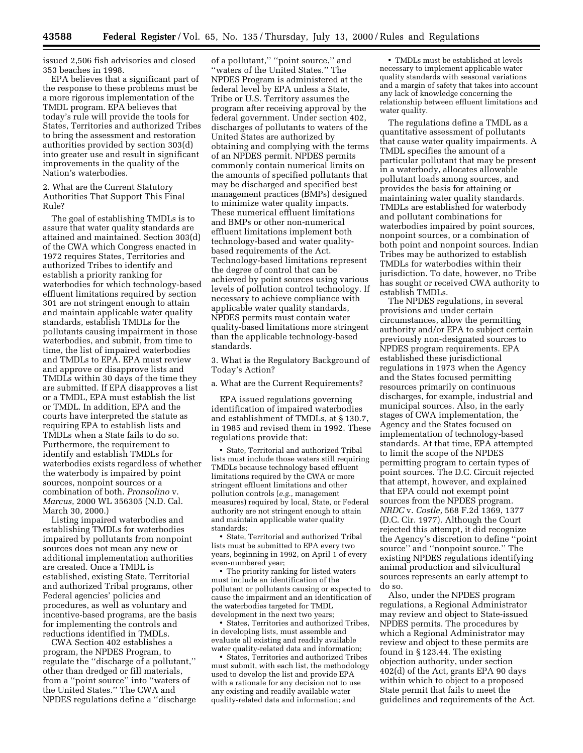issued 2,506 fish advisories and closed 353 beaches in 1998.

EPA believes that a significant part of the response to these problems must be a more rigorous implementation of the TMDL program. EPA believes that today's rule will provide the tools for States, Territories and authorized Tribes to bring the assessment and restoration authorities provided by section 303(d) into greater use and result in significant improvements in the quality of the Nation's waterbodies.

2. What are the Current Statutory Authorities That Support This Final Rule?

The goal of establishing TMDLs is to assure that water quality standards are attained and maintained. Section 303(d) of the CWA which Congress enacted in 1972 requires States, Territories and authorized Tribes to identify and establish a priority ranking for waterbodies for which technology-based effluent limitations required by section 301 are not stringent enough to attain and maintain applicable water quality standards, establish TMDLs for the pollutants causing impairment in those waterbodies, and submit, from time to time, the list of impaired waterbodies and TMDLs to EPA. EPA must review and approve or disapprove lists and TMDLs within 30 days of the time they are submitted. If EPA disapproves a list or a TMDL, EPA must establish the list or TMDL. In addition, EPA and the courts have interpreted the statute as requiring EPA to establish lists and TMDLs when a State fails to do so. Furthermore, the requirement to identify and establish TMDLs for waterbodies exists regardless of whether the waterbody is impaired by point sources, nonpoint sources or a combination of both. *Pronsolino* v. *Marcus*, 2000 WL 356305 (N.D. Cal. March 30, 2000.)

Listing impaired waterbodies and establishing TMDLs for waterbodies impaired by pollutants from nonpoint sources does not mean any new or additional implementation authorities are created. Once a TMDL is established, existing State, Territorial and authorized Tribal programs, other Federal agencies' policies and procedures, as well as voluntary and incentive-based programs, are the basis for implementing the controls and reductions identified in TMDLs.

CWA Section 402 establishes a program, the NPDES Program, to regulate the "discharge of a pollutant," other than dredged or fill materials, from a "point source" into "waters of the United States." The CWA and NPDES regulations define a "discharge of a pollutant," "point source," and "waters of the United States." The NPDES Program is administered at the federal level by EPA unless a State, Tribe or U.S. Territory assumes the program after receiving approval by the federal government. Under section 402, discharges of pollutants to waters of the United States are authorized by obtaining and complying with the terms of an NPDES permit. NPDES permits commonly contain numerical limits on the amounts of specified pollutants that may be discharged and specified best management practices (BMPs) designed to minimize water quality impacts. These numerical effluent limitations and BMPs or other non-numerical effluent limitations implement both technology-based and water quality-based requirements of the Act. Technology-based limitations represent the degree of control that can be achieved by point sources using various levels of pollution control technology. If necessary to achieve compliance with applicable water quality standards, NPDES permits must contain water quality-based limitations more stringent than the applicable technology-based standards.

3. What is the Regulatory Background of Today's Action?

a. What are the Current Requirements?

EPA issued regulations governing identification of impaired waterbodies and establishment of TMDLs, at § 130.7, in 1985 and revised them in 1992. These regulations provide that:

- State, Territorial and authorized Tribal lists must include those waters still requiring TMDLs because technology based effluent limitations required by the CWA or more stringent effluent limitations and other pollution controls (*e.g.,* management measures) required by local, State, or Federal authority are not stringent enough to attain and maintain applicable water quality standards;
- State, Territorial and authorized Tribal lists must be submitted to EPA every two years, beginning in 1992, on April 1 of every even-numbered year;
- The priority ranking for listed waters must include an identification of the pollutant or pollutants causing or expected to cause the impairment and an identification of the waterbodies targeted for TMDL development in the next two years;
- States, Territories and authorized Tribes, in developing lists, must assemble and evaluate all existing and readily available water quality-related data and information;
- States, Territories and authorized Tribes must submit, with each list, the methodology used to develop the list and provide EPA with a rationale for any decision not to use any existing and readily available water quality-related data and information; and
- TMDLs must be established at levels necessary to implement applicable water quality standards with seasonal variations and a margin of safety that takes into account any lack of knowledge concerning the relationship between effluent limitations and water quality.

The regulations define a TMDL as a quantitative assessment of pollutants that cause water quality impairments. A TMDL specifies the amount of a particular pollutant that may be present in a waterbody, allocates allowable pollutant loads among sources, and provides the basis for attaining or maintaining water quality standards. TMDLs are established for waterbody and pollutant combinations for waterbodies impaired by point sources, nonpoint sources, or a combination of both point and nonpoint sources. Indian Tribes may be authorized to establish TMDLs for waterbodies within their jurisdiction. To date, however, no Tribe has sought or received CWA authority to establish TMDLs.

The NPDES regulations, in several provisions and under certain circumstances, allow the permitting authority and/or EPA to subject certain previously non-designated sources to NPDES program requirements. EPA established these jurisdictional regulations in 1973 when the Agency and the States focused permitting resources primarily on continuous discharges, for example, industrial and municipal sources. Also, in the early stages of CWA implementation, the Agency and the States focused on implementation of technology-based standards. At that time, EPA attempted to limit the scope of the NPDES permitting program to certain types of point sources. The D.C. Circuit rejected that attempt, however, and explained that EPA could not exempt point sources from the NPDES program. *NRDC* v. *Costle,* 568 F.2d 1369, 1377 (D.C. Cir. 1977). Although the Court rejected this attempt, it did recognize the Agency's discretion to define "point source" and "nonpoint source." The existing NPDES regulations identifying animal production and silvicultural sources represents an early attempt to do so.

Also, under the NPDES program regulations, a Regional Administrator may review and object to State-issued NPDES permits. The procedures by which a Regional Administrator may review and object to these permits are found in § 123.44. The existing objection authority, under section 402(d) of the Act, grants EPA 90 days within which to object to a proposed State permit that fails to meet the guidelines and requirements of the Act.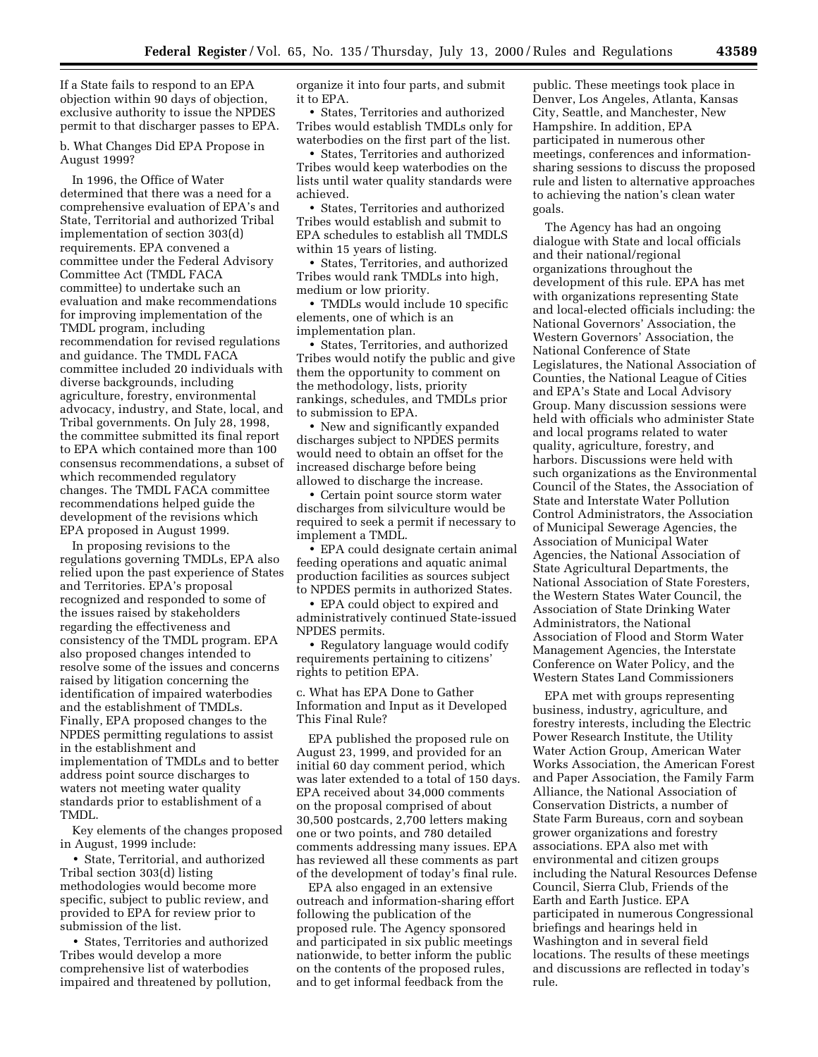If a State fails to respond to an EPA objection within 90 days of objection, exclusive authority to issue the NPDES permit to that discharger passes to EPA.

b. What Changes Did EPA Propose in August 1999?

In 1996, the Office of Water determined that there was a need for a comprehensive evaluation of EPA's and State, Territorial and authorized Tribal implementation of section 303(d) requirements. EPA convened a committee under the Federal Advisory Committee Act (TMDL FACA committee) to undertake such an evaluation and make recommendations for improving implementation of the TMDL program, including recommendation for revised regulations and guidance. The TMDL FACA committee included 20 individuals with diverse backgrounds, including agriculture, forestry, environmental advocacy, industry, and State, local, and Tribal governments. On July 28, 1998, the committee submitted its final report to EPA which contained more than 100 consensus recommendations, a subset of which recommended regulatory changes. The TMDL FACA committee recommendations helped guide the development of the revisions which EPA proposed in August 1999.

In proposing revisions to the regulations governing TMDLs, EPA also relied upon the past experience of States and Territories. EPA's proposal recognized and responded to some of the issues raised by stakeholders regarding the effectiveness and consistency of the TMDL program. EPA also proposed changes intended to resolve some of the issues and concerns raised by litigation concerning the identification of impaired waterbodies and the establishment of TMDLs. Finally, EPA proposed changes to the NPDES permitting regulations to assist in the establishment and implementation of TMDLs and to better address point source discharges to waters not meeting water quality standards prior to establishment of a TMDL.

Key elements of the changes proposed in August, 1999 include:

- State, Territorial, and authorized Tribal section 303(d) listing methodologies would become more specific, subject to public review, and provided to EPA for review prior to submission of the list.
- States, Territories and authorized Tribes would develop a more comprehensive list of waterbodies impaired and threatened by pollution, organize it into four parts, and submit it to EPA.
- States, Territories and authorized Tribes would establish TMDLs only for waterbodies on the first part of the list.
- States, Territories and authorized Tribes would keep waterbodies on the lists until water quality standards were achieved.
- States, Territories and authorized Tribes would establish and submit to EPA schedules to establish all TMDLS within 15 years of listing.
- States, Territories, and authorized Tribes would rank TMDLs into high, medium or low priority.
- TMDLs would include 10 specific elements, one of which is an implementation plan.
- States, Territories, and authorized Tribes would notify the public and give them the opportunity to comment on the methodology, lists, priority rankings, schedules, and TMDLs prior to submission to EPA.
- New and significantly expanded discharges subject to NPDES permits would need to obtain an offset for the increased discharge before being allowed to discharge the increase.
- Certain point source storm water discharges from silviculture would be required to seek a permit if necessary to implement a TMDL.
- EPA could designate certain animal feeding operations and aquatic animal production facilities as sources subject to NPDES permits in authorized States.
- EPA could object to expired and administratively continued State-issued NPDES permits.
- Regulatory language would codify requirements pertaining to citizens' rights to petition EPA.

c. What has EPA Done to Gather Information and Input as it Developed This Final Rule?

EPA published the proposed rule on August 23, 1999, and provided for an initial 60 day comment period, which was later extended to a total of 150 days. EPA received about 34,000 comments on the proposal comprised of about 30,500 postcards, 2,700 letters making one or two points, and 780 detailed comments addressing many issues. EPA has reviewed all these comments as part of the development of today's final rule.

EPA also engaged in an extensive outreach and information-sharing effort following the publication of the proposed rule. The Agency sponsored and participated in six public meetings nationwide, to better inform the public on the contents of the proposed rules, and to get informal feedback from the public. These meetings took place in Denver, Los Angeles, Atlanta, Kansas City, Seattle, and Manchester, New Hampshire. In addition, EPA participated in numerous other meetings, conferences and information-sharing sessions to discuss the proposed rule and listen to alternative approaches to achieving the nation's clean water goals.

The Agency has had an ongoing dialogue with State and local officials and their national/regional organizations throughout the development of this rule. EPA has met with organizations representing State and local-elected officials including: the National Governors' Association, the Western Governors' Association, the National Conference of State Legislatures, the National Association of Counties, the National League of Cities and EPA's State and Local Advisory Group. Many discussion sessions were held with officials who administer State and local programs related to water quality, agriculture, forestry, and harbors. Discussions were held with such organizations as the Environmental Council of the States, the Association of State and Interstate Water Pollution Control Administrators, the Association of Municipal Sewerage Agencies, the Association of Municipal Water Agencies, the National Association of State Agricultural Departments, the National Association of State Foresters, the Western States Water Council, the Association of State Drinking Water Administrators, the National Association of Flood and Storm Water Management Agencies, the Interstate Conference on Water Policy, and the Western States Land Commissioners

EPA met with groups representing business, industry, agriculture, and forestry interests, including the Electric Power Research Institute, the Utility Water Action Group, American Water Works Association, the American Forest and Paper Association, the Family Farm Alliance, the National Association of Conservation Districts, a number of State Farm Bureaus, corn and soybean grower organizations and forestry associations. EPA also met with environmental and citizen groups including the Natural Resources Defense Council, Sierra Club, Friends of the Earth and Earth Justice. EPA participated in numerous Congressional briefings and hearings held in Washington and in several field locations. The results of these meetings and discussions are reflected in today's rule.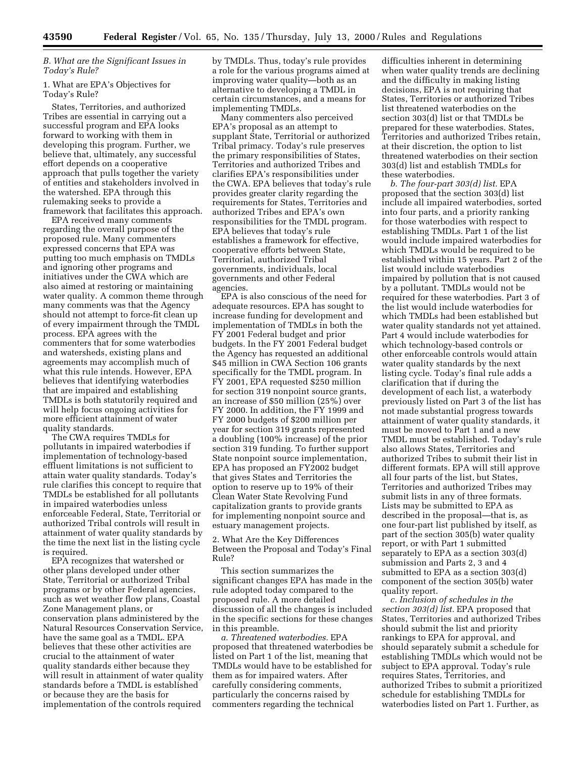*B. What are the Significant Issues in Today's Rule?*

1. What are EPA's Objectives for Today's Rule?

States, Territories, and authorized Tribes are essential in carrying out a successful program and EPA looks forward to working with them in developing this program. Further, we believe that, ultimately, any successful effort depends on a cooperative approach that pulls together the variety of entities and stakeholders involved in the watershed. EPA through this rulemaking seeks to provide a framework that facilitates this approach.

EPA received many comments regarding the overall purpose of the proposed rule. Many commenters expressed concerns that EPA was putting too much emphasis on TMDLs and ignoring other programs and initiatives under the CWA which are also aimed at restoring or maintaining water quality. A common theme through many comments was that the Agency should not attempt to force-fit clean up of every impairment through the TMDL process. EPA agrees with the commenters that for some waterbodies and watersheds, existing plans and agreements may accomplish much of what this rule intends. However, EPA believes that identifying waterbodies that are impaired and establishing TMDLs is both statutorily required and will help focus ongoing activities for more efficient attainment of water quality standards.

The CWA requires TMDLs for pollutants in impaired waterbodies if implementation of technology-based effluent limitations is not sufficient to attain water quality standards. Today's rule clarifies this concept to require that TMDLs be established for all pollutants in impaired waterbodies unless enforceable Federal, State, Territorial or authorized Tribal controls will result in attainment of water quality standards by the time the next list in the listing cycle is required.

EPA recognizes that watershed or other plans developed under other State, Territorial or authorized Tribal programs or by other Federal agencies, such as wet weather flow plans, Coastal Zone Management plans, or conservation plans administered by the Natural Resources Conservation Service, have the same goal as a TMDL. EPA believes that these other activities are crucial to the attainment of water quality standards either because they will result in attainment of water quality standards before a TMDL is established or because they are the basis for implementation of the controls required by TMDLs. Thus, today's rule provides a role for the various programs aimed at improving water quality—both as an alternative to developing a TMDL in certain circumstances, and a means for implementing TMDLs.

Many commenters also perceived EPA's proposal as an attempt to supplant State, Territorial or authorized Tribal primacy. Today's rule preserves the primary responsibilities of States, Territories and authorized Tribes and clarifies EPA's responsibilities under the CWA. EPA believes that today's rule provides greater clarity regarding the requirements for States, Territories and authorized Tribes and EPA's own responsibilities for the TMDL program. EPA believes that today's rule establishes a framework for effective, cooperative efforts between State, Territorial, authorized Tribal governments, individuals, local governments and other Federal agencies.

EPA is also conscious of the need for adequate resources. EPA has sought to increase funding for development and implementation of TMDLs in both the FY 2001 Federal budget and prior budgets. In the FY 2001 Federal budget the Agency has requested an additional $45 million in CWA Section 106 grants specifically for the TMDL program. In FY 2001, EPA requested $250 million for section 319 nonpoint source grants, an increase of $50 million (25%) over FY 2000. In addition, the FY 1999 and FY 2000 budgets of $200 million per year for section 319 grants represented a doubling (100% increase) of the prior section 319 funding. To further support State nonpoint source implementation, EPA has proposed an FY2002 budget that gives States and Territories the option to reserve up to 19% of their Clean Water State Revolving Fund capitalization grants to provide grants for implementing nonpoint source and estuary management projects.

2. What Are the Key Differences Between the Proposal and Today's Final Rule?

This section summarizes the significant changes EPA has made in the rule adopted today compared to the proposed rule. A more detailed discussion of all the changes is included in the specific sections for these changes in this preamble.

*a. Threatened waterbodies.* EPA proposed that threatened waterbodies be listed on Part 1 of the list, meaning that TMDLs would have to be established for them as for impaired waters. After carefully considering comments, particularly the concerns raised by commenters regarding the technical difficulties inherent in determining when water quality trends are declining and the difficulty in making listing decisions, EPA is not requiring that States, Territories or authorized Tribes list threatened waterbodies on the section 303(d) list or that TMDLs be prepared for these waterbodies. States, Territories and authorized Tribes retain, at their discretion, the option to list threatened waterbodies on their section 303(d) list and establish TMDLs for these waterbodies.

*b. The four-part 303(d) list.* EPA proposed that the section 303(d) list include all impaired waterbodies, sorted into four parts, and a priority ranking for those waterbodies with respect to establishing TMDLs. Part 1 of the list would include impaired waterbodies for which TMDLs would be required to be established within 15 years. Part 2 of the list would include waterbodies impaired by pollution that is not caused by a pollutant. TMDLs would not be required for these waterbodies. Part 3 of the list would include waterbodies for which TMDLs had been established but water quality standards not yet attained. Part 4 would include waterbodies for which technology-based controls or other enforceable controls would attain water quality standards by the next listing cycle. Today's final rule adds a clarification that if during the development of each list, a waterbody previously listed on Part 3 of the list has not made substantial progress towards attainment of water quality standards, it must be moved to Part 1 and a new TMDL must be established. Today's rule also allows States, Territories and authorized Tribes to submit their list in different formats. EPA will still approve all four parts of the list, but States, Territories and authorized Tribes may submit lists in any of three formats. Lists may be submitted to EPA as described in the proposal—that is, as one four-part list published by itself, as part of the section 305(b) water quality report, or with Part 1 submitted separately to EPA as a section 303(d) submission and Parts 2, 3 and 4 submitted to EPA as a section 303(d) component of the section 305(b) water quality report.

*c. Inclusion of schedules in the section 303(d) list.* EPA proposed that States, Territories and authorized Tribes should submit the list and priority rankings to EPA for approval, and should separately submit a schedule for establishing TMDLs which would not be subject to EPA approval. Today's rule requires States, Territories, and authorized Tribes to submit a prioritized schedule for establishing TMDLs for waterbodies listed on Part 1. Further, as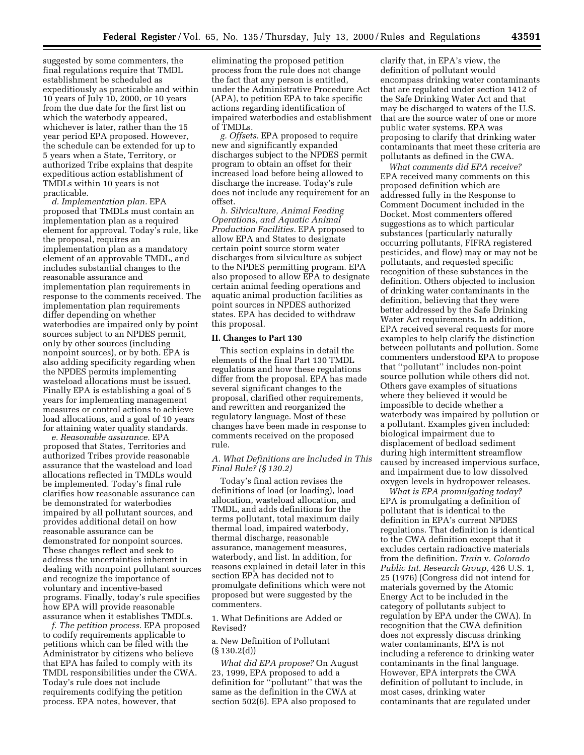suggested by some commenters, the final regulations require that TMDL establishment be scheduled as expeditiously as practicable and within 10 years of July 10, 2000, or 10 years from the due date for the first list on which the waterbody appeared, whichever is later, rather than the 15 year period EPA proposed. However, the schedule can be extended for up to 5 years when a State, Territory, or authorized Tribe explains that despite expeditious action establishment of TMDLs within 10 years is not practicable.

*d. Implementation plan.* EPA proposed that TMDLs must contain an implementation plan as a required element for approval. Today's rule, like the proposal, requires an implementation plan as a mandatory element of an approvable TMDL, and includes substantial changes to the reasonable assurance and implementation plan requirements in response to the comments received. The implementation plan requirements differ depending on whether waterbodies are impaired only by point sources subject to an NPDES permit, only by other sources (including nonpoint sources), or by both. EPA is also adding specificity regarding when the NPDES permits implementing wasteload allocations must be issued. Finally EPA is establishing a goal of 5 years for implementing management measures or control actions to achieve load allocations, and a goal of 10 years for attaining water quality standards.

*e. Reasonable assurance.* EPA proposed that States, Territories and authorized Tribes provide reasonable assurance that the wasteload and load allocations reflected in TMDLs would be implemented. Today's final rule clarifies how reasonable assurance can be demonstrated for waterbodies impaired by all pollutant sources, and provides additional detail on how reasonable assurance can be demonstrated for nonpoint sources. These changes reflect and seek to address the uncertainties inherent in dealing with nonpoint pollutant sources and recognize the importance of voluntary and incentive-based programs. Finally, today's rule specifies how EPA will provide reasonable assurance when it establishes TMDLs.

*f. The petition process.* EPA proposed to codify requirements applicable to petitions which can be filed with the Administrator by citizens who believe that EPA has failed to comply with its TMDL responsibilities under the CWA. Today's rule does not include requirements codifying the petition process. EPA notes, however, that eliminating the proposed petition process from the rule does not change the fact that any person is entitled, under the Administrative Procedure Act (APA), to petition EPA to take specific actions regarding identification of impaired waterbodies and establishment of TMDLs.

*g. Offsets.* EPA proposed to require new and significantly expanded discharges subject to the NPDES permit program to obtain an offset for their increased load before being allowed to discharge the increase. Today's rule does not include any requirement for an offset.

*h. Silviculture, Animal Feeding Operations, and Aquatic Animal Production Facilities.* EPA proposed to allow EPA and States to designate certain point source storm water discharges from silviculture as subject to the NPDES permitting program. EPA also proposed to allow EPA to designate certain animal feeding operations and aquatic animal production facilities as point sources in NPDES authorized states. EPA has decided to withdraw this proposal.

## II. Changes to Part 130

This section explains in detail the elements of the final Part 130 TMDL regulations and how these regulations differ from the proposal. EPA has made several significant changes to the proposal, clarified other requirements, and rewritten and reorganized the regulatory language. Most of these changes have been made in response to comments received on the proposed rule.

### *A. What Definitions are Included in This Final Rule? (§ 130.2)*

Today's final action revises the definitions of load (or loading), load allocation, wasteload allocation, and TMDL, and adds definitions for the terms pollutant, total maximum daily thermal load, impaired waterbody, thermal discharge, reasonable assurance, management measures, waterbody, and list. In addition, for reasons explained in detail later in this section EPA has decided not to promulgate definitions which were not proposed but were suggested by the commenters.

#### 1. What Definitions are Added or Revised?

##### a. New Definition of Pollutant (§ 130.2(d))

*What did EPA propose?* On August 23, 1999, EPA proposed to add a definition for "pollutant" that was the same as the definition in the CWA at section 502(6). EPA also proposed to clarify that, in EPA's view, the definition of pollutant would encompass drinking water contaminants that are regulated under section 1412 of the Safe Drinking Water Act and that may be discharged to waters of the U.S. that are the source water of one or more public water systems. EPA was proposing to clarify that drinking water contaminants that meet these criteria are pollutants as defined in the CWA.

*What comments did EPA receive?* EPA received many comments on this proposed definition which are addressed fully in the Response to Comment Document included in the Docket. Most commenters offered suggestions as to which particular substances (particularly naturally occurring pollutants, FIFRA registered pesticides, and flow) may or may not be pollutants, and requested specific recognition of these substances in the definition. Others objected to inclusion of drinking water contaminants in the definition, believing that they were better addressed by the Safe Drinking Water Act requirements. In addition, EPA received several requests for more examples to help clarify the distinction between pollutants and pollution. Some commenters understood EPA to propose that "pollutant" includes non-point source pollution while others did not. Others gave examples of situations where they believed it would be impossible to decide whether a waterbody was impaired by pollution or a pollutant. Examples given included: biological impairment due to displacement of bedload sediment during high intermittent streamflow caused by increased impervious surface, and impairment due to low dissolved oxygen levels in hydropower releases.

*What is EPA promulgating today?* EPA is promulgating a definition of pollutant that is identical to the definition in EPA's current NPDES regulations. That definition is identical to the CWA definition except that it excludes certain radioactive materials from the definition. *Train* v. *Colorado Public Int. Research Group,* 426 U.S. 1, 25 (1976) (Congress did not intend for materials governed by the Atomic Energy Act to be included in the category of pollutants subject to regulation by EPA under the CWA). In recognition that the CWA definition does not expressly discuss drinking water contaminants, EPA is not including a reference to drinking water contaminants in the final language. However, EPA interprets the CWA definition of pollutant to include, in most cases, drinking water contaminants that are regulated under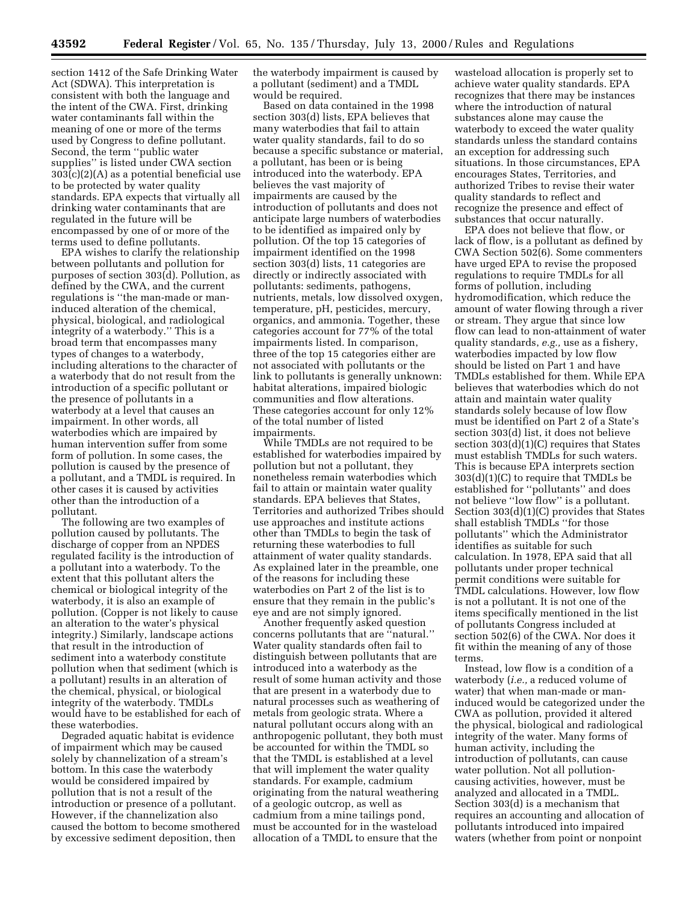section 1412 of the Safe Drinking Water Act (SDWA). This interpretation is consistent with both the language and the intent of the CWA. First, drinking water contaminants fall within the meaning of one or more of the terms used by Congress to define pollutant. Second, the term ''public water supplies'' is listed under CWA section 303(c)(2)(A) as a potential beneficial use to be protected by water quality standards. EPA expects that virtually all drinking water contaminants that are regulated in the future will be encompassed by one of or more of the terms used to define pollutants.

EPA wishes to clarify the relationship between pollutants and pollution for purposes of section 303(d). Pollution, as defined by the CWA, and the current regulations is ''the man-made or man-induced alteration of the chemical, physical, biological, and radiological integrity of a waterbody.'' This is a broad term that encompasses many types of changes to a waterbody, including alterations to the character of a waterbody that do not result from the introduction of a specific pollutant or the presence of pollutants in a waterbody at a level that causes an impairment. In other words, all waterbodies which are impaired by human intervention suffer from some form of pollution. In some cases, the pollution is caused by the presence of a pollutant, and a TMDL is required. In other cases it is caused by activities other than the introduction of a pollutant.

The following are two examples of pollution caused by pollutants. The discharge of copper from an NPDES regulated facility is the introduction of a pollutant into a waterbody. To the extent that this pollutant alters the chemical or biological integrity of the waterbody, it is also an example of pollution. (Copper is not likely to cause an alteration to the water's physical integrity.) Similarly, landscape actions that result in the introduction of sediment into a waterbody constitute pollution when that sediment (which is a pollutant) results in an alteration of the chemical, physical, or biological integrity of the waterbody. TMDLs would have to be established for each of these waterbodies.

Degraded aquatic habitat is evidence of impairment which may be caused solely by channelization of a stream's bottom. In this case the waterbody would be considered impaired by pollution that is not a result of the introduction or presence of a pollutant. However, if the channelization also caused the bottom to become smothered by excessive sediment deposition, then the waterbody impairment is caused by a pollutant (sediment) and a TMDL would be required.

Based on data contained in the 1998 section 303(d) lists, EPA believes that many waterbodies that fail to attain water quality standards, fail to do so because a specific substance or material, a pollutant, has been or is being introduced into the waterbody. EPA believes the vast majority of impairments are caused by the introduction of pollutants and does not anticipate large numbers of waterbodies to be identified as impaired only by pollution. Of the top 15 categories of impairment identified on the 1998 section 303(d) lists, 11 categories are directly or indirectly associated with pollutants: sediments, pathogens, nutrients, metals, low dissolved oxygen, temperature, pH, pesticides, mercury, organics, and ammonia. Together, these categories account for 77% of the total impairments listed. In comparison, three of the top 15 categories either are not associated with pollutants or the link to pollutants is generally unknown: habitat alterations, impaired biologic communities and flow alterations. These categories account for only 12% of the total number of listed impairments.

While TMDLs are not required to be established for waterbodies impaired by pollution but not a pollutant, they nonetheless remain waterbodies which fail to attain or maintain water quality standards. EPA believes that States, Territories and authorized Tribes should use approaches and institute actions other than TMDLs to begin the task of returning these waterbodies to full attainment of water quality standards. As explained later in the preamble, one of the reasons for including these waterbodies on Part 2 of the list is to ensure that they remain in the public's eye and are not simply ignored.

Another frequently asked question concerns pollutants that are ''natural.'' Water quality standards often fail to distinguish between pollutants that are introduced into a waterbody as the result of some human activity and those that are present in a waterbody due to natural processes such as weathering of metals from geologic strata. Where a natural pollutant occurs along with an anthropogenic pollutant, they both must be accounted for within the TMDL so that the TMDL is established at a level that will implement the water quality standards. For example, cadmium originating from the natural weathering of a geologic outcrop, as well as cadmium from a mine tailings pond, must be accounted for in the wasteload allocation of a TMDL to ensure that the wasteload allocation is properly set to achieve water quality standards. EPA recognizes that there may be instances where the introduction of natural substances alone may cause the waterbody to exceed the water quality standards unless the standard contains an exception for addressing such situations. In those circumstances, EPA encourages States, Territories, and authorized Tribes to revise their water quality standards to reflect and recognize the presence and effect of substances that occur naturally.

EPA does not believe that flow, or lack of flow, is a pollutant as defined by CWA Section 502(6). Some commenters have urged EPA to revise the proposed regulations to require TMDLs for all forms of pollution, including hydromodification, which reduce the amount of water flowing through a river or stream. They argue that since low flow can lead to non-attainment of water quality standards, *e.g.,* use as a fishery, waterbodies impacted by low flow should be listed on Part 1 and have TMDLs established for them. While EPA believes that waterbodies which do not attain and maintain water quality standards solely because of low flow must be identified on Part 2 of a State's section 303(d) list, it does not believe section 303(d)(1)(C) requires that States must establish TMDLs for such waters. This is because EPA interprets section 303(d)(1)(C) to require that TMDLs be established for ''pollutants'' and does not believe ''low flow'' is a pollutant. Section 303(d)(1)(C) provides that States shall establish TMDLs ''for those pollutants'' which the Administrator identifies as suitable for such calculation. In 1978, EPA said that all pollutants under proper technical permit conditions were suitable for TMDL calculations. However, low flow is not a pollutant. It is not one of the items specifically mentioned in the list of pollutants Congress included at section 502(6) of the CWA. Nor does it fit within the meaning of any of those terms.

Instead, low flow is a condition of a waterbody (*i.e.,* a reduced volume of water) that when man-made or man-induced would be categorized under the CWA as pollution, provided it altered the physical, biological and radiological integrity of the water. Many forms of human activity, including the introduction of pollutants, can cause water pollution. Not all pollution-causing activities, however, must be analyzed and allocated in a TMDL. Section 303(d) is a mechanism that requires an accounting and allocation of pollutants introduced into impaired waters (whether from point or nonpoint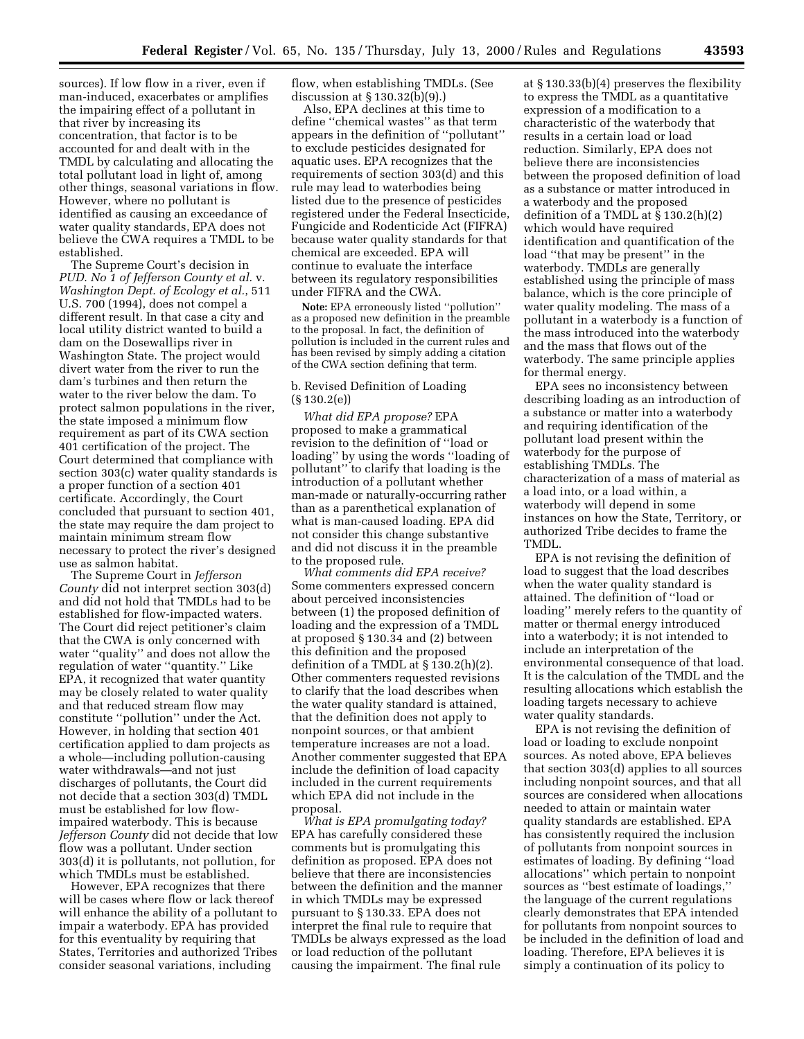sources). If low flow in a river, even if man-induced, exacerbates or amplifies the impairing effect of a pollutant in that river by increasing its concentration, that factor is to be accounted for and dealt with in the TMDL by calculating and allocating the total pollutant load in light of, among other things, seasonal variations in flow. However, where no pollutant is identified as causing an exceedance of water quality standards, EPA does not believe the CWA requires a TMDL to be established.

The Supreme Court's decision in *PUD. No 1 of Jefferson County et al.* v. *Washington Dept. of Ecology et al.*, 511 U.S. 700 (1994), does not compel a different result. In that case a city and local utility district wanted to build a dam on the Dosewallips river in Washington State. The project would divert water from the river to run the dam's turbines and then return the water to the river below the dam. To protect salmon populations in the river, the state imposed a minimum flow requirement as part of its CWA section 401 certification of the project. The Court determined that compliance with section 303(c) water quality standards is a proper function of a section 401 certificate. Accordingly, the Court concluded that pursuant to section 401, the state may require the dam project to maintain minimum stream flow necessary to protect the river's designed use as salmon habitat.

The Supreme Court in *Jefferson County* did not interpret section 303(d) and did not hold that TMDLs had to be established for flow-impacted waters. The Court did reject petitioner's claim that the CWA is only concerned with water "quality" and does not allow the regulation of water "quantity." Like EPA, it recognized that water quantity may be closely related to water quality and that reduced stream flow may constitute "pollution" under the Act. However, in holding that section 401 certification applied to dam projects as a whole—including pollution-causing water withdrawals—and not just discharges of pollutants, the Court did not decide that a section 303(d) TMDL must be established for low flow-impaired waterbody. This is because *Jefferson County* did not decide that low flow was a pollutant. Under section 303(d) it is pollutants, not pollution, for which TMDLs must be established.

However, EPA recognizes that there will be cases where flow or lack thereof will enhance the ability of a pollutant to impair a waterbody. EPA has provided for this eventuality by requiring that States, Territories and authorized Tribes consider seasonal variations, including flow, when establishing TMDLs. (See discussion at § 130.32(b)(9).)

Also, EPA declines at this time to define "chemical wastes" as that term appears in the definition of "pollutant" to exclude pesticides designated for aquatic uses. EPA recognizes that the requirements of section 303(d) and this rule may lead to waterbodies being listed due to the presence of pesticides registered under the Federal Insecticide, Fungicide and Rodenticide Act (FIFRA) because water quality standards for that chemical are exceeded. EPA will continue to evaluate the interface between its regulatory responsibilities under FIFRA and the CWA.

**Note:** EPA erroneously listed "pollution" as a proposed new definition in the preamble to the proposal. In fact, the definition of pollution is included in the current rules and has been revised by simply adding a citation of the CWA section defining that term.

b. Revised Definition of Loading (§ 130.2(e))

*What did EPA propose?* EPA proposed to make a grammatical revision to the definition of "load or loading" by using the words "loading of pollutant" to clarify that loading is the introduction of a pollutant whether man-made or naturally-occurring rather than as a parenthetical explanation of what is man-caused loading. EPA did not consider this change substantive and did not discuss it in the preamble to the proposed rule.

*What comments did EPA receive?* Some commenters expressed concern about perceived inconsistencies between (1) the proposed definition of loading and the expression of a TMDL at proposed § 130.34 and (2) between this definition and the proposed definition of a TMDL at § 130.2(h)(2). Other commenters requested revisions to clarify that the load describes when the water quality standard is attained, that the definition does not apply to nonpoint sources, or that ambient temperature increases are not a load. Another commenter suggested that EPA include the definition of load capacity included in the current requirements which EPA did not include in the proposal.

*What is EPA promulgating today?* EPA has carefully considered these comments but is promulgating this definition as proposed. EPA does not believe that there are inconsistencies between the definition and the manner in which TMDLs may be expressed pursuant to § 130.33. EPA does not interpret the final rule to require that TMDLs be always expressed as the load or load reduction of the pollutant causing the impairment. The final rule at § 130.33(b)(4) preserves the flexibility to express the TMDL as a quantitative expression of a modification to a characteristic of the waterbody that results in a certain load or load reduction. Similarly, EPA does not believe there are inconsistencies between the proposed definition of load as a substance or matter introduced in a waterbody and the proposed definition of a TMDL at § 130.2(h)(2) which would have required identification and quantification of the load "that may be present" in the waterbody. TMDLs are generally established using the principle of mass balance, which is the core principle of water quality modeling. The mass of a pollutant in a waterbody is a function of the mass introduced into the waterbody and the mass that flows out of the waterbody. The same principle applies for thermal energy.

EPA sees no inconsistency between describing loading as an introduction of a substance or matter into a waterbody and requiring identification of the pollutant load present within the waterbody for the purpose of establishing TMDLs. The characterization of a mass of material as a load into, or a load within, a waterbody will depend in some instances on how the State, Territory, or authorized Tribe decides to frame the TMDL.

EPA is not revising the definition of load to suggest that the load describes when the water quality standard is attained. The definition of "load or loading" merely refers to the quantity of matter or thermal energy introduced into a waterbody; it is not intended to include an interpretation of the environmental consequence of that load. It is the calculation of the TMDL and the resulting allocations which establish the loading targets necessary to achieve water quality standards.

EPA is not revising the definition of load or loading to exclude nonpoint sources. As noted above, EPA believes that section 303(d) applies to all sources including nonpoint sources, and that all sources are considered when allocations needed to attain or maintain water quality standards are established. EPA has consistently required the inclusion of pollutants from nonpoint sources in estimates of loading. By defining "load allocations" which pertain to nonpoint sources as "best estimate of loadings," the language of the current regulations clearly demonstrates that EPA intended for pollutants from nonpoint sources to be included in the definition of load and loading. Therefore, EPA believes it is simply a continuation of its policy to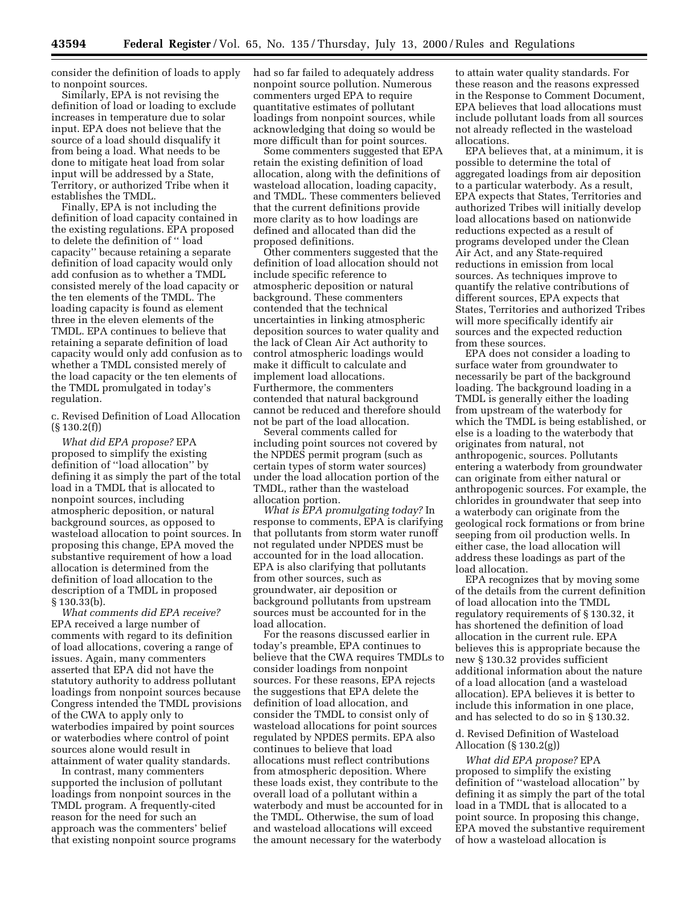consider the definition of loads to apply to nonpoint sources.

Similarly, EPA is not revising the definition of load or loading to exclude increases in temperature due to solar input. EPA does not believe that the source of a load should disqualify it from being a load. What needs to be done to mitigate heat load from solar input will be addressed by a State, Territory, or authorized Tribe when it establishes the TMDL.

Finally, EPA is not including the definition of load capacity contained in the existing regulations. EPA proposed to delete the definition of '' load capacity'' because retaining a separate definition of load capacity would only add confusion as to whether a TMDL consisted merely of the load capacity or the ten elements of the TMDL. The loading capacity is found as element three in the eleven elements of the TMDL. EPA continues to believe that retaining a separate definition of load capacity would only add confusion as to whether a TMDL consisted merely of the load capacity or the ten elements of the TMDL promulgated in today's regulation.

c. Revised Definition of Load Allocation (§ 130.2(f))

*What did EPA propose?* EPA proposed to simplify the existing definition of ''load allocation'' by defining it as simply the part of the total load in a TMDL that is allocated to nonpoint sources, including atmospheric deposition, or natural background sources, as opposed to wasteload allocation to point sources. In proposing this change, EPA moved the substantive requirement of how a load allocation is determined from the definition of load allocation to the description of a TMDL in proposed § 130.33(b).

*What comments did EPA receive?* EPA received a large number of comments with regard to its definition of load allocations, covering a range of issues. Again, many commenters asserted that EPA did not have the statutory authority to address pollutant loadings from nonpoint sources because Congress intended the TMDL provisions of the CWA to apply only to waterbodies impaired by point sources or waterbodies where control of point sources alone would result in attainment of water quality standards.

In contrast, many commenters supported the inclusion of pollutant loadings from nonpoint sources in the TMDL program. A frequently-cited reason for the need for such an approach was the commenters' belief that existing nonpoint source programs had so far failed to adequately address nonpoint source pollution. Numerous commenters urged EPA to require quantitative estimates of pollutant loadings from nonpoint sources, while acknowledging that doing so would be more difficult than for point sources.

Some commenters suggested that EPA retain the existing definition of load allocation, along with the definitions of wasteload allocation, loading capacity, and TMDL. These commenters believed that the current definitions provide more clarity as to how loadings are defined and allocated than did the proposed definitions.

Other commenters suggested that the definition of load allocation should not include specific reference to atmospheric deposition or natural background. These commenters contended that the technical uncertainties in linking atmospheric deposition sources to water quality and the lack of Clean Air Act authority to control atmospheric loadings would make it difficult to calculate and implement load allocations. Furthermore, the commenters contended that natural background cannot be reduced and therefore should not be part of the load allocation.

Several comments called for including point sources not covered by the NPDES permit program (such as certain types of storm water sources) under the load allocation portion of the TMDL, rather than the wasteload allocation portion.

*What is EPA promulgating today?* In response to comments, EPA is clarifying that pollutants from storm water runoff not regulated under NPDES must be accounted for in the load allocation. EPA is also clarifying that pollutants from other sources, such as groundwater, air deposition or background pollutants from upstream sources must be accounted for in the load allocation.

For the reasons discussed earlier in today's preamble, EPA continues to believe that the CWA requires TMDLs to consider loadings from nonpoint sources. For these reasons, EPA rejects the suggestions that EPA delete the definition of load allocation, and consider the TMDL to consist only of wasteload allocations for point sources regulated by NPDES permits. EPA also continues to believe that load allocations must reflect contributions from atmospheric deposition. Where these loads exist, they contribute to the overall load of a pollutant within a waterbody and must be accounted for in the TMDL. Otherwise, the sum of load and wasteload allocations will exceed the amount necessary for the waterbody to attain water quality standards. For these reason and the reasons expressed in the Response to Comment Document, EPA believes that load allocations must include pollutant loads from all sources not already reflected in the wasteload allocations.

EPA believes that, at a minimum, it is possible to determine the total of aggregated loadings from air deposition to a particular waterbody. As a result, EPA expects that States, Territories and authorized Tribes will initially develop load allocations based on nationwide reductions expected as a result of programs developed under the Clean Air Act, and any State-required reductions in emission from local sources. As techniques improve to quantify the relative contributions of different sources, EPA expects that States, Territories and authorized Tribes will more specifically identify air sources and the expected reduction from these sources.

EPA does not consider a loading to surface water from groundwater to necessarily be part of the background loading. The background loading in a TMDL is generally either the loading from upstream of the waterbody for which the TMDL is being established, or else is a loading to the waterbody that originates from natural, not anthropogenic, sources. Pollutants entering a waterbody from groundwater can originate from either natural or anthropogenic sources. For example, the chlorides in groundwater that seep into a waterbody can originate from the geological rock formations or from brine seeping from oil production wells. In either case, the load allocation will address these loadings as part of the load allocation.

EPA recognizes that by moving some of the details from the current definition of load allocation into the TMDL regulatory requirements of § 130.32, it has shortened the definition of load allocation in the current rule. EPA believes this is appropriate because the new § 130.32 provides sufficient additional information about the nature of a load allocation (and a wasteload allocation). EPA believes it is better to include this information in one place, and has selected to do so in § 130.32.

d. Revised Definition of Wasteload Allocation (§ 130.2(g))

*What did EPA propose?* EPA proposed to simplify the existing definition of ''wasteload allocation'' by defining it as simply the part of the total load in a TMDL that is allocated to a point source. In proposing this change, EPA moved the substantive requirement of how a wasteload allocation is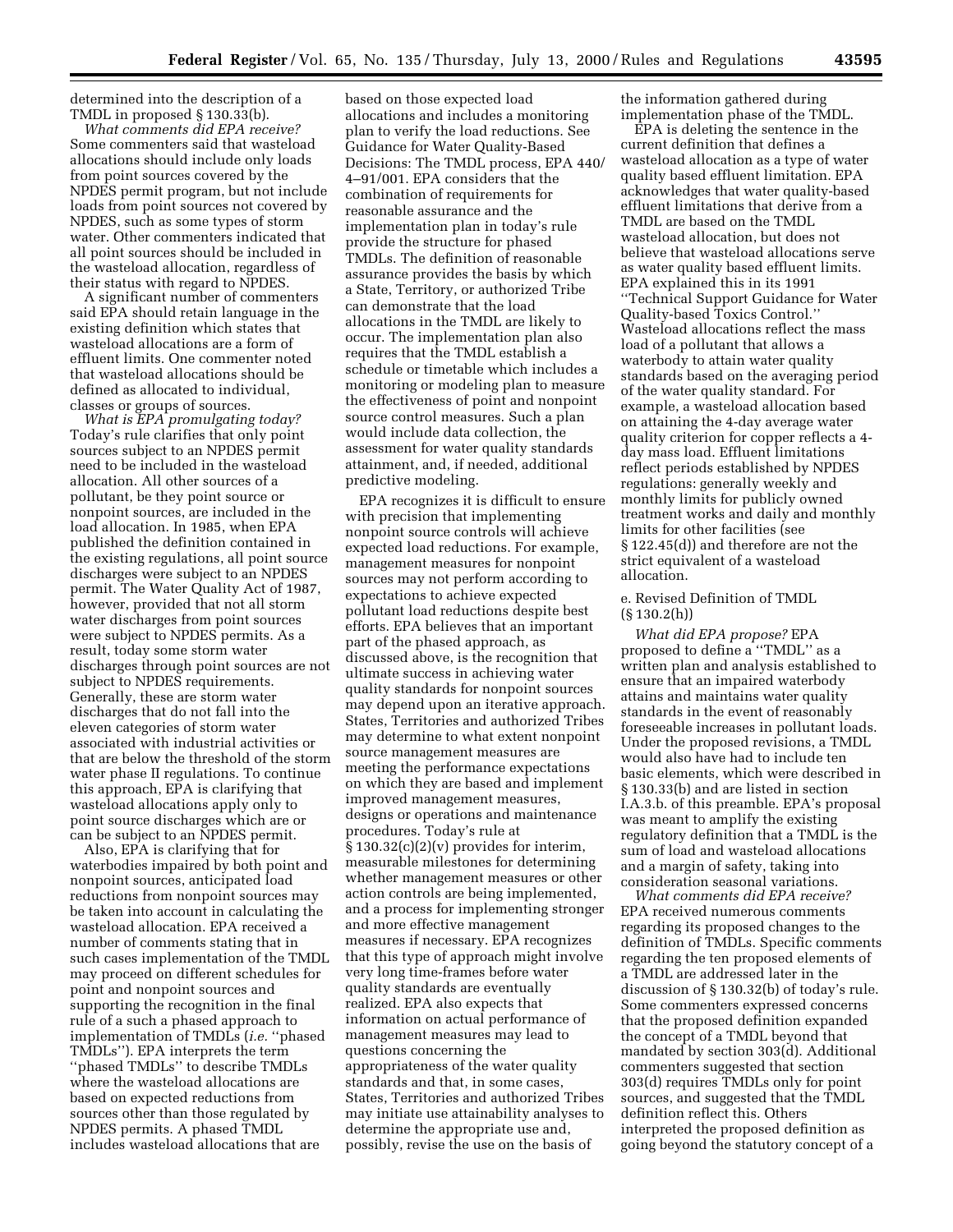determined into the description of a TMDL in proposed § 130.33(b).

*What comments did EPA receive?* Some commenters said that wasteload allocations should include only loads from point sources covered by the NPDES permit program, but not include loads from point sources not covered by NPDES, such as some types of storm water. Other commenters indicated that all point sources should be included in the wasteload allocation, regardless of their status with regard to NPDES.

A significant number of commenters said EPA should retain language in the existing definition which states that wasteload allocations are a form of effluent limits. One commenter noted that wasteload allocations should be defined as allocated to individual, classes or groups of sources.

*What is EPA promulgating today?* Today's rule clarifies that only point sources subject to an NPDES permit need to be included in the wasteload allocation. All other sources of a pollutant, be they point source or nonpoint sources, are included in the load allocation. In 1985, when EPA published the definition contained in the existing regulations, all point source discharges were subject to an NPDES permit. The Water Quality Act of 1987, however, provided that not all storm water discharges from point sources were subject to NPDES permits. As a result, today some storm water discharges through point sources are not subject to NPDES requirements. Generally, these are storm water discharges that do not fall into the eleven categories of storm water associated with industrial activities or that are below the threshold of the storm water phase II regulations. To continue this approach, EPA is clarifying that wasteload allocations apply only to point source discharges which are or can be subject to an NPDES permit.

Also, EPA is clarifying that for waterbodies impaired by both point and nonpoint sources, anticipated load reductions from nonpoint sources may be taken into account in calculating the wasteload allocation. EPA received a number of comments stating that in such cases implementation of the TMDL may proceed on different schedules for point and nonpoint sources and supporting the recognition in the final rule of a such a phased approach to implementation of TMDLs (*i.e.* ''phased TMDLs''). EPA interprets the term ''phased TMDLs'' to describe TMDLs where the wasteload allocations are based on expected reductions from sources other than those regulated by NPDES permits. A phased TMDL includes wasteload allocations that are based on those expected load allocations and includes a monitoring plan to verify the load reductions. See Guidance for Water Quality-Based Decisions: The TMDL process, EPA 440/4–91/001. EPA considers that the combination of requirements for reasonable assurance and the implementation plan in today's rule provide the structure for phased TMDLs. The definition of reasonable assurance provides the basis by which a State, Territory, or authorized Tribe can demonstrate that the load allocations in the TMDL are likely to occur. The implementation plan also requires that the TMDL establish a schedule or timetable which includes a monitoring or modeling plan to measure the effectiveness of point and nonpoint source control measures. Such a plan would include data collection, the assessment for water quality standards attainment, and, if needed, additional predictive modeling.

EPA recognizes it is difficult to ensure with precision that implementing nonpoint source controls will achieve expected load reductions. For example, management measures for nonpoint sources may not perform according to expectations to achieve expected pollutant load reductions despite best efforts. EPA believes that an important part of the phased approach, as discussed above, is the recognition that ultimate success in achieving water quality standards for nonpoint sources may depend upon an iterative approach. States, Territories and authorized Tribes may determine to what extent nonpoint source management measures are meeting the performance expectations on which they are based and implement improved management measures, designs or operations and maintenance procedures. Today's rule at § 130.32(c)(2)(v) provides for interim, measurable milestones for determining whether management measures or other action controls are being implemented, and a process for implementing stronger and more effective management measures if necessary. EPA recognizes that this type of approach might involve very long time-frames before water quality standards are eventually realized. EPA also expects that information on actual performance of management measures may lead to questions concerning the appropriateness of the water quality standards and that, in some cases, States, Territories and authorized Tribes may initiate use attainability analyses to determine the appropriate use and, possibly, revise the use on the basis of the information gathered during implementation phase of the TMDL.

EPA is deleting the sentence in the current definition that defines a wasteload allocation as a type of water quality based effluent limitation. EPA acknowledges that water quality-based effluent limitations that derive from a TMDL are based on the TMDL wasteload allocation, but does not believe that wasteload allocations serve as water quality based effluent limits. EPA explained this in its 1991 ''Technical Support Guidance for Water Quality-based Toxics Control.'' Wasteload allocations reflect the mass load of a pollutant that allows a waterbody to attain water quality standards based on the averaging period of the water quality standard. For example, a wasteload allocation based on attaining the 4-day average water quality criterion for copper reflects a 4-day mass load. Effluent limitations reflect periods established by NPDES regulations: generally weekly and monthly limits for publicly owned treatment works and daily and monthly limits for other facilities (see § 122.45(d)) and therefore are not the strict equivalent of a wasteload allocation.

e. Revised Definition of TMDL (§ 130.2(h))

*What did EPA propose?* EPA proposed to define a ''TMDL'' as a written plan and analysis established to ensure that an impaired waterbody attains and maintains water quality standards in the event of reasonably foreseeable increases in pollutant loads. Under the proposed revisions, a TMDL would also have had to include ten basic elements, which were described in § 130.33(b) and are listed in section I.A.3.b. of this preamble. EPA's proposal was meant to amplify the existing regulatory definition that a TMDL is the sum of load and wasteload allocations and a margin of safety, taking into consideration seasonal variations.

*What comments did EPA receive?* EPA received numerous comments regarding its proposed changes to the definition of TMDLs. Specific comments regarding the ten proposed elements of a TMDL are addressed later in the discussion of § 130.32(b) of today's rule. Some commenters expressed concerns that the proposed definition expanded the concept of a TMDL beyond that mandated by section 303(d). Additional commenters suggested that section 303(d) requires TMDLs only for point sources, and suggested that the TMDL definition reflect this. Others interpreted the proposed definition as going beyond the statutory concept of a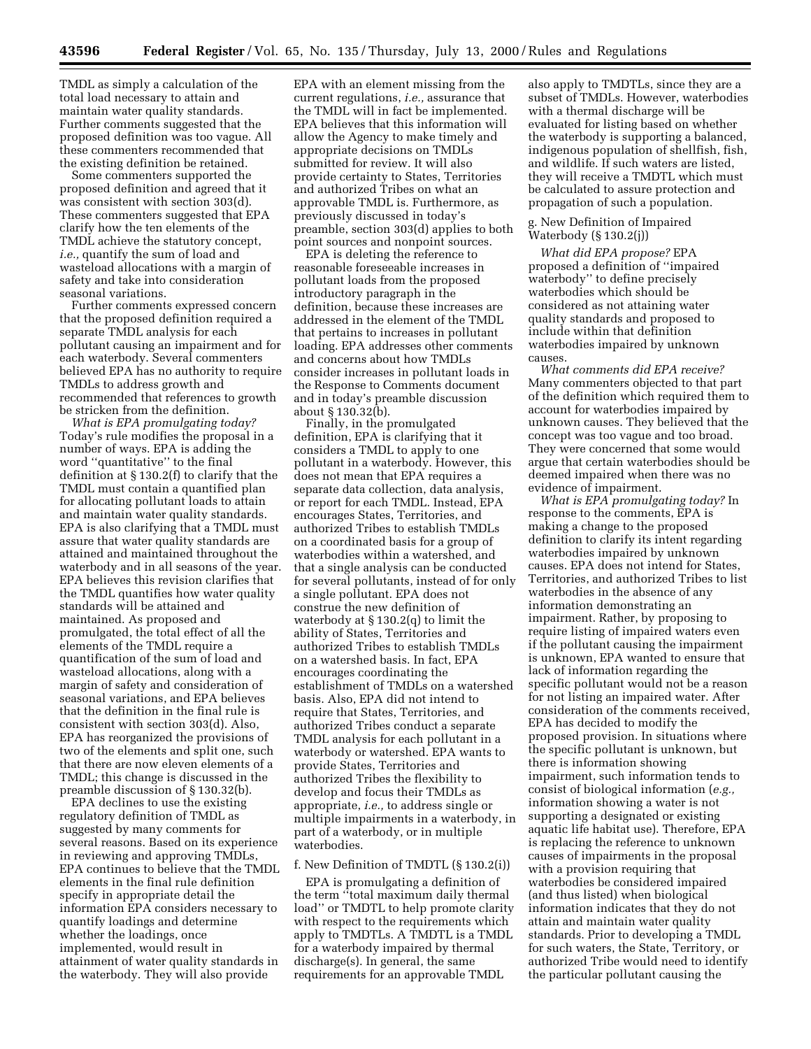TMDL as simply a calculation of the total load necessary to attain and maintain water quality standards. Further comments suggested that the proposed definition was too vague. All these commenters recommended that the existing definition be retained.

Some commenters supported the proposed definition and agreed that it was consistent with section 303(d). These commenters suggested that EPA clarify how the ten elements of the TMDL achieve the statutory concept, *i.e.,* quantify the sum of load and wasteload allocations with a margin of safety and take into consideration seasonal variations.

Further comments expressed concern that the proposed definition required a separate TMDL analysis for each pollutant causing an impairment and for each waterbody. Several commenters believed EPA has no authority to require TMDLs to address growth and recommended that references to growth be stricken from the definition.

*What is EPA promulgating today?* Today's rule modifies the proposal in a number of ways. EPA is adding the word ''quantitative'' to the final definition at § 130.2(f) to clarify that the TMDL must contain a quantified plan for allocating pollutant loads to attain and maintain water quality standards. EPA is also clarifying that a TMDL must assure that water quality standards are attained and maintained throughout the waterbody and in all seasons of the year. EPA believes this revision clarifies that the TMDL quantifies how water quality standards will be attained and maintained. As proposed and promulgated, the total effect of all the elements of the TMDL require a quantification of the sum of load and wasteload allocations, along with a margin of safety and consideration of seasonal variations, and EPA believes that the definition in the final rule is consistent with section 303(d). Also, EPA has reorganized the provisions of two of the elements and split one, such that there are now eleven elements of a TMDL; this change is discussed in the preamble discussion of § 130.32(b).

EPA declines to use the existing regulatory definition of TMDL as suggested by many comments for several reasons. Based on its experience in reviewing and approving TMDLs, EPA continues to believe that the TMDL elements in the final rule definition specify in appropriate detail the information EPA considers necessary to quantify loadings and determine whether the loadings, once implemented, would result in attainment of water quality standards in the waterbody. They will also provide EPA with an element missing from the current regulations, *i.e.,* assurance that the TMDL will in fact be implemented. EPA believes that this information will allow the Agency to make timely and appropriate decisions on TMDLs submitted for review. It will also provide certainty to States, Territories and authorized Tribes on what an approvable TMDL is. Furthermore, as previously discussed in today's preamble, section 303(d) applies to both point sources and nonpoint sources.

EPA is deleting the reference to reasonable foreseeable increases in pollutant loads from the proposed introductory paragraph in the definition, because these increases are addressed in the element of the TMDL that pertains to increases in pollutant loading. EPA addresses other comments and concerns about how TMDLs consider increases in pollutant loads in the Response to Comments document and in today's preamble discussion about § 130.32(b).

Finally, in the promulgated definition, EPA is clarifying that it considers a TMDL to apply to one pollutant in a waterbody. However, this does not mean that EPA requires a separate data collection, data analysis, or report for each TMDL. Instead, EPA encourages States, Territories, and authorized Tribes to establish TMDLs on a coordinated basis for a group of waterbodies within a watershed, and that a single analysis can be conducted for several pollutants, instead of for only a single pollutant. EPA does not construe the new definition of waterbody at § 130.2(q) to limit the ability of States, Territories and authorized Tribes to establish TMDLs on a watershed basis. In fact, EPA encourages coordinating the establishment of TMDLs on a watershed basis. Also, EPA did not intend to require that States, Territories, and authorized Tribes conduct a separate TMDL analysis for each pollutant in a waterbody or watershed. EPA wants to provide States, Territories and authorized Tribes the flexibility to develop and focus their TMDLs as appropriate, *i.e.,* to address single or multiple impairments in a waterbody, in part of a waterbody, or in multiple waterbodies.

f. New Definition of TMDTL (§ 130.2(i))

EPA is promulgating a definition of the term ''total maximum daily thermal load'' or TMDTL to help promote clarity with respect to the requirements which apply to TMDTLs. A TMDTL is a TMDL for a waterbody impaired by thermal discharge(s). In general, the same requirements for an approvable TMDL also apply to TMDTLs, since they are a subset of TMDLs. However, waterbodies with a thermal discharge will be evaluated for listing based on whether the waterbody is supporting a balanced, indigenous population of shellfish, fish, and wildlife. If such waters are listed, they will receive a TMDTL which must be calculated to assure protection and propagation of such a population.

g. New Definition of Impaired Waterbody (§ 130.2(j))

*What did EPA propose?* EPA proposed a definition of ''impaired waterbody'' to define precisely waterbodies which should be considered as not attaining water quality standards and proposed to include within that definition waterbodies impaired by unknown causes.

*What comments did EPA receive?* Many commenters objected to that part of the definition which required them to account for waterbodies impaired by unknown causes. They believed that the concept was too vague and too broad. They were concerned that some would argue that certain waterbodies should be deemed impaired when there was no evidence of impairment.

*What is EPA promulgating today?* In response to the comments, EPA is making a change to the proposed definition to clarify its intent regarding waterbodies impaired by unknown causes. EPA does not intend for States, Territories, and authorized Tribes to list waterbodies in the absence of any information demonstrating an impairment. Rather, by proposing to require listing of impaired waters even if the pollutant causing the impairment is unknown, EPA wanted to ensure that lack of information regarding the specific pollutant would not be a reason for not listing an impaired water. After consideration of the comments received, EPA has decided to modify the proposed provision. In situations where the specific pollutant is unknown, but there is information showing impairment, such information tends to consist of biological information (*e.g.,* information showing a water is not supporting a designated or existing aquatic life habitat use). Therefore, EPA is replacing the reference to unknown causes of impairments in the proposal with a provision requiring that waterbodies be considered impaired (and thus listed) when biological information indicates that they do not attain and maintain water quality standards. Prior to developing a TMDL for such waters, the State, Territory, or authorized Tribe would need to identify the particular pollutant causing the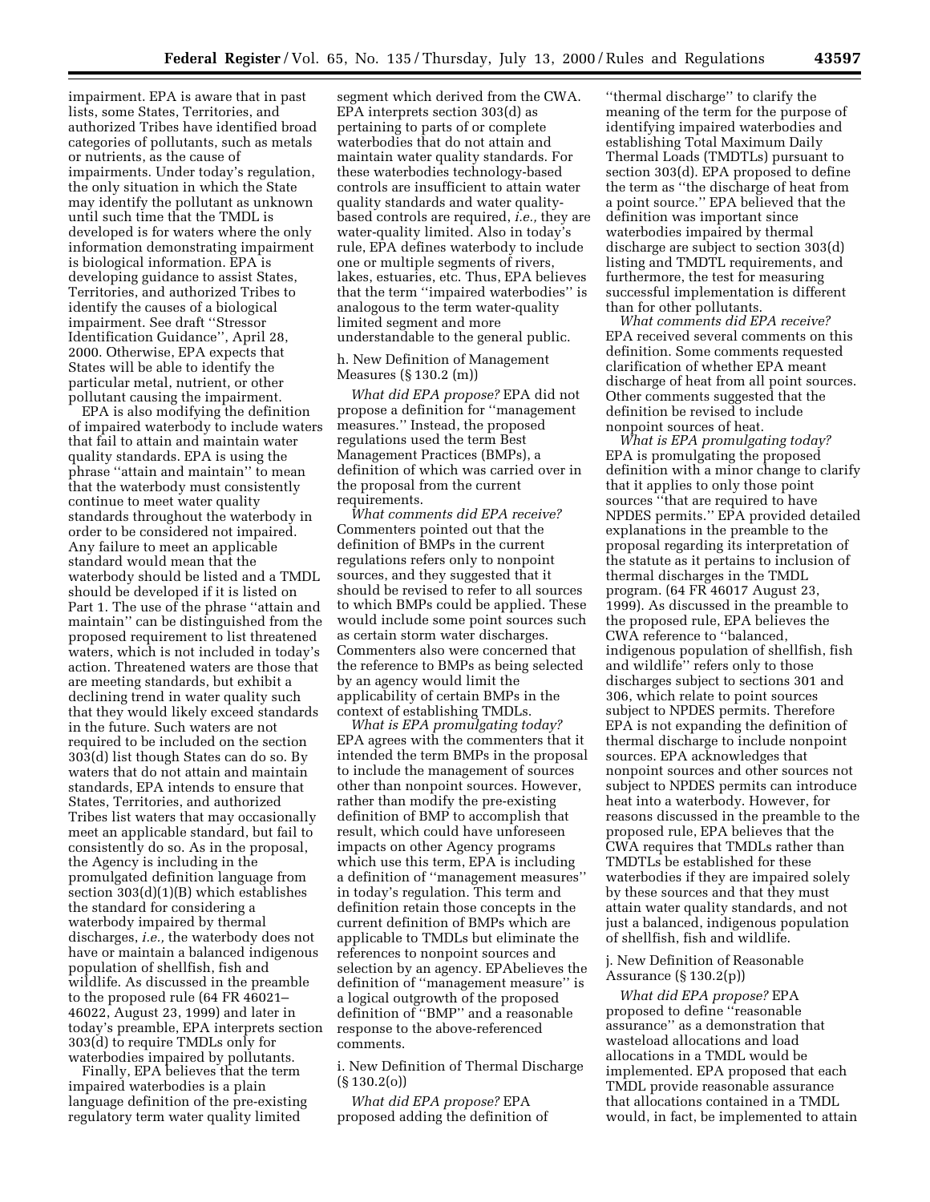impairment. EPA is aware that in past lists, some States, Territories, and authorized Tribes have identified broad categories of pollutants, such as metals or nutrients, as the cause of impairments. Under today's regulation, the only situation in which the State may identify the pollutant as unknown until such time that the TMDL is developed is for waters where the only information demonstrating impairment is biological information. EPA is developing guidance to assist States, Territories, and authorized Tribes to identify the causes of a biological impairment. See draft ''Stressor Identification Guidance'', April 28, 2000. Otherwise, EPA expects that States will be able to identify the particular metal, nutrient, or other pollutant causing the impairment.

EPA is also modifying the definition of impaired waterbody to include waters that fail to attain and maintain water quality standards. EPA is using the phrase ''attain and maintain'' to mean that the waterbody must consistently continue to meet water quality standards throughout the waterbody in order to be considered not impaired. Any failure to meet an applicable standard would mean that the waterbody should be listed and a TMDL should be developed if it is listed on Part 1. The use of the phrase ''attain and maintain'' can be distinguished from the proposed requirement to list threatened waters, which is not included in today's action. Threatened waters are those that are meeting standards, but exhibit a declining trend in water quality such that they would likely exceed standards in the future. Such waters are not required to be included on the section 303(d) list though States can do so. By waters that do not attain and maintain standards, EPA intends to ensure that States, Territories, and authorized Tribes list waters that may occasionally meet an applicable standard, but fail to consistently do so. As in the proposal, the Agency is including in the promulgated definition language from section 303(d)(1)(B) which establishes the standard for considering a waterbody impaired by thermal discharges, *i.e.,* the waterbody does not have or maintain a balanced indigenous population of shellfish, fish and wildlife. As discussed in the preamble to the proposed rule (64 FR 46021–46022, August 23, 1999) and later in today's preamble, EPA interprets section 303(d) to require TMDLs only for waterbodies impaired by pollutants.

Finally, EPA believes that the term impaired waterbodies is a plain language definition of the pre-existing regulatory term water quality limited segment which derived from the CWA. EPA interprets section 303(d) as pertaining to parts of or complete waterbodies that do not attain and maintain water quality standards. For these waterbodies technology-based controls are insufficient to attain water quality standards and water quality-based controls are required, *i.e.,* they are water-quality limited. Also in today's rule, EPA defines waterbody to include one or multiple segments of rivers, lakes, estuaries, etc. Thus, EPA believes that the term ''impaired waterbodies'' is analogous to the term water-quality limited segment and more understandable to the general public.

h. New Definition of Management Measures (§ 130.2 (m))

*What did EPA propose?* EPA did not propose a definition for ''management measures.'' Instead, the proposed regulations used the term Best Management Practices (BMPs), a definition of which was carried over in the proposal from the current requirements.

*What comments did EPA receive?* Commenters pointed out that the definition of BMPs in the current regulations refers only to nonpoint sources, and they suggested that it should be revised to refer to all sources to which BMPs could be applied. These would include some point sources such as certain storm water discharges. Commenters also were concerned that the reference to BMPs as being selected by an agency would limit the applicability of certain BMPs in the context of establishing TMDLs.

*What is EPA promulgating today?* EPA agrees with the commenters that it intended the term BMPs in the proposal to include the management of sources other than nonpoint sources. However, rather than modify the pre-existing definition of BMP to accomplish that result, which could have unforeseen impacts on other Agency programs which use this term, EPA is including a definition of ''management measures'' in today's regulation. This term and definition retain those concepts in the current definition of BMPs which are applicable to TMDLs but eliminate the references to nonpoint sources and selection by an agency. EPAbelieves the definition of ''management measure'' is a logical outgrowth of the proposed definition of ''BMP'' and a reasonable response to the above-referenced comments.

i. New Definition of Thermal Discharge (§ 130.2(o))

*What did EPA propose?* EPA proposed adding the definition of ''thermal discharge'' to clarify the meaning of the term for the purpose of identifying impaired waterbodies and establishing Total Maximum Daily Thermal Loads (TMDTLs) pursuant to section 303(d). EPA proposed to define the term as ''the discharge of heat from a point source.'' EPA believed that the definition was important since waterbodies impaired by thermal discharge are subject to section 303(d) listing and TMDTL requirements, and furthermore, the test for measuring successful implementation is different than for other pollutants.

*What comments did EPA receive?* EPA received several comments on this definition. Some comments requested clarification of whether EPA meant discharge of heat from all point sources. Other comments suggested that the definition be revised to include nonpoint sources of heat.

*What is EPA promulgating today?* EPA is promulgating the proposed definition with a minor change to clarify that it applies to only those point sources ''that are required to have NPDES permits.'' EPA provided detailed explanations in the preamble to the proposal regarding its interpretation of the statute as it pertains to inclusion of thermal discharges in the TMDL program. (64 FR 46017 August 23, 1999). As discussed in the preamble to the proposed rule, EPA believes the CWA reference to ''balanced, indigenous population of shellfish, fish and wildlife'' refers only to those discharges subject to sections 301 and 306, which relate to point sources subject to NPDES permits. Therefore EPA is not expanding the definition of thermal discharge to include nonpoint sources. EPA acknowledges that nonpoint sources and other sources not subject to NPDES permits can introduce heat into a waterbody. However, for reasons discussed in the preamble to the proposed rule, EPA believes that the CWA requires that TMDLs rather than TMDTLs be established for these waterbodies if they are impaired solely by these sources and that they must attain water quality standards, and not just a balanced, indigenous population of shellfish, fish and wildlife.

j. New Definition of Reasonable Assurance (§ 130.2(p))

*What did EPA propose?* EPA proposed to define ''reasonable assurance'' as a demonstration that wasteload allocations and load allocations in a TMDL would be implemented. EPA proposed that each TMDL provide reasonable assurance that allocations contained in a TMDL would, in fact, be implemented to attain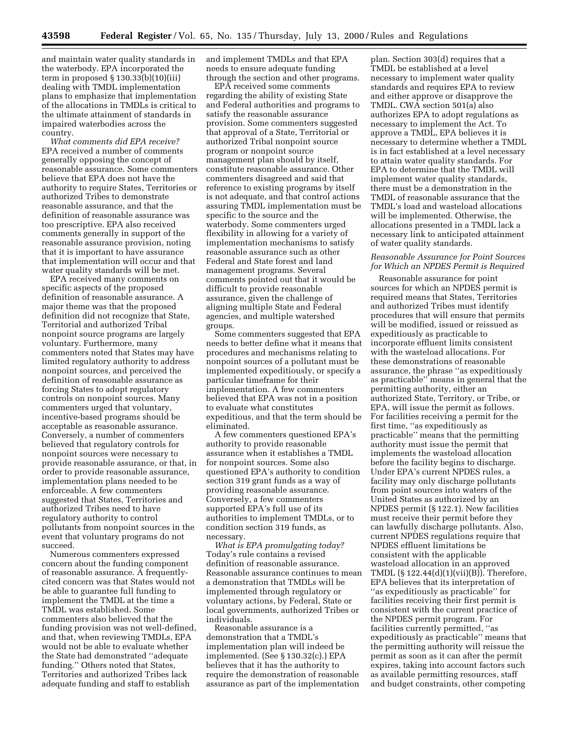and maintain water quality standards in the waterbody. EPA incorporated the term in proposed § 130.33(b)(10)(iii) dealing with TMDL implementation plans to emphasize that implementation of the allocations in TMDLs is critical to the ultimate attainment of standards in impaired waterbodies across the country.

*What comments did EPA receive?* EPA received a number of comments generally opposing the concept of reasonable assurance. Some commenters believe that EPA does not have the authority to require States, Territories or authorized Tribes to demonstrate reasonable assurance, and that the definition of reasonable assurance was too prescriptive. EPA also received comments generally in support of the reasonable assurance provision, noting that it is important to have assurance that implementation will occur and that water quality standards will be met.

EPA received many comments on specific aspects of the proposed definition of reasonable assurance. A major theme was that the proposed definition did not recognize that State, Territorial and authorized Tribal nonpoint source programs are largely voluntary. Furthermore, many commenters noted that States may have limited regulatory authority to address nonpoint sources, and perceived the definition of reasonable assurance as forcing States to adopt regulatory controls on nonpoint sources. Many commenters urged that voluntary, incentive-based programs should be acceptable as reasonable assurance. Conversely, a number of commenters believed that regulatory controls for nonpoint sources were necessary to provide reasonable assurance, or that, in order to provide reasonable assurance, implementation plans needed to be enforceable. A few commenters suggested that States, Territories and authorized Tribes need to have regulatory authority to control pollutants from nonpoint sources in the event that voluntary programs do not succeed.

Numerous commenters expressed concern about the funding component of reasonable assurance. A frequently-cited concern was that States would not be able to guarantee full funding to implement the TMDL at the time a TMDL was established. Some commenters also believed that the funding provision was not well-defined, and that, when reviewing TMDLs, EPA would not be able to evaluate whether the State had demonstrated ''adequate funding.'' Others noted that States, Territories and authorized Tribes lack adequate funding and staff to establish and implement TMDLs and that EPA needs to ensure adequate funding through the section and other programs.

EPA received some comments regarding the ability of existing State and Federal authorities and programs to satisfy the reasonable assurance provision. Some commenters suggested that approval of a State, Territorial or authorized Tribal nonpoint source program or nonpoint source management plan should by itself, constitute reasonable assurance. Other commenters disagreed and said that reference to existing programs by itself is not adequate, and that control actions assuring TMDL implementation must be specific to the source and the waterbody. Some commenters urged flexibility in allowing for a variety of implementation mechanisms to satisfy reasonable assurance such as other Federal and State forest and land management programs. Several comments pointed out that it would be difficult to provide reasonable assurance, given the challenge of aligning multiple State and Federal agencies, and multiple watershed groups.

Some commenters suggested that EPA needs to better define what it means that procedures and mechanisms relating to nonpoint sources of a pollutant must be implemented expeditiously, or specify a particular timeframe for their implementation. A few commenters believed that EPA was not in a position to evaluate what constitutes expeditious, and that the term should be eliminated.

A few commenters questioned EPA's authority to provide reasonable assurance when it establishes a TMDL for nonpoint sources. Some also questioned EPA's authority to condition section 319 grant funds as a way of providing reasonable assurance. Conversely, a few commenters supported EPA's full use of its authorities to implement TMDLs, or to condition section 319 funds, as necessary.

*What is EPA promulgating today?* Today's rule contains a revised definition of reasonable assurance. Reasonable assurance continues to mean a demonstration that TMDLs will be implemented through regulatory or voluntary actions, by Federal, State or local governments, authorized Tribes or individuals.

Reasonable assurance is a demonstration that a TMDL's implementation plan will indeed be implemented. (See § 130.32(c).) EPA believes that it has the authority to require the demonstration of reasonable assurance as part of the implementation plan. Section 303(d) requires that a TMDL be established at a level necessary to implement water quality standards and requires EPA to review and either approve or disapprove the TMDL. CWA section 501(a) also authorizes EPA to adopt regulations as necessary to implement the Act. To approve a TMDL, EPA believes it is necessary to determine whether a TMDL is in fact established at a level necessary to attain water quality standards. For EPA to determine that the TMDL will implement water quality standards, there must be a demonstration in the TMDL of reasonable assurance that the TMDL's load and wasteload allocations will be implemented. Otherwise, the allocations presented in a TMDL lack a necessary link to anticipated attainment of water quality standards.

*Reasonable Assurance for Point Sources for Which an NPDES Permit is Required*

Reasonable assurance for point sources for which an NPDES permit is required means that States, Territories and authorized Tribes must identify procedures that will ensure that permits will be modified, issued or reissued as expeditiously as practicable to incorporate effluent limits consistent with the wasteload allocations. For these demonstrations of reasonable assurance, the phrase ''as expeditiously as practicable'' means in general that the permitting authority, either an authorized State, Territory, or Tribe, or EPA, will issue the permit as follows. For facilities receiving a permit for the first time, ''as expeditiously as practicable'' means that the permitting authority must issue the permit that implements the wasteload allocation before the facility begins to discharge. Under EPA's current NPDES rules, a facility may only discharge pollutants from point sources into waters of the United States as authorized by an NPDES permit (§ 122.1). New facilities must receive their permit before they can lawfully discharge pollutants. Also, current NPDES regulations require that NPDES effluent limitations be consistent with the applicable wasteload allocation in an approved TMDL (§ 122.44(d)(1)(vii)(B)). Therefore, EPA believes that its interpretation of ''as expeditiously as practicable'' for facilities receiving their first permit is consistent with the current practice of the NPDES permit program. For facilities currently permitted, ''as expeditiously as practicable'' means that the permitting authority will reissue the permit as soon as it can after the permit expires, taking into account factors such as available permitting resources, staff and budget constraints, other competing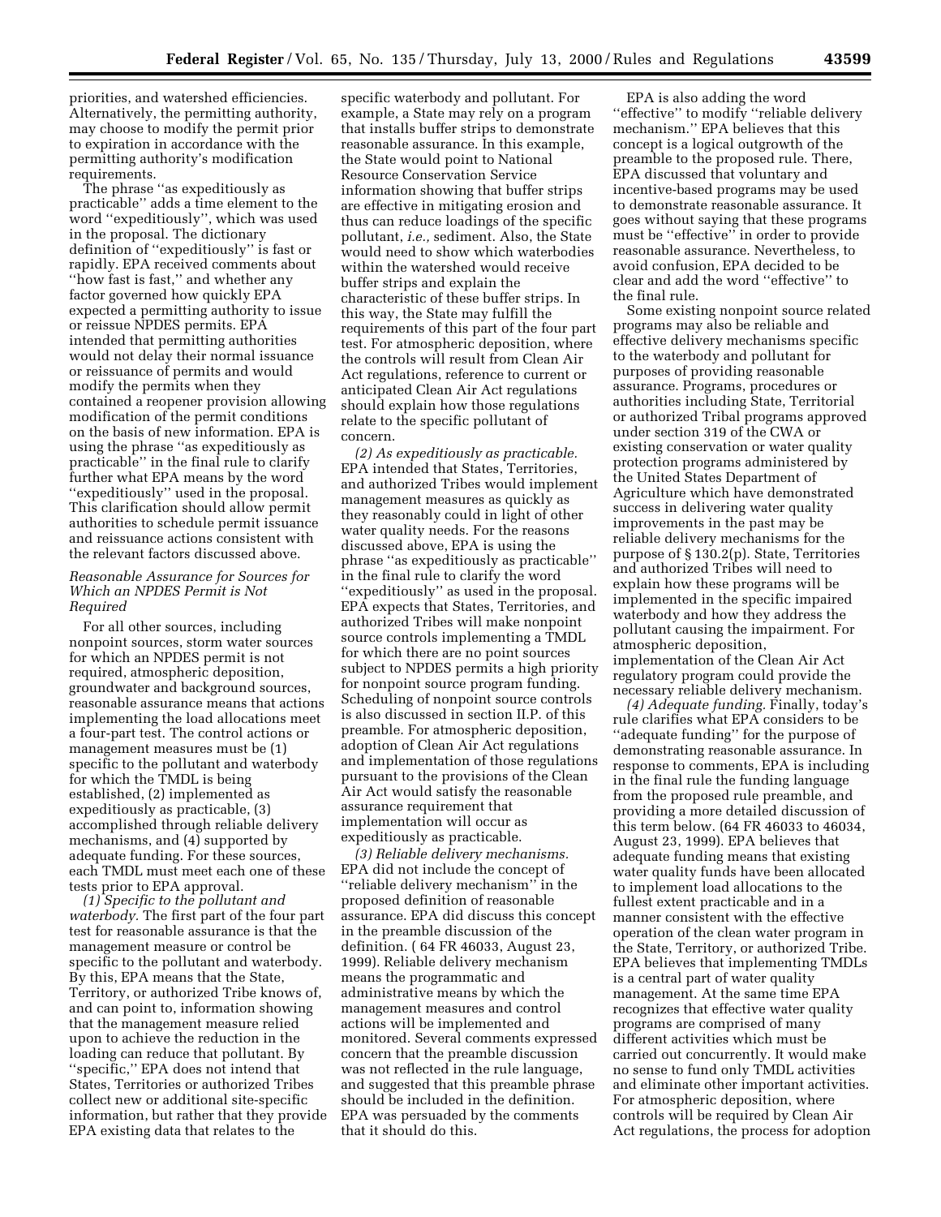priorities, and watershed efficiencies. Alternatively, the permitting authority, may choose to modify the permit prior to expiration in accordance with the permitting authority's modification requirements.

The phrase ''as expeditiously as practicable'' adds a time element to the word ''expeditiously'', which was used in the proposal. The dictionary definition of ''expeditiously'' is fast or rapidly. EPA received comments about ''how fast is fast,'' and whether any factor governed how quickly EPA expected a permitting authority to issue or reissue NPDES permits. EPA intended that permitting authorities would not delay their normal issuance or reissuance of permits and would modify the permits when they contained a reopener provision allowing modification of the permit conditions on the basis of new information. EPA is using the phrase ''as expeditiously as practicable'' in the final rule to clarify further what EPA means by the word ''expeditiously'' used in the proposal. This clarification should allow permit authorities to schedule permit issuance and reissuance actions consistent with the relevant factors discussed above.

*Reasonable Assurance for Sources for Which an NPDES Permit is Not Required*

For all other sources, including nonpoint sources, storm water sources for which an NPDES permit is not required, atmospheric deposition, groundwater and background sources, reasonable assurance means that actions implementing the load allocations meet a four-part test. The control actions or management measures must be (1) specific to the pollutant and waterbody for which the TMDL is being established, (2) implemented as expeditiously as practicable, (3) accomplished through reliable delivery mechanisms, and (4) supported by adequate funding. For these sources, each TMDL must meet each one of these tests prior to EPA approval.

*(1) Specific to the pollutant and waterbody.* The first part of the four part test for reasonable assurance is that the management measure or control be specific to the pollutant and waterbody. By this, EPA means that the State, Territory, or authorized Tribe knows of, and can point to, information showing that the management measure relied upon to achieve the reduction in the loading can reduce that pollutant. By ''specific,'' EPA does not intend that States, Territories or authorized Tribes collect new or additional site-specific information, but rather that they provide EPA existing data that relates to the specific waterbody and pollutant. For example, a State may rely on a program that installs buffer strips to demonstrate reasonable assurance. In this example, the State would point to National Resource Conservation Service information showing that buffer strips are effective in mitigating erosion and thus can reduce loadings of the specific pollutant, *i.e.,* sediment. Also, the State would need to show which waterbodies within the watershed would receive buffer strips and explain the characteristic of these buffer strips. In this way, the State may fulfill the requirements of this part of the four part test. For atmospheric deposition, where the controls will result from Clean Air Act regulations, reference to current or anticipated Clean Air Act regulations should explain how those regulations relate to the specific pollutant of concern.

*(2) As expeditiously as practicable.* EPA intended that States, Territories, and authorized Tribes would implement management measures as quickly as they reasonably could in light of other water quality needs. For the reasons discussed above, EPA is using the phrase ''as expeditiously as practicable'' in the final rule to clarify the word ''expeditiously'' as used in the proposal. EPA expects that States, Territories, and authorized Tribes will make nonpoint source controls implementing a TMDL for which there are no point sources subject to NPDES permits a high priority for nonpoint source program funding. Scheduling of nonpoint source controls is also discussed in section II.P. of this preamble. For atmospheric deposition, adoption of Clean Air Act regulations and implementation of those regulations pursuant to the provisions of the Clean Air Act would satisfy the reasonable assurance requirement that implementation will occur as expeditiously as practicable.

*(3) Reliable delivery mechanisms.* EPA did not include the concept of ''reliable delivery mechanism'' in the proposed definition of reasonable assurance. EPA did discuss this concept in the preamble discussion of the definition. ( 64 FR 46033, August 23, 1999). Reliable delivery mechanism means the programmatic and administrative means by which the management measures and control actions will be implemented and monitored. Several comments expressed concern that the preamble discussion was not reflected in the rule language, and suggested that this preamble phrase should be included in the definition. EPA was persuaded by the comments that it should do this.

EPA is also adding the word ''effective'' to modify ''reliable delivery mechanism.'' EPA believes that this concept is a logical outgrowth of the preamble to the proposed rule. There, EPA discussed that voluntary and incentive-based programs may be used to demonstrate reasonable assurance. It goes without saying that these programs must be ''effective'' in order to provide reasonable assurance. Nevertheless, to avoid confusion, EPA decided to be clear and add the word ''effective'' to the final rule.

Some existing nonpoint source related programs may also be reliable and effective delivery mechanisms specific to the waterbody and pollutant for purposes of providing reasonable assurance. Programs, procedures or authorities including State, Territorial or authorized Tribal programs approved under section 319 of the CWA or existing conservation or water quality protection programs administered by the United States Department of Agriculture which have demonstrated success in delivering water quality improvements in the past may be reliable delivery mechanisms for the purpose of § 130.2(p). State, Territories and authorized Tribes will need to explain how these programs will be implemented in the specific impaired waterbody and how they address the pollutant causing the impairment. For atmospheric deposition, implementation of the Clean Air Act regulatory program could provide the necessary reliable delivery mechanism.

*(4) Adequate funding.* Finally, today's rule clarifies what EPA considers to be ''adequate funding'' for the purpose of demonstrating reasonable assurance. In response to comments, EPA is including in the final rule the funding language from the proposed rule preamble, and providing a more detailed discussion of this term below. (64 FR 46033 to 46034, August 23, 1999). EPA believes that adequate funding means that existing water quality funds have been allocated to implement load allocations to the fullest extent practicable and in a manner consistent with the effective operation of the clean water program in the State, Territory, or authorized Tribe. EPA believes that implementing TMDLs is a central part of water quality management. At the same time EPA recognizes that effective water quality programs are comprised of many different activities which must be carried out concurrently. It would make no sense to fund only TMDL activities and eliminate other important activities. For atmospheric deposition, where controls will be required by Clean Air Act regulations, the process for adoption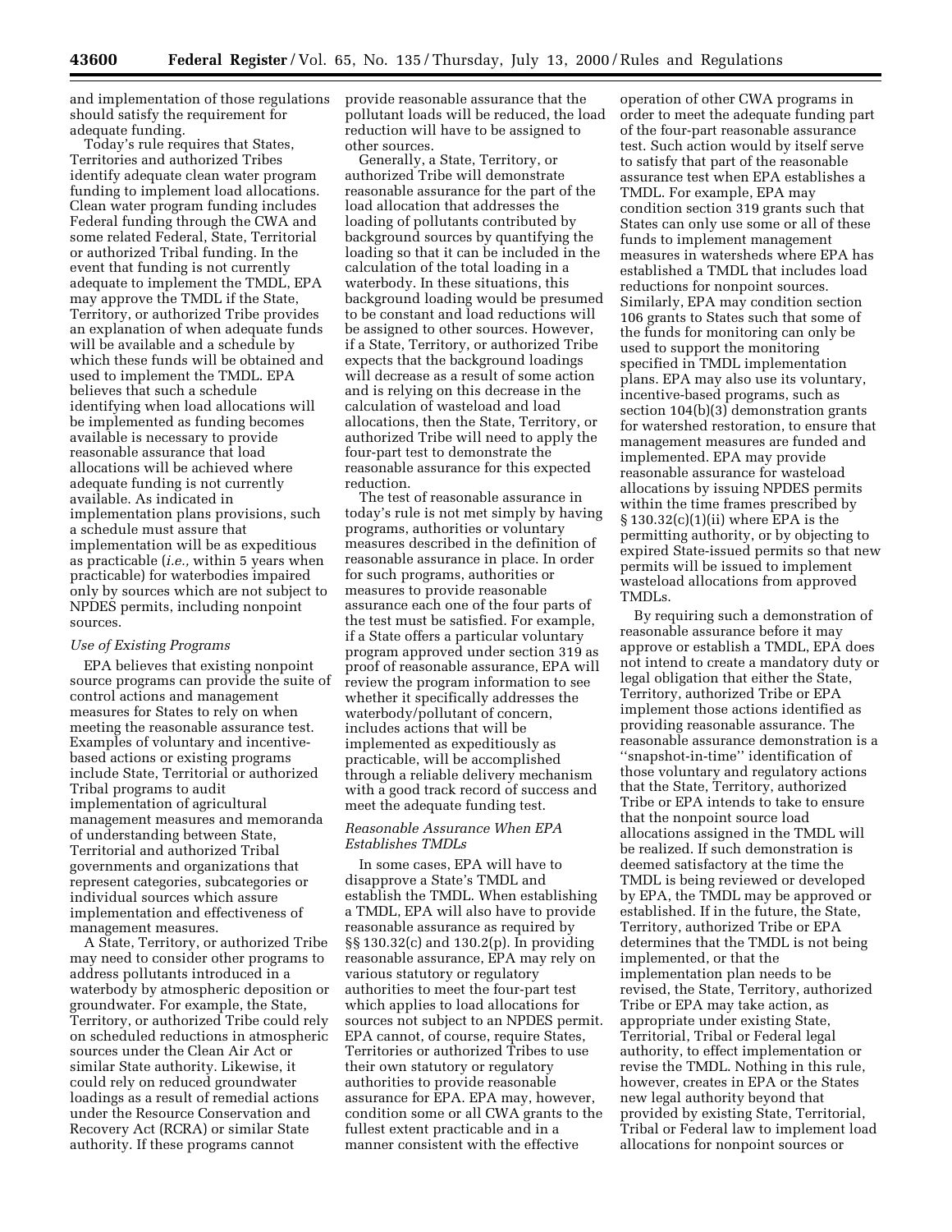and implementation of those regulations should satisfy the requirement for adequate funding.

Today's rule requires that States, Territories and authorized Tribes identify adequate clean water program funding to implement load allocations. Clean water program funding includes Federal funding through the CWA and some related Federal, State, Territorial or authorized Tribal funding. In the event that funding is not currently adequate to implement the TMDL, EPA may approve the TMDL if the State, Territory, or authorized Tribe provides an explanation of when adequate funds will be available and a schedule by which these funds will be obtained and used to implement the TMDL. EPA believes that such a schedule identifying when load allocations will be implemented as funding becomes available is necessary to provide reasonable assurance that load allocations will be achieved where adequate funding is not currently available. As indicated in implementation plans provisions, such a schedule must assure that implementation will be as expeditious as practicable (*i.e.,* within 5 years when practicable) for waterbodies impaired only by sources which are not subject to NPDES permits, including nonpoint sources.

*Use of Existing Programs*

EPA believes that existing nonpoint source programs can provide the suite of control actions and management measures for States to rely on when meeting the reasonable assurance test. Examples of voluntary and incentive-based actions or existing programs include State, Territorial or authorized Tribal programs to audit implementation of agricultural management measures and memoranda of understanding between State, Territorial and authorized Tribal governments and organizations that represent categories, subcategories or individual sources which assure implementation and effectiveness of management measures.

A State, Territory, or authorized Tribe may need to consider other programs to address pollutants introduced in a waterbody by atmospheric deposition or groundwater. For example, the State, Territory, or authorized Tribe could rely on scheduled reductions in atmospheric sources under the Clean Air Act or similar State authority. Likewise, it could rely on reduced groundwater loadings as a result of remedial actions under the Resource Conservation and Recovery Act (RCRA) or similar State authority. If these programs cannot provide reasonable assurance that the pollutant loads will be reduced, the load reduction will have to be assigned to other sources.

Generally, a State, Territory, or authorized Tribe will demonstrate reasonable assurance for the part of the load allocation that addresses the loading of pollutants contributed by background sources by quantifying the loading so that it can be included in the calculation of the total loading in a waterbody. In these situations, this background loading would be presumed to be constant and load reductions will be assigned to other sources. However, if a State, Territory, or authorized Tribe expects that the background loadings will decrease as a result of some action and is relying on this decrease in the calculation of wasteload and load allocations, then the State, Territory, or authorized Tribe will need to apply the four-part test to demonstrate the reasonable assurance for this expected reduction.

The test of reasonable assurance in today's rule is not met simply by having programs, authorities or voluntary measures described in the definition of reasonable assurance in place. In order for such programs, authorities or measures to provide reasonable assurance each one of the four parts of the test must be satisfied. For example, if a State offers a particular voluntary program approved under section 319 as proof of reasonable assurance, EPA will review the program information to see whether it specifically addresses the waterbody/pollutant of concern, includes actions that will be implemented as expeditiously as practicable, will be accomplished through a reliable delivery mechanism with a good track record of success and meet the adequate funding test.

*Reasonable Assurance When EPA Establishes TMDLs*

In some cases, EPA will have to disapprove a State's TMDL and establish the TMDL. When establishing a TMDL, EPA will also have to provide reasonable assurance as required by §§ 130.32(c) and 130.2(p). In providing reasonable assurance, EPA may rely on various statutory or regulatory authorities to meet the four-part test which applies to load allocations for sources not subject to an NPDES permit. EPA cannot, of course, require States, Territories or authorized Tribes to use their own statutory or regulatory authorities to provide reasonable assurance for EPA. EPA may, however, condition some or all CWA grants to the fullest extent practicable and in a manner consistent with the effective operation of other CWA programs in order to meet the adequate funding part of the four-part reasonable assurance test. Such action would by itself serve to satisfy that part of the reasonable assurance test when EPA establishes a TMDL. For example, EPA may condition section 319 grants such that States can only use some or all of these funds to implement management measures in watersheds where EPA has established a TMDL that includes load reductions for nonpoint sources. Similarly, EPA may condition section 106 grants to States such that some of the funds for monitoring can only be used to support the monitoring specified in TMDL implementation plans. EPA may also use its voluntary, incentive-based programs, such as section 104(b)(3) demonstration grants for watershed restoration, to ensure that management measures are funded and implemented. EPA may provide reasonable assurance for wasteload allocations by issuing NPDES permits within the time frames prescribed by § 130.32(c)(1)(ii) where EPA is the permitting authority, or by objecting to expired State-issued permits so that new permits will be issued to implement wasteload allocations from approved TMDLs.

By requiring such a demonstration of reasonable assurance before it may approve or establish a TMDL, EPA does not intend to create a mandatory duty or legal obligation that either the State, Territory, authorized Tribe or EPA implement those actions identified as providing reasonable assurance. The reasonable assurance demonstration is a "snapshot-in-time" identification of those voluntary and regulatory actions that the State, Territory, authorized Tribe or EPA intends to take to ensure that the nonpoint source load allocations assigned in the TMDL will be realized. If such demonstration is deemed satisfactory at the time the TMDL is being reviewed or developed by EPA, the TMDL may be approved or established. If in the future, the State, Territory, authorized Tribe or EPA determines that the TMDL is not being implemented, or that the implementation plan needs to be revised, the State, Territory, authorized Tribe or EPA may take action, as appropriate under existing State, Territorial, Tribal or Federal legal authority, to effect implementation or revise the TMDL. Nothing in this rule, however, creates in EPA or the States new legal authority beyond that provided by existing State, Territorial, Tribal or Federal law to implement load allocations for nonpoint sources or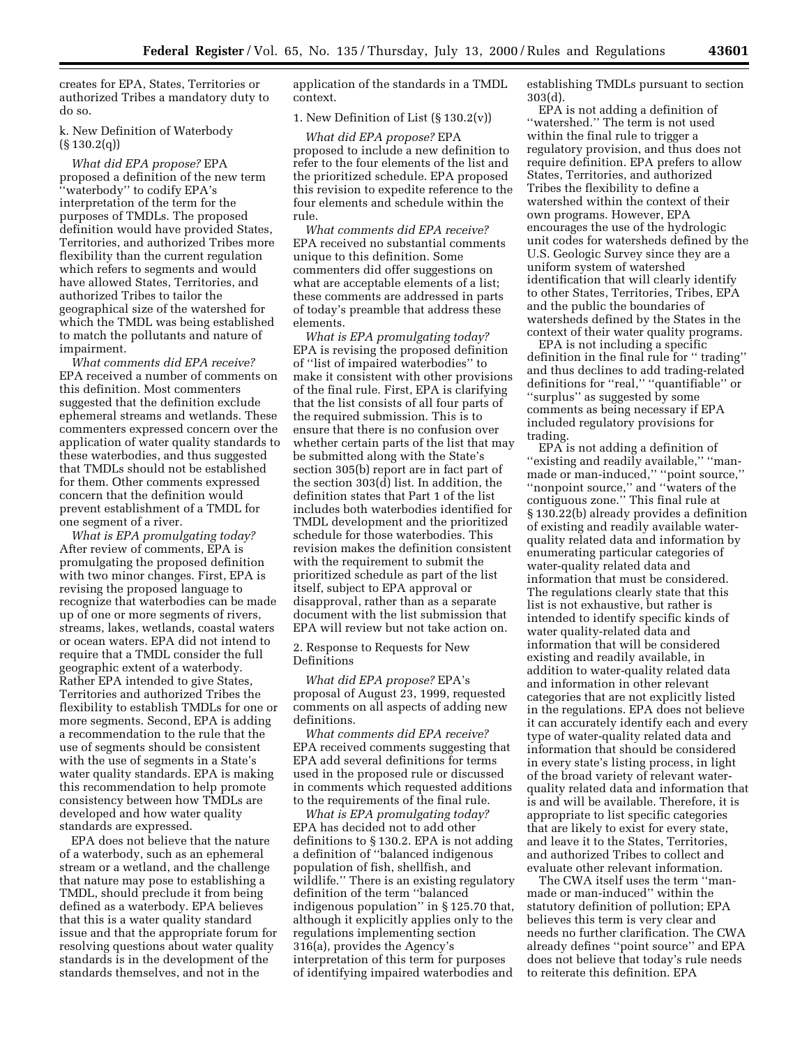creates for EPA, States, Territories or authorized Tribes a mandatory duty to do so.

k. New Definition of Waterbody (§ 130.2(q))

*What did EPA propose?* EPA proposed a definition of the new term ''waterbody'' to codify EPA's interpretation of the term for the purposes of TMDLs. The proposed definition would have provided States, Territories, and authorized Tribes more flexibility than the current regulation which refers to segments and would have allowed States, Territories, and authorized Tribes to tailor the geographical size of the watershed for which the TMDL was being established to match the pollutants and nature of impairment.

*What comments did EPA receive?* EPA received a number of comments on this definition. Most commenters suggested that the definition exclude ephemeral streams and wetlands. These commenters expressed concern over the application of water quality standards to these waterbodies, and thus suggested that TMDLs should not be established for them. Other comments expressed concern that the definition would prevent establishment of a TMDL for one segment of a river.

*What is EPA promulgating today?* After review of comments, EPA is promulgating the proposed definition with two minor changes. First, EPA is revising the proposed language to recognize that waterbodies can be made up of one or more segments of rivers, streams, lakes, wetlands, coastal waters or ocean waters. EPA did not intend to require that a TMDL consider the full geographic extent of a waterbody. Rather EPA intended to give States, Territories and authorized Tribes the flexibility to establish TMDLs for one or more segments. Second, EPA is adding a recommendation to the rule that the use of segments should be consistent with the use of segments in a State's water quality standards. EPA is making this recommendation to help promote consistency between how TMDLs are developed and how water quality standards are expressed.

EPA does not believe that the nature of a waterbody, such as an ephemeral stream or a wetland, and the challenge that nature may pose to establishing a TMDL, should preclude it from being defined as a waterbody. EPA believes that this is a water quality standard issue and that the appropriate forum for resolving questions about water quality standards is in the development of the standards themselves, and not in the application of the standards in a TMDL context.

l. New Definition of List (§ 130.2(v))

*What did EPA propose?* EPA proposed to include a new definition to refer to the four elements of the list and the prioritized schedule. EPA proposed this revision to expedite reference to the four elements and schedule within the rule.

*What comments did EPA receive?* EPA received no substantial comments unique to this definition. Some commenters did offer suggestions on what are acceptable elements of a list; these comments are addressed in parts of today's preamble that address these elements.

*What is EPA promulgating today?* EPA is revising the proposed definition of ''list of impaired waterbodies'' to make it consistent with other provisions of the final rule. First, EPA is clarifying that the list consists of all four parts of the required submission. This is to ensure that there is no confusion over whether certain parts of the list that may be submitted along with the State's section 305(b) report are in fact part of the section 303(d) list. In addition, the definition states that Part 1 of the list includes both waterbodies identified for TMDL development and the prioritized schedule for those waterbodies. This revision makes the definition consistent with the requirement to submit the prioritized schedule as part of the list itself, subject to EPA approval or disapproval, rather than as a separate document with the list submission that EPA will review but not take action on.

2. Response to Requests for New Definitions

*What did EPA propose?* EPA's proposal of August 23, 1999, requested comments on all aspects of adding new definitions.

*What comments did EPA receive?* EPA received comments suggesting that EPA add several definitions for terms used in the proposed rule or discussed in comments which requested additions to the requirements of the final rule.

*What is EPA promulgating today?* EPA has decided not to add other definitions to § 130.2. EPA is not adding a definition of ''balanced indigenous population of fish, shellfish, and wildlife.'' There is an existing regulatory definition of the term ''balanced indigenous population'' in § 125.70 that, although it explicitly applies only to the regulations implementing section 316(a), provides the Agency's interpretation of this term for purposes of identifying impaired waterbodies and establishing TMDLs pursuant to section 303(d).

EPA is not adding a definition of ''watershed.'' The term is not used within the final rule to trigger a regulatory provision, and thus does not require definition. EPA prefers to allow States, Territories, and authorized Tribes the flexibility to define a watershed within the context of their own programs. However, EPA encourages the use of the hydrologic unit codes for watersheds defined by the U.S. Geologic Survey since they are a uniform system of watershed identification that will clearly identify to other States, Territories, Tribes, EPA and the public the boundaries of watersheds defined by the States in the context of their water quality programs.

EPA is not including a specific definition in the final rule for '' trading'' and thus declines to add trading-related definitions for ''real,'' ''quantifiable'' or ''surplus'' as suggested by some comments as being necessary if EPA included regulatory provisions for trading.

EPA is not adding a definition of ''existing and readily available,'' ''man-made or man-induced,'' ''point source,'' ''nonpoint source,'' and ''waters of the contiguous zone.'' This final rule at § 130.22(b) already provides a definition of existing and readily available water-quality related data and information by enumerating particular categories of water-quality related data and information that must be considered. The regulations clearly state that this list is not exhaustive, but rather is intended to identify specific kinds of water quality-related data and information that will be considered existing and readily available, in addition to water-quality related data and information in other relevant categories that are not explicitly listed in the regulations. EPA does not believe it can accurately identify each and every type of water-quality related data and information that should be considered in every state's listing process, in light of the broad variety of relevant water-quality related data and information that is and will be available. Therefore, it is appropriate to list specific categories that are likely to exist for every state, and leave it to the States, Territories, and authorized Tribes to collect and evaluate other relevant information.

The CWA itself uses the term ''man-made or man-induced'' within the statutory definition of pollution; EPA believes this term is very clear and needs no further clarification. The CWA already defines ''point source'' and EPA does not believe that today's rule needs to reiterate this definition. EPA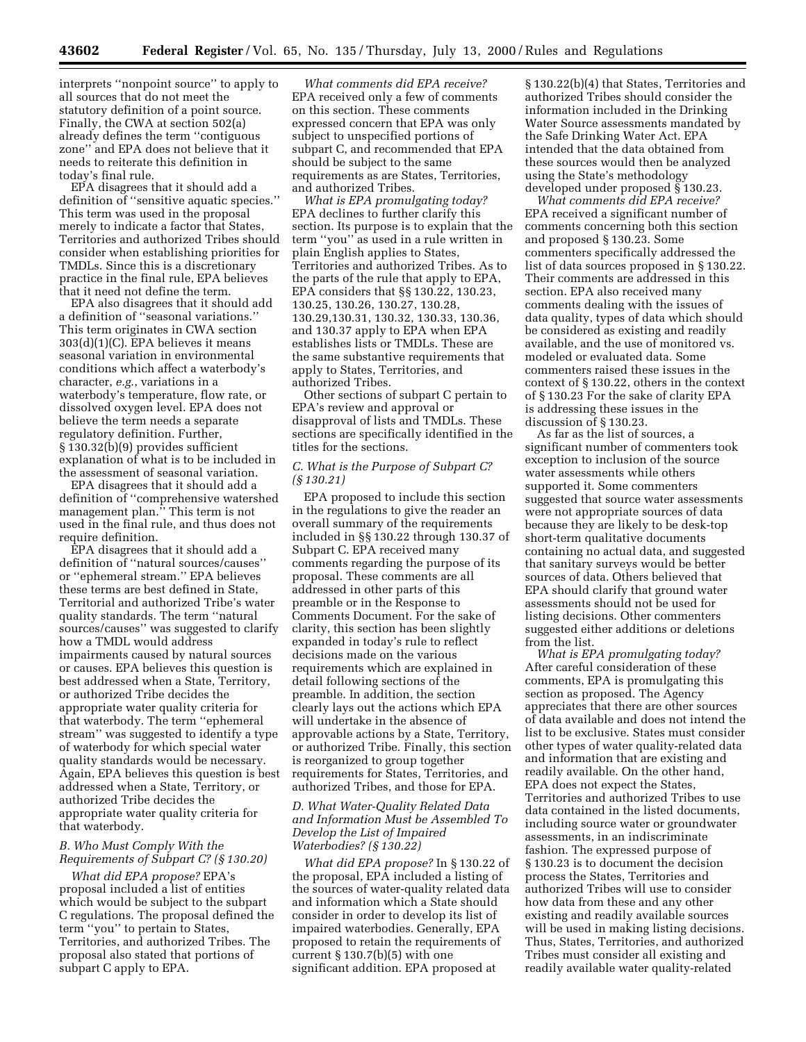interprets ''nonpoint source'' to apply to all sources that do not meet the statutory definition of a point source. Finally, the CWA at section 502(a) already defines the term ''contiguous zone'' and EPA does not believe that it needs to reiterate this definition in today's final rule.

EPA disagrees that it should add a definition of ''sensitive aquatic species.'' This term was used in the proposal merely to indicate a factor that States, Territories and authorized Tribes should consider when establishing priorities for TMDLs. Since this is a discretionary practice in the final rule, EPA believes that it need not define the term.

EPA also disagrees that it should add a definition of ''seasonal variations.'' This term originates in CWA section 303(d)(1)(C). EPA believes it means seasonal variation in environmental conditions which affect a waterbody's character, *e.g.*, variations in a waterbody's temperature, flow rate, or dissolved oxygen level. EPA does not believe the term needs a separate regulatory definition. Further, § 130.32(b)(9) provides sufficient explanation of what is to be included in the assessment of seasonal variation.

EPA disagrees that it should add a definition of ''comprehensive watershed management plan.'' This term is not used in the final rule, and thus does not require definition.

EPA disagrees that it should add a definition of ''natural sources/causes'' or ''ephemeral stream.'' EPA believes these terms are best defined in State, Territorial and authorized Tribe's water quality standards. The term ''natural sources/causes'' was suggested to clarify how a TMDL would address impairments caused by natural sources or causes. EPA believes this question is best addressed when a State, Territory, or authorized Tribe decides the appropriate water quality criteria for that waterbody. The term ''ephemeral stream'' was suggested to identify a type of waterbody for which special water quality standards would be necessary. Again, EPA believes this question is best addressed when a State, Territory, or authorized Tribe decides the appropriate water quality criteria for that waterbody.

### *B. Who Must Comply With the Requirements of Subpart C? (§ 130.20)*

*What did EPA propose?* EPA's proposal included a list of entities which would be subject to the subpart C regulations. The proposal defined the term ''you'' to pertain to States, Territories, and authorized Tribes. The proposal also stated that portions of subpart C apply to EPA.

*What comments did EPA receive?* EPA received only a few of comments on this section. These comments expressed concern that EPA was only subject to unspecified portions of subpart C, and recommended that EPA should be subject to the same requirements as are States, Territories, and authorized Tribes.

*What is EPA promulgating today?* EPA declines to further clarify this section. Its purpose is to explain that the term ''you'' as used in a rule written in plain English applies to States, Territories and authorized Tribes. As to the parts of the rule that apply to EPA, EPA considers that §§ 130.22, 130.23, 130.25, 130.26, 130.27, 130.28, 130.29,130.31, 130.32, 130.33, 130.36, and 130.37 apply to EPA when EPA establishes lists or TMDLs. These are the same substantive requirements that apply to States, Territories, and authorized Tribes.

Other sections of subpart C pertain to EPA's review and approval or disapproval of lists and TMDLs. These sections are specifically identified in the titles for the sections.

### *C. What is the Purpose of Subpart C? (§ 130.21)*

EPA proposed to include this section in the regulations to give the reader an overall summary of the requirements included in §§ 130.22 through 130.37 of Subpart C. EPA received many comments regarding the purpose of its proposal. These comments are all addressed in other parts of this preamble or in the Response to Comments Document. For the sake of clarity, this section has been slightly expanded in today's rule to reflect decisions made on the various requirements which are explained in detail following sections of the preamble. In addition, the section clearly lays out the actions which EPA will undertake in the absence of approvable actions by a State, Territory, or authorized Tribe. Finally, this section is reorganized to group together requirements for States, Territories, and authorized Tribes, and those for EPA.

### *D. What Water-Quality Related Data and Information Must be Assembled To Develop the List of Impaired Waterbodies? (§ 130.22)*

*What did EPA propose?* In § 130.22 of the proposal, EPA included a listing of the sources of water-quality related data and information which a State should consider in order to develop its list of impaired waterbodies. Generally, EPA proposed to retain the requirements of current § 130.7(b)(5) with one significant addition. EPA proposed at § 130.22(b)(4) that States, Territories and authorized Tribes should consider the information included in the Drinking Water Source assessments mandated by the Safe Drinking Water Act. EPA intended that the data obtained from these sources would then be analyzed using the State's methodology developed under proposed § 130.23.

*What comments did EPA receive?* EPA received a significant number of comments concerning both this section and proposed § 130.23. Some commenters specifically addressed the list of data sources proposed in § 130.22. Their comments are addressed in this section. EPA also received many comments dealing with the issues of data quality, types of data which should be considered as existing and readily available, and the use of monitored vs. modeled or evaluated data. Some commenters raised these issues in the context of § 130.22, others in the context of § 130.23 For the sake of clarity EPA is addressing these issues in the discussion of § 130.23.

As far as the list of sources, a significant number of commenters took exception to inclusion of the source water assessments while others supported it. Some commenters suggested that source water assessments were not appropriate sources of data because they are likely to be desk-top short-term qualitative documents containing no actual data, and suggested that sanitary surveys would be better sources of data. Others believed that EPA should clarify that ground water assessments should not be used for listing decisions. Other commenters suggested either additions or deletions from the list.

*What is EPA promulgating today?* After careful consideration of these comments, EPA is promulgating this section as proposed. The Agency appreciates that there are other sources of data available and does not intend the list to be exclusive. States must consider other types of water quality-related data and information that are existing and readily available. On the other hand, EPA does not expect the States, Territories and authorized Tribes to use data contained in the listed documents, including source water or groundwater assessments, in an indiscriminate fashion. The expressed purpose of § 130.23 is to document the decision process the States, Territories and authorized Tribes will use to consider how data from these and any other existing and readily available sources will be used in making listing decisions. Thus, States, Territories, and authorized Tribes must consider all existing and readily available water quality-related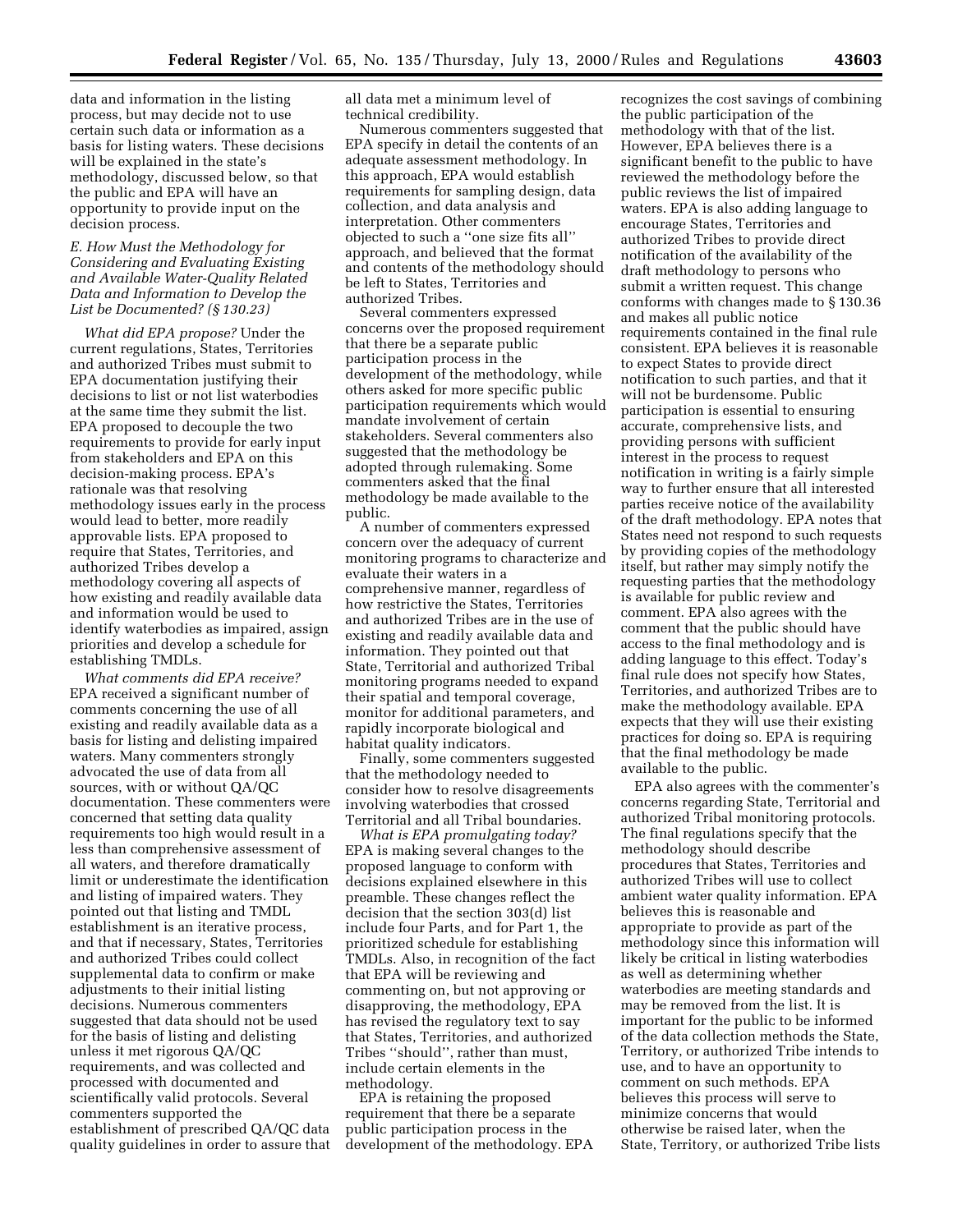data and information in the listing process, but may decide not to use certain such data or information as a basis for listing waters. These decisions will be explained in the state's methodology, discussed below, so that the public and EPA will have an opportunity to provide input on the decision process.

### E. How Must the Methodology for Considering and Evaluating Existing and Available Water-Quality Related Data and Information to Develop the List be Documented? (§ 130.23)

*What did EPA propose?* Under the current regulations, States, Territories and authorized Tribes must submit to EPA documentation justifying their decisions to list or not list waterbodies at the same time they submit the list. EPA proposed to decouple the two requirements to provide for early input from stakeholders and EPA on this decision-making process. EPA's rationale was that resolving methodology issues early in the process would lead to better, more readily approvable lists. EPA proposed to require that States, Territories, and authorized Tribes develop a methodology covering all aspects of how existing and readily available data and information would be used to identify waterbodies as impaired, assign priorities and develop a schedule for establishing TMDLs.

*What comments did EPA receive?* EPA received a significant number of comments concerning the use of all existing and readily available data as a basis for listing and delisting impaired waters. Many commenters strongly advocated the use of data from all sources, with or without QA/QC documentation. These commenters were concerned that setting data quality requirements too high would result in a less than comprehensive assessment of all waters, and therefore dramatically limit or underestimate the identification and listing of impaired waters. They pointed out that listing and TMDL establishment is an iterative process, and that if necessary, States, Territories and authorized Tribes could collect supplemental data to confirm or make adjustments to their initial listing decisions. Numerous commenters suggested that data should not be used for the basis of listing and delisting unless it met rigorous QA/QC requirements, and was collected and processed with documented and scientifically valid protocols. Several commenters supported the establishment of prescribed QA/QC data quality guidelines in order to assure that all data met a minimum level of technical credibility.

Numerous commenters suggested that EPA specify in detail the contents of an adequate assessment methodology. In this approach, EPA would establish requirements for sampling design, data collection, and data analysis and interpretation. Other commenters objected to such a ''one size fits all'' approach, and believed that the format and contents of the methodology should be left to States, Territories and authorized Tribes.

Several commenters expressed concerns over the proposed requirement that there be a separate public participation process in the development of the methodology, while others asked for more specific public participation requirements which would mandate involvement of certain stakeholders. Several commenters also suggested that the methodology be adopted through rulemaking. Some commenters asked that the final methodology be made available to the public.

A number of commenters expressed concern over the adequacy of current monitoring programs to characterize and evaluate their waters in a comprehensive manner, regardless of how restrictive the States, Territories and authorized Tribes are in the use of existing and readily available data and information. They pointed out that State, Territorial and authorized Tribal monitoring programs needed to expand their spatial and temporal coverage, monitor for additional parameters, and rapidly incorporate biological and habitat quality indicators.

Finally, some commenters suggested that the methodology needed to consider how to resolve disagreements involving waterbodies that crossed Territorial and all Tribal boundaries.

*What is EPA promulgating today?* EPA is making several changes to the proposed language to conform with decisions explained elsewhere in this preamble. These changes reflect the decision that the section 303(d) list include four Parts, and for Part 1, the prioritized schedule for establishing TMDLs. Also, in recognition of the fact that EPA will be reviewing and commenting on, but not approving or disapproving, the methodology, EPA has revised the regulatory text to say that States, Territories, and authorized Tribes ''should'', rather than must, include certain elements in the methodology.

EPA is retaining the proposed requirement that there be a separate public participation process in the development of the methodology. EPA recognizes the cost savings of combining the public participation of the methodology with that of the list. However, EPA believes there is a significant benefit to the public to have reviewed the methodology before the public reviews the list of impaired waters. EPA is also adding language to encourage States, Territories and authorized Tribes to provide direct notification of the availability of the draft methodology to persons who submit a written request. This change conforms with changes made to § 130.36 and makes all public notice requirements contained in the final rule consistent. EPA believes it is reasonable to expect States to provide direct notification to such parties, and that it will not be burdensome. Public participation is essential to ensuring accurate, comprehensive lists, and providing persons with sufficient interest in the process to request notification in writing is a fairly simple way to further ensure that all interested parties receive notice of the availability of the draft methodology. EPA notes that States need not respond to such requests by providing copies of the methodology itself, but rather may simply notify the requesting parties that the methodology is available for public review and comment. EPA also agrees with the comment that the public should have access to the final methodology and is adding language to this effect. Today's final rule does not specify how States, Territories, and authorized Tribes are to make the methodology available. EPA expects that they will use their existing practices for doing so. EPA is requiring that the final methodology be made available to the public.

EPA also agrees with the commenter's concerns regarding State, Territorial and authorized Tribal monitoring protocols. The final regulations specify that the methodology should describe procedures that States, Territories and authorized Tribes will use to collect ambient water quality information. EPA believes this is reasonable and appropriate to provide as part of the methodology since this information will likely be critical in listing waterbodies as well as determining whether waterbodies are meeting standards and may be removed from the list. It is important for the public to be informed of the data collection methods the State, Territory, or authorized Tribe intends to use, and to have an opportunity to comment on such methods. EPA believes this process will serve to minimize concerns that would otherwise be raised later, when the State, Territory, or authorized Tribe lists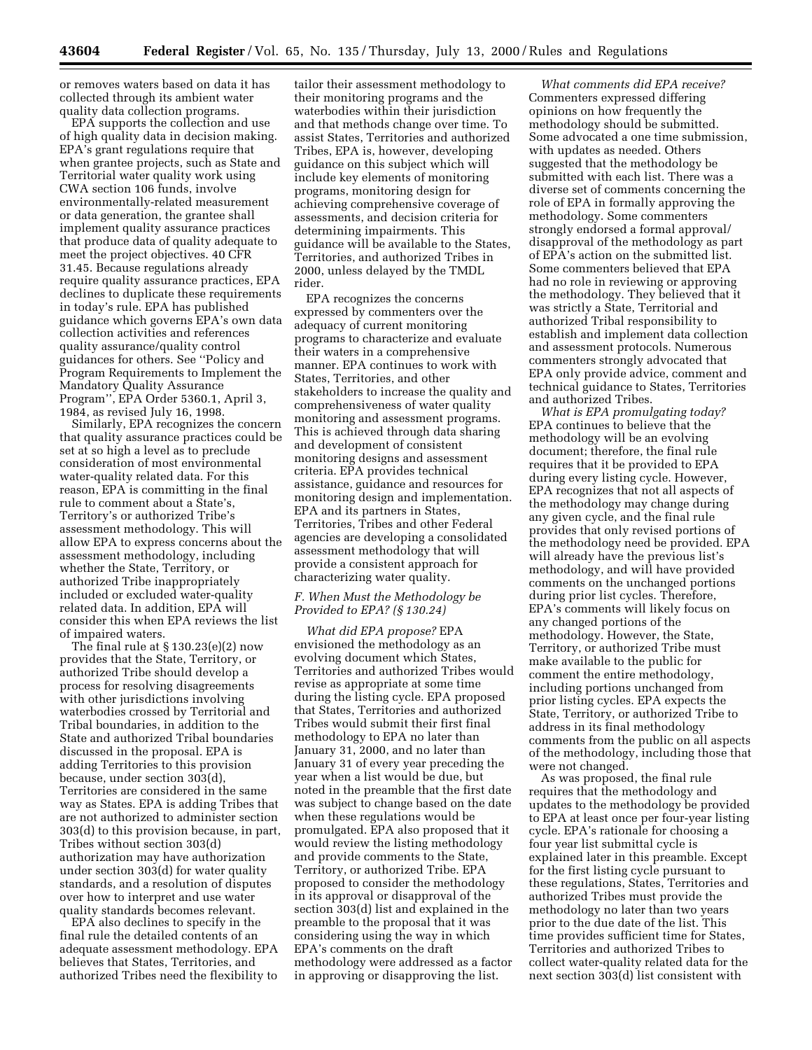or removes waters based on data it has collected through its ambient water quality data collection programs.

EPA supports the collection and use of high quality data in decision making. EPA's grant regulations require that when grantee projects, such as State and Territorial water quality work using CWA section 106 funds, involve environmentally-related measurement or data generation, the grantee shall implement quality assurance practices that produce data of quality adequate to meet the project objectives. 40 CFR 31.45. Because regulations already require quality assurance practices, EPA declines to duplicate these requirements in today's rule. EPA has published guidance which governs EPA's own data collection activities and references quality assurance/quality control guidances for others. See ''Policy and Program Requirements to Implement the Mandatory Quality Assurance Program'', EPA Order 5360.1, April 3, 1984, as revised July 16, 1998.

Similarly, EPA recognizes the concern that quality assurance practices could be set at so high a level as to preclude consideration of most environmental water-quality related data. For this reason, EPA is committing in the final rule to comment about a State's, Territory's or authorized Tribe's assessment methodology. This will allow EPA to express concerns about the assessment methodology, including whether the State, Territory, or authorized Tribe inappropriately included or excluded water-quality related data. In addition, EPA will consider this when EPA reviews the list of impaired waters.

The final rule at § 130.23(e)(2) now provides that the State, Territory, or authorized Tribe should develop a process for resolving disagreements with other jurisdictions involving waterbodies crossed by Territorial and Tribal boundaries, in addition to the State and authorized Tribal boundaries discussed in the proposal. EPA is adding Territories to this provision because, under section 303(d), Territories are considered in the same way as States. EPA is adding Tribes that are not authorized to administer section 303(d) to this provision because, in part, Tribes without section 303(d) authorization may have authorization under section 303(d) for water quality standards, and a resolution of disputes over how to interpret and use water quality standards becomes relevant.

EPA also declines to specify in the final rule the detailed contents of an adequate assessment methodology. EPA believes that States, Territories, and authorized Tribes need the flexibility to tailor their assessment methodology to their monitoring programs and the waterbodies within their jurisdiction and that methods change over time. To assist States, Territories and authorized Tribes, EPA is, however, developing guidance on this subject which will include key elements of monitoring programs, monitoring design for achieving comprehensive coverage of assessments, and decision criteria for determining impairments. This guidance will be available to the States, Territories, and authorized Tribes in 2000, unless delayed by the TMDL rider.

EPA recognizes the concerns expressed by commenters over the adequacy of current monitoring programs to characterize and evaluate their waters in a comprehensive manner. EPA continues to work with States, Territories, and other stakeholders to increase the quality and comprehensiveness of water quality monitoring and assessment programs. This is achieved through data sharing and development of consistent monitoring designs and assessment criteria. EPA provides technical assistance, guidance and resources for monitoring design and implementation. EPA and its partners in States, Territories, Tribes and other Federal agencies are developing a consolidated assessment methodology that will provide a consistent approach for characterizing water quality.

### *F. When Must the Methodology be Provided to EPA? (§ 130.24)*

*What did EPA propose?* EPA envisioned the methodology as an evolving document which States, Territories and authorized Tribes would revise as appropriate at some time during the listing cycle. EPA proposed that States, Territories and authorized Tribes would submit their first final methodology to EPA no later than January 31, 2000, and no later than January 31 of every year preceding the year when a list would be due, but noted in the preamble that the first date was subject to change based on the date when these regulations would be promulgated. EPA also proposed that it would review the listing methodology and provide comments to the State, Territory, or authorized Tribe. EPA proposed to consider the methodology in its approval or disapproval of the section 303(d) list and explained in the preamble to the proposal that it was considering using the way in which EPA's comments on the draft methodology were addressed as a factor in approving or disapproving the list.

*What comments did EPA receive?* Commenters expressed differing opinions on how frequently the methodology should be submitted. Some advocated a one time submission, with updates as needed. Others suggested that the methodology be submitted with each list. There was a diverse set of comments concerning the role of EPA in formally approving the methodology. Some commenters strongly endorsed a formal approval/disapproval of the methodology as part of EPA's action on the submitted list. Some commenters believed that EPA had no role in reviewing or approving the methodology. They believed that it was strictly a State, Territorial and authorized Tribal responsibility to establish and implement data collection and assessment protocols. Numerous commenters strongly advocated that EPA only provide advice, comment and technical guidance to States, Territories and authorized Tribes.

*What is EPA promulgating today?* EPA continues to believe that the methodology will be an evolving document; therefore, the final rule requires that it be provided to EPA during every listing cycle. However, EPA recognizes that not all aspects of the methodology may change during any given cycle, and the final rule provides that only revised portions of the methodology need be provided. EPA will already have the previous list's methodology, and will have provided comments on the unchanged portions during prior list cycles. Therefore, EPA's comments will likely focus on any changed portions of the methodology. However, the State, Territory, or authorized Tribe must make available to the public for comment the entire methodology, including portions unchanged from prior listing cycles. EPA expects the State, Territory, or authorized Tribe to address in its final methodology comments from the public on all aspects of the methodology, including those that were not changed.

As was proposed, the final rule requires that the methodology and updates to the methodology be provided to EPA at least once per four-year listing cycle. EPA's rationale for choosing a four year list submittal cycle is explained later in this preamble. Except for the first listing cycle pursuant to these regulations, States, Territories and authorized Tribes must provide the methodology no later than two years prior to the due date of the list. This time provides sufficient time for States, Territories and authorized Tribes to collect water-quality related data for the next section 303(d) list consistent with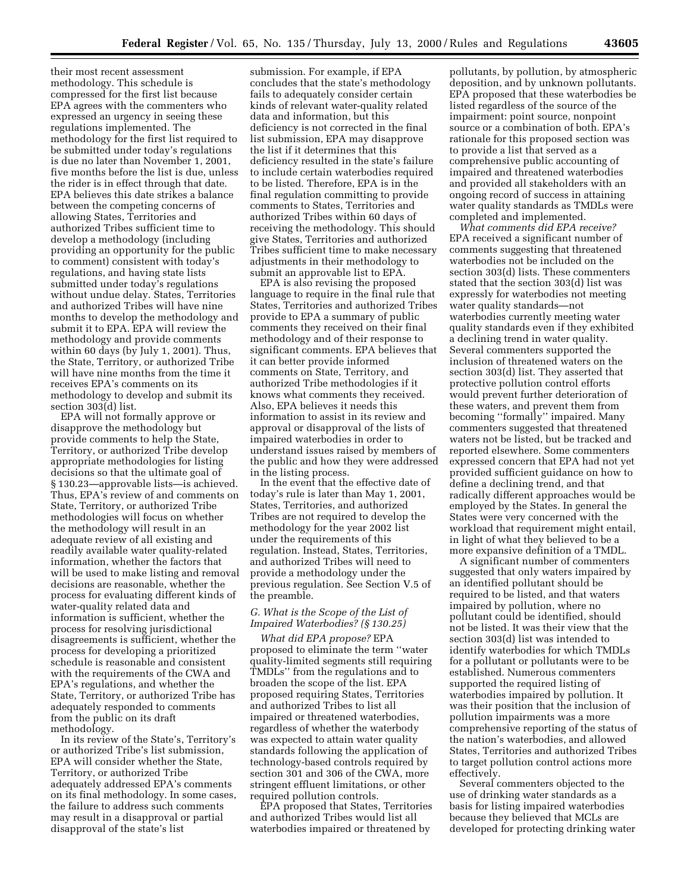their most recent assessment methodology. This schedule is compressed for the first list because EPA agrees with the commenters who expressed an urgency in seeing these regulations implemented. The methodology for the first list required to be submitted under today's regulations is due no later than November 1, 2001, five months before the list is due, unless the rider is in effect through that date. EPA believes this date strikes a balance between the competing concerns of allowing States, Territories and authorized Tribes sufficient time to develop a methodology (including providing an opportunity for the public to comment) consistent with today's regulations, and having state lists submitted under today's regulations without undue delay. States, Territories and authorized Tribes will have nine months to develop the methodology and submit it to EPA. EPA will review the methodology and provide comments within 60 days (by July 1, 2001). Thus, the State, Territory, or authorized Tribe will have nine months from the time it receives EPA's comments on its methodology to develop and submit its section 303(d) list.

EPA will not formally approve or disapprove the methodology but provide comments to help the State, Territory, or authorized Tribe develop appropriate methodologies for listing decisions so that the ultimate goal of § 130.23—approvable lists—is achieved. Thus, EPA's review of and comments on State, Territory, or authorized Tribe methodologies will focus on whether the methodology will result in an adequate review of all existing and readily available water quality-related information, whether the factors that will be used to make listing and removal decisions are reasonable, whether the process for evaluating different kinds of water-quality related data and information is sufficient, whether the process for resolving jurisdictional disagreements is sufficient, whether the process for developing a prioritized schedule is reasonable and consistent with the requirements of the CWA and EPA's regulations, and whether the State, Territory, or authorized Tribe has adequately responded to comments from the public on its draft methodology.

In its review of the State's, Territory's or authorized Tribe's list submission, EPA will consider whether the State, Territory, or authorized Tribe adequately addressed EPA's comments on its final methodology. In some cases, the failure to address such comments may result in a disapproval or partial disapproval of the state's list submission. For example, if EPA concludes that the state's methodology fails to adequately consider certain kinds of relevant water-quality related data and information, but this deficiency is not corrected in the final list submission, EPA may disapprove the list if it determines that this deficiency resulted in the state's failure to include certain waterbodies required to be listed. Therefore, EPA is in the final regulation committing to provide comments to States, Territories and authorized Tribes within 60 days of receiving the methodology. This should give States, Territories and authorized Tribes sufficient time to make necessary adjustments in their methodology to submit an approvable list to EPA.

EPA is also revising the proposed language to require in the final rule that States, Territories and authorized Tribes provide to EPA a summary of public comments they received on their final methodology and of their response to significant comments. EPA believes that it can better provide informed comments on State, Territory, and authorized Tribe methodologies if it knows what comments they received. Also, EPA believes it needs this information to assist in its review and approval or disapproval of the lists of impaired waterbodies in order to understand issues raised by members of the public and how they were addressed in the listing process.

In the event that the effective date of today's rule is later than May 1, 2001, States, Territories, and authorized Tribes are not required to develop the methodology for the year 2002 list under the requirements of this regulation. Instead, States, Territories, and authorized Tribes will need to provide a methodology under the previous regulation. See Section V.5 of the preamble.

### *G. What is the Scope of the List of Impaired Waterbodies? (§ 130.25)*

*What did EPA propose?* EPA proposed to eliminate the term ''water quality-limited segments still requiring TMDLs'' from the regulations and to broaden the scope of the list. EPA proposed requiring States, Territories and authorized Tribes to list all impaired or threatened waterbodies, regardless of whether the waterbody was expected to attain water quality standards following the application of technology-based controls required by section 301 and 306 of the CWA, more stringent effluent limitations, or other required pollution controls.

EPA proposed that States, Territories and authorized Tribes would list all waterbodies impaired or threatened by pollutants, by pollution, by atmospheric deposition, and by unknown pollutants. EPA proposed that these waterbodies be listed regardless of the source of the impairment: point source, nonpoint source or a combination of both. EPA's rationale for this proposed section was to provide a list that served as a comprehensive public accounting of impaired and threatened waterbodies and provided all stakeholders with an ongoing record of success in attaining water quality standards as TMDLs were completed and implemented.

*What comments did EPA receive?* EPA received a significant number of comments suggesting that threatened waterbodies not be included on the section 303(d) lists. These commenters stated that the section 303(d) list was expressly for waterbodies not meeting water quality standards—not waterbodies currently meeting water quality standards even if they exhibited a declining trend in water quality. Several commenters supported the inclusion of threatened waters on the section 303(d) list. They asserted that protective pollution control efforts would prevent further deterioration of these waters, and prevent them from becoming ''formally'' impaired. Many commenters suggested that threatened waters not be listed, but be tracked and reported elsewhere. Some commenters expressed concern that EPA had not yet provided sufficient guidance on how to define a declining trend, and that radically different approaches would be employed by the States. In general the States were very concerned with the workload that requirement might entail, in light of what they believed to be a more expansive definition of a TMDL.

A significant number of commenters suggested that only waters impaired by an identified pollutant should be required to be listed, and that waters impaired by pollution, where no pollutant could be identified, should not be listed. It was their view that the section 303(d) list was intended to identify waterbodies for which TMDLs for a pollutant or pollutants were to be established. Numerous commenters supported the required listing of waterbodies impaired by pollution. It was their position that the inclusion of pollution impairments was a more comprehensive reporting of the status of the nation's waterbodies, and allowed States, Territories and authorized Tribes to target pollution control actions more effectively.

Several commenters objected to the use of drinking water standards as a basis for listing impaired waterbodies because they believed that MCLs are developed for protecting drinking water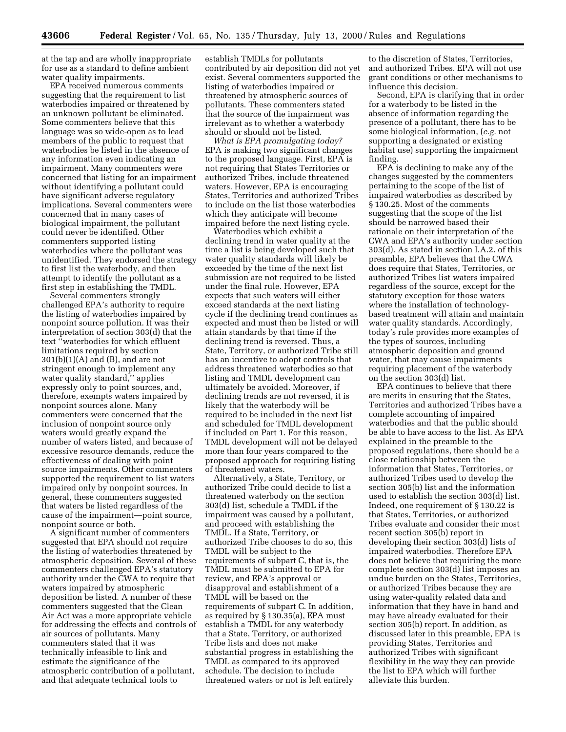at the tap and are wholly inappropriate for use as a standard to define ambient water quality impairments.

EPA received numerous comments suggesting that the requirement to list waterbodies impaired or threatened by an unknown pollutant be eliminated. Some commenters believe that this language was so wide-open as to lead members of the public to request that waterbodies be listed in the absence of any information even indicating an impairment. Many commenters were concerned that listing for an impairment without identifying a pollutant could have significant adverse regulatory implications. Several commenters were concerned that in many cases of biological impairment, the pollutant could never be identified. Other commenters supported listing waterbodies where the pollutant was unidentified. They endorsed the strategy to first list the waterbody, and then attempt to identify the pollutant as a first step in establishing the TMDL.

Several commenters strongly challenged EPA's authority to require the listing of waterbodies impaired by nonpoint source pollution. It was their interpretation of section 303(d) that the text ''waterbodies for which effluent limitations required by section 301(b)(1)(A) and (B), and are not stringent enough to implement any water quality standard,'' applies expressly only to point sources, and, therefore, exempts waters impaired by nonpoint sources alone. Many commenters were concerned that the inclusion of nonpoint source only waters would greatly expand the number of waters listed, and because of excessive resource demands, reduce the effectiveness of dealing with point source impairments. Other commenters supported the requirement to list waters impaired only by nonpoint sources. In general, these commenters suggested that waters be listed regardless of the cause of the impairment—point source, nonpoint source or both.

A significant number of commenters suggested that EPA should not require the listing of waterbodies threatened by atmospheric deposition. Several of these commenters challenged EPA's statutory authority under the CWA to require that waters impaired by atmospheric deposition be listed. A number of these commenters suggested that the Clean Air Act was a more appropriate vehicle for addressing the effects and controls of air sources of pollutants. Many commenters stated that it was technically infeasible to link and estimate the significance of the atmospheric contribution of a pollutant, and that adequate technical tools to establish TMDLs for pollutants contributed by air deposition did not yet exist. Several commenters supported the listing of waterbodies impaired or threatened by atmospheric sources of pollutants. These commenters stated that the source of the impairment was irrelevant as to whether a waterbody should or should not be listed.

*What is EPA promulgating today?* EPA is making two significant changes to the proposed language. First, EPA is not requiring that States Territories or authorized Tribes, include threatened waters. However, EPA is encouraging States, Territories and authorized Tribes to include on the list those waterbodies which they anticipate will become impaired before the next listing cycle.

Waterbodies which exhibit a declining trend in water quality at the time a list is being developed such that water quality standards will likely be exceeded by the time of the next list submission are not required to be listed under the final rule. However, EPA expects that such waters will either exceed standards at the next listing cycle if the declining trend continues as expected and must then be listed or will attain standards by that time if the declining trend is reversed. Thus, a State, Territory, or authorized Tribe still has an incentive to adopt controls that address threatened waterbodies so that listing and TMDL development can ultimately be avoided. Moreover, if declining trends are not reversed, it is likely that the waterbody will be required to be included in the next list and scheduled for TMDL development if included on Part 1. For this reason, TMDL development will not be delayed more than four years compared to the proposed approach for requiring listing of threatened waters.

Alternatively, a State, Territory, or authorized Tribe could decide to list a threatened waterbody on the section 303(d) list, schedule a TMDL if the impairment was caused by a pollutant, and proceed with establishing the TMDL. If a State, Territory, or authorized Tribe chooses to do so, this TMDL will be subject to the requirements of subpart C, that is, the TMDL must be submitted to EPA for review, and EPA's approval or disapproval and establishment of a TMDL will be based on the requirements of subpart C. In addition, as required by § 130.35(a), EPA must establish a TMDL for any waterbody that a State, Territory, or authorized Tribe lists and does not make substantial progress in establishing the TMDL as compared to its approved schedule. The decision to include threatened waters or not is left entirely to the discretion of States, Territories, and authorized Tribes. EPA will not use grant conditions or other mechanisms to influence this decision.

Second, EPA is clarifying that in order for a waterbody to be listed in the absence of information regarding the presence of a pollutant, there has to be some biological information, (*e.g.* not supporting a designated or existing habitat use) supporting the impairment finding.

EPA is declining to make any of the changes suggested by the commenters pertaining to the scope of the list of impaired waterbodies as described by § 130.25. Most of the comments suggesting that the scope of the list should be narrowed based their rationale on their interpretation of the CWA and EPA's authority under section 303(d). As stated in section I.A.2. of this preamble, EPA believes that the CWA does require that States, Territories, or authorized Tribes list waters impaired regardless of the source, except for the statutory exception for those waters where the installation of technology-based treatment will attain and maintain water quality standards. Accordingly, today's rule provides more examples of the types of sources, including atmospheric deposition and ground water, that may cause impairments requiring placement of the waterbody on the section 303(d) list.

EPA continues to believe that there are merits in ensuring that the States, Territories and authorized Tribes have a complete accounting of impaired waterbodies and that the public should be able to have access to the list. As EPA explained in the preamble to the proposed regulations, there should be a close relationship between the information that States, Territories, or authorized Tribes used to develop the section 305(b) list and the information used to establish the section 303(d) list. Indeed, one requirement of § 130.22 is that States, Territories, or authorized Tribes evaluate and consider their most recent section 305(b) report in developing their section 303(d) lists of impaired waterbodies. Therefore EPA does not believe that requiring the more complete section 303(d) list imposes an undue burden on the States, Territories, or authorized Tribes because they are using water-quality related data and information that they have in hand and may have already evaluated for their section 305(b) report. In addition, as discussed later in this preamble, EPA is providing States, Territories and authorized Tribes with significant flexibility in the way they can provide the list to EPA which will further alleviate this burden.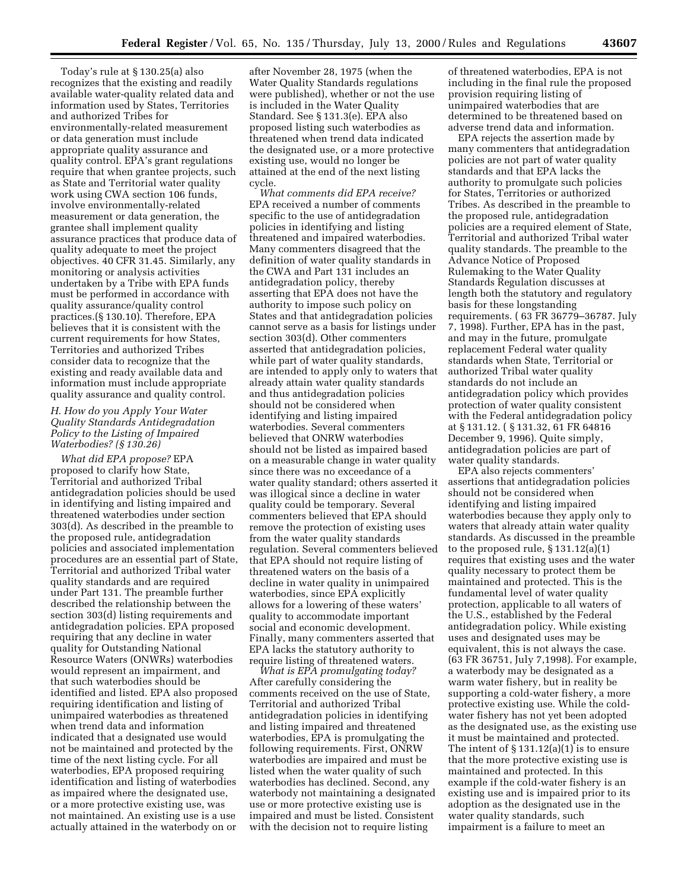Today's rule at § 130.25(a) also recognizes that the existing and readily available water-quality related data and information used by States, Territories and authorized Tribes for environmentally-related measurement or data generation must include appropriate quality assurance and quality control. EPA's grant regulations require that when grantee projects, such as State and Territorial water quality work using CWA section 106 funds, involve environmentally-related measurement or data generation, the grantee shall implement quality assurance practices that produce data of quality adequate to meet the project objectives. 40 CFR 31.45. Similarly, any monitoring or analysis activities undertaken by a Tribe with EPA funds must be performed in accordance with quality assurance/quality control practices.(§ 130.10). Therefore, EPA believes that it is consistent with the current requirements for how States, Territories and authorized Tribes consider data to recognize that the existing and ready available data and information must include appropriate quality assurance and quality control.

### *H. How do you Apply Your Water Quality Standards Antidegradation Policy to the Listing of Impaired Waterbodies? (§ 130.26)*

*What did EPA propose?* EPA proposed to clarify how State, Territorial and authorized Tribal antidegradation policies should be used in identifying and listing impaired and threatened waterbodies under section 303(d). As described in the preamble to the proposed rule, antidegradation policies and associated implementation procedures are an essential part of State, Territorial and authorized Tribal water quality standards and are required under Part 131. The preamble further described the relationship between the section 303(d) listing requirements and antidegradation policies. EPA proposed requiring that any decline in water quality for Outstanding National Resource Waters (ONWRs) waterbodies would represent an impairment, and that such waterbodies should be identified and listed. EPA also proposed requiring identification and listing of unimpaired waterbodies as threatened when trend data and information indicated that a designated use would not be maintained and protected by the time of the next listing cycle. For all waterbodies, EPA proposed requiring identification and listing of waterbodies as impaired where the designated use, or a more protective existing use, was not maintained. An existing use is a use actually attained in the waterbody on or after November 28, 1975 (when the Water Quality Standards regulations were published), whether or not the use is included in the Water Quality Standard. See § 131.3(e). EPA also proposed listing such waterbodies as threatened when trend data indicated the designated use, or a more protective existing use, would no longer be attained at the end of the next listing cycle.

*What comments did EPA receive?* EPA received a number of comments specific to the use of antidegradation policies in identifying and listing threatened and impaired waterbodies. Many commenters disagreed that the definition of water quality standards in the CWA and Part 131 includes an antidegradation policy, thereby asserting that EPA does not have the authority to impose such policy on States and that antidegradation policies cannot serve as a basis for listings under section 303(d). Other commenters asserted that antidegradation policies, while part of water quality standards, are intended to apply only to waters that already attain water quality standards and thus antidegradation policies should not be considered when identifying and listing impaired waterbodies. Several commenters believed that ONRW waterbodies should not be listed as impaired based on a measurable change in water quality since there was no exceedance of a water quality standard; others asserted it was illogical since a decline in water quality could be temporary. Several commenters believed that EPA should remove the protection of existing uses from the water quality standards regulation. Several commenters believed that EPA should not require listing of threatened waters on the basis of a decline in water quality in unimpaired waterbodies, since EPA explicitly allows for a lowering of these waters' quality to accommodate important social and economic development. Finally, many commenters asserted that EPA lacks the statutory authority to require listing of threatened waters.

*What is EPA promulgating today?* After carefully considering the comments received on the use of State, Territorial and authorized Tribal antidegradation policies in identifying and listing impaired and threatened waterbodies, EPA is promulgating the following requirements. First, ONRW waterbodies are impaired and must be listed when the water quality of such waterbodies has declined. Second, any waterbody not maintaining a designated use or more protective existing use is impaired and must be listed. Consistent with the decision not to require listing of threatened waterbodies, EPA is not including in the final rule the proposed provision requiring listing of unimpaired waterbodies that are determined to be threatened based on adverse trend data and information.

EPA rejects the assertion made by many commenters that antidegradation policies are not part of water quality standards and that EPA lacks the authority to promulgate such policies for States, Territories or authorized Tribes. As described in the preamble to the proposed rule, antidegradation policies are a required element of State, Territorial and authorized Tribal water quality standards. The preamble to the Advance Notice of Proposed Rulemaking to the Water Quality Standards Regulation discusses at length both the statutory and regulatory basis for these longstanding requirements. ( 63 FR 36779–36787. July 7, 1998). Further, EPA has in the past, and may in the future, promulgate replacement Federal water quality standards when State, Territorial or authorized Tribal water quality standards do not include an antidegradation policy which provides protection of water quality consistent with the Federal antidegradation policy at § 131.12. ( § 131.32, 61 FR 64816 December 9, 1996). Quite simply, antidegradation policies are part of water quality standards.

EPA also rejects commenters' assertions that antidegradation policies should not be considered when identifying and listing impaired waterbodies because they apply only to waters that already attain water quality standards. As discussed in the preamble to the proposed rule, § 131.12(a)(1) requires that existing uses and the water quality necessary to protect them be maintained and protected. This is the fundamental level of water quality protection, applicable to all waters of the U.S., established by the Federal antidegradation policy. While existing uses and designated uses may be equivalent, this is not always the case. (63 FR 36751, July 7,1998). For example, a waterbody may be designated as a warm water fishery, but in reality be supporting a cold-water fishery, a more protective existing use. While the cold-water fishery has not yet been adopted as the designated use, as the existing use it must be maintained and protected. The intent of § 131.12(a)(1) is to ensure that the more protective existing use is maintained and protected. In this example if the cold-water fishery is an existing use and is impaired prior to its adoption as the designated use in the water quality standards, such impairment is a failure to meet an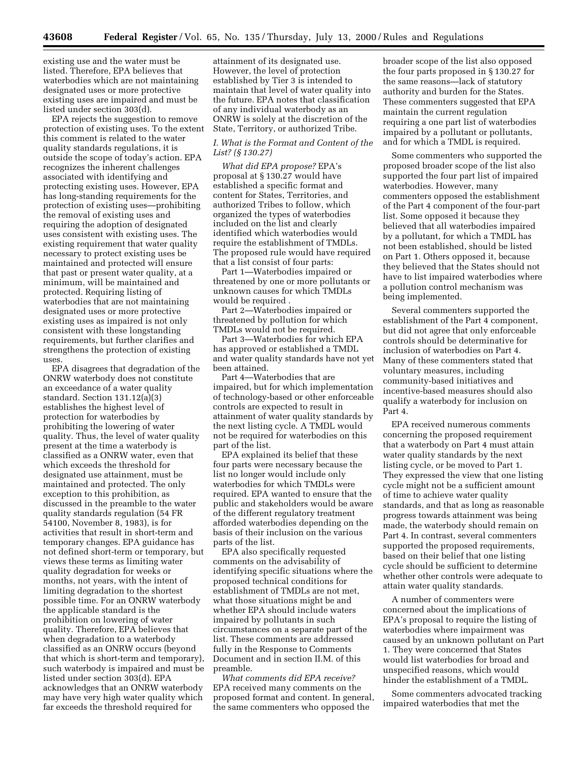existing use and the water must be listed. Therefore, EPA believes that waterbodies which are not maintaining designated uses or more protective existing uses are impaired and must be listed under section 303(d).

EPA rejects the suggestion to remove protection of existing uses. To the extent this comment is related to the water quality standards regulations, it is outside the scope of today's action. EPA recognizes the inherent challenges associated with identifying and protecting existing uses. However, EPA has long-standing requirements for the protection of existing uses—prohibiting the removal of existing uses and requiring the adoption of designated uses consistent with existing uses. The existing requirement that water quality necessary to protect existing uses be maintained and protected will ensure that past or present water quality, at a minimum, will be maintained and protected. Requiring listing of waterbodies that are not maintaining designated uses or more protective existing uses as impaired is not only consistent with these longstanding requirements, but further clarifies and strengthens the protection of existing uses.

EPA disagrees that degradation of the ONRW waterbody does not constitute an exceedance of a water quality standard. Section 131.12(a)(3) establishes the highest level of protection for waterbodies by prohibiting the lowering of water quality. Thus, the level of water quality present at the time a waterbody is classified as a ONRW water, even that which exceeds the threshold for designated use attainment, must be maintained and protected. The only exception to this prohibition, as discussed in the preamble to the water quality standards regulation (54 FR 54100, November 8, 1983), is for activities that result in short-term and temporary changes. EPA guidance has not defined short-term or temporary, but views these terms as limiting water quality degradation for weeks or months, not years, with the intent of limiting degradation to the shortest possible time. For an ONRW waterbody the applicable standard is the prohibition on lowering of water quality. Therefore, EPA believes that when degradation to a waterbody classified as an ONRW occurs (beyond that which is short-term and temporary), such waterbody is impaired and must be listed under section 303(d). EPA acknowledges that an ONRW waterbody may have very high water quality which far exceeds the threshold required for attainment of its designated use. However, the level of protection established by Tier 3 is intended to maintain that level of water quality into the future. EPA notes that classification of any individual waterbody as an ONRW is solely at the discretion of the State, Territory, or authorized Tribe.

### *I. What is the Format and Content of the List? (§ 130.27)*

*What did EPA propose?* EPA's proposal at § 130.27 would have established a specific format and content for States, Territories, and authorized Tribes to follow, which organized the types of waterbodies included on the list and clearly identified which waterbodies would require the establishment of TMDLs. The proposed rule would have required that a list consist of four parts:

Part 1—Waterbodies impaired or threatened by one or more pollutants or unknown causes for which TMDLs would be required .

Part 2—Waterbodies impaired or threatened by pollution for which TMDLs would not be required.

Part 3—Waterbodies for which EPA has approved or established a TMDL and water quality standards have not yet been attained.

Part 4—Waterbodies that are impaired, but for which implementation of technology-based or other enforceable controls are expected to result in attainment of water quality standards by the next listing cycle. A TMDL would not be required for waterbodies on this part of the list.

EPA explained its belief that these four parts were necessary because the list no longer would include only waterbodies for which TMDLs were required. EPA wanted to ensure that the public and stakeholders would be aware of the different regulatory treatment afforded waterbodies depending on the basis of their inclusion on the various parts of the list.

EPA also specifically requested comments on the advisability of identifying specific situations where the proposed technical conditions for establishment of TMDLs are not met, what those situations might be and whether EPA should include waters impaired by pollutants in such circumstances on a separate part of the list. These comments are addressed fully in the Response to Comments Document and in section II.M. of this preamble.

*What comments did EPA receive?* EPA received many comments on the proposed format and content. In general, the same commenters who opposed the broader scope of the list also opposed the four parts proposed in § 130.27 for the same reasons—lack of statutory authority and burden for the States. These commenters suggested that EPA maintain the current regulation requiring a one part list of waterbodies impaired by a pollutant or pollutants, and for which a TMDL is required.

Some commenters who supported the proposed broader scope of the list also supported the four part list of impaired waterbodies. However, many commenters opposed the establishment of the Part 4 component of the four-part list. Some opposed it because they believed that all waterbodies impaired by a pollutant, for which a TMDL has not been established, should be listed on Part 1. Others opposed it, because they believed that the States should not have to list impaired waterbodies where a pollution control mechanism was being implemented.

Several commenters supported the establishment of the Part 4 component, but did not agree that only enforceable controls should be determinative for inclusion of waterbodies on Part 4. Many of these commenters stated that voluntary measures, including community-based initiatives and incentive-based measures should also qualify a waterbody for inclusion on Part 4.

EPA received numerous comments concerning the proposed requirement that a waterbody on Part 4 must attain water quality standards by the next listing cycle, or be moved to Part 1. They expressed the view that one listing cycle might not be a sufficient amount of time to achieve water quality standards, and that as long as reasonable progress towards attainment was being made, the waterbody should remain on Part 4. In contrast, several commenters supported the proposed requirements, based on their belief that one listing cycle should be sufficient to determine whether other controls were adequate to attain water quality standards.

A number of commenters were concerned about the implications of EPA's proposal to require the listing of waterbodies where impairment was caused by an unknown pollutant on Part 1. They were concerned that States would list waterbodies for broad and unspecified reasons, which would hinder the establishment of a TMDL.

Some commenters advocated tracking impaired waterbodies that met the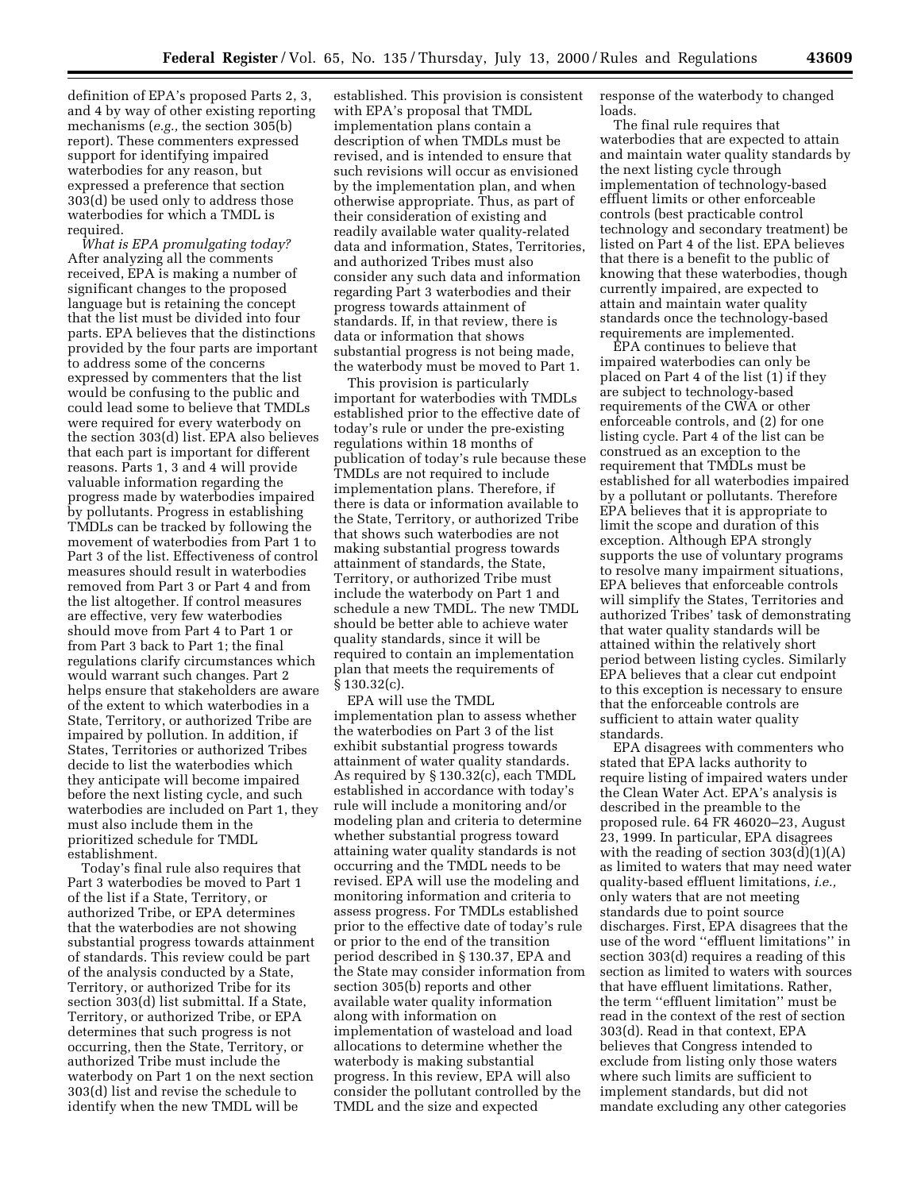definition of EPA's proposed Parts 2, 3, and 4 by way of other existing reporting mechanisms (*e.g.,* the section 305(b) report). These commenters expressed support for identifying impaired waterbodies for any reason, but expressed a preference that section 303(d) be used only to address those waterbodies for which a TMDL is required.

*What is EPA promulgating today?* After analyzing all the comments received, EPA is making a number of significant changes to the proposed language but is retaining the concept that the list must be divided into four parts. EPA believes that the distinctions provided by the four parts are important to address some of the concerns expressed by commenters that the list would be confusing to the public and could lead some to believe that TMDLs were required for every waterbody on the section 303(d) list. EPA also believes that each part is important for different reasons. Parts 1, 3 and 4 will provide valuable information regarding the progress made by waterbodies impaired by pollutants. Progress in establishing TMDLs can be tracked by following the movement of waterbodies from Part 1 to Part 3 of the list. Effectiveness of control measures should result in waterbodies removed from Part 3 or Part 4 and from the list altogether. If control measures are effective, very few waterbodies should move from Part 4 to Part 1 or from Part 3 back to Part 1; the final regulations clarify circumstances which would warrant such changes. Part 2 helps ensure that stakeholders are aware of the extent to which waterbodies in a State, Territory, or authorized Tribe are impaired by pollution. In addition, if States, Territories or authorized Tribes decide to list the waterbodies which they anticipate will become impaired before the next listing cycle, and such waterbodies are included on Part 1, they must also include them in the prioritized schedule for TMDL establishment.

Today's final rule also requires that Part 3 waterbodies be moved to Part 1 of the list if a State, Territory, or authorized Tribe, or EPA determines that the waterbodies are not showing substantial progress towards attainment of standards. This review could be part of the analysis conducted by a State, Territory, or authorized Tribe for its section 303(d) list submittal. If a State, Territory, or authorized Tribe, or EPA determines that such progress is not occurring, then the State, Territory, or authorized Tribe must include the waterbody on Part 1 on the next section 303(d) list and revise the schedule to identify when the new TMDL will be established. This provision is consistent with EPA's proposal that TMDL implementation plans contain a description of when TMDLs must be revised, and is intended to ensure that such revisions will occur as envisioned by the implementation plan, and when otherwise appropriate. Thus, as part of their consideration of existing and readily available water quality-related data and information, States, Territories, and authorized Tribes must also consider any such data and information regarding Part 3 waterbodies and their progress towards attainment of standards. If, in that review, there is data or information that shows substantial progress is not being made, the waterbody must be moved to Part 1.

This provision is particularly important for waterbodies with TMDLs established prior to the effective date of today's rule or under the pre-existing regulations within 18 months of publication of today's rule because these TMDLs are not required to include implementation plans. Therefore, if there is data or information available to the State, Territory, or authorized Tribe that shows such waterbodies are not making substantial progress towards attainment of standards, the State, Territory, or authorized Tribe must include the waterbody on Part 1 and schedule a new TMDL. The new TMDL should be better able to achieve water quality standards, since it will be required to contain an implementation plan that meets the requirements of § 130.32(c).

EPA will use the TMDL implementation plan to assess whether the waterbodies on Part 3 of the list exhibit substantial progress towards attainment of water quality standards. As required by § 130.32(c), each TMDL established in accordance with today's rule will include a monitoring and/or modeling plan and criteria to determine whether substantial progress toward attaining water quality standards is not occurring and the TMDL needs to be revised. EPA will use the modeling and monitoring information and criteria to assess progress. For TMDLs established prior to the effective date of today's rule or prior to the end of the transition period described in § 130.37, EPA and the State may consider information from section 305(b) reports and other available water quality information along with information on implementation of wasteload and load allocations to determine whether the waterbody is making substantial progress. In this review, EPA will also consider the pollutant controlled by the TMDL and the size and expected response of the waterbody to changed loads.

The final rule requires that waterbodies that are expected to attain and maintain water quality standards by the next listing cycle through implementation of technology-based effluent limits or other enforceable controls (best practicable control technology and secondary treatment) be listed on Part 4 of the list. EPA believes that there is a benefit to the public of knowing that these waterbodies, though currently impaired, are expected to attain and maintain water quality standards once the technology-based requirements are implemented.

EPA continues to believe that impaired waterbodies can only be placed on Part 4 of the list (1) if they are subject to technology-based requirements of the CWA or other enforceable controls, and (2) for one listing cycle. Part 4 of the list can be construed as an exception to the requirement that TMDLs must be established for all waterbodies impaired by a pollutant or pollutants. Therefore EPA believes that it is appropriate to limit the scope and duration of this exception. Although EPA strongly supports the use of voluntary programs to resolve many impairment situations, EPA believes that enforceable controls will simplify the States, Territories and authorized Tribes' task of demonstrating that water quality standards will be attained within the relatively short period between listing cycles. Similarly EPA believes that a clear cut endpoint to this exception is necessary to ensure that the enforceable controls are sufficient to attain water quality standards.

EPA disagrees with commenters who stated that EPA lacks authority to require listing of impaired waters under the Clean Water Act. EPA's analysis is described in the preamble to the proposed rule. 64 FR 46020–23, August 23, 1999. In particular, EPA disagrees with the reading of section 303(d)(1)(A) as limited to waters that may need water quality-based effluent limitations, *i.e.,* only waters that are not meeting standards due to point source discharges. First, EPA disagrees that the use of the word "effluent limitations" in section 303(d) requires a reading of this section as limited to waters with sources that have effluent limitations. Rather, the term "effluent limitation" must be read in the context of the rest of section 303(d). Read in that context, EPA believes that Congress intended to exclude from listing only those waters where such limits are sufficient to implement standards, but did not mandate excluding any other categories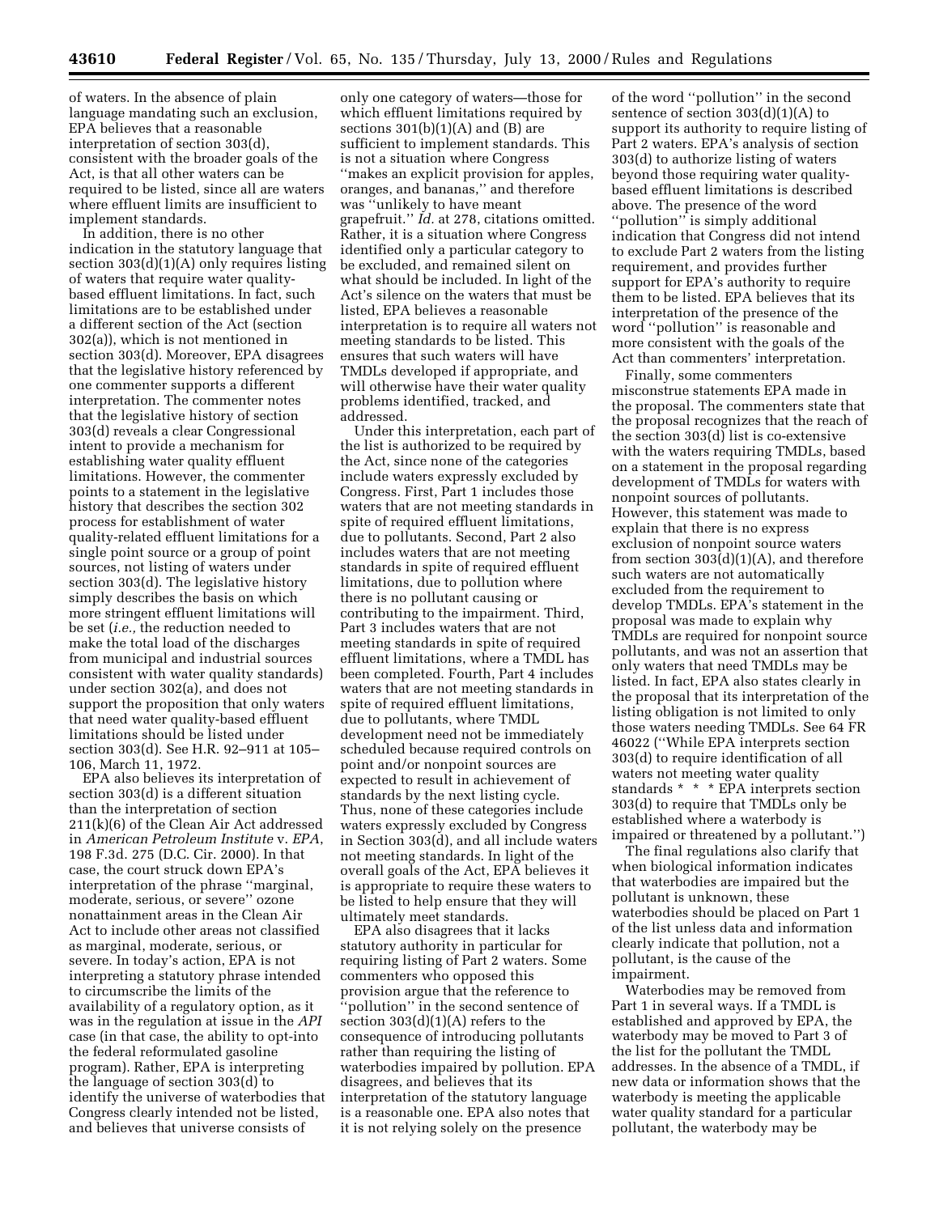of waters. In the absence of plain language mandating such an exclusion, EPA believes that a reasonable interpretation of section 303(d), consistent with the broader goals of the Act, is that all other waters can be required to be listed, since all are waters where effluent limits are insufficient to implement standards.

In addition, there is no other indication in the statutory language that section 303(d)(1)(A) only requires listing of waters that require water quality-based effluent limitations. In fact, such limitations are to be established under a different section of the Act (section 302(a)), which is not mentioned in section 303(d). Moreover, EPA disagrees that the legislative history referenced by one commenter supports a different interpretation. The commenter notes that the legislative history of section 303(d) reveals a clear Congressional intent to provide a mechanism for establishing water quality effluent limitations. However, the commenter points to a statement in the legislative history that describes the section 302 process for establishment of water quality-related effluent limitations for a single point source or a group of point sources, not listing of waters under section 303(d). The legislative history simply describes the basis on which more stringent effluent limitations will be set (*i.e.,* the reduction needed to make the total load of the discharges from municipal and industrial sources consistent with water quality standards) under section 302(a), and does not support the proposition that only waters that need water quality-based effluent limitations should be listed under section 303(d). See H.R. 92–911 at 105–106, March 11, 1972.

EPA also believes its interpretation of section 303(d) is a different situation than the interpretation of section 211(k)(6) of the Clean Air Act addressed in *American Petroleum Institute* v. *EPA*, 198 F.3d. 275 (D.C. Cir. 2000). In that case, the court struck down EPA's interpretation of the phrase ''marginal, moderate, serious, or severe'' ozone nonattainment areas in the Clean Air Act to include other areas not classified as marginal, moderate, serious, or severe. In today's action, EPA is not interpreting a statutory phrase intended to circumscribe the limits of the availability of a regulatory option, as it was in the regulation at issue in the *API* case (in that case, the ability to opt-into the federal reformulated gasoline program). Rather, EPA is interpreting the language of section 303(d) to identify the universe of waterbodies that Congress clearly intended not be listed, and believes that universe consists of only one category of waters—those for which effluent limitations required by sections 301(b)(1)(A) and (B) are sufficient to implement standards. This is not a situation where Congress ''makes an explicit provision for apples, oranges, and bananas,'' and therefore was ''unlikely to have meant grapefruit.'' *Id.* at 278, citations omitted. Rather, it is a situation where Congress identified only a particular category to be excluded, and remained silent on what should be included. In light of the Act's silence on the waters that must be listed, EPA believes a reasonable interpretation is to require all waters not meeting standards to be listed. This ensures that such waters will have TMDLs developed if appropriate, and will otherwise have their water quality problems identified, tracked, and addressed.

Under this interpretation, each part of the list is authorized to be required by the Act, since none of the categories include waters expressly excluded by Congress. First, Part 1 includes those waters that are not meeting standards in spite of required effluent limitations, due to pollutants. Second, Part 2 also includes waters that are not meeting standards in spite of required effluent limitations, due to pollution where there is no pollutant causing or contributing to the impairment. Third, Part 3 includes waters that are not meeting standards in spite of required effluent limitations, where a TMDL has been completed. Fourth, Part 4 includes waters that are not meeting standards in spite of required effluent limitations, due to pollutants, where TMDL development need not be immediately scheduled because required controls on point and/or nonpoint sources are expected to result in achievement of standards by the next listing cycle. Thus, none of these categories include waters expressly excluded by Congress in Section 303(d), and all include waters not meeting standards. In light of the overall goals of the Act, EPA believes it is appropriate to require these waters to be listed to help ensure that they will ultimately meet standards.

EPA also disagrees that it lacks statutory authority in particular for requiring listing of Part 2 waters. Some commenters who opposed this provision argue that the reference to ''pollution'' in the second sentence of section 303(d)(1)(A) refers to the consequence of introducing pollutants rather than requiring the listing of waterbodies impaired by pollution. EPA disagrees, and believes that its interpretation of the statutory language is a reasonable one. EPA also notes that it is not relying solely on the presence of the word ''pollution'' in the second sentence of section 303(d)(1)(A) to support its authority to require listing of Part 2 waters. EPA's analysis of section 303(d) to authorize listing of waters beyond those requiring water quality-based effluent limitations is described above. The presence of the word ''pollution'' is simply additional indication that Congress did not intend to exclude Part 2 waters from the listing requirement, and provides further support for EPA's authority to require them to be listed. EPA believes that its interpretation of the presence of the word ''pollution'' is reasonable and more consistent with the goals of the Act than commenters' interpretation.

Finally, some commenters misconstrue statements EPA made in the proposal. The commenters state that the proposal recognizes that the reach of the section 303(d) list is co-extensive with the waters requiring TMDLs, based on a statement in the proposal regarding development of TMDLs for waters with nonpoint sources of pollutants. However, this statement was made to explain that there is no express exclusion of nonpoint source waters from section 303(d)(1)(A), and therefore such waters are not automatically excluded from the requirement to develop TMDLs. EPA's statement in the proposal was made to explain why TMDLs are required for nonpoint source pollutants, and was not an assertion that only waters that need TMDLs may be listed. In fact, EPA also states clearly in the proposal that its interpretation of the listing obligation is not limited to only those waters needing TMDLs. See 64 FR 46022 (''While EPA interprets section 303(d) to require identification of all waters not meeting water quality standards * * * EPA interprets section 303(d) to require that TMDLs only be established where a waterbody is impaired or threatened by a pollutant.'')

The final regulations also clarify that when biological information indicates that waterbodies are impaired but the pollutant is unknown, these waterbodies should be placed on Part 1 of the list unless data and information clearly indicate that pollution, not a pollutant, is the cause of the impairment.

Waterbodies may be removed from Part 1 in several ways. If a TMDL is established and approved by EPA, the waterbody may be moved to Part 3 of the list for the pollutant the TMDL addresses. In the absence of a TMDL, if new data or information shows that the waterbody is meeting the applicable water quality standard for a particular pollutant, the waterbody may be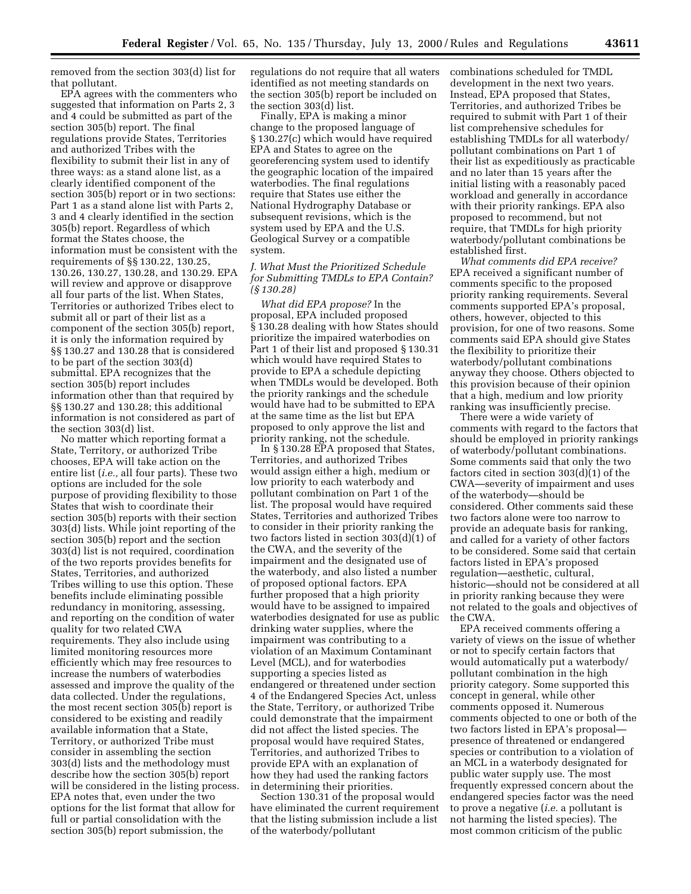removed from the section 303(d) list for that pollutant.

EPA agrees with the commenters who suggested that information on Parts 2, 3 and 4 could be submitted as part of the section 305(b) report. The final regulations provide States, Territories and authorized Tribes with the flexibility to submit their list in any of three ways: as a stand alone list, as a clearly identified component of the section 305(b) report or in two sections: Part 1 as a stand alone list with Parts 2, 3 and 4 clearly identified in the section 305(b) report. Regardless of which format the States choose, the information must be consistent with the requirements of §§ 130.22, 130.25, 130.26, 130.27, 130.28, and 130.29. EPA will review and approve or disapprove all four parts of the list. When States, Territories or authorized Tribes elect to submit all or part of their list as a component of the section 305(b) report, it is only the information required by §§ 130.27 and 130.28 that is considered to be part of the section 303(d) submittal. EPA recognizes that the section 305(b) report includes information other than that required by §§ 130.27 and 130.28; this additional information is not considered as part of the section 303(d) list.

No matter which reporting format a State, Territory, or authorized Tribe chooses, EPA will take action on the entire list (*i.e.,* all four parts). These two options are included for the sole purpose of providing flexibility to those States that wish to coordinate their section 305(b) reports with their section 303(d) lists. While joint reporting of the section 305(b) report and the section 303(d) list is not required, coordination of the two reports provides benefits for States, Territories, and authorized Tribes willing to use this option. These benefits include eliminating possible redundancy in monitoring, assessing, and reporting on the condition of water quality for two related CWA requirements. They also include using limited monitoring resources more efficiently which may free resources to increase the numbers of waterbodies assessed and improve the quality of the data collected. Under the regulations, the most recent section 305(b) report is considered to be existing and readily available information that a State, Territory, or authorized Tribe must consider in assembling the section 303(d) lists and the methodology must describe how the section 305(b) report will be considered in the listing process. EPA notes that, even under the two options for the list format that allow for full or partial consolidation with the section 305(b) report submission, the regulations do not require that all waters identified as not meeting standards on the section 305(b) report be included on the section 303(d) list.

Finally, EPA is making a minor change to the proposed language of § 130.27(c) which would have required EPA and States to agree on the georeferencing system used to identify the geographic location of the impaired waterbodies. The final regulations require that States use either the National Hydrography Database or subsequent revisions, which is the system used by EPA and the U.S. Geological Survey or a compatible system.

### *J. What Must the Prioritized Schedule for Submitting TMDLs to EPA Contain? (§ 130.28)*

*What did EPA propose?* In the proposal, EPA included proposed § 130.28 dealing with how States should prioritize the impaired waterbodies on Part 1 of their list and proposed § 130.31 which would have required States to provide to EPA a schedule depicting when TMDLs would be developed. Both the priority rankings and the schedule would have had to be submitted to EPA at the same time as the list but EPA proposed to only approve the list and priority ranking, not the schedule.

In § 130.28 EPA proposed that States, Territories, and authorized Tribes would assign either a high, medium or low priority to each waterbody and pollutant combination on Part 1 of the list. The proposal would have required States, Territories and authorized Tribes to consider in their priority ranking the two factors listed in section 303(d)(1) of the CWA, and the severity of the impairment and the designated use of the waterbody, and also listed a number of proposed optional factors. EPA further proposed that a high priority would have to be assigned to impaired waterbodies designated for use as public drinking water supplies, where the impairment was contributing to a violation of an Maximum Contaminant Level (MCL), and for waterbodies supporting a species listed as endangered or threatened under section 4 of the Endangered Species Act, unless the State, Territory, or authorized Tribe could demonstrate that the impairment did not affect the listed species. The proposal would have required States, Territories, and authorized Tribes to provide EPA with an explanation of how they had used the ranking factors in determining their priorities.

Section 130.31 of the proposal would have eliminated the current requirement that the listing submission include a list of the waterbody/pollutant combinations scheduled for TMDL development in the next two years. Instead, EPA proposed that States, Territories, and authorized Tribes be required to submit with Part 1 of their list comprehensive schedules for establishing TMDLs for all waterbody/pollutant combinations on Part 1 of their list as expeditiously as practicable and no later than 15 years after the initial listing with a reasonably paced workload and generally in accordance with their priority rankings. EPA also proposed to recommend, but not require, that TMDLs for high priority waterbody/pollutant combinations be established first.

*What comments did EPA receive?* EPA received a significant number of comments specific to the proposed priority ranking requirements. Several comments supported EPA's proposal, others, however, objected to this provision, for one of two reasons. Some comments said EPA should give States the flexibility to prioritize their waterbody/pollutant combinations anyway they choose. Others objected to this provision because of their opinion that a high, medium and low priority ranking was insufficiently precise.

There were a wide variety of comments with regard to the factors that should be employed in priority rankings of waterbody/pollutant combinations. Some comments said that only the two factors cited in section 303(d)(1) of the CWA—severity of impairment and uses of the waterbody—should be considered. Other comments said these two factors alone were too narrow to provide an adequate basis for ranking, and called for a variety of other factors to be considered. Some said that certain factors listed in EPA's proposed regulation—aesthetic, cultural, historic—should not be considered at all in priority ranking because they were not related to the goals and objectives of the CWA.

EPA received comments offering a variety of views on the issue of whether or not to specify certain factors that would automatically put a waterbody/pollutant combination in the high priority category. Some supported this concept in general, while other comments opposed it. Numerous comments objected to one or both of the two factors listed in EPA's proposal—presence of threatened or endangered species or contribution to a violation of an MCL in a waterbody designated for public water supply use. The most frequently expressed concern about the endangered species factor was the need to prove a negative (*i.e.* a pollutant is not harming the listed species). The most common criticism of the public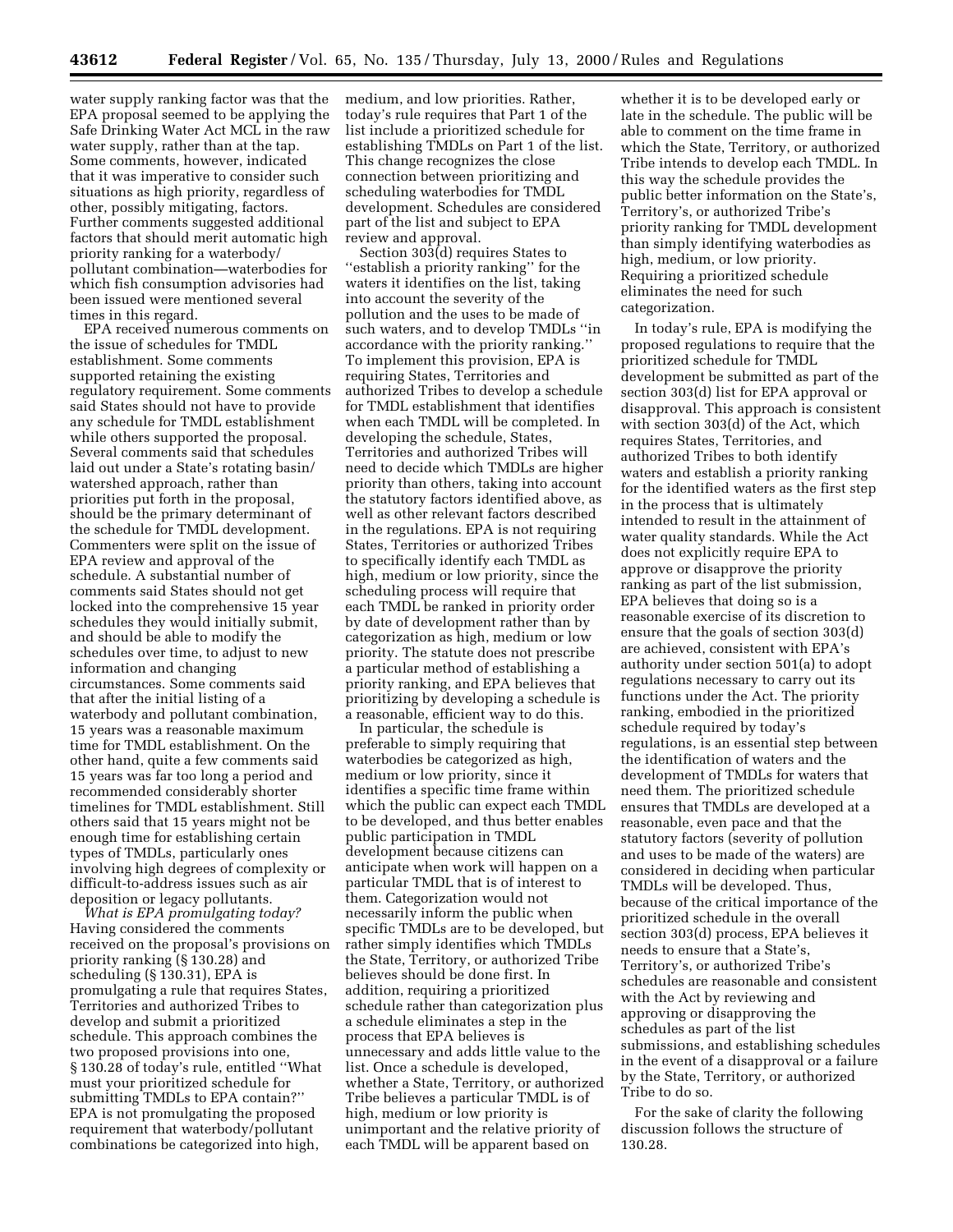water supply ranking factor was that the EPA proposal seemed to be applying the Safe Drinking Water Act MCL in the raw water supply, rather than at the tap. Some comments, however, indicated that it was imperative to consider such situations as high priority, regardless of other, possibly mitigating, factors. Further comments suggested additional factors that should merit automatic high priority ranking for a waterbody/pollutant combination—waterbodies for which fish consumption advisories had been issued were mentioned several times in this regard.

EPA received numerous comments on the issue of schedules for TMDL establishment. Some comments supported retaining the existing regulatory requirement. Some comments said States should not have to provide any schedule for TMDL establishment while others supported the proposal. Several comments said that schedules laid out under a State's rotating basin/watershed approach, rather than priorities put forth in the proposal, should be the primary determinant of the schedule for TMDL development. Commenters were split on the issue of EPA review and approval of the schedule. A substantial number of comments said States should not get locked into the comprehensive 15 year schedules they would initially submit, and should be able to modify the schedules over time, to adjust to new information and changing circumstances. Some comments said that after the initial listing of a waterbody and pollutant combination, 15 years was a reasonable maximum time for TMDL establishment. On the other hand, quite a few comments said 15 years was far too long a period and recommended considerably shorter timelines for TMDL establishment. Still others said that 15 years might not be enough time for establishing certain types of TMDLs, particularly ones involving high degrees of complexity or difficult-to-address issues such as air deposition or legacy pollutants.

*What is EPA promulgating today?* Having considered the comments received on the proposal's provisions on priority ranking (§ 130.28) and scheduling (§ 130.31), EPA is promulgating a rule that requires States, Territories and authorized Tribes to develop and submit a prioritized schedule. This approach combines the two proposed provisions into one, § 130.28 of today's rule, entitled ''What must your prioritized schedule for submitting TMDLs to EPA contain?'' EPA is not promulgating the proposed requirement that waterbody/pollutant combinations be categorized into high, medium, and low priorities. Rather, today's rule requires that Part 1 of the list include a prioritized schedule for establishing TMDLs on Part 1 of the list. This change recognizes the close connection between prioritizing and scheduling waterbodies for TMDL development. Schedules are considered part of the list and subject to EPA review and approval.

Section 303(d) requires States to ''establish a priority ranking'' for the waters it identifies on the list, taking into account the severity of the pollution and the uses to be made of such waters, and to develop TMDLs ''in accordance with the priority ranking.'' To implement this provision, EPA is requiring States, Territories and authorized Tribes to develop a schedule for TMDL establishment that identifies when each TMDL will be completed. In developing the schedule, States, Territories and authorized Tribes will need to decide which TMDLs are higher priority than others, taking into account the statutory factors identified above, as well as other relevant factors described in the regulations. EPA is not requiring States, Territories or authorized Tribes to specifically identify each TMDL as high, medium or low priority, since the scheduling process will require that each TMDL be ranked in priority order by date of development rather than by categorization as high, medium or low priority. The statute does not prescribe a particular method of establishing a priority ranking, and EPA believes that prioritizing by developing a schedule is a reasonable, efficient way to do this.

In particular, the schedule is preferable to simply requiring that waterbodies be categorized as high, medium or low priority, since it identifies a specific time frame within which the public can expect each TMDL to be developed, and thus better enables public participation in TMDL development because citizens can anticipate when work will happen on a particular TMDL that is of interest to them. Categorization would not necessarily inform the public when specific TMDLs are to be developed, but rather simply identifies which TMDLs the State, Territory, or authorized Tribe believes should be done first. In addition, requiring a prioritized schedule rather than categorization plus a schedule eliminates a step in the process that EPA believes is unnecessary and adds little value to the list. Once a schedule is developed, whether a State, Territory, or authorized Tribe believes a particular TMDL is of high, medium or low priority is unimportant and the relative priority of each TMDL will be apparent based on whether it is to be developed early or late in the schedule. The public will be able to comment on the time frame in which the State, Territory, or authorized Tribe intends to develop each TMDL. In this way the schedule provides the public better information on the State's, Territory's, or authorized Tribe's priority ranking for TMDL development than simply identifying waterbodies as high, medium, or low priority. Requiring a prioritized schedule eliminates the need for such categorization.

In today's rule, EPA is modifying the proposed regulations to require that the prioritized schedule for TMDL development be submitted as part of the section 303(d) list for EPA approval or disapproval. This approach is consistent with section 303(d) of the Act, which requires States, Territories, and authorized Tribes to both identify waters and establish a priority ranking for the identified waters as the first step in the process that is ultimately intended to result in the attainment of water quality standards. While the Act does not explicitly require EPA to approve or disapprove the priority ranking as part of the list submission, EPA believes that doing so is a reasonable exercise of its discretion to ensure that the goals of section 303(d) are achieved, consistent with EPA's authority under section 501(a) to adopt regulations necessary to carry out its functions under the Act. The priority ranking, embodied in the prioritized schedule required by today's regulations, is an essential step between the identification of waters and the development of TMDLs for waters that need them. The prioritized schedule ensures that TMDLs are developed at a reasonable, even pace and that the statutory factors (severity of pollution and uses to be made of the waters) are considered in deciding when particular TMDLs will be developed. Thus, because of the critical importance of the prioritized schedule in the overall section 303(d) process, EPA believes it needs to ensure that a State's, Territory's, or authorized Tribe's schedules are reasonable and consistent with the Act by reviewing and approving or disapproving the schedules as part of the list submissions, and establishing schedules in the event of a disapproval or a failure by the State, Territory, or authorized Tribe to do so.

For the sake of clarity the following discussion follows the structure of 130.28.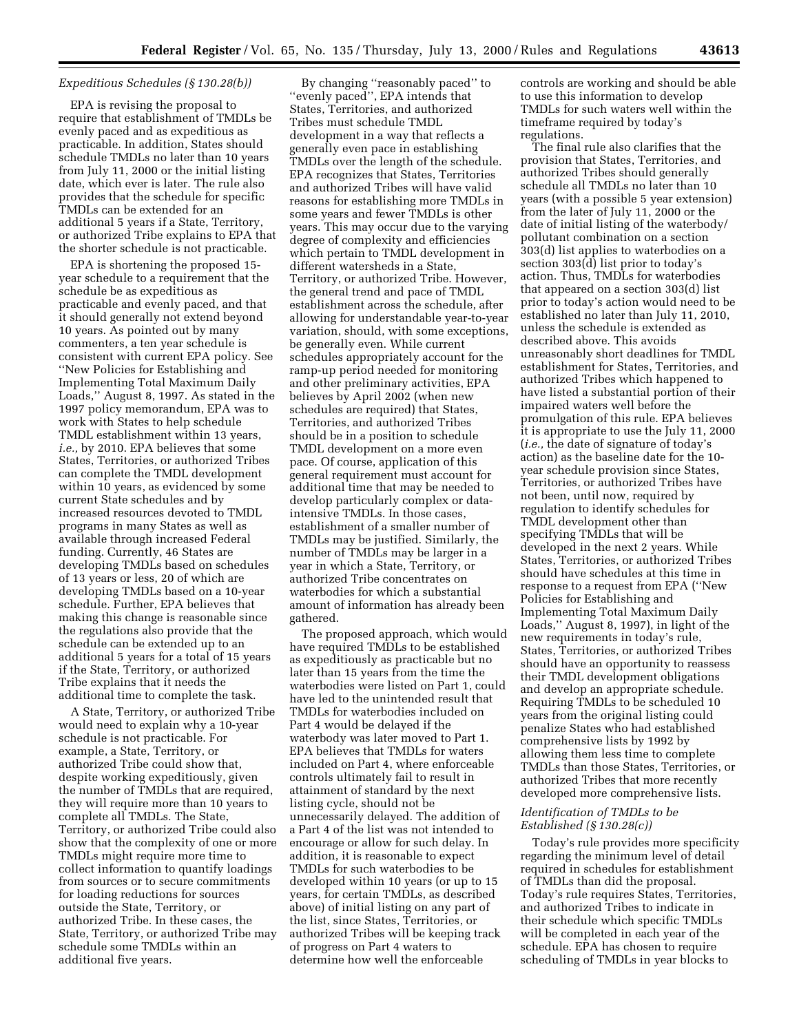*Expeditious Schedules (§ 130.28(b))*

EPA is revising the proposal to require that establishment of TMDLs be evenly paced and as expeditious as practicable. In addition, States should schedule TMDLs no later than 10 years from July 11, 2000 or the initial listing date, which ever is later. The rule also provides that the schedule for specific TMDLs can be extended for an additional 5 years if a State, Territory, or authorized Tribe explains to EPA that the shorter schedule is not practicable.

EPA is shortening the proposed 15-year schedule to a requirement that the schedule be as expeditious as practicable and evenly paced, and that it should generally not extend beyond 10 years. As pointed out by many commenters, a ten year schedule is consistent with current EPA policy. See ''New Policies for Establishing and Implementing Total Maximum Daily Loads,'' August 8, 1997. As stated in the 1997 policy memorandum, EPA was to work with States to help schedule TMDL establishment within 13 years, *i.e.,* by 2010. EPA believes that some States, Territories, or authorized Tribes can complete the TMDL development within 10 years, as evidenced by some current State schedules and by increased resources devoted to TMDL programs in many States as well as available through increased Federal funding. Currently, 46 States are developing TMDLs based on schedules of 13 years or less, 20 of which are developing TMDLs based on a 10-year schedule. Further, EPA believes that making this change is reasonable since the regulations also provide that the schedule can be extended up to an additional 5 years for a total of 15 years if the State, Territory, or authorized Tribe explains that it needs the additional time to complete the task.

A State, Territory, or authorized Tribe would need to explain why a 10-year schedule is not practicable. For example, a State, Territory, or authorized Tribe could show that, despite working expeditiously, given the number of TMDLs that are required, they will require more than 10 years to complete all TMDLs. The State, Territory, or authorized Tribe could also show that the complexity of one or more TMDLs might require more time to collect information to quantify loadings from sources or to secure commitments for loading reductions for sources outside the State, Territory, or authorized Tribe. In these cases, the State, Territory, or authorized Tribe may schedule some TMDLs within an additional five years.

By changing ''reasonably paced'' to ''evenly paced'', EPA intends that States, Territories, and authorized Tribes must schedule TMDL development in a way that reflects a generally even pace in establishing TMDLs over the length of the schedule. EPA recognizes that States, Territories and authorized Tribes will have valid reasons for establishing more TMDLs in some years and fewer TMDLs is other years. This may occur due to the varying degree of complexity and efficiencies which pertain to TMDL development in different watersheds in a State, Territory, or authorized Tribe. However, the general trend and pace of TMDL establishment across the schedule, after allowing for understandable year-to-year variation, should, with some exceptions, be generally even. While current schedules appropriately account for the ramp-up period needed for monitoring and other preliminary activities, EPA believes by April 2002 (when new schedules are required) that States, Territories, and authorized Tribes should be in a position to schedule TMDL development on a more even pace. Of course, application of this general requirement must account for additional time that may be needed to develop particularly complex or data-intensive TMDLs. In those cases, establishment of a smaller number of TMDLs may be justified. Similarly, the number of TMDLs may be larger in a year in which a State, Territory, or authorized Tribe concentrates on waterbodies for which a substantial amount of information has already been gathered.

The proposed approach, which would have required TMDLs to be established as expeditiously as practicable but no later than 15 years from the time the waterbodies were listed on Part 1, could have led to the unintended result that TMDLs for waterbodies included on Part 4 would be delayed if the waterbody was later moved to Part 1. EPA believes that TMDLs for waters included on Part 4, where enforceable controls ultimately fail to result in attainment of standard by the next listing cycle, should not be unnecessarily delayed. The addition of a Part 4 of the list was not intended to encourage or allow for such delay. In addition, it is reasonable to expect TMDLs for such waterbodies to be developed within 10 years (or up to 15 years, for certain TMDLs, as described above) of initial listing on any part of the list, since States, Territories, or authorized Tribes will be keeping track of progress on Part 4 waters to determine how well the enforceable controls are working and should be able to use this information to develop TMDLs for such waters well within the timeframe required by today's regulations.

The final rule also clarifies that the provision that States, Territories, and authorized Tribes should generally schedule all TMDLs no later than 10 years (with a possible 5 year extension) from the later of July 11, 2000 or the date of initial listing of the waterbody/pollutant combination on a section 303(d) list applies to waterbodies on a section 303(d) list prior to today's action. Thus, TMDLs for waterbodies that appeared on a section 303(d) list prior to today's action would need to be established no later than July 11, 2010, unless the schedule is extended as described above. This avoids unreasonably short deadlines for TMDL establishment for States, Territories, and authorized Tribes which happened to have listed a substantial portion of their impaired waters well before the promulgation of this rule. EPA believes it is appropriate to use the July 11, 2000 (*i.e.,* the date of signature of today's action) as the baseline date for the 10-year schedule provision since States, Territories, or authorized Tribes have not been, until now, required by regulation to identify schedules for TMDL development other than specifying TMDLs that will be developed in the next 2 years. While States, Territories, or authorized Tribes should have schedules at this time in response to a request from EPA (''New Policies for Establishing and Implementing Total Maximum Daily Loads,'' August 8, 1997), in light of the new requirements in today's rule, States, Territories, or authorized Tribes should have an opportunity to reassess their TMDL development obligations and develop an appropriate schedule. Requiring TMDLs to be scheduled 10 years from the original listing could penalize States who had established comprehensive lists by 1992 by allowing them less time to complete TMDLs than those States, Territories, or authorized Tribes that more recently developed more comprehensive lists.

*Identification of TMDLs to be Established (§ 130.28(c))*

Today's rule provides more specificity regarding the minimum level of detail required in schedules for establishment of TMDLs than did the proposal. Today's rule requires States, Territories, and authorized Tribes to indicate in their schedule which specific TMDLs will be completed in each year of the schedule. EPA has chosen to require scheduling of TMDLs in year blocks to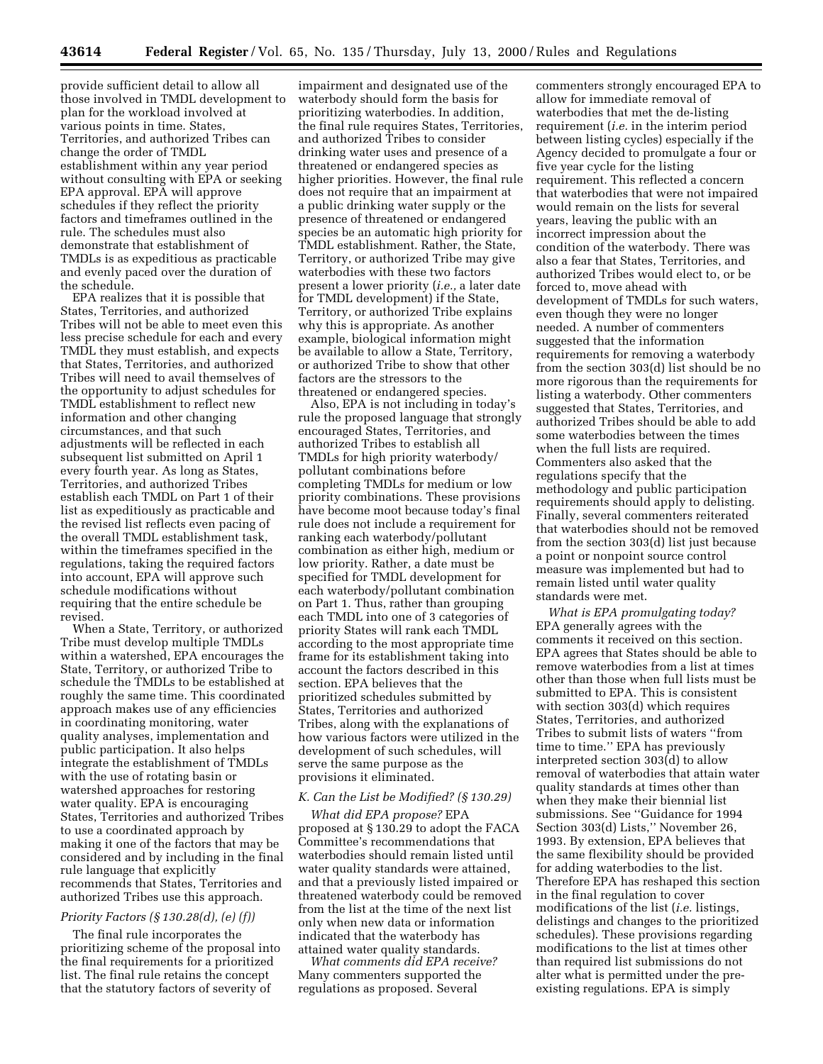provide sufficient detail to allow all those involved in TMDL development to plan for the workload involved at various points in time. States, Territories, and authorized Tribes can change the order of TMDL establishment within any year period without consulting with EPA or seeking EPA approval. EPA will approve schedules if they reflect the priority factors and timeframes outlined in the rule. The schedules must also demonstrate that establishment of TMDLs is as expeditious as practicable and evenly paced over the duration of the schedule.

EPA realizes that it is possible that States, Territories, and authorized Tribes will not be able to meet even this less precise schedule for each and every TMDL they must establish, and expects that States, Territories, and authorized Tribes will need to avail themselves of the opportunity to adjust schedules for TMDL establishment to reflect new information and other changing circumstances, and that such adjustments will be reflected in each subsequent list submitted on April 1 every fourth year. As long as States, Territories, and authorized Tribes establish each TMDL on Part 1 of their list as expeditiously as practicable and the revised list reflects even pacing of the overall TMDL establishment task, within the timeframes specified in the regulations, taking the required factors into account, EPA will approve such schedule modifications without requiring that the entire schedule be revised.

When a State, Territory, or authorized Tribe must develop multiple TMDLs within a watershed, EPA encourages the State, Territory, or authorized Tribe to schedule the TMDLs to be established at roughly the same time. This coordinated approach makes use of any efficiencies in coordinating monitoring, water quality analyses, implementation and public participation. It also helps integrate the establishment of TMDLs with the use of rotating basin or watershed approaches for restoring water quality. EPA is encouraging States, Territories and authorized Tribes to use a coordinated approach by making it one of the factors that may be considered and by including in the final rule language that explicitly recommends that States, Territories and authorized Tribes use this approach.

*Priority Factors (§ 130.28(d), (e) (f))*

The final rule incorporates the prioritizing scheme of the proposal into the final requirements for a prioritized list. The final rule retains the concept that the statutory factors of severity of impairment and designated use of the waterbody should form the basis for prioritizing waterbodies. In addition, the final rule requires States, Territories, and authorized Tribes to consider drinking water uses and presence of a threatened or endangered species as higher priorities. However, the final rule does not require that an impairment at a public drinking water supply or the presence of threatened or endangered species be an automatic high priority for TMDL establishment. Rather, the State, Territory, or authorized Tribe may give waterbodies with these two factors present a lower priority (*i.e.*, a later date for TMDL development) if the State, Territory, or authorized Tribe explains why this is appropriate. As another example, biological information might be available to allow a State, Territory, or authorized Tribe to show that other factors are the stressors to the threatened or endangered species.

Also, EPA is not including in today's rule the proposed language that strongly encouraged States, Territories, and authorized Tribes to establish all TMDLs for high priority waterbody/pollutant combinations before completing TMDLs for medium or low priority combinations. These provisions have become moot because today's final rule does not include a requirement for ranking each waterbody/pollutant combination as either high, medium or low priority. Rather, a date must be specified for TMDL development for each waterbody/pollutant combination on Part 1. Thus, rather than grouping each TMDL into one of 3 categories of priority States will rank each TMDL according to the most appropriate time frame for its establishment taking into account the factors described in this section. EPA believes that the prioritized schedules submitted by States, Territories and authorized Tribes, along with the explanations of how various factors were utilized in the development of such schedules, will serve the same purpose as the provisions it eliminated.

### *K. Can the List be Modified? (§ 130.29)*

*What did EPA propose?* EPA proposed at § 130.29 to adopt the FACA Committee's recommendations that waterbodies should remain listed until water quality standards were attained, and that a previously listed impaired or threatened waterbody could be removed from the list at the time of the next list only when new data or information indicated that the waterbody has attained water quality standards.

*What comments did EPA receive?* Many commenters supported the regulations as proposed. Several commenters strongly encouraged EPA to allow for immediate removal of waterbodies that met the de-listing requirement (*i.e.* in the interim period between listing cycles) especially if the Agency decided to promulgate a four or five year cycle for the listing requirement. This reflected a concern that waterbodies that were not impaired would remain on the lists for several years, leaving the public with an incorrect impression about the condition of the waterbody. There was also a fear that States, Territories, and authorized Tribes would elect to, or be forced to, move ahead with development of TMDLs for such waters, even though they were no longer needed. A number of commenters suggested that the information requirements for removing a waterbody from the section 303(d) list should be no more rigorous than the requirements for listing a waterbody. Other commenters suggested that States, Territories, and authorized Tribes should be able to add some waterbodies between the times when the full lists are required. Commenters also asked that the regulations specify that the methodology and public participation requirements should apply to delisting. Finally, several commenters reiterated that waterbodies should not be removed from the section 303(d) list just because a point or nonpoint source control measure was implemented but had to remain listed until water quality standards were met.

*What is EPA promulgating today?* EPA generally agrees with the comments it received on this section. EPA agrees that States should be able to remove waterbodies from a list at times other than those when full lists must be submitted to EPA. This is consistent with section 303(d) which requires States, Territories, and authorized Tribes to submit lists of waters ''from time to time.'' EPA has previously interpreted section 303(d) to allow removal of waterbodies that attain water quality standards at times other than when they make their biennial list submissions. See ''Guidance for 1994 Section 303(d) Lists,'' November 26, 1993. By extension, EPA believes that the same flexibility should be provided for adding waterbodies to the list. Therefore EPA has reshaped this section in the final regulation to cover modifications of the list (*i.e.* listings, delistings and changes to the prioritized schedules). These provisions regarding modifications to the list at times other than required list submissions do not alter what is permitted under the pre-existing regulations. EPA is simply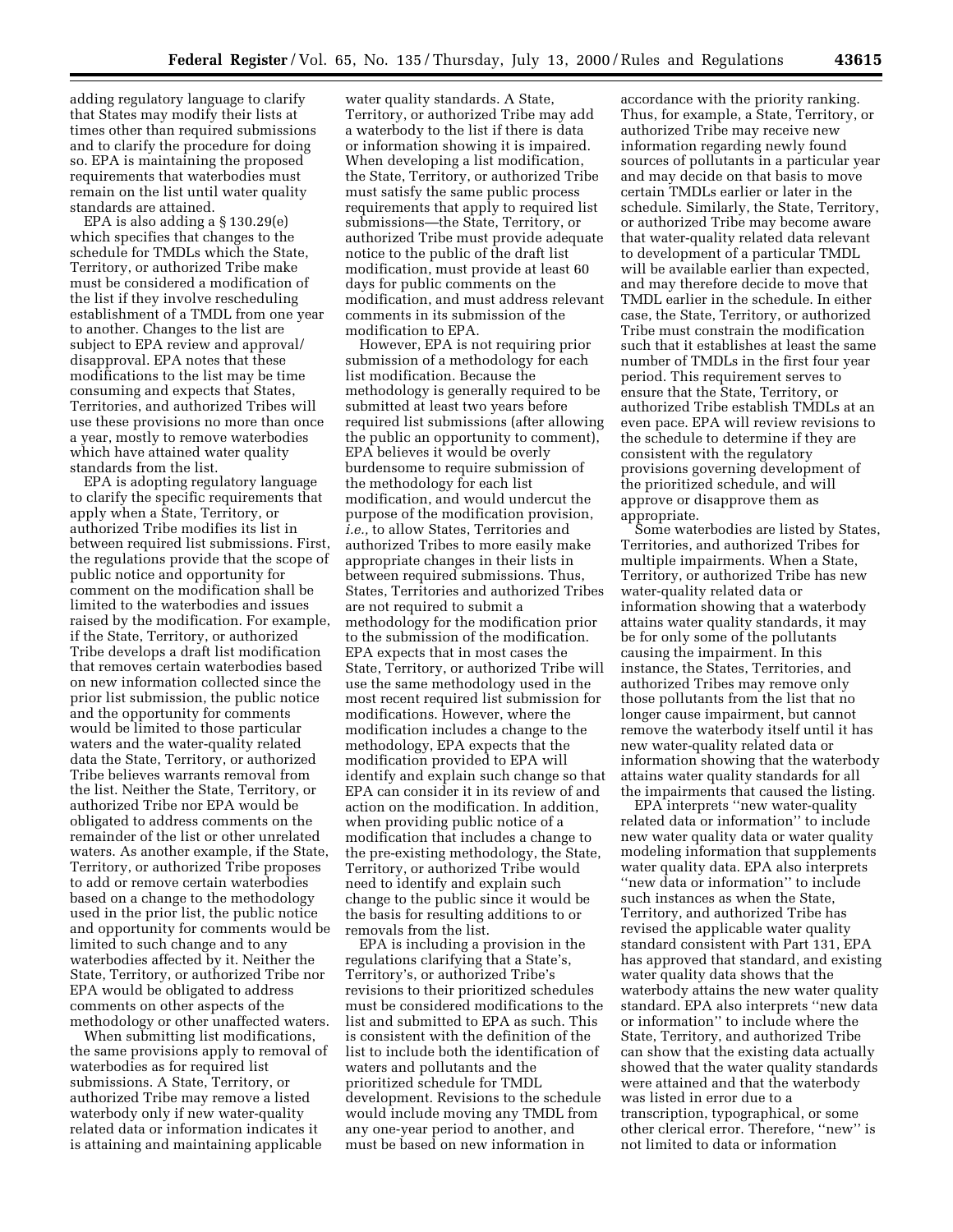adding regulatory language to clarify that States may modify their lists at times other than required submissions and to clarify the procedure for doing so. EPA is maintaining the proposed requirements that waterbodies must remain on the list until water quality standards are attained.

EPA is also adding a § 130.29(e) which specifies that changes to the schedule for TMDLs which the State, Territory, or authorized Tribe make must be considered a modification of the list if they involve rescheduling establishment of a TMDL from one year to another. Changes to the list are subject to EPA review and approval/disapproval. EPA notes that these modifications to the list may be time consuming and expects that States, Territories, and authorized Tribes will use these provisions no more than once a year, mostly to remove waterbodies which have attained water quality standards from the list.

EPA is adopting regulatory language to clarify the specific requirements that apply when a State, Territory, or authorized Tribe modifies its list in between required list submissions. First, the regulations provide that the scope of public notice and opportunity for comment on the modification shall be limited to the waterbodies and issues raised by the modification. For example, if the State, Territory, or authorized Tribe develops a draft list modification that removes certain waterbodies based on new information collected since the prior list submission, the public notice and the opportunity for comments would be limited to those particular waters and the water-quality related data the State, Territory, or authorized Tribe believes warrants removal from the list. Neither the State, Territory, or authorized Tribe nor EPA would be obligated to address comments on the remainder of the list or other unrelated waters. As another example, if the State, Territory, or authorized Tribe proposes to add or remove certain waterbodies based on a change to the methodology used in the prior list, the public notice and opportunity for comments would be limited to such change and to any waterbodies affected by it. Neither the State, Territory, or authorized Tribe nor EPA would be obligated to address comments on other aspects of the methodology or other unaffected waters.

When submitting list modifications, the same provisions apply to removal of waterbodies as for required list submissions. A State, Territory, or authorized Tribe may remove a listed waterbody only if new water-quality related data or information indicates it is attaining and maintaining applicable water quality standards. A State, Territory, or authorized Tribe may add a waterbody to the list if there is data or information showing it is impaired. When developing a list modification, the State, Territory, or authorized Tribe must satisfy the same public process requirements that apply to required list submissions—the State, Territory, or authorized Tribe must provide adequate notice to the public of the draft list modification, must provide at least 60 days for public comments on the modification, and must address relevant comments in its submission of the modification to EPA.

However, EPA is not requiring prior submission of a methodology for each list modification. Because the methodology is generally required to be submitted at least two years before required list submissions (after allowing the public an opportunity to comment), EPA believes it would be overly burdensome to require submission of the methodology for each list modification, and would undercut the purpose of the modification provision, *i.e.,* to allow States, Territories and authorized Tribes to more easily make appropriate changes in their lists in between required submissions. Thus, States, Territories and authorized Tribes are not required to submit a methodology for the modification prior to the submission of the modification. EPA expects that in most cases the State, Territory, or authorized Tribe will use the same methodology used in the most recent required list submission for modifications. However, where the modification includes a change to the methodology, EPA expects that the modification provided to EPA will identify and explain such change so that EPA can consider it in its review of and action on the modification. In addition, when providing public notice of a modification that includes a change to the pre-existing methodology, the State, Territory, or authorized Tribe would need to identify and explain such change to the public since it would be the basis for resulting additions to or removals from the list.

EPA is including a provision in the regulations clarifying that a State's, Territory's, or authorized Tribe's revisions to their prioritized schedules must be considered modifications to the list and submitted to EPA as such. This is consistent with the definition of the list to include both the identification of waters and pollutants and the prioritized schedule for TMDL development. Revisions to the schedule would include moving any TMDL from any one-year period to another, and must be based on new information in accordance with the priority ranking. Thus, for example, a State, Territory, or authorized Tribe may receive new information regarding newly found sources of pollutants in a particular year and may decide on that basis to move certain TMDLs earlier or later in the schedule. Similarly, the State, Territory, or authorized Tribe may become aware that water-quality related data relevant to development of a particular TMDL will be available earlier than expected, and may therefore decide to move that TMDL earlier in the schedule. In either case, the State, Territory, or authorized Tribe must constrain the modification such that it establishes at least the same number of TMDLs in the first four year period. This requirement serves to ensure that the State, Territory, or authorized Tribe establish TMDLs at an even pace. EPA will review revisions to the schedule to determine if they are consistent with the regulatory provisions governing development of the prioritized schedule, and will approve or disapprove them as appropriate.

Some waterbodies are listed by States, Territories, and authorized Tribes for multiple impairments. When a State, Territory, or authorized Tribe has new water-quality related data or information showing that a waterbody attains water quality standards, it may be for only some of the pollutants causing the impairment. In this instance, the States, Territories, and authorized Tribes may remove only those pollutants from the list that no longer cause impairment, but cannot remove the waterbody itself until it has new water-quality related data or information showing that the waterbody attains water quality standards for all the impairments that caused the listing.

EPA interprets ''new water-quality related data or information'' to include new water quality data or water quality modeling information that supplements water quality data. EPA also interprets ''new data or information'' to include such instances as when the State, Territory, and authorized Tribe has revised the applicable water quality standard consistent with Part 131, EPA has approved that standard, and existing water quality data shows that the waterbody attains the new water quality standard. EPA also interprets ''new data or information'' to include where the State, Territory, and authorized Tribe can show that the existing data actually showed that the water quality standards were attained and that the waterbody was listed in error due to a transcription, typographical, or some other clerical error. Therefore, ''new'' is not limited to data or information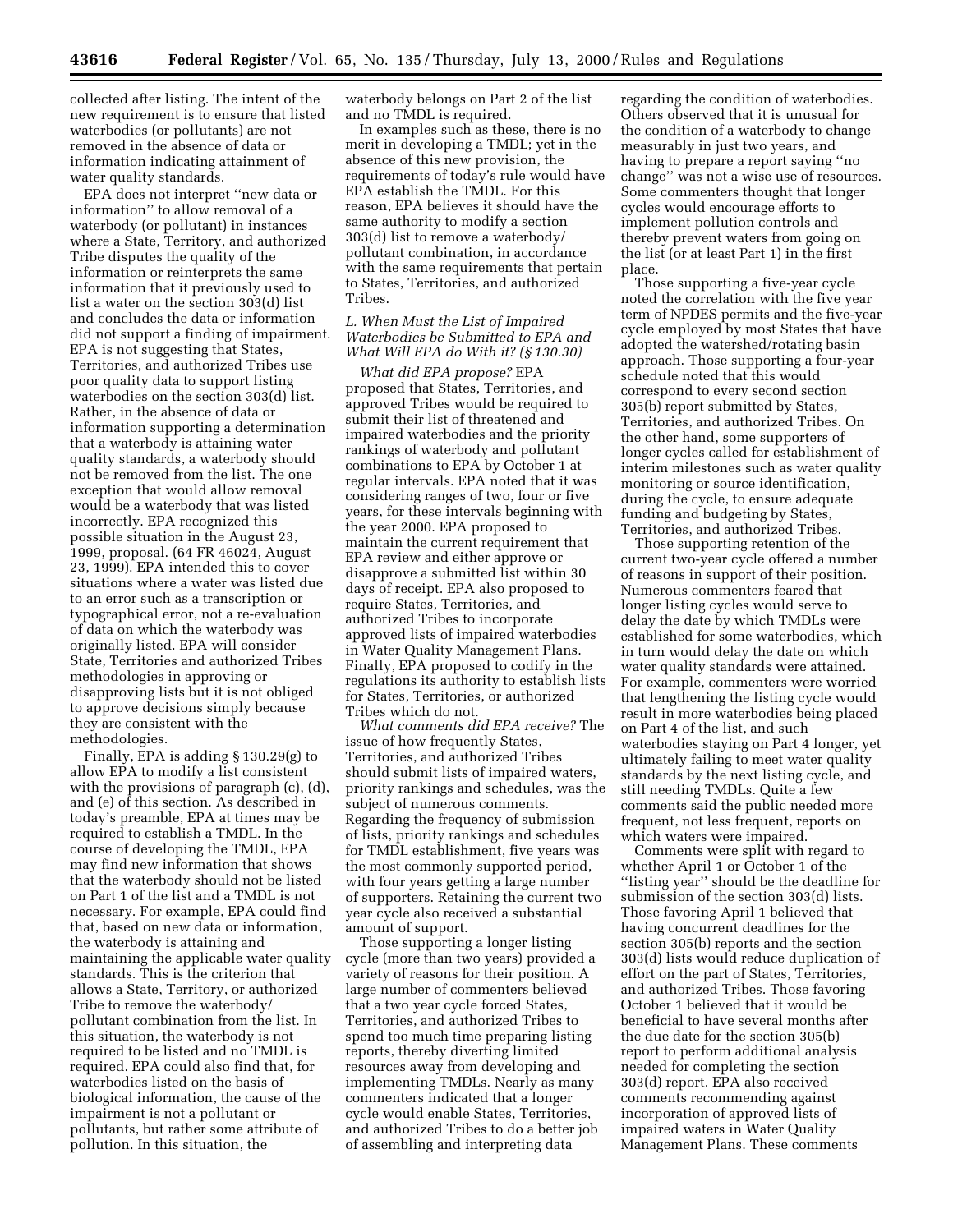collected after listing. The intent of the new requirement is to ensure that listed waterbodies (or pollutants) are not removed in the absence of data or information indicating attainment of water quality standards.

EPA does not interpret ''new data or information'' to allow removal of a waterbody (or pollutant) in instances where a State, Territory, and authorized Tribe disputes the quality of the information or reinterprets the same information that it previously used to list a water on the section 303(d) list and concludes the data or information did not support a finding of impairment. EPA is not suggesting that States, Territories, and authorized Tribes use poor quality data to support listing waterbodies on the section 303(d) list. Rather, in the absence of data or information supporting a determination that a waterbody is attaining water quality standards, a waterbody should not be removed from the list. The one exception that would allow removal would be a waterbody that was listed incorrectly. EPA recognized this possible situation in the August 23, 1999, proposal. (64 FR 46024, August 23, 1999). EPA intended this to cover situations where a water was listed due to an error such as a transcription or typographical error, not a re-evaluation of data on which the waterbody was originally listed. EPA will consider State, Territories and authorized Tribes methodologies in approving or disapproving lists but it is not obliged to approve decisions simply because they are consistent with the methodologies.

Finally, EPA is adding § 130.29(g) to allow EPA to modify a list consistent with the provisions of paragraph (c), (d), and (e) of this section. As described in today's preamble, EPA at times may be required to establish a TMDL. In the course of developing the TMDL, EPA may find new information that shows that the waterbody should not be listed on Part 1 of the list and a TMDL is not necessary. For example, EPA could find that, based on new data or information, the waterbody is attaining and maintaining the applicable water quality standards. This is the criterion that allows a State, Territory, or authorized Tribe to remove the waterbody/pollutant combination from the list. In this situation, the waterbody is not required to be listed and no TMDL is required. EPA could also find that, for waterbodies listed on the basis of biological information, the cause of the impairment is not a pollutant or pollutants, but rather some attribute of pollution. In this situation, the waterbody belongs on Part 2 of the list and no TMDL is required.

In examples such as these, there is no merit in developing a TMDL; yet in the absence of this new provision, the requirements of today's rule would have EPA establish the TMDL. For this reason, EPA believes it should have the same authority to modify a section 303(d) list to remove a waterbody/pollutant combination, in accordance with the same requirements that pertain to States, Territories, and authorized Tribes.

### *L. When Must the List of Impaired Waterbodies be Submitted to EPA and What Will EPA do With it? (§ 130.30)*

*What did EPA propose?* EPA proposed that States, Territories, and approved Tribes would be required to submit their list of threatened and impaired waterbodies and the priority rankings of waterbody and pollutant combinations to EPA by October 1 at regular intervals. EPA noted that it was considering ranges of two, four or five years, for these intervals beginning with the year 2000. EPA proposed to maintain the current requirement that EPA review and either approve or disapprove a submitted list within 30 days of receipt. EPA also proposed to require States, Territories, and authorized Tribes to incorporate approved lists of impaired waterbodies in Water Quality Management Plans. Finally, EPA proposed to codify in the regulations its authority to establish lists for States, Territories, or authorized Tribes which do not.

*What comments did EPA receive?* The issue of how frequently States, Territories, and authorized Tribes should submit lists of impaired waters, priority rankings and schedules, was the subject of numerous comments. Regarding the frequency of submission of lists, priority rankings and schedules for TMDL establishment, five years was the most commonly supported period, with four years getting a large number of supporters. Retaining the current two year cycle also received a substantial amount of support.

Those supporting a longer listing cycle (more than two years) provided a variety of reasons for their position. A large number of commenters believed that a two year cycle forced States, Territories, and authorized Tribes to spend too much time preparing listing reports, thereby diverting limited resources away from developing and implementing TMDLs. Nearly as many commenters indicated that a longer cycle would enable States, Territories, and authorized Tribes to do a better job of assembling and interpreting data regarding the condition of waterbodies. Others observed that it is unusual for the condition of a waterbody to change measurably in just two years, and having to prepare a report saying ''no change'' was not a wise use of resources. Some commenters thought that longer cycles would encourage efforts to implement pollution controls and thereby prevent waters from going on the list (or at least Part 1) in the first place.

Those supporting a five-year cycle noted the correlation with the five year term of NPDES permits and the five-year cycle employed by most States that have adopted the watershed/rotating basin approach. Those supporting a four-year schedule noted that this would correspond to every second section 305(b) report submitted by States, Territories, and authorized Tribes. On the other hand, some supporters of longer cycles called for establishment of interim milestones such as water quality monitoring or source identification, during the cycle, to ensure adequate funding and budgeting by States, Territories, and authorized Tribes.

Those supporting retention of the current two-year cycle offered a number of reasons in support of their position. Numerous commenters feared that longer listing cycles would serve to delay the date by which TMDLs were established for some waterbodies, which in turn would delay the date on which water quality standards were attained. For example, commenters were worried that lengthening the listing cycle would result in more waterbodies being placed on Part 4 of the list, and such waterbodies staying on Part 4 longer, yet ultimately failing to meet water quality standards by the next listing cycle, and still needing TMDLs. Quite a few comments said the public needed more frequent, not less frequent, reports on which waters were impaired.

Comments were split with regard to whether April 1 or October 1 of the ''listing year'' should be the deadline for submission of the section 303(d) lists. Those favoring April 1 believed that having concurrent deadlines for the section 305(b) reports and the section 303(d) lists would reduce duplication of effort on the part of States, Territories, and authorized Tribes. Those favoring October 1 believed that it would be beneficial to have several months after the due date for the section 305(b) report to perform additional analysis needed for completing the section 303(d) report. EPA also received comments recommending against incorporation of approved lists of impaired waters in Water Quality Management Plans. These comments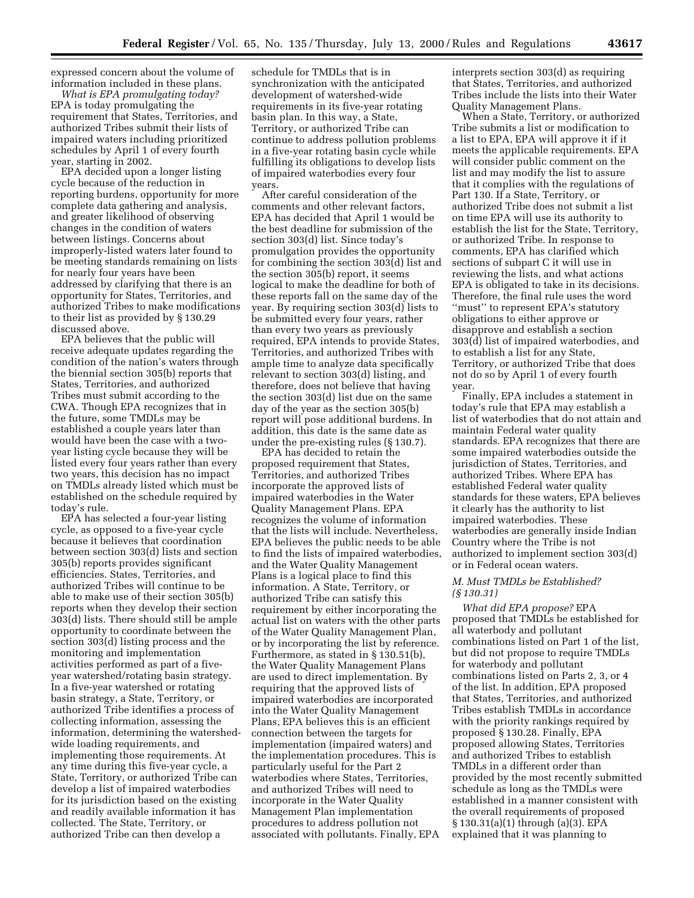expressed concern about the volume of information included in these plans.

*What is EPA promulgating today?* EPA is today promulgating the requirement that States, Territories, and authorized Tribes submit their lists of impaired waters including prioritized schedules by April 1 of every fourth year, starting in 2002.

EPA decided upon a longer listing cycle because of the reduction in reporting burdens, opportunity for more complete data gathering and analysis, and greater likelihood of observing changes in the condition of waters between listings. Concerns about improperly-listed waters later found to be meeting standards remaining on lists for nearly four years have been addressed by clarifying that there is an opportunity for States, Territories, and authorized Tribes to make modifications to their list as provided by § 130.29 discussed above.

EPA believes that the public will receive adequate updates regarding the condition of the nation's waters through the biennial section 305(b) reports that States, Territories, and authorized Tribes must submit according to the CWA. Though EPA recognizes that in the future, some TMDLs may be established a couple years later than would have been the case with a two-year listing cycle because they will be listed every four years rather than every two years, this decision has no impact on TMDLs already listed which must be established on the schedule required by today's rule.

EPA has selected a four-year listing cycle, as opposed to a five-year cycle because it believes that coordination between section 303(d) lists and section 305(b) reports provides significant efficiencies. States, Territories, and authorized Tribes will continue to be able to make use of their section 305(b) reports when they develop their section 303(d) lists. There should still be ample opportunity to coordinate between the section 303(d) listing process and the monitoring and implementation activities performed as part of a five-year watershed/rotating basin strategy. In a five-year watershed or rotating basin strategy, a State, Territory, or authorized Tribe identifies a process of collecting information, assessing the information, determining the watershed-wide loading requirements, and implementing those requirements. At any time during this five-year cycle, a State, Territory, or authorized Tribe can develop a list of impaired waterbodies for its jurisdiction based on the existing and readily available information it has collected. The State, Territory, or authorized Tribe can then develop a schedule for TMDLs that is in synchronization with the anticipated development of watershed-wide requirements in its five-year rotating basin plan. In this way, a State, Territory, or authorized Tribe can continue to address pollution problems in a five-year rotating basin cycle while fulfilling its obligations to develop lists of impaired waterbodies every four years.

After careful consideration of the comments and other relevant factors, EPA has decided that April 1 would be the best deadline for submission of the section 303(d) list. Since today's promulgation provides the opportunity for combining the section 303(d) list and the section 305(b) report, it seems logical to make the deadline for both of these reports fall on the same day of the year. By requiring section 303(d) lists to be submitted every four years, rather than every two years as previously required, EPA intends to provide States, Territories, and authorized Tribes with ample time to analyze data specifically relevant to section 303(d) listing, and therefore, does not believe that having the section 303(d) list due on the same day of the year as the section 305(b) report will pose additional burdens. In addition, this date is the same date as under the pre-existing rules (§ 130.7).

EPA has decided to retain the proposed requirement that States, Territories, and authorized Tribes incorporate the approved lists of impaired waterbodies in the Water Quality Management Plans. EPA recognizes the volume of information that the lists will include. Nevertheless, EPA believes the public needs to be able to find the lists of impaired waterbodies, and the Water Quality Management Plans is a logical place to find this information. A State, Territory, or authorized Tribe can satisfy this requirement by either incorporating the actual list on waters with the other parts of the Water Quality Management Plan, or by incorporating the list by reference. Furthermore, as stated in § 130.51(b), the Water Quality Management Plans are used to direct implementation. By requiring that the approved lists of impaired waterbodies are incorporated into the Water Quality Management Plans, EPA believes this is an efficient connection between the targets for implementation (impaired waters) and the implementation procedures. This is particularly useful for the Part 2 waterbodies where States, Territories, and authorized Tribes will need to incorporate in the Water Quality Management Plan implementation procedures to address pollution not associated with pollutants. Finally, EPA interprets section 303(d) as requiring that States, Territories, and authorized Tribes include the lists into their Water Quality Management Plans.

When a State, Territory, or authorized Tribe submits a list or modification to a list to EPA, EPA will approve it if it meets the applicable requirements. EPA will consider public comment on the list and may modify the list to assure that it complies with the regulations of Part 130. If a State, Territory, or authorized Tribe does not submit a list on time EPA will use its authority to establish the list for the State, Territory, or authorized Tribe. In response to comments, EPA has clarified which sections of subpart C it will use in reviewing the lists, and what actions EPA is obligated to take in its decisions. Therefore, the final rule uses the word "must" to represent EPA's statutory obligations to either approve or disapprove and establish a section 303(d) list of impaired waterbodies, and to establish a list for any State, Territory, or authorized Tribe that does not do so by April 1 of every fourth year.

Finally, EPA includes a statement in today's rule that EPA may establish a list of waterbodies that do not attain and maintain Federal water quality standards. EPA recognizes that there are some impaired waterbodies outside the jurisdiction of States, Territories, and authorized Tribes. Where EPA has established Federal water quality standards for these waters, EPA believes it clearly has the authority to list impaired waterbodies. These waterbodies are generally inside Indian Country where the Tribe is not authorized to implement section 303(d) or in Federal ocean waters.

### *M. Must TMDLs be Established? (§ 130.31)*

*What did EPA propose?* EPA proposed that TMDLs be established for all waterbody and pollutant combinations listed on Part 1 of the list, but did not propose to require TMDLs for waterbody and pollutant combinations listed on Parts 2, 3, or 4 of the list. In addition, EPA proposed that States, Territories, and authorized Tribes establish TMDLs in accordance with the priority rankings required by proposed § 130.28. Finally, EPA proposed allowing States, Territories and authorized Tribes to establish TMDLs in a different order than provided by the most recently submitted schedule as long as the TMDLs were established in a manner consistent with the overall requirements of proposed § 130.31(a)(1) through (a)(3). EPA explained that it was planning to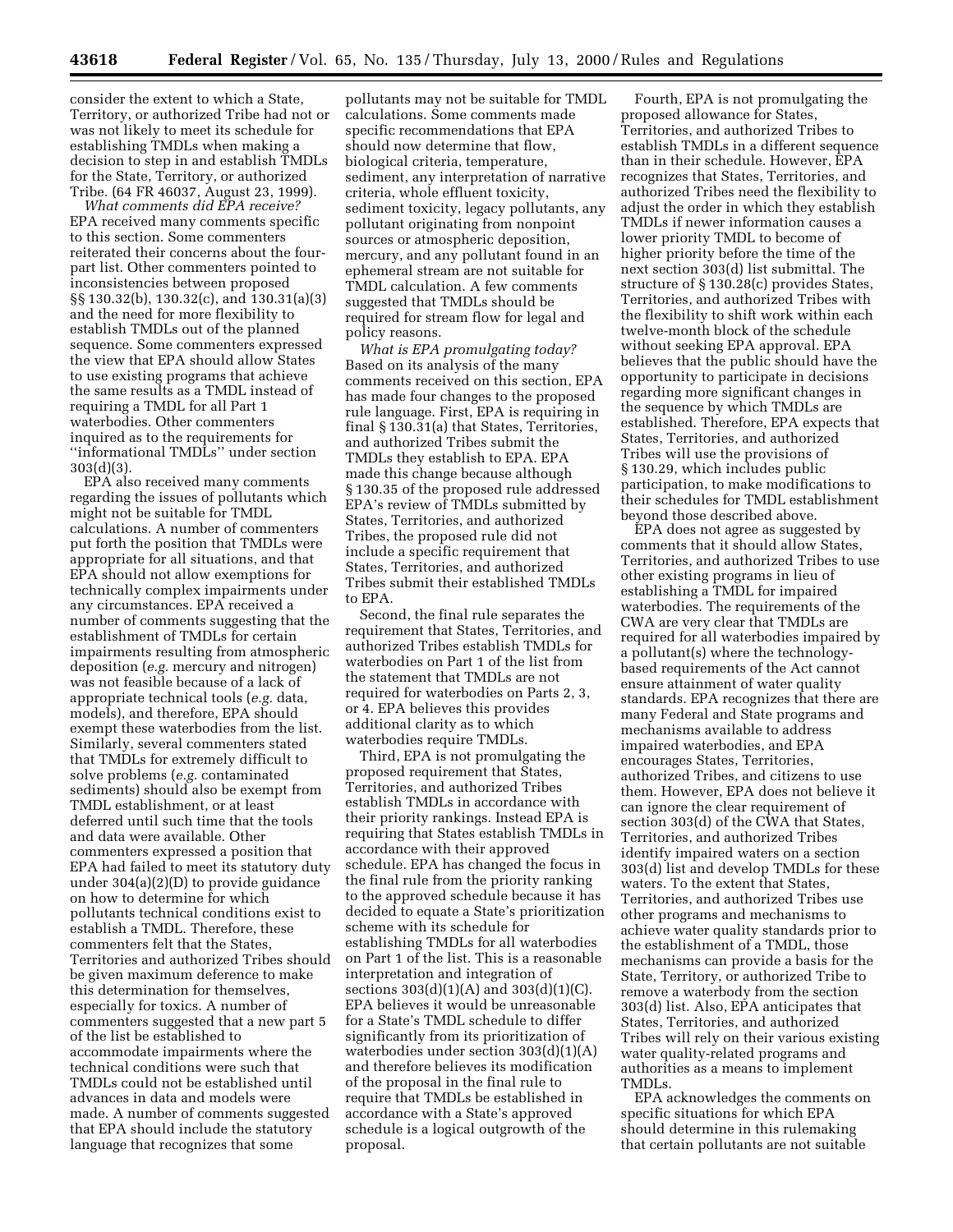consider the extent to which a State, Territory, or authorized Tribe had not or was not likely to meet its schedule for establishing TMDLs when making a decision to step in and establish TMDLs for the State, Territory, or authorized Tribe. (64 FR 46037, August 23, 1999).

*What comments did EPA receive?* EPA received many comments specific to this section. Some commenters reiterated their concerns about the four-part list. Other commenters pointed to inconsistencies between proposed §§ 130.32(b), 130.32(c), and 130.31(a)(3) and the need for more flexibility to establish TMDLs out of the planned sequence. Some commenters expressed the view that EPA should allow States to use existing programs that achieve the same results as a TMDL instead of requiring a TMDL for all Part 1 waterbodies. Other commenters inquired as to the requirements for ''informational TMDLs'' under section 303(d)(3).

EPA also received many comments regarding the issues of pollutants which might not be suitable for TMDL calculations. A number of commenters put forth the position that TMDLs were appropriate for all situations, and that EPA should not allow exemptions for technically complex impairments under any circumstances. EPA received a number of comments suggesting that the establishment of TMDLs for certain impairments resulting from atmospheric deposition (*e.g.* mercury and nitrogen) was not feasible because of a lack of appropriate technical tools (*e.g.* data, models), and therefore, EPA should exempt these waterbodies from the list. Similarly, several commenters stated that TMDLs for extremely difficult to solve problems (*e.g.* contaminated sediments) should also be exempt from TMDL establishment, or at least deferred until such time that the tools and data were available. Other commenters expressed a position that EPA had failed to meet its statutory duty under 304(a)(2)(D) to provide guidance on how to determine for which pollutants technical conditions exist to establish a TMDL. Therefore, these commenters felt that the States, Territories and authorized Tribes should be given maximum deference to make this determination for themselves, especially for toxics. A number of commenters suggested that a new part 5 of the list be established to accommodate impairments where the technical conditions were such that TMDLs could not be established until advances in data and models were made. A number of comments suggested that EPA should include the statutory language that recognizes that some pollutants may not be suitable for TMDL calculations. Some comments made specific recommendations that EPA should now determine that flow, biological criteria, temperature, sediment, any interpretation of narrative criteria, whole effluent toxicity, sediment toxicity, legacy pollutants, any pollutant originating from nonpoint sources or atmospheric deposition, mercury, and any pollutant found in an ephemeral stream are not suitable for TMDL calculation. A few comments suggested that TMDLs should be required for stream flow for legal and policy reasons.

*What is EPA promulgating today?* Based on its analysis of the many comments received on this section, EPA has made four changes to the proposed rule language. First, EPA is requiring in final § 130.31(a) that States, Territories, and authorized Tribes submit the TMDLs they establish to EPA. EPA made this change because although § 130.35 of the proposed rule addressed EPA's review of TMDLs submitted by States, Territories, and authorized Tribes, the proposed rule did not include a specific requirement that States, Territories, and authorized Tribes submit their established TMDLs to EPA.

Second, the final rule separates the requirement that States, Territories, and authorized Tribes establish TMDLs for waterbodies on Part 1 of the list from the statement that TMDLs are not required for waterbodies on Parts 2, 3, or 4. EPA believes this provides additional clarity as to which waterbodies require TMDLs.

Third, EPA is not promulgating the proposed requirement that States, Territories, and authorized Tribes establish TMDLs in accordance with their priority rankings. Instead EPA is requiring that States establish TMDLs in accordance with their approved schedule. EPA has changed the focus in the final rule from the priority ranking to the approved schedule because it has decided to equate a State's prioritization scheme with its schedule for establishing TMDLs for all waterbodies on Part 1 of the list. This is a reasonable interpretation and integration of sections 303(d)(1)(A) and 303(d)(1)(C). EPA believes it would be unreasonable for a State's TMDL schedule to differ significantly from its prioritization of waterbodies under section 303(d)(1)(A) and therefore believes its modification of the proposal in the final rule to require that TMDLs be established in accordance with a State's approved schedule is a logical outgrowth of the proposal.

Fourth, EPA is not promulgating the proposed allowance for States, Territories, and authorized Tribes to establish TMDLs in a different sequence than in their schedule. However, EPA recognizes that States, Territories, and authorized Tribes need the flexibility to adjust the order in which they establish TMDLs if newer information causes a lower priority TMDL to become of higher priority before the time of the next section 303(d) list submittal. The structure of § 130.28(c) provides States, Territories, and authorized Tribes with the flexibility to shift work within each twelve-month block of the schedule without seeking EPA approval. EPA believes that the public should have the opportunity to participate in decisions regarding more significant changes in the sequence by which TMDLs are established. Therefore, EPA expects that States, Territories, and authorized Tribes will use the provisions of § 130.29, which includes public participation, to make modifications to their schedules for TMDL establishment beyond those described above.

EPA does not agree as suggested by comments that it should allow States, Territories, and authorized Tribes to use other existing programs in lieu of establishing a TMDL for impaired waterbodies. The requirements of the CWA are very clear that TMDLs are required for all waterbodies impaired by a pollutant(s) where the technology-based requirements of the Act cannot ensure attainment of water quality standards. EPA recognizes that there are many Federal and State programs and mechanisms available to address impaired waterbodies, and EPA encourages States, Territories, authorized Tribes, and citizens to use them. However, EPA does not believe it can ignore the clear requirement of section 303(d) of the CWA that States, Territories, and authorized Tribes identify impaired waters on a section 303(d) list and develop TMDLs for these waters. To the extent that States, Territories, and authorized Tribes use other programs and mechanisms to achieve water quality standards prior to the establishment of a TMDL, those mechanisms can provide a basis for the State, Territory, or authorized Tribe to remove a waterbody from the section 303(d) list. Also, EPA anticipates that States, Territories, and authorized Tribes will rely on their various existing water quality-related programs and authorities as a means to implement TMDLs.

EPA acknowledges the comments on specific situations for which EPA should determine in this rulemaking that certain pollutants are not suitable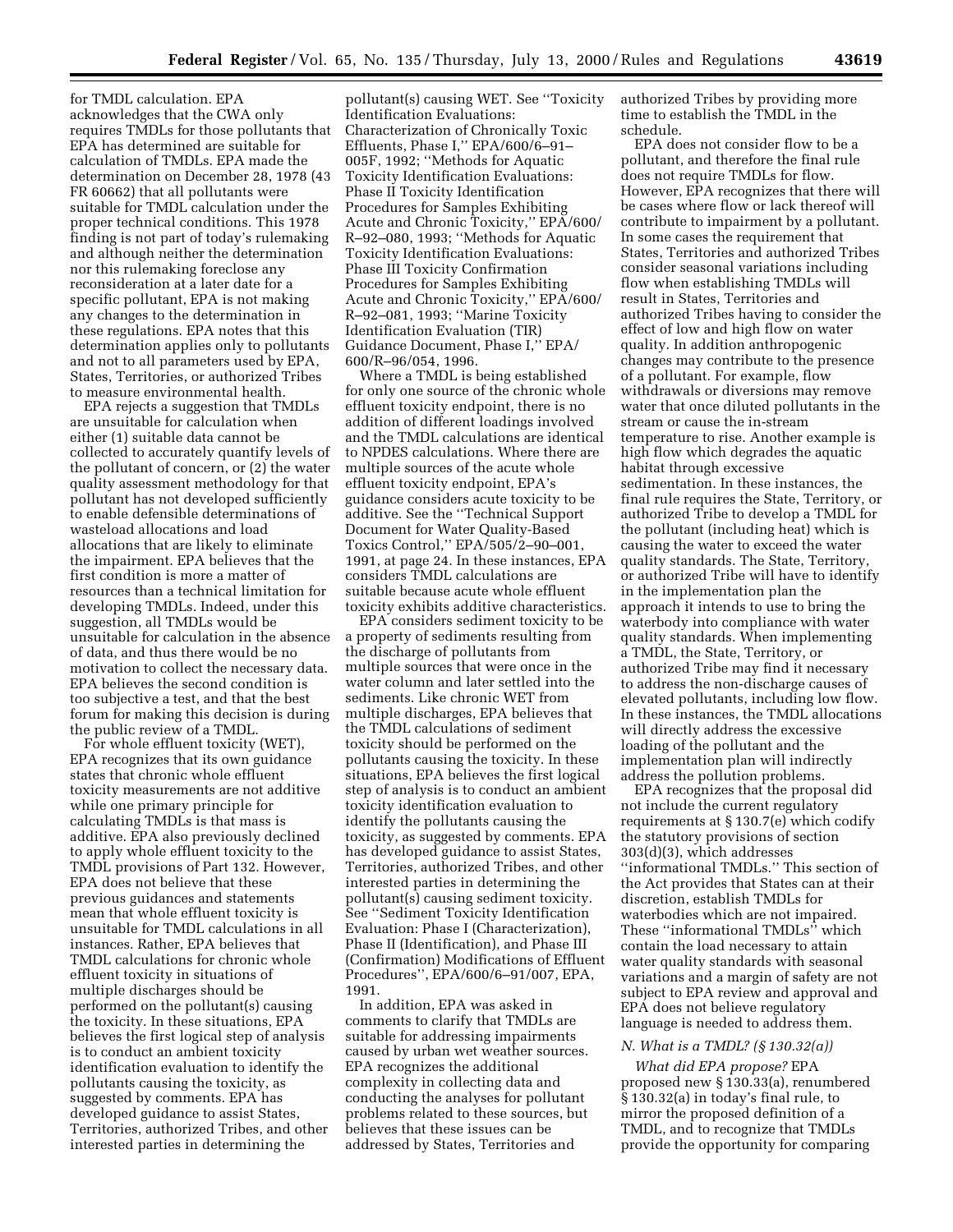for TMDL calculation. EPA acknowledges that the CWA only requires TMDLs for those pollutants that EPA has determined are suitable for calculation of TMDLs. EPA made the determination on December 28, 1978 (43 FR 60662) that all pollutants were suitable for TMDL calculation under the proper technical conditions. This 1978 finding is not part of today's rulemaking and although neither the determination nor this rulemaking foreclose any reconsideration at a later date for a specific pollutant, EPA is not making any changes to the determination in these regulations. EPA notes that this determination applies only to pollutants and not to all parameters used by EPA, States, Territories, or authorized Tribes to measure environmental health.

EPA rejects a suggestion that TMDLs are unsuitable for calculation when either (1) suitable data cannot be collected to accurately quantify levels of the pollutant of concern, or (2) the water quality assessment methodology for that pollutant has not developed sufficiently to enable defensible determinations of wasteload allocations and load allocations that are likely to eliminate the impairment. EPA believes that the first condition is more a matter of resources than a technical limitation for developing TMDLs. Indeed, under this suggestion, all TMDLs would be unsuitable for calculation in the absence of data, and thus there would be no motivation to collect the necessary data. EPA believes the second condition is too subjective a test, and that the best forum for making this decision is during the public review of a TMDL.

For whole effluent toxicity (WET), EPA recognizes that its own guidance states that chronic whole effluent toxicity measurements are not additive while one primary principle for calculating TMDLs is that mass is additive. EPA also previously declined to apply whole effluent toxicity to the TMDL provisions of Part 132. However, EPA does not believe that these previous guidances and statements mean that whole effluent toxicity is unsuitable for TMDL calculations in all instances. Rather, EPA believes that TMDL calculations for chronic whole effluent toxicity in situations of multiple discharges should be performed on the pollutant(s) causing the toxicity. In these situations, EPA believes the first logical step of analysis is to conduct an ambient toxicity identification evaluation to identify the pollutants causing the toxicity, as suggested by comments. EPA has developed guidance to assist States, Territories, authorized Tribes, and other interested parties in determining the pollutant(s) causing WET. See ''Toxicity Identification Evaluations: Characterization of Chronically Toxic Effluents, Phase I,'' EPA/600/6–91–005F, 1992; ''Methods for Aquatic Toxicity Identification Evaluations: Phase II Toxicity Identification Procedures for Samples Exhibiting Acute and Chronic Toxicity,'' EPA/600/R–92–080, 1993; ''Methods for Aquatic Toxicity Identification Evaluations: Phase III Toxicity Confirmation Procedures for Samples Exhibiting Acute and Chronic Toxicity,'' EPA/600/R–92–081, 1993; ''Marine Toxicity Identification Evaluation (TIR) Guidance Document, Phase I,'' EPA/600/R–96/054, 1996.

Where a TMDL is being established for only one source of the chronic whole effluent toxicity endpoint, there is no addition of different loadings involved and the TMDL calculations are identical to NPDES calculations. Where there are multiple sources of the acute whole effluent toxicity endpoint, EPA's guidance considers acute toxicity to be additive. See the ''Technical Support Document for Water Quality-Based Toxics Control,'' EPA/505/2–90–001, 1991, at page 24. In these instances, EPA considers TMDL calculations are suitable because acute whole effluent toxicity exhibits additive characteristics.

EPA considers sediment toxicity to be a property of sediments resulting from the discharge of pollutants from multiple sources that were once in the water column and later settled into the sediments. Like chronic WET from multiple discharges, EPA believes that the TMDL calculations of sediment toxicity should be performed on the pollutants causing the toxicity. In these situations, EPA believes the first logical step of analysis is to conduct an ambient toxicity identification evaluation to identify the pollutants causing the toxicity, as suggested by comments. EPA has developed guidance to assist States, Territories, authorized Tribes, and other interested parties in determining the pollutant(s) causing sediment toxicity. See ''Sediment Toxicity Identification Evaluation: Phase I (Characterization), Phase II (Identification), and Phase III (Confirmation) Modifications of Effluent Procedures'', EPA/600/6–91/007, EPA, 1991.

In addition, EPA was asked in comments to clarify that TMDLs are suitable for addressing impairments caused by urban wet weather sources. EPA recognizes the additional complexity in collecting data and conducting the analyses for pollutant problems related to these sources, but believes that these issues can be addressed by States, Territories and authorized Tribes by providing more time to establish the TMDL in the schedule.

EPA does not consider flow to be a pollutant, and therefore the final rule does not require TMDLs for flow. However, EPA recognizes that there will be cases where flow or lack thereof will contribute to impairment by a pollutant. In some cases the requirement that States, Territories and authorized Tribes consider seasonal variations including flow when establishing TMDLs will result in States, Territories and authorized Tribes having to consider the effect of low and high flow on water quality. In addition anthropogenic changes may contribute to the presence of a pollutant. For example, flow withdrawals or diversions may remove water that once diluted pollutants in the stream or cause the in-stream temperature to rise. Another example is high flow which degrades the aquatic habitat through excessive sedimentation. In these instances, the final rule requires the State, Territory, or authorized Tribe to develop a TMDL for the pollutant (including heat) which is causing the water to exceed the water quality standards. The State, Territory, or authorized Tribe will have to identify in the implementation plan the approach it intends to use to bring the waterbody into compliance with water quality standards. When implementing a TMDL, the State, Territory, or authorized Tribe may find it necessary to address the non-discharge causes of elevated pollutants, including low flow. In these instances, the TMDL allocations will directly address the excessive loading of the pollutant and the implementation plan will indirectly address the pollution problems.

EPA recognizes that the proposal did not include the current regulatory requirements at § 130.7(e) which codify the statutory provisions of section 303(d)(3), which addresses ''informational TMDLs.'' This section of the Act provides that States can at their discretion, establish TMDLs for waterbodies which are not impaired. These ''informational TMDLs'' which contain the load necessary to attain water quality standards with seasonal variations and a margin of safety are not subject to EPA review and approval and EPA does not believe regulatory language is needed to address them.

### *N. What is a TMDL? (§ 130.32(a))*

*What did EPA propose?* EPA proposed new § 130.33(a), renumbered § 130.32(a) in today's final rule, to mirror the proposed definition of a TMDL, and to recognize that TMDLs provide the opportunity for comparing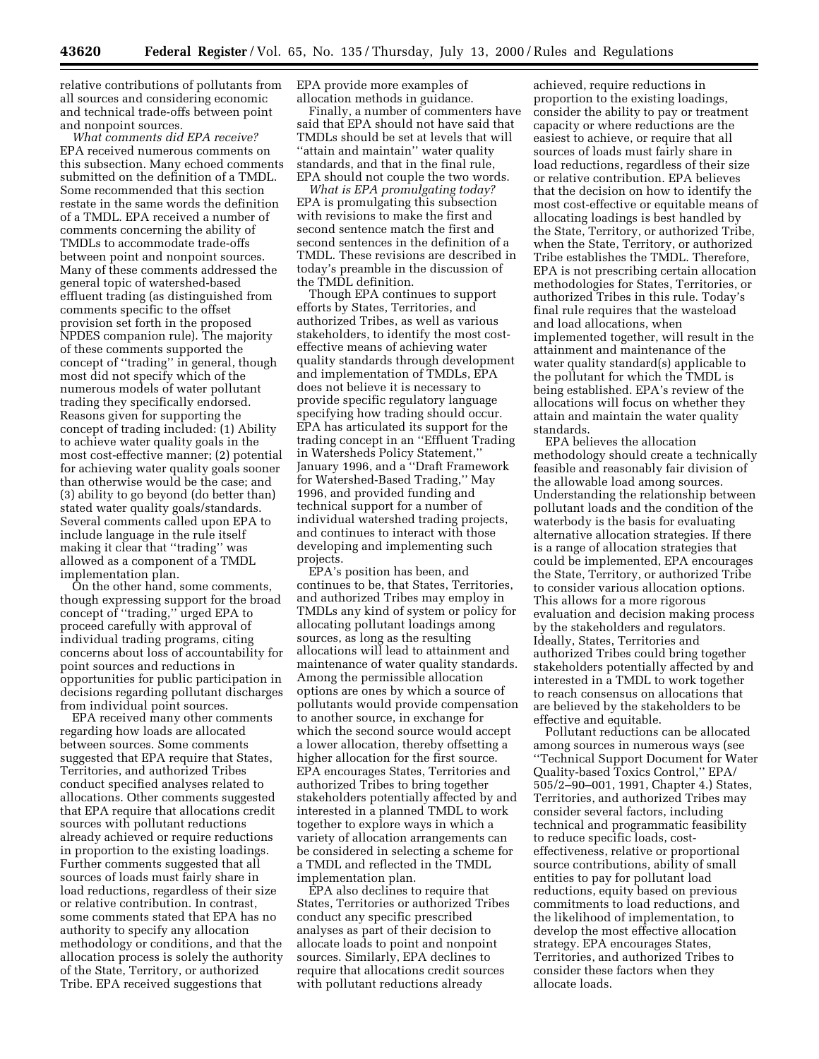relative contributions of pollutants from all sources and considering economic and technical trade-offs between point and nonpoint sources.

*What comments did EPA receive?* EPA received numerous comments on this subsection. Many echoed comments submitted on the definition of a TMDL. Some recommended that this section restate in the same words the definition of a TMDL. EPA received a number of comments concerning the ability of TMDLs to accommodate trade-offs between point and nonpoint sources. Many of these comments addressed the general topic of watershed-based effluent trading (as distinguished from comments specific to the offset provision set forth in the proposed NPDES companion rule). The majority of these comments supported the concept of ''trading'' in general, though most did not specify which of the numerous models of water pollutant trading they specifically endorsed. Reasons given for supporting the concept of trading included: (1) Ability to achieve water quality goals in the most cost-effective manner; (2) potential for achieving water quality goals sooner than otherwise would be the case; and (3) ability to go beyond (do better than) stated water quality goals/standards. Several comments called upon EPA to include language in the rule itself making it clear that ''trading'' was allowed as a component of a TMDL implementation plan.

On the other hand, some comments, though expressing support for the broad concept of ''trading,'' urged EPA to proceed carefully with approval of individual trading programs, citing concerns about loss of accountability for point sources and reductions in opportunities for public participation in decisions regarding pollutant discharges from individual point sources.

EPA received many other comments regarding how loads are allocated between sources. Some comments suggested that EPA require that States, Territories, and authorized Tribes conduct specified analyses related to allocations. Other comments suggested that EPA require that allocations credit sources with pollutant reductions already achieved or require reductions in proportion to the existing loadings. Further comments suggested that all sources of loads must fairly share in load reductions, regardless of their size or relative contribution. In contrast, some comments stated that EPA has no authority to specify any allocation methodology or conditions, and that the allocation process is solely the authority of the State, Territory, or authorized Tribe. EPA received suggestions that EPA provide more examples of allocation methods in guidance.

Finally, a number of commenters have said that EPA should not have said that TMDLs should be set at levels that will ''attain and maintain'' water quality standards, and that in the final rule, EPA should not couple the two words.

*What is EPA promulgating today?* EPA is promulgating this subsection with revisions to make the first and second sentence match the first and second sentences in the definition of a TMDL. These revisions are described in today's preamble in the discussion of the TMDL definition.

Though EPA continues to support efforts by States, Territories, and authorized Tribes, as well as various stakeholders, to identify the most cost-effective means of achieving water quality standards through development and implementation of TMDLs, EPA does not believe it is necessary to provide specific regulatory language specifying how trading should occur. EPA has articulated its support for the trading concept in an ''Effluent Trading in Watersheds Policy Statement,'' January 1996, and a ''Draft Framework for Watershed-Based Trading,'' May 1996, and provided funding and technical support for a number of individual watershed trading projects, and continues to interact with those developing and implementing such projects.

EPA's position has been, and continues to be, that States, Territories, and authorized Tribes may employ in TMDLs any kind of system or policy for allocating pollutant loadings among sources, as long as the resulting allocations will lead to attainment and maintenance of water quality standards. Among the permissible allocation options are ones by which a source of pollutants would provide compensation to another source, in exchange for which the second source would accept a lower allocation, thereby offsetting a higher allocation for the first source. EPA encourages States, Territories and authorized Tribes to bring together stakeholders potentially affected by and interested in a planned TMDL to work together to explore ways in which a variety of allocation arrangements can be considered in selecting a scheme for a TMDL and reflected in the TMDL implementation plan.

EPA also declines to require that States, Territories or authorized Tribes conduct any specific prescribed analyses as part of their decision to allocate loads to point and nonpoint sources. Similarly, EPA declines to require that allocations credit sources with pollutant reductions already achieved, require reductions in proportion to the existing loadings, consider the ability to pay or treatment capacity or where reductions are the easiest to achieve, or require that all sources of loads must fairly share in load reductions, regardless of their size or relative contribution. EPA believes that the decision on how to identify the most cost-effective or equitable means of allocating loadings is best handled by the State, Territory, or authorized Tribe, when the State, Territory, or authorized Tribe establishes the TMDL. Therefore, EPA is not prescribing certain allocation methodologies for States, Territories, or authorized Tribes in this rule. Today's final rule requires that the wasteload and load allocations, when implemented together, will result in the attainment and maintenance of the water quality standard(s) applicable to the pollutant for which the TMDL is being established. EPA's review of the allocations will focus on whether they attain and maintain the water quality standards.

EPA believes the allocation methodology should create a technically feasible and reasonably fair division of the allowable load among sources. Understanding the relationship between pollutant loads and the condition of the waterbody is the basis for evaluating alternative allocation strategies. If there is a range of allocation strategies that could be implemented, EPA encourages the State, Territory, or authorized Tribe to consider various allocation options. This allows for a more rigorous evaluation and decision making process by the stakeholders and regulators. Ideally, States, Territories and authorized Tribes could bring together stakeholders potentially affected by and interested in a TMDL to work together to reach consensus on allocations that are believed by the stakeholders to be effective and equitable.

Pollutant reductions can be allocated among sources in numerous ways (see ''Technical Support Document for Water Quality-based Toxics Control,'' EPA/505/2–90–001, 1991, Chapter 4.) States, Territories, and authorized Tribes may consider several factors, including technical and programmatic feasibility to reduce specific loads, cost-effectiveness, relative or proportional source contributions, ability of small entities to pay for pollutant load reductions, equity based on previous commitments to load reductions, and the likelihood of implementation, to develop the most effective allocation strategy. EPA encourages States, Territories, and authorized Tribes to consider these factors when they allocate loads.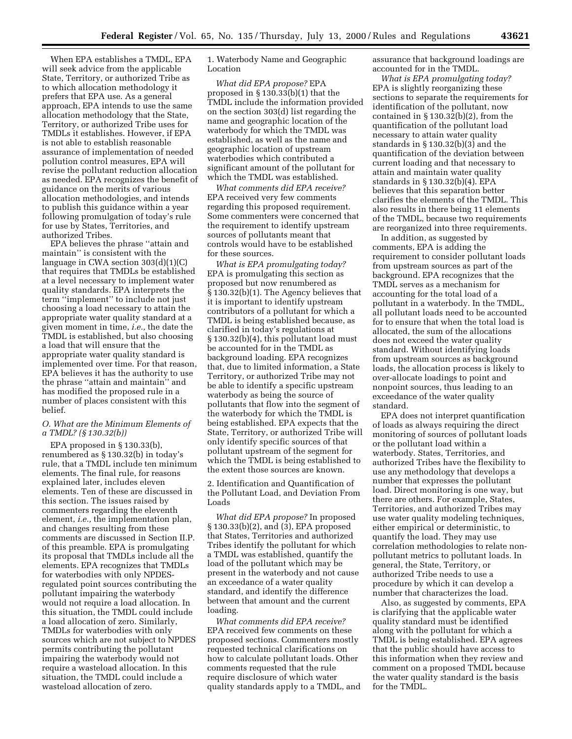When EPA establishes a TMDL, EPA will seek advice from the applicable State, Territory, or authorized Tribe as to which allocation methodology it prefers that EPA use. As a general approach, EPA intends to use the same allocation methodology that the State, Territory, or authorized Tribe uses for TMDLs it establishes. However, if EPA is not able to establish reasonable assurance of implementation of needed pollution control measures, EPA will revise the pollutant reduction allocation as needed. EPA recognizes the benefit of guidance on the merits of various allocation methodologies, and intends to publish this guidance within a year following promulgation of today's rule for use by States, Territories, and authorized Tribes.

EPA believes the phrase ''attain and maintain'' is consistent with the language in CWA section 303(d)(1)(C) that requires that TMDLs be established at a level necessary to implement water quality standards. EPA interprets the term ''implement'' to include not just choosing a load necessary to attain the appropriate water quality standard at a given moment in time, *i.e.,* the date the TMDL is established, but also choosing a load that will ensure that the appropriate water quality standard is implemented over time. For that reason, EPA believes it has the authority to use the phrase ''attain and maintain'' and has modified the proposed rule in a number of places consistent with this belief.

### *O. What are the Minimum Elements of a TMDL? (§ 130.32(b))*

EPA proposed in § 130.33(b), renumbered as § 130.32(b) in today's rule, that a TMDL include ten minimum elements. The final rule, for reasons explained later, includes eleven elements. Ten of these are discussed in this section. The issues raised by commenters regarding the eleventh element, *i.e.,* the implementation plan, and changes resulting from these comments are discussed in Section II.P. of this preamble. EPA is promulgating its proposal that TMDLs include all the elements. EPA recognizes that TMDLs for waterbodies with only NPDES-regulated point sources contributing the pollutant impairing the waterbody would not require a load allocation. In this situation, the TMDL could include a load allocation of zero. Similarly, TMDLs for waterbodies with only sources which are not subject to NPDES permits contributing the pollutant impairing the waterbody would not require a wasteload allocation. In this situation, the TMDL could include a wasteload allocation of zero.

#### 1. Waterbody Name and Geographic Location

*What did EPA propose?* EPA proposed in § 130.33(b)(1) that the TMDL include the information provided on the section 303(d) list regarding the name and geographic location of the waterbody for which the TMDL was established, as well as the name and geographic location of upstream waterbodies which contributed a significant amount of the pollutant for which the TMDL was established.

*What comments did EPA receive?* EPA received very few comments regarding this proposed requirement. Some commenters were concerned that the requirement to identify upstream sources of pollutants meant that controls would have to be established for these sources.

*What is EPA promulgating today?* EPA is promulgating this section as proposed but now renumbered as § 130.32(b)(1). The Agency believes that it is important to identify upstream contributors of a pollutant for which a TMDL is being established because, as clarified in today's regulations at § 130.32(b)(4), this pollutant load must be accounted for in the TMDL as background loading. EPA recognizes that, due to limited information, a State Territory, or authorized Tribe may not be able to identify a specific upstream waterbody as being the source of pollutants that flow into the segment of the waterbody for which the TMDL is being established. EPA expects that the State, Territory, or authorized Tribe will only identify specific sources of that pollutant upstream of the segment for which the TMDL is being established to the extent those sources are known.

#### 2. Identification and Quantification of the Pollutant Load, and Deviation From Loads

*What did EPA propose?* In proposed § 130.33(b)(2), and (3), EPA proposed that States, Territories and authorized Tribes identify the pollutant for which a TMDL was established, quantify the load of the pollutant which may be present in the waterbody and not cause an exceedance of a water quality standard, and identify the difference between that amount and the current loading.

*What comments did EPA receive?* EPA received few comments on these proposed sections. Commenters mostly requested technical clarifications on how to calculate pollutant loads. Other comments requested that the rule require disclosure of which water quality standards apply to a TMDL, and assurance that background loadings are accounted for in the TMDL.

*What is EPA promulgating today?* EPA is slightly reorganizing these sections to separate the requirements for identification of the pollutant, now contained in § 130.32(b)(2), from the quantification of the pollutant load necessary to attain water quality standards in § 130.32(b)(3) and the quantification of the deviation between current loading and that necessary to attain and maintain water quality standards in § 130.32(b)(4). EPA believes that this separation better clarifies the elements of the TMDL. This also results in there being 11 elements of the TMDL, because two requirements are reorganized into three requirements.

In addition, as suggested by comments, EPA is adding the requirement to consider pollutant loads from upstream sources as part of the background. EPA recognizes that the TMDL serves as a mechanism for accounting for the total load of a pollutant in a waterbody. In the TMDL, all pollutant loads need to be accounted for to ensure that when the total load is allocated, the sum of the allocations does not exceed the water quality standard. Without identifying loads from upstream sources as background loads, the allocation process is likely to over-allocate loadings to point and nonpoint sources, thus leading to an exceedance of the water quality standard.

EPA does not interpret quantification of loads as always requiring the direct monitoring of sources of pollutant loads or the pollutant load within a waterbody. States, Territories, and authorized Tribes have the flexibility to use any methodology that develops a number that expresses the pollutant load. Direct monitoring is one way, but there are others. For example, States, Territories, and authorized Tribes may use water quality modeling techniques, either empirical or deterministic, to quantify the load. They may use correlation methodologies to relate non-pollutant metrics to pollutant loads. In general, the State, Territory, or authorized Tribe needs to use a procedure by which it can develop a number that characterizes the load.

Also, as suggested by comments, EPA is clarifying that the applicable water quality standard must be identified along with the pollutant for which a TMDL is being established. EPA agrees that the public should have access to this information when they review and comment on a proposed TMDL because the water quality standard is the basis for the TMDL.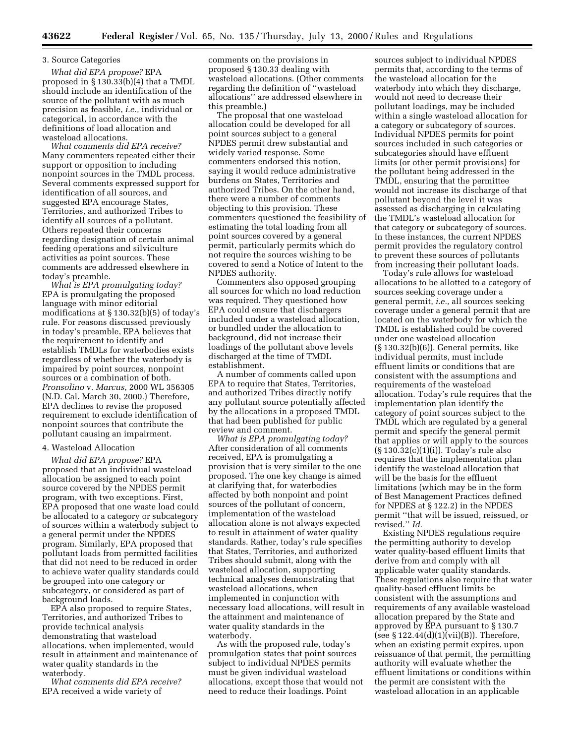### 3. Source Categories

*What did EPA propose?* EPA proposed in § 130.33(b)(4) that a TMDL should include an identification of the source of the pollutant with as much precision as feasible, *i.e.,* individual or categorical, in accordance with the definitions of load allocation and wasteload allocations.

*What comments did EPA receive?* Many commenters repeated either their support or opposition to including nonpoint sources in the TMDL process. Several comments expressed support for identification of all sources, and suggested EPA encourage States, Territories, and authorized Tribes to identify all sources of a pollutant. Others repeated their concerns regarding designation of certain animal feeding operations and silviculture activities as point sources. These comments are addressed elsewhere in today's preamble.

*What is EPA promulgating today?* EPA is promulgating the proposed language with minor editorial modifications at § 130.32(b)(5) of today's rule. For reasons discussed previously in today's preamble, EPA believes that the requirement to identify and establish TMDLs for waterbodies exists regardless of whether the waterbody is impaired by point sources, nonpoint sources or a combination of both. *Pronsolino* v. *Marcus,* 2000 WL 356305 (N.D. Cal. March 30, 2000.) Therefore, EPA declines to revise the proposed requirement to exclude identification of nonpoint sources that contribute the pollutant causing an impairment.

### 4. Wasteload Allocation

*What did EPA propose?* EPA proposed that an individual wasteload allocation be assigned to each point source covered by the NPDES permit program, with two exceptions. First, EPA proposed that one waste load could be allocated to a category or subcategory of sources within a waterbody subject to a general permit under the NPDES program. Similarly, EPA proposed that pollutant loads from permitted facilities that did not need to be reduced in order to achieve water quality standards could be grouped into one category or subcategory, or considered as part of background loads.

EPA also proposed to require States, Territories, and authorized Tribes to provide technical analysis demonstrating that wasteload allocations, when implemented, would result in attainment and maintenance of water quality standards in the waterbody.

*What comments did EPA receive?* EPA received a wide variety of comments on the provisions in proposed § 130.33 dealing with wasteload allocations. (Other comments regarding the definition of ''wasteload allocations'' are addressed elsewhere in this preamble.)

The proposal that one wasteload allocation could be developed for all point sources subject to a general NPDES permit drew substantial and widely varied response. Some commenters endorsed this notion, saying it would reduce administrative burdens on States, Territories and authorized Tribes. On the other hand, there were a number of comments objecting to this provision. These commenters questioned the feasibility of estimating the total loading from all point sources covered by a general permit, particularly permits which do not require the sources wishing to be covered to send a Notice of Intent to the NPDES authority.

Commenters also opposed grouping all sources for which no load reduction was required. They questioned how EPA could ensure that dischargers included under a wasteload allocation, or bundled under the allocation to background, did not increase their loadings of the pollutant above levels discharged at the time of TMDL establishment.

A number of comments called upon EPA to require that States, Territories, and authorized Tribes directly notify any pollutant source potentially affected by the allocations in a proposed TMDL that had been published for public review and comment.

*What is EPA promulgating today?* After consideration of all comments received, EPA is promulgating a provision that is very similar to the one proposed. The one key change is aimed at clarifying that, for waterbodies affected by both nonpoint and point sources of the pollutant of concern, implementation of the wasteload allocation alone is not always expected to result in attainment of water quality standards. Rather, today's rule specifies that States, Territories, and authorized Tribes should submit, along with the wasteload allocation, supporting technical analyses demonstrating that wasteload allocations, when implemented in conjunction with necessary load allocations, will result in the attainment and maintenance of water quality standards in the waterbody.

As with the proposed rule, today's promulgation states that point sources subject to individual NPDES permits must be given individual wasteload allocations, except those that would not need to reduce their loadings. Point sources subject to individual NPDES permits that, according to the terms of the wasteload allocation for the waterbody into which they discharge, would not need to decrease their pollutant loadings, may be included within a single wasteload allocation for a category or subcategory of sources. Individual NPDES permits for point sources included in such categories or subcategories should have effluent limits (or other permit provisions) for the pollutant being addressed in the TMDL, ensuring that the permittee would not increase its discharge of that pollutant beyond the level it was assessed as discharging in calculating the TMDL's wasteload allocation for that category or subcategory of sources. In these instances, the current NPDES permit provides the regulatory control to prevent these sources of pollutants from increasing their pollutant loads.

Today's rule allows for wasteload allocations to be allotted to a category of sources seeking coverage under a general permit, *i.e.,* all sources seeking coverage under a general permit that are located on the waterbody for which the TMDL is established could be covered under one wasteload allocation (§ 130.32(b)(6)). General permits, like individual permits, must include effluent limits or conditions that are consistent with the assumptions and requirements of the wasteload allocation. Today's rule requires that the implementation plan identify the category of point sources subject to the TMDL which are regulated by a general permit and specify the general permit that applies or will apply to the sources (§ 130.32(c)(1)(i)). Today's rule also requires that the implementation plan identify the wasteload allocation that will be the basis for the effluent limitations (which may be in the form of Best Management Practices defined for NPDES at § 122.2) in the NPDES permit ''that will be issued, reissued, or revised.'' *Id.*

Existing NPDES regulations require the permitting authority to develop water quality-based effluent limits that derive from and comply with all applicable water quality standards. These regulations also require that water quality-based effluent limits be consistent with the assumptions and requirements of any available wasteload allocation prepared by the State and approved by EPA pursuant to § 130.7 (see § 122.44(d)(1)(vii)(B)). Therefore, when an existing permit expires, upon reissuance of that permit, the permitting authority will evaluate whether the effluent limitations or conditions within the permit are consistent with the wasteload allocation in an applicable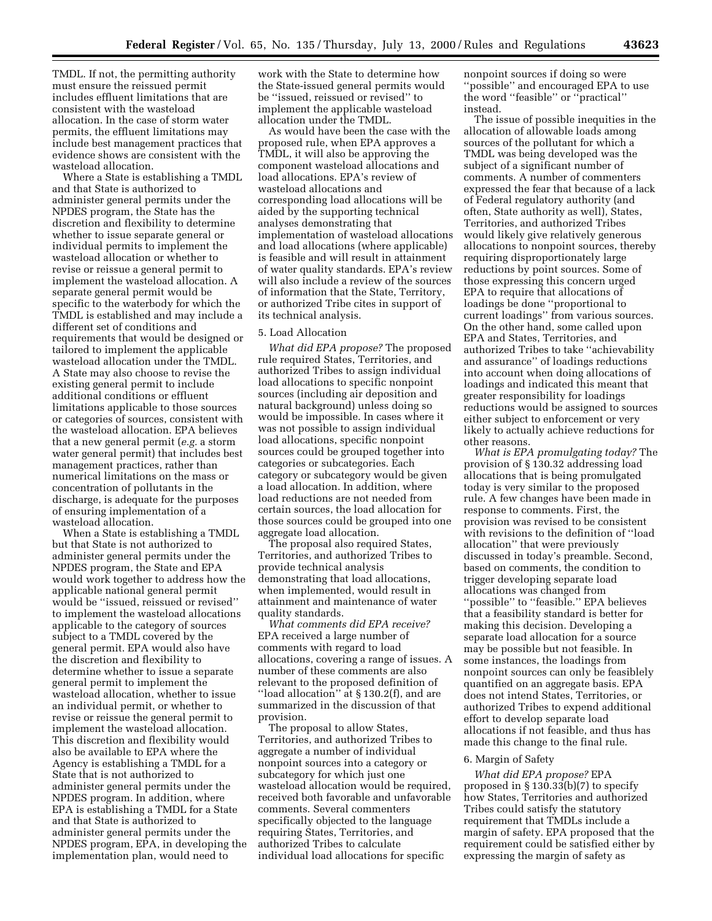TMDL. If not, the permitting authority must ensure the reissued permit includes effluent limitations that are consistent with the wasteload allocation. In the case of storm water permits, the effluent limitations may include best management practices that evidence shows are consistent with the wasteload allocation.

Where a State is establishing a TMDL and that State is authorized to administer general permits under the NPDES program, the State has the discretion and flexibility to determine whether to issue separate general or individual permits to implement the wasteload allocation or whether to revise or reissue a general permit to implement the wasteload allocation. A separate general permit would be specific to the waterbody for which the TMDL is established and may include a different set of conditions and requirements that would be designed or tailored to implement the applicable wasteload allocation under the TMDL. A State may also choose to revise the existing general permit to include additional conditions or effluent limitations applicable to those sources or categories of sources, consistent with the wasteload allocation. EPA believes that a new general permit (*e.g.* a storm water general permit) that includes best management practices, rather than numerical limitations on the mass or concentration of pollutants in the discharge, is adequate for the purposes of ensuring implementation of a wasteload allocation.

When a State is establishing a TMDL but that State is not authorized to administer general permits under the NPDES program, the State and EPA would work together to address how the applicable national general permit would be ''issued, reissued or revised'' to implement the wasteload allocations applicable to the category of sources subject to a TMDL covered by the general permit. EPA would also have the discretion and flexibility to determine whether to issue a separate general permit to implement the wasteload allocation, whether to issue an individual permit, or whether to revise or reissue the general permit to implement the wasteload allocation. This discretion and flexibility would also be available to EPA where the Agency is establishing a TMDL for a State that is not authorized to administer general permits under the NPDES program. In addition, where EPA is establishing a TMDL for a State and that State is authorized to administer general permits under the NPDES program, EPA, in developing the implementation plan, would need to work with the State to determine how the State-issued general permits would be ''issued, reissued or revised'' to implement the applicable wasteload allocation under the TMDL.

As would have been the case with the proposed rule, when EPA approves a TMDL, it will also be approving the component wasteload allocations and load allocations. EPA's review of wasteload allocations and corresponding load allocations will be aided by the supporting technical analyses demonstrating that implementation of wasteload allocations and load allocations (where applicable) is feasible and will result in attainment of water quality standards. EPA's review will also include a review of the sources of information that the State, Territory, or authorized Tribe cites in support of its technical analysis.

5. Load Allocation

*What did EPA propose?* The proposed rule required States, Territories, and authorized Tribes to assign individual load allocations to specific nonpoint sources (including air deposition and natural background) unless doing so would be impossible. In cases where it was not possible to assign individual load allocations, specific nonpoint sources could be grouped together into categories or subcategories. Each category or subcategory would be given a load allocation. In addition, where load reductions are not needed from certain sources, the load allocation for those sources could be grouped into one aggregate load allocation.

The proposal also required States, Territories, and authorized Tribes to provide technical analysis demonstrating that load allocations, when implemented, would result in attainment and maintenance of water quality standards.

*What comments did EPA receive?* EPA received a large number of comments with regard to load allocations, covering a range of issues. A number of these comments are also relevant to the proposed definition of ''load allocation'' at § 130.2(f), and are summarized in the discussion of that provision.

The proposal to allow States, Territories, and authorized Tribes to aggregate a number of individual nonpoint sources into a category or subcategory for which just one wasteload allocation would be required, received both favorable and unfavorable comments. Several commenters specifically objected to the language requiring States, Territories, and authorized Tribes to calculate individual load allocations for specific nonpoint sources if doing so were ''possible'' and encouraged EPA to use the word ''feasible'' or ''practical'' instead.

The issue of possible inequities in the allocation of allowable loads among sources of the pollutant for which a TMDL was being developed was the subject of a significant number of comments. A number of commenters expressed the fear that because of a lack of Federal regulatory authority (and often, State authority as well), States, Territories, and authorized Tribes would likely give relatively generous allocations to nonpoint sources, thereby requiring disproportionately large reductions by point sources. Some of those expressing this concern urged EPA to require that allocations of loadings be done ''proportional to current loadings'' from various sources. On the other hand, some called upon EPA and States, Territories, and authorized Tribes to take ''achievability and assurance'' of loadings reductions into account when doing allocations of loadings and indicated this meant that greater responsibility for loadings reductions would be assigned to sources either subject to enforcement or very likely to actually achieve reductions for other reasons.

*What is EPA promulgating today?* The provision of § 130.32 addressing load allocations that is being promulgated today is very similar to the proposed rule. A few changes have been made in response to comments. First, the provision was revised to be consistent with revisions to the definition of ''load allocation'' that were previously discussed in today's preamble. Second, based on comments, the condition to trigger developing separate load allocations was changed from ''possible'' to ''feasible.'' EPA believes that a feasibility standard is better for making this decision. Developing a separate load allocation for a source may be possible but not feasible. In some instances, the loadings from nonpoint sources can only be feasiblely quantified on an aggregate basis. EPA does not intend States, Territories, or authorized Tribes to expend additional effort to develop separate load allocations if not feasible, and thus has made this change to the final rule.

6. Margin of Safety

*What did EPA propose?* EPA proposed in § 130.33(b)(7) to specify how States, Territories and authorized Tribes could satisfy the statutory requirement that TMDLs include a margin of safety. EPA proposed that the requirement could be satisfied either by expressing the margin of safety as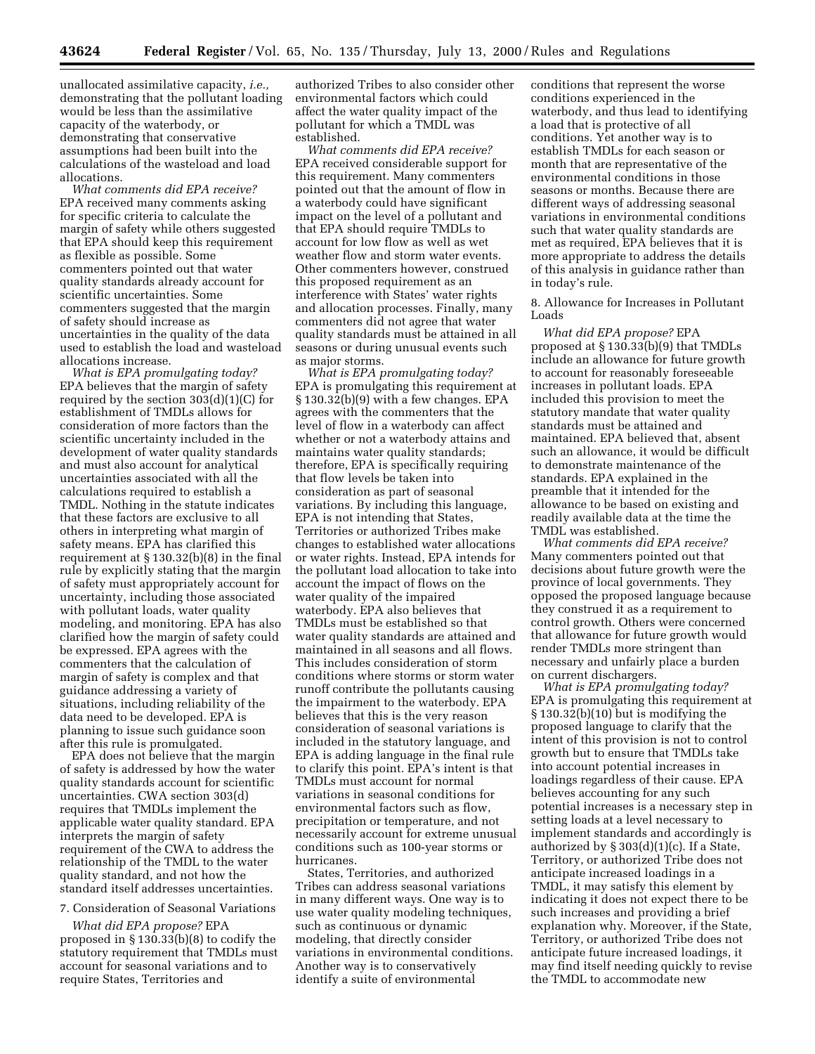unallocated assimilative capacity, *i.e.,* demonstrating that the pollutant loading would be less than the assimilative capacity of the waterbody, or demonstrating that conservative assumptions had been built into the calculations of the wasteload and load allocations.

*What comments did EPA receive?* EPA received many comments asking for specific criteria to calculate the margin of safety while others suggested that EPA should keep this requirement as flexible as possible. Some commenters pointed out that water quality standards already account for scientific uncertainties. Some commenters suggested that the margin of safety should increase as uncertainties in the quality of the data used to establish the load and wasteload allocations increase.

*What is EPA promulgating today?* EPA believes that the margin of safety required by the section 303(d)(1)(C) for establishment of TMDLs allows for consideration of more factors than the scientific uncertainty included in the development of water quality standards and must also account for analytical uncertainties associated with all the calculations required to establish a TMDL. Nothing in the statute indicates that these factors are exclusive to all others in interpreting what margin of safety means. EPA has clarified this requirement at § 130.32(b)(8) in the final rule by explicitly stating that the margin of safety must appropriately account for uncertainty, including those associated with pollutant loads, water quality modeling, and monitoring. EPA has also clarified how the margin of safety could be expressed. EPA agrees with the commenters that the calculation of margin of safety is complex and that guidance addressing a variety of situations, including reliability of the data need to be developed. EPA is planning to issue such guidance soon after this rule is promulgated.

EPA does not believe that the margin of safety is addressed by how the water quality standards account for scientific uncertainties. CWA section 303(d) requires that TMDLs implement the applicable water quality standard. EPA interprets the margin of safety requirement of the CWA to address the relationship of the TMDL to the water quality standard, and not how the standard itself addresses uncertainties.

7. Consideration of Seasonal Variations

*What did EPA propose?* EPA proposed in § 130.33(b)(8) to codify the statutory requirement that TMDLs must account for seasonal variations and to require States, Territories and authorized Tribes to also consider other environmental factors which could affect the water quality impact of the pollutant for which a TMDL was established.

*What comments did EPA receive?* EPA received considerable support for this requirement. Many commenters pointed out that the amount of flow in a waterbody could have significant impact on the level of a pollutant and that EPA should require TMDLs to account for low flow as well as wet weather flow and storm water events. Other commenters however, construed this proposed requirement as an interference with States' water rights and allocation processes. Finally, many commenters did not agree that water quality standards must be attained in all seasons or during unusual events such as major storms.

*What is EPA promulgating today?* EPA is promulgating this requirement at § 130.32(b)(9) with a few changes. EPA agrees with the commenters that the level of flow in a waterbody can affect whether or not a waterbody attains and maintains water quality standards; therefore, EPA is specifically requiring that flow levels be taken into consideration as part of seasonal variations. By including this language, EPA is not intending that States, Territories or authorized Tribes make changes to established water allocations or water rights. Instead, EPA intends for the pollutant load allocation to take into account the impact of flows on the water quality of the impaired waterbody. EPA also believes that TMDLs must be established so that water quality standards are attained and maintained in all seasons and all flows. This includes consideration of storm conditions where storms or storm water runoff contribute the pollutants causing the impairment to the waterbody. EPA believes that this is the very reason consideration of seasonal variations is included in the statutory language, and EPA is adding language in the final rule to clarify this point. EPA's intent is that TMDLs must account for normal variations in seasonal conditions for environmental factors such as flow, precipitation or temperature, and not necessarily account for extreme unusual conditions such as 100-year storms or hurricanes.

States, Territories, and authorized Tribes can address seasonal variations in many different ways. One way is to use water quality modeling techniques, such as continuous or dynamic modeling, that directly consider variations in environmental conditions. Another way is to conservatively identify a suite of environmental conditions that represent the worse conditions experienced in the waterbody, and thus lead to identifying a load that is protective of all conditions. Yet another way is to establish TMDLs for each season or month that are representative of the environmental conditions in those seasons or months. Because there are different ways of addressing seasonal variations in environmental conditions such that water quality standards are met as required, EPA believes that it is more appropriate to address the details of this analysis in guidance rather than in today's rule.

8. Allowance for Increases in Pollutant Loads

*What did EPA propose?* EPA proposed at § 130.33(b)(9) that TMDLs include an allowance for future growth to account for reasonably foreseeable increases in pollutant loads. EPA included this provision to meet the statutory mandate that water quality standards must be attained and maintained. EPA believed that, absent such an allowance, it would be difficult to demonstrate maintenance of the standards. EPA explained in the preamble that it intended for the allowance to be based on existing and readily available data at the time the TMDL was established.

*What comments did EPA receive?* Many commenters pointed out that decisions about future growth were the province of local governments. They opposed the proposed language because they construed it as a requirement to control growth. Others were concerned that allowance for future growth would render TMDLs more stringent than necessary and unfairly place a burden on current dischargers.

*What is EPA promulgating today?* EPA is promulgating this requirement at § 130.32(b)(10) but is modifying the proposed language to clarify that the intent of this provision is not to control growth but to ensure that TMDLs take into account potential increases in loadings regardless of their cause. EPA believes accounting for any such potential increases is a necessary step in setting loads at a level necessary to implement standards and accordingly is authorized by § 303(d)(1)(c). If a State, Territory, or authorized Tribe does not anticipate increased loadings in a TMDL, it may satisfy this element by indicating it does not expect there to be such increases and providing a brief explanation why. Moreover, if the State, Territory, or authorized Tribe does not anticipate future increased loadings, it may find itself needing quickly to revise the TMDL to accommodate new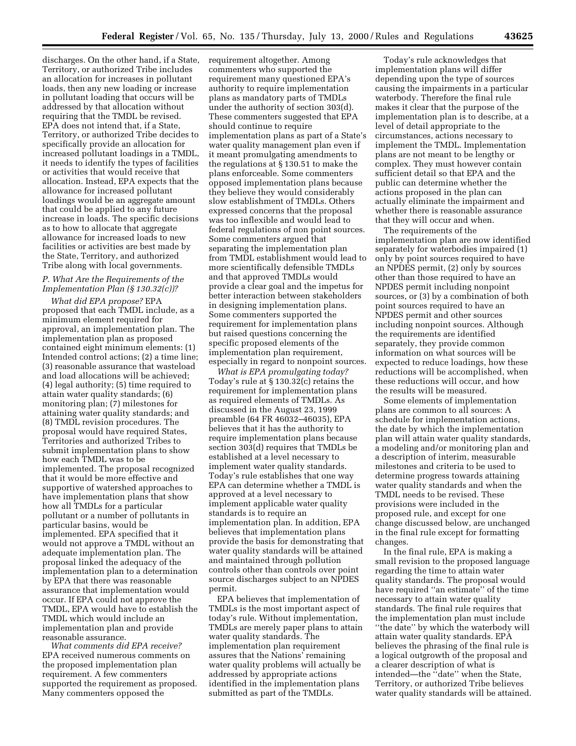discharges. On the other hand, if a State, Territory, or authorized Tribe includes an allocation for increases in pollutant loads, then any new loading or increase in pollutant loading that occurs will be addressed by that allocation without requiring that the TMDL be revised. EPA does not intend that, if a State, Territory, or authorized Tribe decides to specifically provide an allocation for increased pollutant loadings in a TMDL, it needs to identify the types of facilities or activities that would receive that allocation. Instead, EPA expects that the allowance for increased pollutant loadings would be an aggregate amount that could be applied to any future increase in loads. The specific decisions as to how to allocate that aggregate allowance for increased loads to new facilities or activities are best made by the State, Territory, and authorized Tribe along with local governments.

### *P. What Are the Requirements of the Implementation Plan (§ 130.32(c))?*

*What did EPA propose?* EPA proposed that each TMDL include, as a minimum element required for approval, an implementation plan. The implementation plan as proposed contained eight minimum elements: (1) Intended control actions; (2) a time line; (3) reasonable assurance that wasteload and load allocations will be achieved; (4) legal authority; (5) time required to attain water quality standards; (6) monitoring plan; (7) milestones for attaining water quality standards; and (8) TMDL revision procedures. The proposal would have required States, Territories and authorized Tribes to submit implementation plans to show how each TMDL was to be implemented. The proposal recognized that it would be more effective and supportive of watershed approaches to have implementation plans that show how all TMDLs for a particular pollutant or a number of pollutants in particular basins, would be implemented. EPA specified that it would not approve a TMDL without an adequate implementation plan. The proposal linked the adequacy of the implementation plan to a determination by EPA that there was reasonable assurance that implementation would occur. If EPA could not approve the TMDL, EPA would have to establish the TMDL which would include an implementation plan and provide reasonable assurance.

*What comments did EPA receive?* EPA received numerous comments on the proposed implementation plan requirement. A few commenters supported the requirement as proposed. Many commenters opposed the requirement altogether. Among commenters who supported the requirement many questioned EPA's authority to require implementation plans as mandatory parts of TMDLs under the authority of section 303(d). These commenters suggested that EPA should continue to require implementation plans as part of a State's water quality management plan even if it meant promulgating amendments to the regulations at § 130.51 to make the plans enforceable. Some commenters opposed implementation plans because they believe they would considerably slow establishment of TMDLs. Others expressed concerns that the proposal was too inflexible and would lead to federal regulations of non point sources. Some commenters argued that separating the implementation plan from TMDL establishment would lead to more scientifically defensible TMDLs and that approved TMDLs would provide a clear goal and the impetus for better interaction between stakeholders in designing implementation plans. Some commenters supported the requirement for implementation plans but raised questions concerning the specific proposed elements of the implementation plan requirement, especially in regard to nonpoint sources.

*What is EPA promulgating today?* Today's rule at § 130.32(c) retains the requirement for implementation plans as required elements of TMDLs. As discussed in the August 23, 1999 preamble (64 FR 46032–46035), EPA believes that it has the authority to require implementation plans because section 303(d) requires that TMDLs be established at a level necessary to implement water quality standards. Today's rule establishes that one way EPA can determine whether a TMDL is approved at a level necessary to implement applicable water quality standards is to require an implementation plan. In addition, EPA believes that implementation plans provide the basis for demonstrating that water quality standards will be attained and maintained through pollution controls other than controls over point source discharges subject to an NPDES permit.

EPA believes that implementation of TMDLs is the most important aspect of today's rule. Without implementation, TMDLs are merely paper plans to attain water quality standards. The implementation plan requirement assures that the Nations' remaining water quality problems will actually be addressed by appropriate actions identified in the implementation plans submitted as part of the TMDLs.

Today's rule acknowledges that implementation plans will differ depending upon the type of sources causing the impairments in a particular waterbody. Therefore the final rule makes it clear that the purpose of the implementation plan is to describe, at a level of detail appropriate to the circumstances, actions necessary to implement the TMDL. Implementation plans are not meant to be lengthy or complex. They must however contain sufficient detail so that EPA and the public can determine whether the actions proposed in the plan can actually eliminate the impairment and whether there is reasonable assurance that they will occur and when.

The requirements of the implementation plan are now identified separately for waterbodies impaired (1) only by point sources required to have an NPDES permit, (2) only by sources other than those required to have an NPDES permit including nonpoint sources, or (3) by a combination of both point sources required to have an NPDES permit and other sources including nonpoint sources. Although the requirements are identified separately, they provide common information on what sources will be expected to reduce loadings, how these reductions will be accomplished, when these reductions will occur, and how the results will be measured.

Some elements of implementation plans are common to all sources: A schedule for implementation actions, the date by which the implementation plan will attain water quality standards, a modeling and/or monitoring plan and a description of interim, measurable milestones and criteria to be used to determine progress towards attaining water quality standards and when the TMDL needs to be revised. These provisions were included in the proposed rule, and except for one change discussed below, are unchanged in the final rule except for formatting changes.

In the final rule, EPA is making a small revision to the proposed language regarding the time to attain water quality standards. The proposal would have required ''an estimate'' of the time necessary to attain water quality standards. The final rule requires that the implementation plan must include ''the date'' by which the waterbody will attain water quality standards. EPA believes the phrasing of the final rule is a logical outgrowth of the proposal and a clearer description of what is intended—the ''date'' when the State, Territory, or authorized Tribe believes water quality standards will be attained.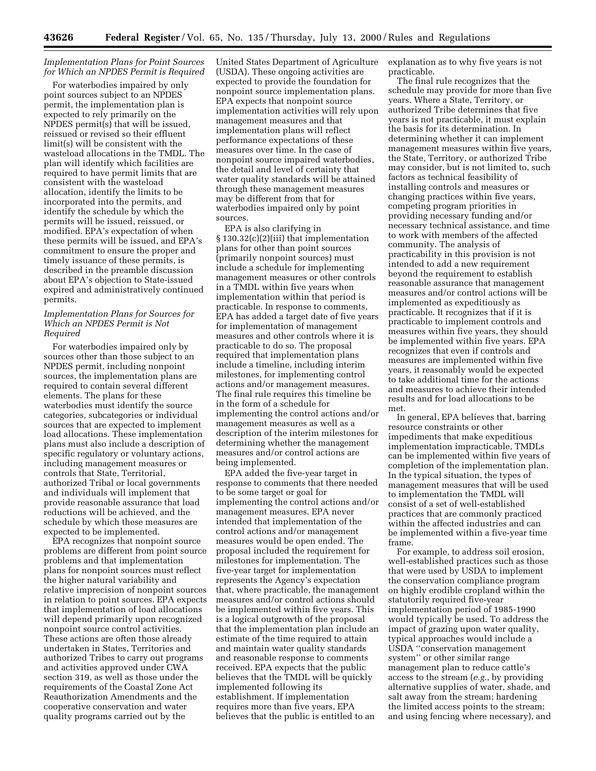### *Implementation Plans for Point Sources for Which an NPDES Permit is Required*

For waterbodies impaired by only point sources subject to an NPDES permit, the implementation plan is expected to rely primarily on the NPDES permit(s) that will be issued, reissued or revised so their effluent limit(s) will be consistent with the wasteload allocations in the TMDL. The plan will identify which facilities are required to have permit limits that are consistent with the wasteload allocation, identify the limits to be incorporated into the permits, and identify the schedule by which the permits will be issued, reissued, or modified. EPA's expectation of when these permits will be issued, and EPA's commitment to ensure the proper and timely issuance of these permits, is described in the preamble discussion about EPA's objection to State-issued expired and administratively continued permits.

### *Implementation Plans for Sources for Which an NPDES Permit is Not Required*

For waterbodies impaired only by sources other than those subject to an NPDES permit, including nonpoint sources, the implementation plans are required to contain several different elements. The plans for these waterbodies must identify the source categories, subcategories or individual sources that are expected to implement load allocations. These implementation plans must also include a description of specific regulatory or voluntary actions, including management measures or controls that State, Territorial, authorized Tribal or local governments and individuals will implement that provide reasonable assurance that load reductions will be achieved, and the schedule by which these measures are expected to be implemented.

EPA recognizes that nonpoint source problems are different from point source problems and that implementation plans for nonpoint sources must reflect the higher natural variability and relative imprecision of nonpoint sources in relation to point sources. EPA expects that implementation of load allocations will depend primarily upon recognized nonpoint source control activities. These actions are often those already undertaken in States, Territories and authorized Tribes to carry out programs and activities approved under CWA section 319, as well as those under the requirements of the Coastal Zone Act Reauthorization Amendments and the cooperative conservation and water quality programs carried out by the United States Department of Agriculture (USDA). These ongoing activities are expected to provide the foundation for nonpoint source implementation plans. EPA expects that nonpoint source implementation activities will rely upon management measures and that implementation plans will reflect performance expectations of these measures over time. In the case of nonpoint source impaired waterbodies, the detail and level of certainty that water quality standards will be attained through these management measures may be different from that for waterbodies impaired only by point sources.

EPA is also clarifying in § 130.32(c)(2)(iii) that implementation plans for other than point sources (primarily nonpoint sources) must include a schedule for implementing management measures or other controls in a TMDL within five years when implementation within that period is practicable. In response to comments, EPA has added a target date of five years for implementation of management measures and other controls where it is practicable to do so. The proposal required that implementation plans include a timeline, including interim milestones, for implementing control actions and/or management measures. The final rule requires this timeline be in the form of a schedule for implementing the control actions and/or management measures as well as a description of the interim milestones for determining whether the management measures and/or control actions are being implemented.

EPA added the five-year target in response to comments that there needed to be some target or goal for implementing the control actions and/or management measures. EPA never intended that implementation of the control actions and/or management measures would be open ended. The proposal included the requirement for milestones for implementation. The five-year target for implementation represents the Agency's expectation that, where practicable, the management measures and/or control actions should be implemented within five years. This is a logical outgrowth of the proposal that the implementation plan include an estimate of the time required to attain and maintain water quality standards and reasonable response to comments received. EPA expects that the public believes that the TMDL will be quickly implemented following its establishment. If implementation requires more than five years, EPA believes that the public is entitled to an explanation as to why five years is not practicable.

The final rule recognizes that the schedule may provide for more than five years. Where a State, Territory, or authorized Tribe determines that five years is not practicable, it must explain the basis for its determination. In determining whether it can implement management measures within five years, the State, Territory, or authorized Tribe may consider, but is not limited to, such factors as technical feasibility of installing controls and measures or changing practices within five years, competing program priorities in providing necessary funding and/or necessary technical assistance, and time to work with members of the affected community. The analysis of practicability in this provision is not intended to add a new requirement beyond the requirement to establish reasonable assurance that management measures and/or control actions will be implemented as expeditiously as practicable. It recognizes that if it is practicable to implement controls and measures within five years, they should be implemented within five years. EPA recognizes that even if controls and measures are implemented within five years, it reasonably would be expected to take additional time for the actions and measures to achieve their intended results and for load allocations to be met.

In general, EPA believes that, barring resource constraints or other impediments that make expeditious implementation impracticable, TMDLs can be implemented within five years of completion of the implementation plan. In the typical situation, the types of management measures that will be used to implementation the TMDL will consist of a set of well-established practices that are commonly practiced within the affected industries and can be implemented within a five-year time frame.

For example, to address soil erosion, well-established practices such as those that were used by USDA to implement the conservation compliance program on highly erodible cropland within the statutorily required five-year implementation period of 1985-1990 would typically be used. To address the impact of grazing upon water quality, typical approaches would include a USDA "conservation management system" or other similar range management plan to reduce cattle's access to the stream (*e.g.*, by providing alternative supplies of water, shade, and salt away from the stream; hardening the limited access points to the stream; and using fencing where necessary), and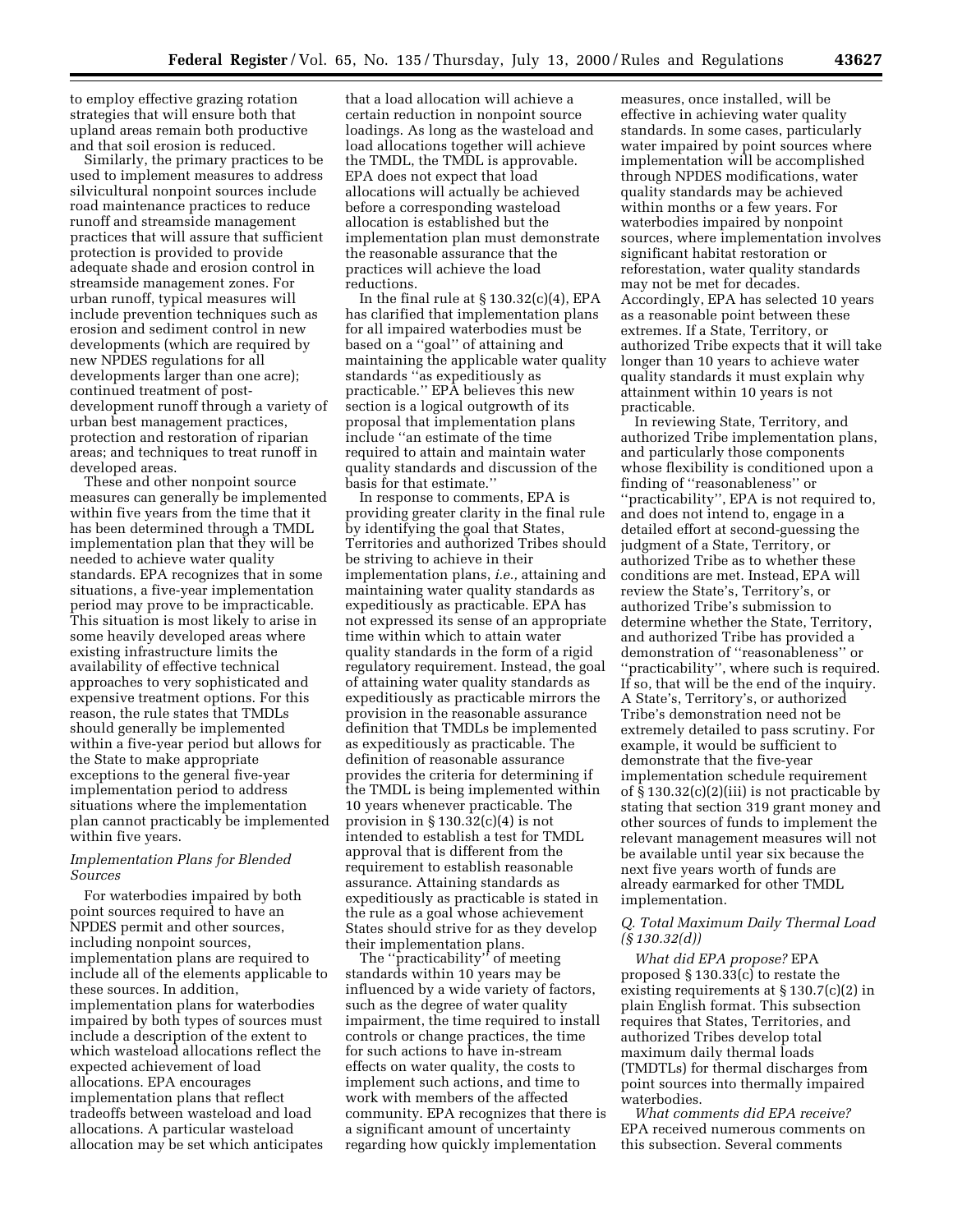to employ effective grazing rotation strategies that will ensure both that upland areas remain both productive and that soil erosion is reduced.

Similarly, the primary practices to be used to implement measures to address silvicultural nonpoint sources include road maintenance practices to reduce runoff and streamside management practices that will assure that sufficient protection is provided to provide adequate shade and erosion control in streamside management zones. For urban runoff, typical measures will include prevention techniques such as erosion and sediment control in new developments (which are required by new NPDES regulations for all developments larger than one acre); continued treatment of post-development runoff through a variety of urban best management practices, protection and restoration of riparian areas; and techniques to treat runoff in developed areas.

These and other nonpoint source measures can generally be implemented within five years from the time that it has been determined through a TMDL implementation plan that they will be needed to achieve water quality standards. EPA recognizes that in some situations, a five-year implementation period may prove to be impracticable. This situation is most likely to arise in some heavily developed areas where existing infrastructure limits the availability of effective technical approaches to very sophisticated and expensive treatment options. For this reason, the rule states that TMDLs should generally be implemented within a five-year period but allows for the State to make appropriate exceptions to the general five-year implementation period to address situations where the implementation plan cannot practicably be implemented within five years.

### *Implementation Plans for Blended Sources*

For waterbodies impaired by both point sources required to have an NPDES permit and other sources, including nonpoint sources, implementation plans are required to include all of the elements applicable to these sources. In addition, implementation plans for waterbodies impaired by both types of sources must include a description of the extent to which wasteload allocations reflect the expected achievement of load allocations. EPA encourages implementation plans that reflect tradeoffs between wasteload and load allocations. A particular wasteload allocation may be set which anticipates that a load allocation will achieve a certain reduction in nonpoint source loadings. As long as the wasteload and load allocations together will achieve the TMDL, the TMDL is approvable. EPA does not expect that load allocations will actually be achieved before a corresponding wasteload allocation is established but the implementation plan must demonstrate the reasonable assurance that the practices will achieve the load reductions.

In the final rule at § 130.32(c)(4), EPA has clarified that implementation plans for all impaired waterbodies must be based on a ''goal'' of attaining and maintaining the applicable water quality standards ''as expeditiously as practicable.'' EPA believes this new section is a logical outgrowth of its proposal that implementation plans include ''an estimate of the time required to attain and maintain water quality standards and discussion of the basis for that estimate.''

In response to comments, EPA is providing greater clarity in the final rule by identifying the goal that States, Territories and authorized Tribes should be striving to achieve in their implementation plans, *i.e.,* attaining and maintaining water quality standards as expeditiously as practicable. EPA has not expressed its sense of an appropriate time within which to attain water quality standards in the form of a rigid regulatory requirement. Instead, the goal of attaining water quality standards as expeditiously as practicable mirrors the provision in the reasonable assurance definition that TMDLs be implemented as expeditiously as practicable. The definition of reasonable assurance provides the criteria for determining if the TMDL is being implemented within 10 years whenever practicable. The provision in § 130.32(c)(4) is not intended to establish a test for TMDL approval that is different from the requirement to establish reasonable assurance. Attaining standards as expeditiously as practicable is stated in the rule as a goal whose achievement States should strive for as they develop their implementation plans.

The ''practicability'' of meeting standards within 10 years may be influenced by a wide variety of factors, such as the degree of water quality impairment, the time required to install controls or change practices, the time for such actions to have in-stream effects on water quality, the costs to implement such actions, and time to work with members of the affected community. EPA recognizes that there is a significant amount of uncertainty regarding how quickly implementation measures, once installed, will be effective in achieving water quality standards. In some cases, particularly water impaired by point sources where implementation will be accomplished through NPDES modifications, water quality standards may be achieved within months or a few years. For waterbodies impaired by nonpoint sources, where implementation involves significant habitat restoration or reforestation, water quality standards may not be met for decades. Accordingly, EPA has selected 10 years as a reasonable point between these extremes. If a State, Territory, or authorized Tribe expects that it will take longer than 10 years to achieve water quality standards it must explain why attainment within 10 years is not practicable.

In reviewing State, Territory, and authorized Tribe implementation plans, and particularly those components whose flexibility is conditioned upon a finding of ''reasonableness'' or ''practicability'', EPA is not required to, and does not intend to, engage in a detailed effort at second-guessing the judgment of a State, Territory, or authorized Tribe as to whether these conditions are met. Instead, EPA will review the State's, Territory's, or authorized Tribe's submission to determine whether the State, Territory, and authorized Tribe has provided a demonstration of ''reasonableness'' or ''practicability'', where such is required. If so, that will be the end of the inquiry. A State's, Territory's, or authorized Tribe's demonstration need not be extremely detailed to pass scrutiny. For example, it would be sufficient to demonstrate that the five-year implementation schedule requirement of § 130.32(c)(2)(iii) is not practicable by stating that section 319 grant money and other sources of funds to implement the relevant management measures will not be available until year six because the next five years worth of funds are already earmarked for other TMDL implementation.

### *Q. Total Maximum Daily Thermal Load (§ 130.32(d))*

*What did EPA propose?* EPA proposed § 130.33(c) to restate the existing requirements at § 130.7(c)(2) in plain English format. This subsection requires that States, Territories, and authorized Tribes develop total maximum daily thermal loads (TMDTLs) for thermal discharges from point sources into thermally impaired waterbodies.

*What comments did EPA receive?* EPA received numerous comments on this subsection. Several comments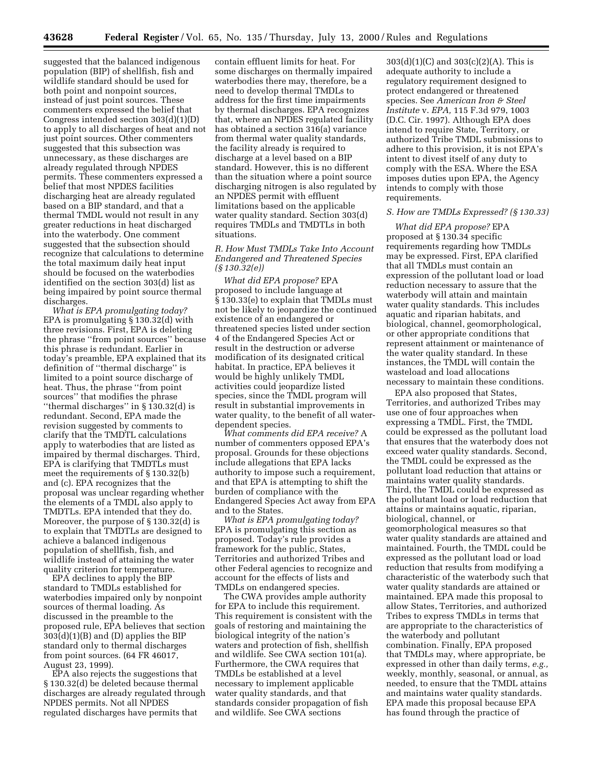suggested that the balanced indigenous population (BIP) of shellfish, fish and wildlife standard should be used for both point and nonpoint sources, instead of just point sources. These commenters expressed the belief that Congress intended section 303(d)(1)(D) to apply to all discharges of heat and not just point sources. Other commenters suggested that this subsection was unnecessary, as these discharges are already regulated through NPDES permits. These commenters expressed a belief that most NPDES facilities discharging heat are already regulated based on a BIP standard, and that a thermal TMDL would not result in any greater reductions in heat discharged into the waterbody. One comment suggested that the subsection should recognize that calculations to determine the total maximum daily heat input should be focused on the waterbodies identified on the section 303(d) list as being impaired by point source thermal discharges.

*What is EPA promulgating today?* EPA is promulgating § 130.32(d) with three revisions. First, EPA is deleting the phrase ''from point sources'' because this phrase is redundant. Earlier in today's preamble, EPA explained that its definition of ''thermal discharge'' is limited to a point source discharge of heat. Thus, the phrase ''from point sources'' that modifies the phrase ''thermal discharges'' in § 130.32(d) is redundant. Second, EPA made the revision suggested by comments to clarify that the TMDTL calculations apply to waterbodies that are listed as impaired by thermal discharges. Third, EPA is clarifying that TMDTLs must meet the requirements of § 130.32(b) and (c). EPA recognizes that the proposal was unclear regarding whether the elements of a TMDL also apply to TMDTLs. EPA intended that they do. Moreover, the purpose of § 130.32(d) is to explain that TMDTLs are designed to achieve a balanced indigenous population of shellfish, fish, and wildlife instead of attaining the water quality criterion for temperature.

EPA declines to apply the BIP standard to TMDLs established for waterbodies impaired only by nonpoint sources of thermal loading. As discussed in the preamble to the proposed rule, EPA believes that section 303(d)(1)(B) and (D) applies the BIP standard only to thermal discharges from point sources. (64 FR 46017, August 23, 1999).

EPA also rejects the suggestions that § 130.32(d) be deleted because thermal discharges are already regulated through NPDES permits. Not all NPDES regulated discharges have permits that contain effluent limits for heat. For some discharges on thermally impaired waterbodies there may, therefore, be a need to develop thermal TMDLs to address for the first time impairments by thermal discharges. EPA recognizes that, where an NPDES regulated facility has obtained a section 316(a) variance from thermal water quality standards, the facility already is required to discharge at a level based on a BIP standard. However, this is no different than the situation where a point source discharging nitrogen is also regulated by an NPDES permit with effluent limitations based on the applicable water quality standard. Section 303(d) requires TMDLs and TMDTLs in both situations.

### *R. How Must TMDLs Take Into Account Endangered and Threatened Species (§ 130.32(e))*

*What did EPA propose?* EPA proposed to include language at § 130.33(e) to explain that TMDLs must not be likely to jeopardize the continued existence of an endangered or threatened species listed under section 4 of the Endangered Species Act or result in the destruction or adverse modification of its designated critical habitat. In practice, EPA believes it would be highly unlikely TMDL activities could jeopardize listed species, since the TMDL program will result in substantial improvements in water quality, to the benefit of all water-dependent species.

*What comments did EPA receive?* A number of commenters opposed EPA's proposal. Grounds for these objections include allegations that EPA lacks authority to impose such a requirement, and that EPA is attempting to shift the burden of compliance with the Endangered Species Act away from EPA and to the States.

*What is EPA promulgating today?* EPA is promulgating this section as proposed. Today's rule provides a framework for the public, States, Territories and authorized Tribes and other Federal agencies to recognize and account for the effects of lists and TMDLs on endangered species.

The CWA provides ample authority for EPA to include this requirement. This requirement is consistent with the goals of restoring and maintaining the biological integrity of the nation's waters and protection of fish, shellfish and wildlife. See CWA section 101(a). Furthermore, the CWA requires that TMDLs be established at a level necessary to implement applicable water quality standards, and that standards consider propagation of fish and wildlife. See CWA sections 303(d)(1)(C) and 303(c)(2)(A). This is adequate authority to include a regulatory requirement designed to protect endangered or threatened species. See *American Iron & Steel Institute* v. *EPA,* 115 F.3d 979, 1003 (D.C. Cir. 1997). Although EPA does intend to require State, Territory, or authorized Tribe TMDL submissions to adhere to this provision, it is not EPA's intent to divest itself of any duty to comply with the ESA. Where the ESA imposes duties upon EPA, the Agency intends to comply with those requirements.

### *S. How are TMDLs Expressed? (§ 130.33)*

*What did EPA propose?* EPA proposed at § 130.34 specific requirements regarding how TMDLs may be expressed. First, EPA clarified that all TMDLs must contain an expression of the pollutant load or load reduction necessary to assure that the waterbody will attain and maintain water quality standards. This includes aquatic and riparian habitats, and biological, channel, geomorphological, or other appropriate conditions that represent attainment or maintenance of the water quality standard. In these instances, the TMDL will contain the wasteload and load allocations necessary to maintain these conditions.

EPA also proposed that States, Territories, and authorized Tribes may use one of four approaches when expressing a TMDL. First, the TMDL could be expressed as the pollutant load that ensures that the waterbody does not exceed water quality standards. Second, the TMDL could be expressed as the pollutant load reduction that attains or maintains water quality standards. Third, the TMDL could be expressed as the pollutant load or load reduction that attains or maintains aquatic, riparian, biological, channel, or geomorphological measures so that water quality standards are attained and maintained. Fourth, the TMDL could be expressed as the pollutant load or load reduction that results from modifying a characteristic of the waterbody such that water quality standards are attained or maintained. EPA made this proposal to allow States, Territories, and authorized Tribes to express TMDLs in terms that are appropriate to the characteristics of the waterbody and pollutant combination. Finally, EPA proposed that TMDLs may, where appropriate, be expressed in other than daily terms, *e.g.,* weekly, monthly, seasonal, or annual, as needed, to ensure that the TMDL attains and maintains water quality standards. EPA made this proposal because EPA has found through the practice of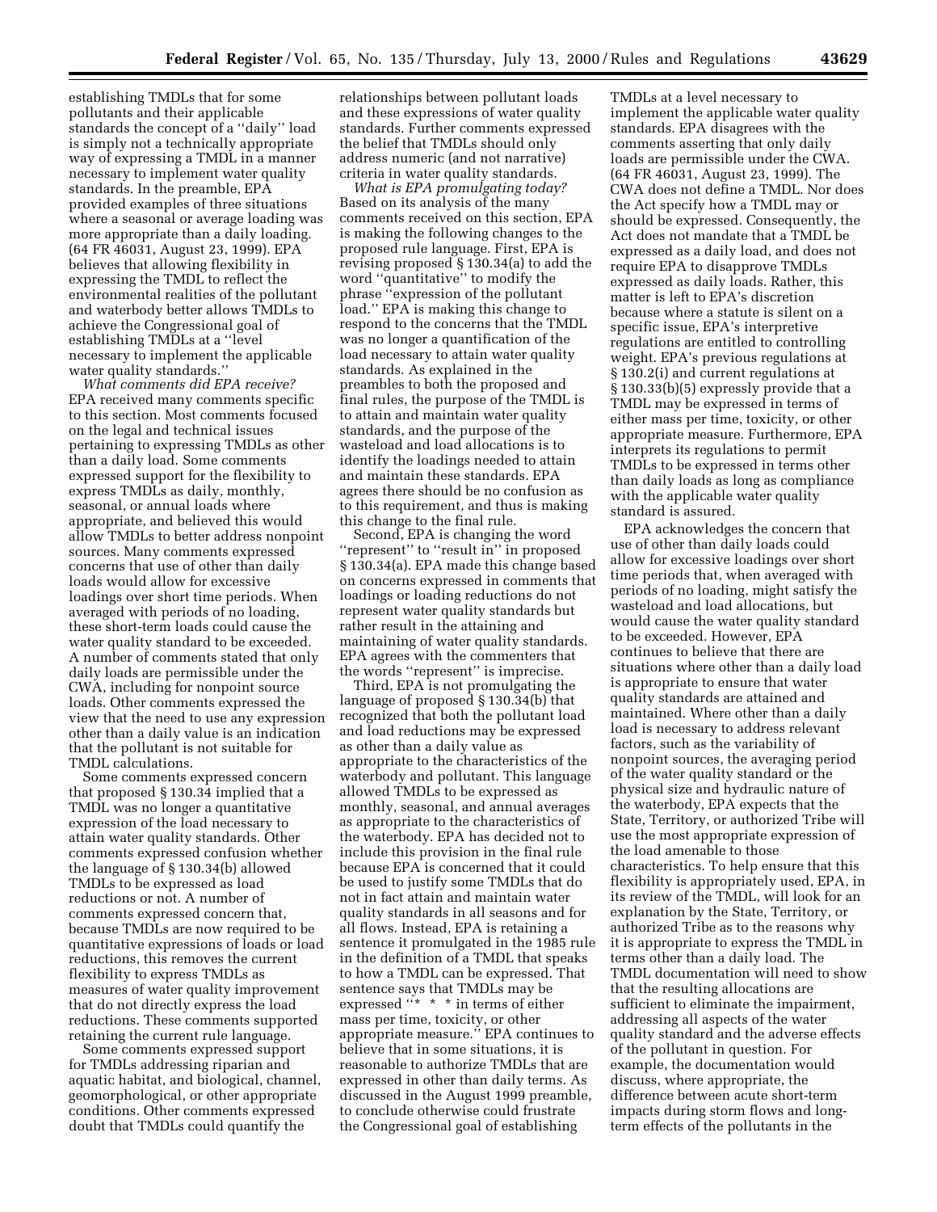establishing TMDLs that for some pollutants and their applicable standards the concept of a ''daily'' load is simply not a technically appropriate way of expressing a TMDL in a manner necessary to implement water quality standards. In the preamble, EPA provided examples of three situations where a seasonal or average loading was more appropriate than a daily loading. (64 FR 46031, August 23, 1999). EPA believes that allowing flexibility in expressing the TMDL to reflect the environmental realities of the pollutant and waterbody better allows TMDLs to achieve the Congressional goal of establishing TMDLs at a ''level necessary to implement the applicable water quality standards.''

*What comments did EPA receive?* EPA received many comments specific to this section. Most comments focused on the legal and technical issues pertaining to expressing TMDLs as other than a daily load. Some comments expressed support for the flexibility to express TMDLs as daily, monthly, seasonal, or annual loads where appropriate, and believed this would allow TMDLs to better address nonpoint sources. Many comments expressed concerns that use of other than daily loads would allow for excessive loadings over short time periods. When averaged with periods of no loading, these short-term loads could cause the water quality standard to be exceeded. A number of comments stated that only daily loads are permissible under the CWA, including for nonpoint source loads. Other comments expressed the view that the need to use any expression other than a daily value is an indication that the pollutant is not suitable for TMDL calculations.

Some comments expressed concern that proposed § 130.34 implied that a TMDL was no longer a quantitative expression of the load necessary to attain water quality standards. Other comments expressed confusion whether the language of § 130.34(b) allowed TMDLs to be expressed as load reductions or not. A number of comments expressed concern that, because TMDLs are now required to be quantitative expressions of loads or load reductions, this removes the current flexibility to express TMDLs as measures of water quality improvement that do not directly express the load reductions. These comments supported retaining the current rule language.

Some comments expressed support for TMDLs addressing riparian and aquatic habitat, and biological, channel, geomorphological, or other appropriate conditions. Other comments expressed doubt that TMDLs could quantify the relationships between pollutant loads and these expressions of water quality standards. Further comments expressed the belief that TMDLs should only address numeric (and not narrative) criteria in water quality standards.

*What is EPA promulgating today?* Based on its analysis of the many comments received on this section, EPA is making the following changes to the proposed rule language. First, EPA is revising proposed § 130.34(a) to add the word ''quantitative'' to modify the phrase ''expression of the pollutant load.'' EPA is making this change to respond to the concerns that the TMDL was no longer a quantification of the load necessary to attain water quality standards. As explained in the preambles to both the proposed and final rules, the purpose of the TMDL is to attain and maintain water quality standards, and the purpose of the wasteload and load allocations is to identify the loadings needed to attain and maintain these standards. EPA agrees there should be no confusion as to this requirement, and thus is making this change to the final rule.

Second, EPA is changing the word ''represent'' to ''result in'' in proposed § 130.34(a). EPA made this change based on concerns expressed in comments that loadings or loading reductions do not represent water quality standards but rather result in the attaining and maintaining of water quality standards. EPA agrees with the commenters that the words ''represent'' is imprecise.

Third, EPA is not promulgating the language of proposed § 130.34(b) that recognized that both the pollutant load and load reductions may be expressed as other than a daily value as appropriate to the characteristics of the waterbody and pollutant. This language allowed TMDLs to be expressed as monthly, seasonal, and annual averages as appropriate to the characteristics of the waterbody. EPA has decided not to include this provision in the final rule because EPA is concerned that it could be used to justify some TMDLs that do not in fact attain and maintain water quality standards in all seasons and for all flows. Instead, EPA is retaining a sentence it promulgated in the 1985 rule in the definition of a TMDL that speaks to how a TMDL can be expressed. That sentence says that TMDLs may be expressed ''* * * in terms of either mass per time, toxicity, or other appropriate measure.'' EPA continues to believe that in some situations, it is reasonable to authorize TMDLs that are expressed in other than daily terms. As discussed in the August 1999 preamble, to conclude otherwise could frustrate the Congressional goal of establishing TMDLs at a level necessary to implement the applicable water quality standards. EPA disagrees with the comments asserting that only daily loads are permissible under the CWA. (64 FR 46031, August 23, 1999). The CWA does not define a TMDL. Nor does the Act specify how a TMDL may or should be expressed. Consequently, the Act does not mandate that a TMDL be expressed as a daily load, and does not require EPA to disapprove TMDLs expressed as daily loads. Rather, this matter is left to EPA's discretion because where a statute is silent on a specific issue, EPA's interpretive regulations are entitled to controlling weight. EPA's previous regulations at § 130.2(i) and current regulations at § 130.33(b)(5) expressly provide that a TMDL may be expressed in terms of either mass per time, toxicity, or other appropriate measure. Furthermore, EPA interprets its regulations to permit TMDLs to be expressed in terms other than daily loads as long as compliance with the applicable water quality standard is assured.

EPA acknowledges the concern that use of other than daily loads could allow for excessive loadings over short time periods that, when averaged with periods of no loading, might satisfy the wasteload and load allocations, but would cause the water quality standard to be exceeded. However, EPA continues to believe that there are situations where other than a daily load is appropriate to ensure that water quality standards are attained and maintained. Where other than a daily load is necessary to address relevant factors, such as the variability of nonpoint sources, the averaging period of the water quality standard or the physical size and hydraulic nature of the waterbody, EPA expects that the State, Territory, or authorized Tribe will use the most appropriate expression of the load amenable to those characteristics. To help ensure that this flexibility is appropriately used, EPA, in its review of the TMDL, will look for an explanation by the State, Territory, or authorized Tribe as to the reasons why it is appropriate to express the TMDL in terms other than a daily load. The TMDL documentation will need to show that the resulting allocations are sufficient to eliminate the impairment, addressing all aspects of the water quality standard and the adverse effects of the pollutant in question. For example, the documentation would discuss, where appropriate, the difference between acute short-term impacts during storm flows and long-term effects of the pollutants in the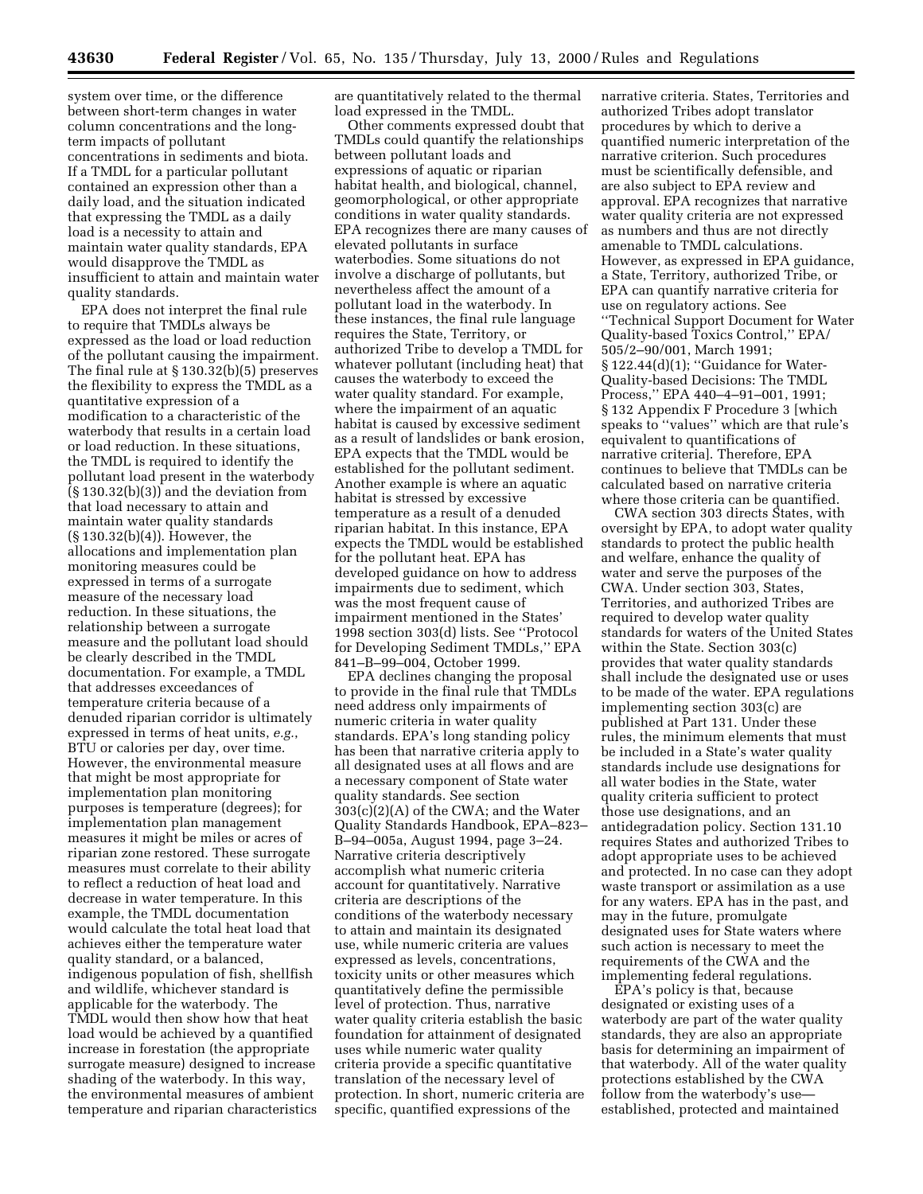system over time, or the difference between short-term changes in water column concentrations and the long-term impacts of pollutant concentrations in sediments and biota. If a TMDL for a particular pollutant contained an expression other than a daily load, and the situation indicated that expressing the TMDL as a daily load is a necessity to attain and maintain water quality standards, EPA would disapprove the TMDL as insufficient to attain and maintain water quality standards.

EPA does not interpret the final rule to require that TMDLs always be expressed as the load or load reduction of the pollutant causing the impairment. The final rule at § 130.32(b)(5) preserves the flexibility to express the TMDL as a quantitative expression of a modification to a characteristic of the waterbody that results in a certain load or load reduction. In these situations, the TMDL is required to identify the pollutant load present in the waterbody (§ 130.32(b)(3)) and the deviation from that load necessary to attain and maintain water quality standards (§ 130.32(b)(4)). However, the allocations and implementation plan monitoring measures could be expressed in terms of a surrogate measure of the necessary load reduction. In these situations, the relationship between a surrogate measure and the pollutant load should be clearly described in the TMDL documentation. For example, a TMDL that addresses exceedances of temperature criteria because of a denuded riparian corridor is ultimately expressed in terms of heat units, *e.g.*, BTU or calories per day, over time. However, the environmental measure that might be most appropriate for implementation plan monitoring purposes is temperature (degrees); for implementation plan management measures it might be miles or acres of riparian zone restored. These surrogate measures must correlate to their ability to reflect a reduction of heat load and decrease in water temperature. In this example, the TMDL documentation would calculate the total heat load that achieves either the temperature water quality standard, or a balanced, indigenous population of fish, shellfish and wildlife, whichever standard is applicable for the waterbody. The TMDL would then show how that heat load would be achieved by a quantified increase in forestation (the appropriate surrogate measure) designed to increase shading of the waterbody. In this way, the environmental measures of ambient temperature and riparian characteristics are quantitatively related to the thermal load expressed in the TMDL.

Other comments expressed doubt that TMDLs could quantify the relationships between pollutant loads and expressions of aquatic or riparian habitat health, and biological, channel, geomorphological, or other appropriate conditions in water quality standards. EPA recognizes there are many causes of elevated pollutants in surface waterbodies. Some situations do not involve a discharge of pollutants, but nevertheless affect the amount of a pollutant load in the waterbody. In these instances, the final rule language requires the State, Territory, or authorized Tribe to develop a TMDL for whatever pollutant (including heat) that causes the waterbody to exceed the water quality standard. For example, where the impairment of an aquatic habitat is caused by excessive sediment as a result of landslides or bank erosion, EPA expects that the TMDL would be established for the pollutant sediment. Another example is where an aquatic habitat is stressed by excessive temperature as a result of a denuded riparian habitat. In this instance, EPA expects the TMDL would be established for the pollutant heat. EPA has developed guidance on how to address impairments due to sediment, which was the most frequent cause of impairment mentioned in the States' 1998 section 303(d) lists. See ''Protocol for Developing Sediment TMDLs,'' EPA 841–B–99–004, October 1999.

EPA declines changing the proposal to provide in the final rule that TMDLs need address only impairments of numeric criteria in water quality standards. EPA's long standing policy has been that narrative criteria apply to all designated uses at all flows and are a necessary component of State water quality standards. See section 303(c)(2)(A) of the CWA; and the Water Quality Standards Handbook, EPA–823–B–94–005a, August 1994, page 3–24. Narrative criteria descriptively accomplish what numeric criteria account for quantitatively. Narrative criteria are descriptions of the conditions of the waterbody necessary to attain and maintain its designated use, while numeric criteria are values expressed as levels, concentrations, toxicity units or other measures which quantitatively define the permissible level of protection. Thus, narrative water quality criteria establish the basic foundation for attainment of designated uses while numeric water quality criteria provide a specific quantitative translation of the necessary level of protection. In short, numeric criteria are specific, quantified expressions of the narrative criteria. States, Territories and authorized Tribes adopt translator procedures by which to derive a quantified numeric interpretation of the narrative criterion. Such procedures must be scientifically defensible, and are also subject to EPA review and approval. EPA recognizes that narrative water quality criteria are not expressed as numbers and thus are not directly amenable to TMDL calculations. However, as expressed in EPA guidance, a State, Territory, authorized Tribe, or EPA can quantify narrative criteria for use on regulatory actions. See ''Technical Support Document for Water Quality-based Toxics Control,'' EPA/505/2–90/001, March 1991; § 122.44(d)(1); ''Guidance for Water-Quality-based Decisions: The TMDL Process,'' EPA 440–4–91–001, 1991; § 132 Appendix F Procedure 3 [which speaks to ''values'' which are that rule's equivalent to quantifications of narrative criteria]. Therefore, EPA continues to believe that TMDLs can be calculated based on narrative criteria where those criteria can be quantified.

CWA section 303 directs States, with oversight by EPA, to adopt water quality standards to protect the public health and welfare, enhance the quality of water and serve the purposes of the CWA. Under section 303, States, Territories, and authorized Tribes are required to develop water quality standards for waters of the United States within the State. Section 303(c) provides that water quality standards shall include the designated use or uses to be made of the water. EPA regulations implementing section 303(c) are published at Part 131. Under these rules, the minimum elements that must be included in a State's water quality standards include use designations for all water bodies in the State, water quality criteria sufficient to protect those use designations, and an antidegradation policy. Section 131.10 requires States and authorized Tribes to adopt appropriate uses to be achieved and protected. In no case can they adopt waste transport or assimilation as a use for any waters. EPA has in the past, and may in the future, promulgate designated uses for State waters where such action is necessary to meet the requirements of the CWA and the implementing federal regulations.

EPA's policy is that, because designated or existing uses of a waterbody are part of the water quality standards, they are also an appropriate basis for determining an impairment of that waterbody. All of the water quality protections established by the CWA follow from the waterbody's use—established, protected and maintained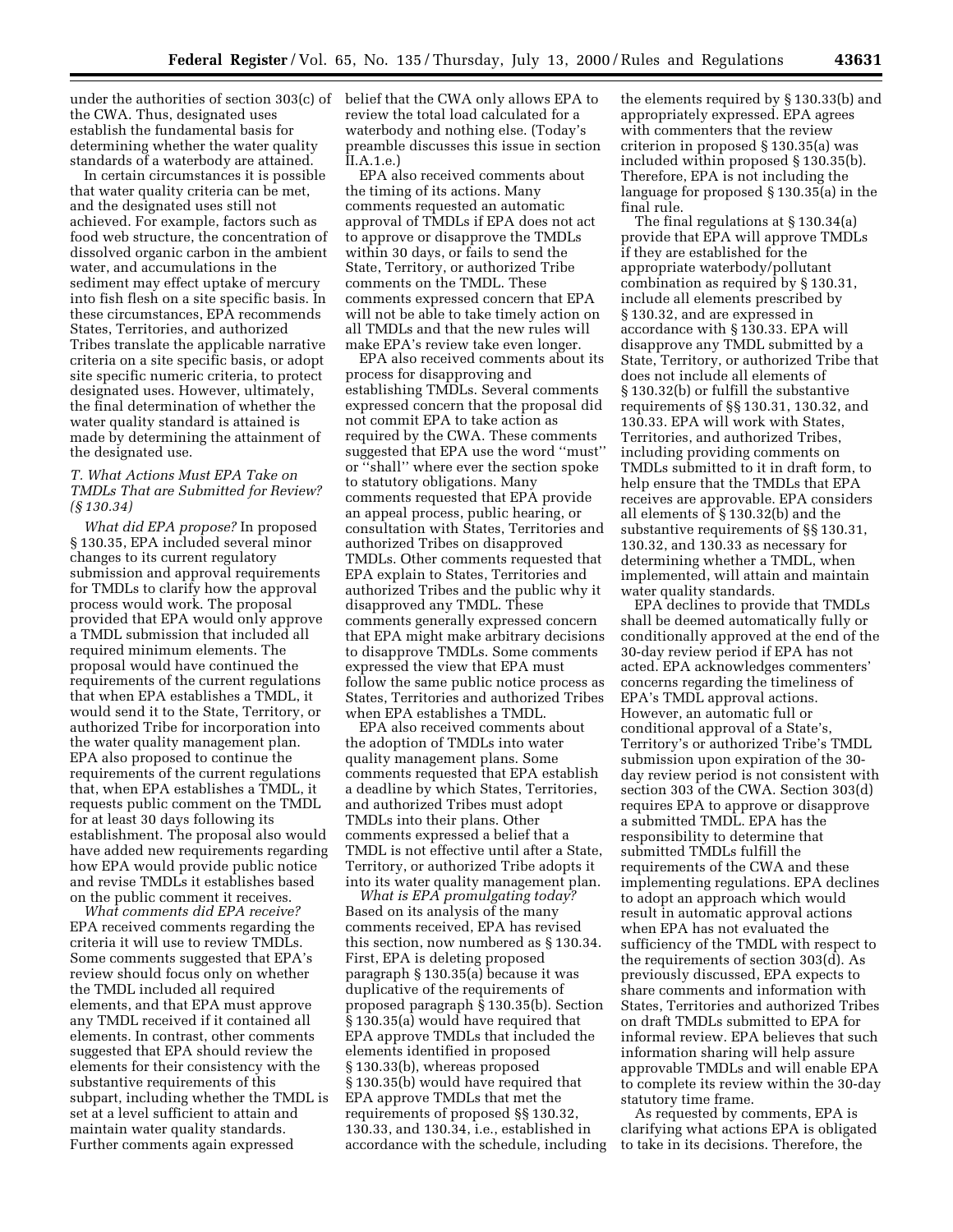under the authorities of section 303(c) of the CWA. Thus, designated uses establish the fundamental basis for determining whether the water quality standards of a waterbody are attained.

In certain circumstances it is possible that water quality criteria can be met, and the designated uses still not achieved. For example, factors such as food web structure, the concentration of dissolved organic carbon in the ambient water, and accumulations in the sediment may effect uptake of mercury into fish flesh on a site specific basis. In these circumstances, EPA recommends States, Territories, and authorized Tribes translate the applicable narrative criteria on a site specific basis, or adopt site specific numeric criteria, to protect designated uses. However, ultimately, the final determination of whether the water quality standard is attained is made by determining the attainment of the designated use.

### *T. What Actions Must EPA Take on TMDLs That are Submitted for Review? (§ 130.34)*

*What did EPA propose?* In proposed § 130.35, EPA included several minor changes to its current regulatory submission and approval requirements for TMDLs to clarify how the approval process would work. The proposal provided that EPA would only approve a TMDL submission that included all required minimum elements. The proposal would have continued the requirements of the current regulations that when EPA establishes a TMDL, it would send it to the State, Territory, or authorized Tribe for incorporation into the water quality management plan. EPA also proposed to continue the requirements of the current regulations that, when EPA establishes a TMDL, it requests public comment on the TMDL for at least 30 days following its establishment. The proposal also would have added new requirements regarding how EPA would provide public notice and revise TMDLs it establishes based on the public comment it receives.

*What comments did EPA receive?* EPA received comments regarding the criteria it will use to review TMDLs. Some comments suggested that EPA's review should focus only on whether the TMDL included all required elements, and that EPA must approve any TMDL received if it contained all elements. In contrast, other comments suggested that EPA should review the elements for their consistency with the substantive requirements of this subpart, including whether the TMDL is set at a level sufficient to attain and maintain water quality standards. Further comments again expressed belief that the CWA only allows EPA to review the total load calculated for a waterbody and nothing else. (Today's preamble discusses this issue in section II.A.1.e.)

EPA also received comments about the timing of its actions. Many comments requested an automatic approval of TMDLs if EPA does not act to approve or disapprove the TMDLs within 30 days, or fails to send the State, Territory, or authorized Tribe comments on the TMDL. These comments expressed concern that EPA will not be able to take timely action on all TMDLs and that the new rules will make EPA's review take even longer.

EPA also received comments about its process for disapproving and establishing TMDLs. Several comments expressed concern that the proposal did not commit EPA to take action as required by the CWA. These comments suggested that EPA use the word "must" or "shall" where ever the section spoke to statutory obligations. Many comments requested that EPA provide an appeal process, public hearing, or consultation with States, Territories and authorized Tribes on disapproved TMDLs. Other comments requested that EPA explain to States, Territories and authorized Tribes and the public why it disapproved any TMDL. These comments generally expressed concern that EPA might make arbitrary decisions to disapprove TMDLs. Some comments expressed the view that EPA must follow the same public notice process as States, Territories and authorized Tribes when EPA establishes a TMDL.

EPA also received comments about the adoption of TMDLs into water quality management plans. Some comments requested that EPA establish a deadline by which States, Territories, and authorized Tribes must adopt TMDLs into their plans. Other comments expressed a belief that a TMDL is not effective until after a State, Territory, or authorized Tribe adopts it into its water quality management plan.

*What is EPA promulgating today?* Based on its analysis of the many comments received, EPA has revised this section, now numbered as § 130.34. First, EPA is deleting proposed paragraph § 130.35(a) because it was duplicative of the requirements of proposed paragraph § 130.35(b). Section § 130.35(a) would have required that EPA approve TMDLs that included the elements identified in proposed § 130.33(b), whereas proposed § 130.35(b) would have required that EPA approve TMDLs that met the requirements of proposed §§ 130.32, 130.33, and 130.34, i.e., established in accordance with the schedule, including the elements required by § 130.33(b) and appropriately expressed. EPA agrees with commenters that the review criterion in proposed § 130.35(a) was included within proposed § 130.35(b). Therefore, EPA is not including the language for proposed § 130.35(a) in the final rule.

The final regulations at § 130.34(a) provide that EPA will approve TMDLs if they are established for the appropriate waterbody/pollutant combination as required by § 130.31, include all elements prescribed by § 130.32, and are expressed in accordance with § 130.33. EPA will disapprove any TMDL submitted by a State, Territory, or authorized Tribe that does not include all elements of § 130.32(b) or fulfill the substantive requirements of §§ 130.31, 130.32, and 130.33. EPA will work with States, Territories, and authorized Tribes, including providing comments on TMDLs submitted to it in draft form, to help ensure that the TMDLs that EPA receives are approvable. EPA considers all elements of § 130.32(b) and the substantive requirements of §§ 130.31, 130.32, and 130.33 as necessary for determining whether a TMDL, when implemented, will attain and maintain water quality standards.

EPA declines to provide that TMDLs shall be deemed automatically fully or conditionally approved at the end of the 30-day review period if EPA has not acted. EPA acknowledges commenters' concerns regarding the timeliness of EPA's TMDL approval actions. However, an automatic full or conditional approval of a State's, Territory's or authorized Tribe's TMDL submission upon expiration of the 30-day review period is not consistent with section 303 of the CWA. Section 303(d) requires EPA to approve or disapprove a submitted TMDL. EPA has the responsibility to determine that submitted TMDLs fulfill the requirements of the CWA and these implementing regulations. EPA declines to adopt an approach which would result in automatic approval actions when EPA has not evaluated the sufficiency of the TMDL with respect to the requirements of section 303(d). As previously discussed, EPA expects to share comments and information with States, Territories and authorized Tribes on draft TMDLs submitted to EPA for informal review. EPA believes that such information sharing will help assure approvable TMDLs and will enable EPA to complete its review within the 30-day statutory time frame.

As requested by comments, EPA is clarifying what actions EPA is obligated to take in its decisions. Therefore, the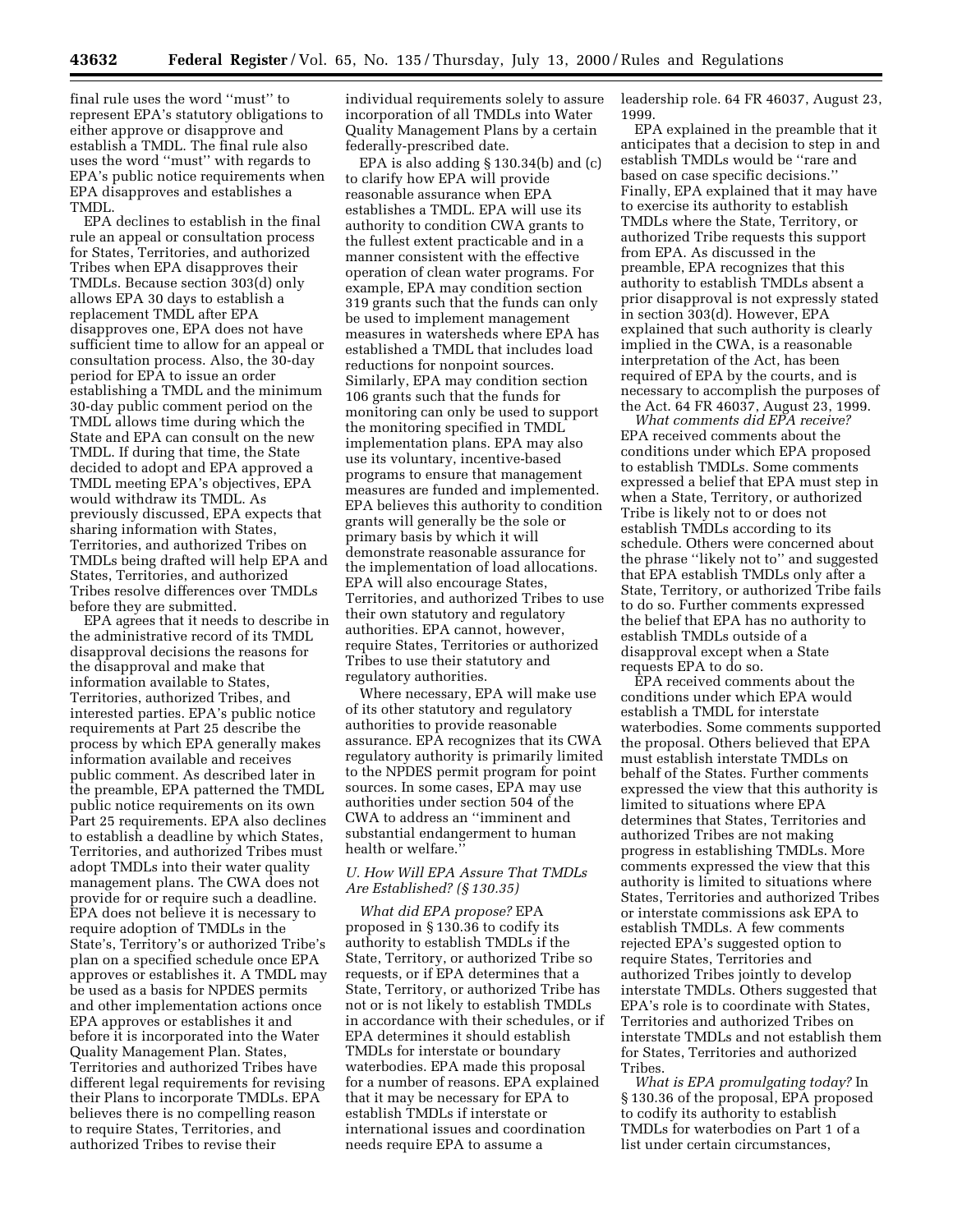final rule uses the word ''must'' to represent EPA's statutory obligations to either approve or disapprove and establish a TMDL. The final rule also uses the word ''must'' with regards to EPA's public notice requirements when EPA disapproves and establishes a TMDL.

EPA declines to establish in the final rule an appeal or consultation process for States, Territories, and authorized Tribes when EPA disapproves their TMDLs. Because section 303(d) only allows EPA 30 days to establish a replacement TMDL after EPA disapproves one, EPA does not have sufficient time to allow for an appeal or consultation process. Also, the 30-day period for EPA to issue an order establishing a TMDL and the minimum 30-day public comment period on the TMDL allows time during which the State and EPA can consult on the new TMDL. If during that time, the State decided to adopt and EPA approved a TMDL meeting EPA's objectives, EPA would withdraw its TMDL. As previously discussed, EPA expects that sharing information with States, Territories, and authorized Tribes on TMDLs being drafted will help EPA and States, Territories, and authorized Tribes resolve differences over TMDLs before they are submitted.

EPA agrees that it needs to describe in the administrative record of its TMDL disapproval decisions the reasons for the disapproval and make that information available to States, Territories, authorized Tribes, and interested parties. EPA's public notice requirements at Part 25 describe the process by which EPA generally makes information available and receives public comment. As described later in the preamble, EPA patterned the TMDL public notice requirements on its own Part 25 requirements. EPA also declines to establish a deadline by which States, Territories, and authorized Tribes must adopt TMDLs into their water quality management plans. The CWA does not provide for or require such a deadline. EPA does not believe it is necessary to require adoption of TMDLs in the State's, Territory's or authorized Tribe's plan on a specified schedule once EPA approves or establishes it. A TMDL may be used as a basis for NPDES permits and other implementation actions once EPA approves or establishes it and before it is incorporated into the Water Quality Management Plan. States, Territories and authorized Tribes have different legal requirements for revising their Plans to incorporate TMDLs. EPA believes there is no compelling reason to require States, Territories, and authorized Tribes to revise their individual requirements solely to assure incorporation of all TMDLs into Water Quality Management Plans by a certain federally-prescribed date.

EPA is also adding § 130.34(b) and (c) to clarify how EPA will provide reasonable assurance when EPA establishes a TMDL. EPA will use its authority to condition CWA grants to the fullest extent practicable and in a manner consistent with the effective operation of clean water programs. For example, EPA may condition section 319 grants such that the funds can only be used to implement management measures in watersheds where EPA has established a TMDL that includes load reductions for nonpoint sources. Similarly, EPA may condition section 106 grants such that the funds for monitoring can only be used to support the monitoring specified in TMDL implementation plans. EPA may also use its voluntary, incentive-based programs to ensure that management measures are funded and implemented. EPA believes this authority to condition grants will generally be the sole or primary basis by which it will demonstrate reasonable assurance for the implementation of load allocations. EPA will also encourage States, Territories, and authorized Tribes to use their own statutory and regulatory authorities. EPA cannot, however, require States, Territories or authorized Tribes to use their statutory and regulatory authorities.

Where necessary, EPA will make use of its other statutory and regulatory authorities to provide reasonable assurance. EPA recognizes that its CWA regulatory authority is primarily limited to the NPDES permit program for point sources. In some cases, EPA may use authorities under section 504 of the CWA to address an ''imminent and substantial endangerment to human health or welfare.''

### *U. How Will EPA Assure That TMDLs Are Established? (§ 130.35)*

*What did EPA propose?* EPA proposed in § 130.36 to codify its authority to establish TMDLs if the State, Territory, or authorized Tribe so requests, or if EPA determines that a State, Territory, or authorized Tribe has not or is not likely to establish TMDLs in accordance with their schedules, or if EPA determines it should establish TMDLs for interstate or boundary waterbodies. EPA made this proposal for a number of reasons. EPA explained that it may be necessary for EPA to establish TMDLs if interstate or international issues and coordination needs require EPA to assume a leadership role. 64 FR 46037, August 23, 1999.

EPA explained in the preamble that it anticipates that a decision to step in and establish TMDLs would be ''rare and based on case specific decisions.'' Finally, EPA explained that it may have to exercise its authority to establish TMDLs where the State, Territory, or authorized Tribe requests this support from EPA. As discussed in the preamble, EPA recognizes that this authority to establish TMDLs absent a prior disapproval is not expressly stated in section 303(d). However, EPA explained that such authority is clearly implied in the CWA, is a reasonable interpretation of the Act, has been required of EPA by the courts, and is necessary to accomplish the purposes of the Act. 64 FR 46037, August 23, 1999.

*What comments did EPA receive?* EPA received comments about the conditions under which EPA proposed to establish TMDLs. Some comments expressed a belief that EPA must step in when a State, Territory, or authorized Tribe is likely not to or does not establish TMDLs according to its schedule. Others were concerned about the phrase ''likely not to'' and suggested that EPA establish TMDLs only after a State, Territory, or authorized Tribe fails to do so. Further comments expressed the belief that EPA has no authority to establish TMDLs outside of a disapproval except when a State requests EPA to do so.

EPA received comments about the conditions under which EPA would establish a TMDL for interstate waterbodies. Some comments supported the proposal. Others believed that EPA must establish interstate TMDLs on behalf of the States. Further comments expressed the view that this authority is limited to situations where EPA determines that States, Territories and authorized Tribes are not making progress in establishing TMDLs. More comments expressed the view that this authority is limited to situations where States, Territories and authorized Tribes or interstate commissions ask EPA to establish TMDLs. A few comments rejected EPA's suggested option to require States, Territories and authorized Tribes jointly to develop interstate TMDLs. Others suggested that EPA's role is to coordinate with States, Territories and authorized Tribes on interstate TMDLs and not establish them for States, Territories and authorized Tribes.

*What is EPA promulgating today?* In § 130.36 of the proposal, EPA proposed to codify its authority to establish TMDLs for waterbodies on Part 1 of a list under certain circumstances,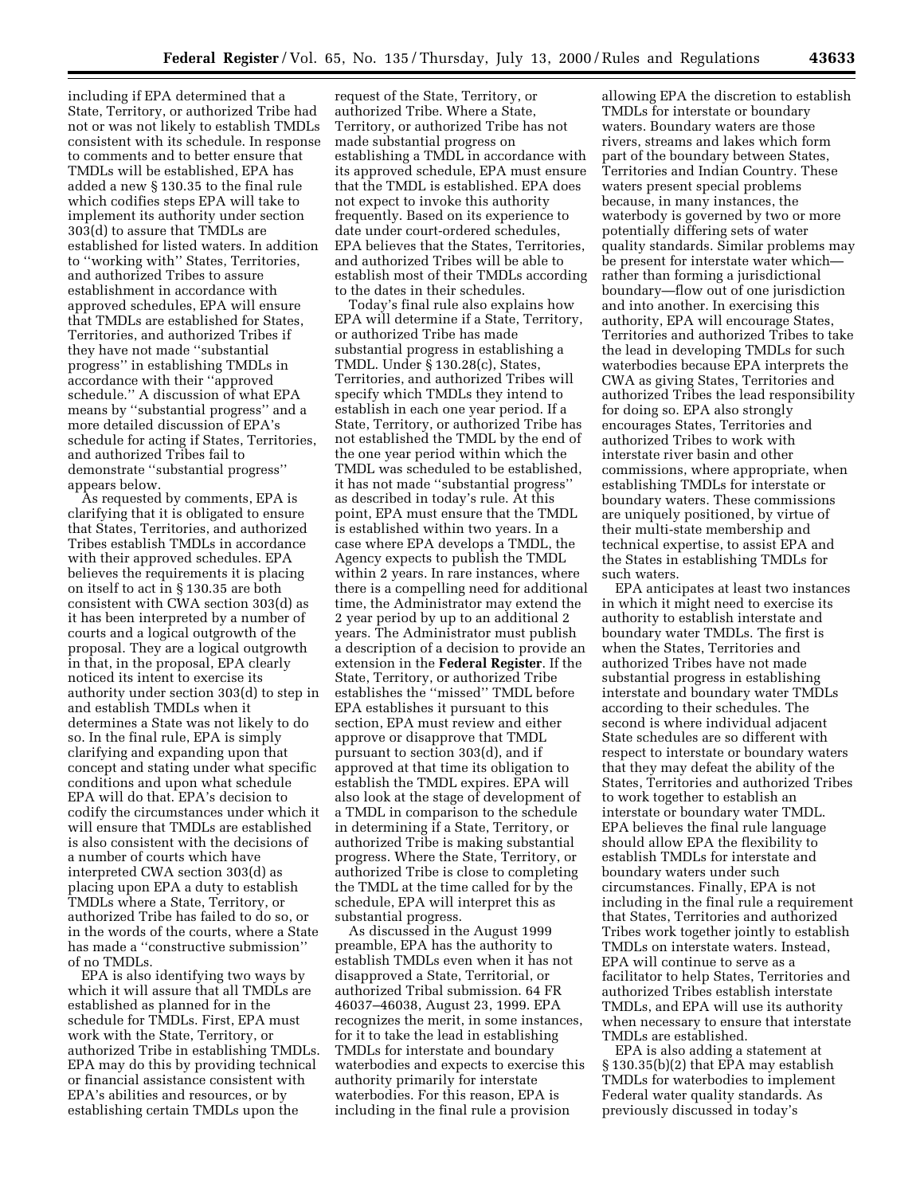including if EPA determined that a State, Territory, or authorized Tribe had not or was not likely to establish TMDLs consistent with its schedule. In response to comments and to better ensure that TMDLs will be established, EPA has added a new § 130.35 to the final rule which codifies steps EPA will take to implement its authority under section 303(d) to assure that TMDLs are established for listed waters. In addition to "working with" States, Territories, and authorized Tribes to assure establishment in accordance with approved schedules, EPA will ensure that TMDLs are established for States, Territories, and authorized Tribes if they have not made "substantial progress" in establishing TMDLs in accordance with their "approved schedule." A discussion of what EPA means by "substantial progress" and a more detailed discussion of EPA's schedule for acting if States, Territories, and authorized Tribes fail to demonstrate "substantial progress" appears below.

As requested by comments, EPA is clarifying that it is obligated to ensure that States, Territories, and authorized Tribes establish TMDLs in accordance with their approved schedules. EPA believes the requirements it is placing on itself to act in § 130.35 are both consistent with CWA section 303(d) as it has been interpreted by a number of courts and a logical outgrowth of the proposal. They are a logical outgrowth in that, in the proposal, EPA clearly noticed its intent to exercise its authority under section 303(d) to step in and establish TMDLs when it determines a State was not likely to do so. In the final rule, EPA is simply clarifying and expanding upon that concept and stating under what specific conditions and upon what schedule EPA will do that. EPA's decision to codify the circumstances under which it will ensure that TMDLs are established is also consistent with the decisions of a number of courts which have interpreted CWA section 303(d) as placing upon EPA a duty to establish TMDLs where a State, Territory, or authorized Tribe has failed to do so, or in the words of the courts, where a State has made a "constructive submission" of no TMDLs.

EPA is also identifying two ways by which it will assure that all TMDLs are established as planned for in the schedule for TMDLs. First, EPA must work with the State, Territory, or authorized Tribe in establishing TMDLs. EPA may do this by providing technical or financial assistance consistent with EPA's abilities and resources, or by establishing certain TMDLs upon the request of the State, Territory, or authorized Tribe. Where a State, Territory, or authorized Tribe has not made substantial progress on establishing a TMDL in accordance with its approved schedule, EPA must ensure that the TMDL is established. EPA does not expect to invoke this authority frequently. Based on its experience to date under court-ordered schedules, EPA believes that the States, Territories, and authorized Tribes will be able to establish most of their TMDLs according to the dates in their schedules.

Today's final rule also explains how EPA will determine if a State, Territory, or authorized Tribe has made substantial progress in establishing a TMDL. Under § 130.28(c), States, Territories, and authorized Tribes will specify which TMDLs they intend to establish in each one year period. If a State, Territory, or authorized Tribe has not established the TMDL by the end of the one year period within which the TMDL was scheduled to be established, it has not made "substantial progress" as described in today's rule. At this point, EPA must ensure that the TMDL is established within two years. In a case where EPA develops a TMDL, the Agency expects to publish the TMDL within 2 years. In rare instances, where there is a compelling need for additional time, the Administrator may extend the 2 year period by up to an additional 2 years. The Administrator must publish a description of a decision to provide an extension in the **Federal Register**. If the State, Territory, or authorized Tribe establishes the "missed" TMDL before EPA establishes it pursuant to this section, EPA must review and either approve or disapprove that TMDL pursuant to section 303(d), and if approved at that time its obligation to establish the TMDL expires. EPA will also look at the stage of development of a TMDL in comparison to the schedule in determining if a State, Territory, or authorized Tribe is making substantial progress. Where the State, Territory, or authorized Tribe is close to completing the TMDL at the time called for by the schedule, EPA will interpret this as substantial progress.

As discussed in the August 1999 preamble, EPA has the authority to establish TMDLs even when it has not disapproved a State, Territorial, or authorized Tribal submission. 64 FR 46037–46038, August 23, 1999. EPA recognizes the merit, in some instances, for it to take the lead in establishing TMDLs for interstate and boundary waterbodies and expects to exercise this authority primarily for interstate waterbodies. For this reason, EPA is including in the final rule a provision allowing EPA the discretion to establish TMDLs for interstate or boundary waters. Boundary waters are those rivers, streams and lakes which form part of the boundary between States, Territories and Indian Country. These waters present special problems because, in many instances, the waterbody is governed by two or more potentially differing sets of water quality standards. Similar problems may be present for interstate water which—rather than forming a jurisdictional boundary—flow out of one jurisdiction and into another. In exercising this authority, EPA will encourage States, Territories and authorized Tribes to take the lead in developing TMDLs for such waterbodies because EPA interprets the CWA as giving States, Territories and authorized Tribes the lead responsibility for doing so. EPA also strongly encourages States, Territories and authorized Tribes to work with interstate river basin and other commissions, where appropriate, when establishing TMDLs for interstate or boundary waters. These commissions are uniquely positioned, by virtue of their multi-state membership and technical expertise, to assist EPA and the States in establishing TMDLs for such waters.

EPA anticipates at least two instances in which it might need to exercise its authority to establish interstate and boundary water TMDLs. The first is when the States, Territories and authorized Tribes have not made substantial progress in establishing interstate and boundary water TMDLs according to their schedules. The second is where individual adjacent State schedules are so different with respect to interstate or boundary waters that they may defeat the ability of the States, Territories and authorized Tribes to work together to establish an interstate or boundary water TMDL. EPA believes the final rule language should allow EPA the flexibility to establish TMDLs for interstate and boundary waters under such circumstances. Finally, EPA is not including in the final rule a requirement that States, Territories and authorized Tribes work together jointly to establish TMDLs on interstate waters. Instead, EPA will continue to serve as a facilitator to help States, Territories and authorized Tribes establish interstate TMDLs, and EPA will use its authority when necessary to ensure that interstate TMDLs are established.

EPA is also adding a statement at § 130.35(b)(2) that EPA may establish TMDLs for waterbodies to implement Federal water quality standards. As previously discussed in today's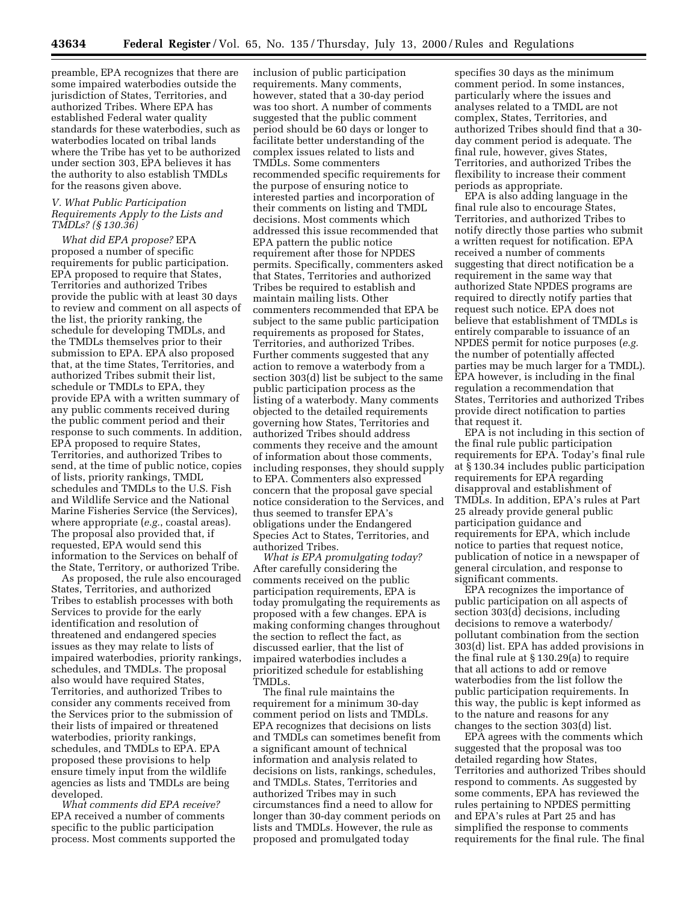preamble, EPA recognizes that there are some impaired waterbodies outside the jurisdiction of States, Territories, and authorized Tribes. Where EPA has established Federal water quality standards for these waterbodies, such as waterbodies located on tribal lands where the Tribe has yet to be authorized under section 303, EPA believes it has the authority to also establish TMDLs for the reasons given above.

### *V. What Public Participation Requirements Apply to the Lists and TMDLs? (§ 130.36)*

*What did EPA propose?* EPA proposed a number of specific requirements for public participation. EPA proposed to require that States, Territories and authorized Tribes provide the public with at least 30 days to review and comment on all aspects of the list, the priority ranking, the schedule for developing TMDLs, and the TMDLs themselves prior to their submission to EPA. EPA also proposed that, at the time States, Territories, and authorized Tribes submit their list, schedule or TMDLs to EPA, they provide EPA with a written summary of any public comments received during the public comment period and their response to such comments. In addition, EPA proposed to require States, Territories, and authorized Tribes to send, at the time of public notice, copies of lists, priority rankings, TMDL schedules and TMDLs to the U.S. Fish and Wildlife Service and the National Marine Fisheries Service (the Services), where appropriate (*e.g.*, coastal areas). The proposal also provided that, if requested, EPA would send this information to the Services on behalf of the State, Territory, or authorized Tribe.

As proposed, the rule also encouraged States, Territories, and authorized Tribes to establish processes with both Services to provide for the early identification and resolution of threatened and endangered species issues as they may relate to lists of impaired waterbodies, priority rankings, schedules, and TMDLs. The proposal also would have required States, Territories, and authorized Tribes to consider any comments received from the Services prior to the submission of their lists of impaired or threatened waterbodies, priority rankings, schedules, and TMDLs to EPA. EPA proposed these provisions to help ensure timely input from the wildlife agencies as lists and TMDLs are being developed.

*What comments did EPA receive?* EPA received a number of comments specific to the public participation process. Most comments supported the inclusion of public participation requirements. Many comments, however, stated that a 30-day period was too short. A number of comments suggested that the public comment period should be 60 days or longer to facilitate better understanding of the complex issues related to lists and TMDLs. Some commenters recommended specific requirements for the purpose of ensuring notice to interested parties and incorporation of their comments on listing and TMDL decisions. Most comments which addressed this issue recommended that EPA pattern the public notice requirement after those for NPDES permits. Specifically, commenters asked that States, Territories and authorized Tribes be required to establish and maintain mailing lists. Other commenters recommended that EPA be subject to the same public participation requirements as proposed for States, Territories, and authorized Tribes. Further comments suggested that any action to remove a waterbody from a section 303(d) list be subject to the same public participation process as the listing of a waterbody. Many comments objected to the detailed requirements governing how States, Territories and authorized Tribes should address comments they receive and the amount of information about those comments, including responses, they should supply to EPA. Commenters also expressed concern that the proposal gave special notice consideration to the Services, and thus seemed to transfer EPA's obligations under the Endangered Species Act to States, Territories, and authorized Tribes.

*What is EPA promulgating today?* After carefully considering the comments received on the public participation requirements, EPA is today promulgating the requirements as proposed with a few changes. EPA is making conforming changes throughout the section to reflect the fact, as discussed earlier, that the list of impaired waterbodies includes a prioritized schedule for establishing TMDLs.

The final rule maintains the requirement for a minimum 30-day comment period on lists and TMDLs. EPA recognizes that decisions on lists and TMDLs can sometimes benefit from a significant amount of technical information and analysis related to decisions on lists, rankings, schedules, and TMDLs. States, Territories and authorized Tribes may in such circumstances find a need to allow for longer than 30-day comment periods on lists and TMDLs. However, the rule as proposed and promulgated today specifies 30 days as the minimum comment period. In some instances, particularly where the issues and analyses related to a TMDL are not complex, States, Territories, and authorized Tribes should find that a 30-day comment period is adequate. The final rule, however, gives States, Territories, and authorized Tribes the flexibility to increase their comment periods as appropriate.

EPA is also adding language in the final rule also to encourage States, Territories, and authorized Tribes to notify directly those parties who submit a written request for notification. EPA received a number of comments suggesting that direct notification be a requirement in the same way that authorized State NPDES programs are required to directly notify parties that request such notice. EPA does not believe that establishment of TMDLs is entirely comparable to issuance of an NPDES permit for notice purposes (*e.g.* the number of potentially affected parties may be much larger for a TMDL). EPA however, is including in the final regulation a recommendation that States, Territories and authorized Tribes provide direct notification to parties that request it.

EPA is not including in this section of the final rule public participation requirements for EPA. Today's final rule at § 130.34 includes public participation requirements for EPA regarding disapproval and establishment of TMDLs. In addition, EPA's rules at Part 25 already provide general public participation guidance and requirements for EPA, which include notice to parties that request notice, publication of notice in a newspaper of general circulation, and response to significant comments.

EPA recognizes the importance of public participation on all aspects of section 303(d) decisions, including decisions to remove a waterbody/pollutant combination from the section 303(d) list. EPA has added provisions in the final rule at § 130.29(a) to require that all actions to add or remove waterbodies from the list follow the public participation requirements. In this way, the public is kept informed as to the nature and reasons for any changes to the section 303(d) list.

EPA agrees with the comments which suggested that the proposal was too detailed regarding how States, Territories and authorized Tribes should respond to comments. As suggested by some comments, EPA has reviewed the rules pertaining to NPDES permitting and EPA's rules at Part 25 and has simplified the response to comments requirements for the final rule. The final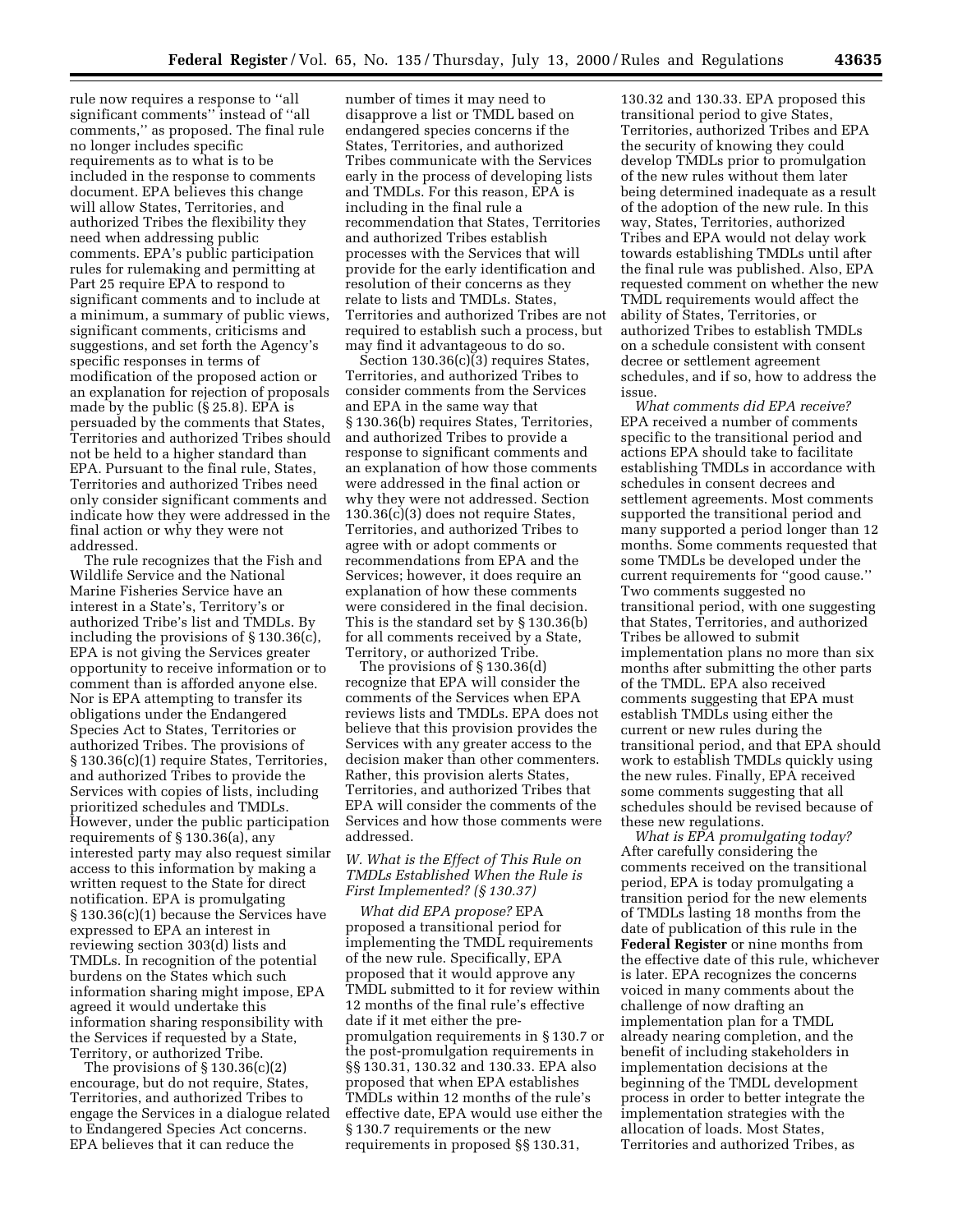rule now requires a response to ''all significant comments'' instead of ''all comments,'' as proposed. The final rule no longer includes specific requirements as to what is to be included in the response to comments document. EPA believes this change will allow States, Territories, and authorized Tribes the flexibility they need when addressing public comments. EPA's public participation rules for rulemaking and permitting at Part 25 require EPA to respond to significant comments and to include at a minimum, a summary of public views, significant comments, criticisms and suggestions, and set forth the Agency's specific responses in terms of modification of the proposed action or an explanation for rejection of proposals made by the public (§ 25.8). EPA is persuaded by the comments that States, Territories and authorized Tribes should not be held to a higher standard than EPA. Pursuant to the final rule, States, Territories and authorized Tribes need only consider significant comments and indicate how they were addressed in the final action or why they were not addressed.

The rule recognizes that the Fish and Wildlife Service and the National Marine Fisheries Service have an interest in a State's, Territory's or authorized Tribe's list and TMDLs. By including the provisions of § 130.36(c), EPA is not giving the Services greater opportunity to receive information or to comment than is afforded anyone else. Nor is EPA attempting to transfer its obligations under the Endangered Species Act to States, Territories or authorized Tribes. The provisions of § 130.36(c)(1) require States, Territories, and authorized Tribes to provide the Services with copies of lists, including prioritized schedules and TMDLs. However, under the public participation requirements of § 130.36(a), any interested party may also request similar access to this information by making a written request to the State for direct notification. EPA is promulgating § 130.36(c)(1) because the Services have expressed to EPA an interest in reviewing section 303(d) lists and TMDLs. In recognition of the potential burdens on the States which such information sharing might impose, EPA agreed it would undertake this information sharing responsibility with the Services if requested by a State, Territory, or authorized Tribe.

The provisions of § 130.36(c)(2) encourage, but do not require, States, Territories, and authorized Tribes to engage the Services in a dialogue related to Endangered Species Act concerns. EPA believes that it can reduce the number of times it may need to disapprove a list or TMDL based on endangered species concerns if the States, Territories, and authorized Tribes communicate with the Services early in the process of developing lists and TMDLs. For this reason, EPA is including in the final rule a recommendation that States, Territories and authorized Tribes establish processes with the Services that will provide for the early identification and resolution of their concerns as they relate to lists and TMDLs. States, Territories and authorized Tribes are not required to establish such a process, but may find it advantageous to do so.

Section 130.36(c)(3) requires States, Territories, and authorized Tribes to consider comments from the Services and EPA in the same way that § 130.36(b) requires States, Territories, and authorized Tribes to provide a response to significant comments and an explanation of how those comments were addressed in the final action or why they were not addressed. Section 130.36(c)(3) does not require States, Territories, and authorized Tribes to agree with or adopt comments or recommendations from EPA and the Services; however, it does require an explanation of how these comments were considered in the final decision. This is the standard set by § 130.36(b) for all comments received by a State, Territory, or authorized Tribe.

The provisions of § 130.36(d) recognize that EPA will consider the comments of the Services when EPA reviews lists and TMDLs. EPA does not believe that this provision provides the Services with any greater access to the decision maker than other commenters. Rather, this provision alerts States, Territories, and authorized Tribes that EPA will consider the comments of the Services and how those comments were addressed.

### W. What is the Effect of This Rule on TMDLs Established When the Rule is First Implemented? (§ 130.37)

*What did EPA propose?* EPA proposed a transitional period for implementing the TMDL requirements of the new rule. Specifically, EPA proposed that it would approve any TMDL submitted to it for review within 12 months of the final rule's effective date if it met either the pre-promulgation requirements in § 130.7 or the post-promulgation requirements in §§ 130.31, 130.32 and 130.33. EPA also proposed that when EPA establishes TMDLs within 12 months of the rule's effective date, EPA would use either the § 130.7 requirements or the new requirements in proposed §§ 130.31, 130.32 and 130.33. EPA proposed this transitional period to give States, Territories, authorized Tribes and EPA the security of knowing they could develop TMDLs prior to promulgation of the new rules without them later being determined inadequate as a result of the adoption of the new rule. In this way, States, Territories, authorized Tribes and EPA would not delay work towards establishing TMDLs until after the final rule was published. Also, EPA requested comment on whether the new TMDL requirements would affect the ability of States, Territories, or authorized Tribes to establish TMDLs on a schedule consistent with consent decree or settlement agreement schedules, and if so, how to address the issue.

*What comments did EPA receive?* EPA received a number of comments specific to the transitional period and actions EPA should take to facilitate establishing TMDLs in accordance with schedules in consent decrees and settlement agreements. Most comments supported the transitional period and many supported a period longer than 12 months. Some comments requested that some TMDLs be developed under the current requirements for ''good cause.'' Two comments suggested no transitional period, with one suggesting that States, Territories, and authorized Tribes be allowed to submit implementation plans no more than six months after submitting the other parts of the TMDL. EPA also received comments suggesting that EPA must establish TMDLs using either the current or new rules during the transitional period, and that EPA should work to establish TMDLs quickly using the new rules. Finally, EPA received some comments suggesting that all schedules should be revised because of these new regulations.

*What is EPA promulgating today?* After carefully considering the comments received on the transitional period, EPA is today promulgating a transition period for the new elements of TMDLs lasting 18 months from the date of publication of this rule in the **Federal Register** or nine months from the effective date of this rule, whichever is later. EPA recognizes the concerns voiced in many comments about the challenge of now drafting an implementation plan for a TMDL already nearing completion, and the benefit of including stakeholders in implementation decisions at the beginning of the TMDL development process in order to better integrate the implementation strategies with the allocation of loads. Most States, Territories and authorized Tribes, as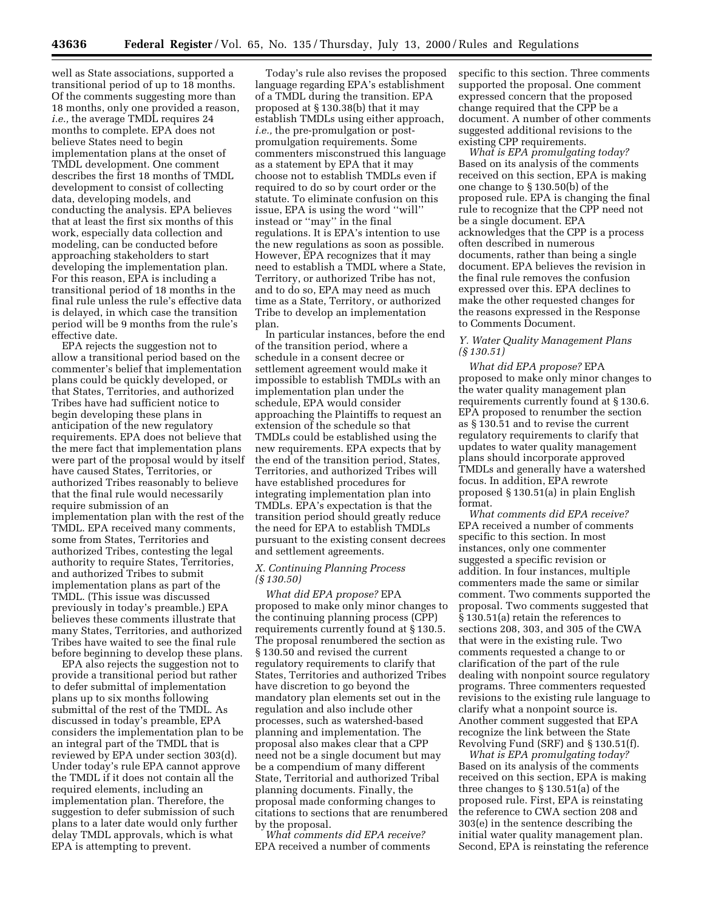well as State associations, supported a transitional period of up to 18 months. Of the comments suggesting more than 18 months, only one provided a reason, *i.e.,* the average TMDL requires 24 months to complete. EPA does not believe States need to begin implementation plans at the onset of TMDL development. One comment describes the first 18 months of TMDL development to consist of collecting data, developing models, and conducting the analysis. EPA believes that at least the first six months of this work, especially data collection and modeling, can be conducted before approaching stakeholders to start developing the implementation plan. For this reason, EPA is including a transitional period of 18 months in the final rule unless the rule's effective data is delayed, in which case the transition period will be 9 months from the rule's effective date.

EPA rejects the suggestion not to allow a transitional period based on the commenter's belief that implementation plans could be quickly developed, or that States, Territories, and authorized Tribes have had sufficient notice to begin developing these plans in anticipation of the new regulatory requirements. EPA does not believe that the mere fact that implementation plans were part of the proposal would by itself have caused States, Territories, or authorized Tribes reasonably to believe that the final rule would necessarily require submission of an implementation plan with the rest of the TMDL. EPA received many comments, some from States, Territories and authorized Tribes, contesting the legal authority to require States, Territories, and authorized Tribes to submit implementation plans as part of the TMDL. (This issue was discussed previously in today's preamble.) EPA believes these comments illustrate that many States, Territories, and authorized Tribes have waited to see the final rule before beginning to develop these plans.

EPA also rejects the suggestion not to provide a transitional period but rather to defer submittal of implementation plans up to six months following submittal of the rest of the TMDL. As discussed in today's preamble, EPA considers the implementation plan to be an integral part of the TMDL that is reviewed by EPA under section 303(d). Under today's rule EPA cannot approve the TMDL if it does not contain all the required elements, including an implementation plan. Therefore, the suggestion to defer submission of such plans to a later date would only further delay TMDL approvals, which is what EPA is attempting to prevent.

Today's rule also revises the proposed language regarding EPA's establishment of a TMDL during the transition. EPA proposed at § 130.38(b) that it may establish TMDLs using either approach, *i.e.,* the pre-promulgation or post-promulgation requirements. Some commenters misconstrued this language as a statement by EPA that it may choose not to establish TMDLs even if required to do so by court order or the statute. To eliminate confusion on this issue, EPA is using the word "will" instead or "may" in the final regulations. It is EPA's intention to use the new regulations as soon as possible. However, EPA recognizes that it may need to establish a TMDL where a State, Territory, or authorized Tribe has not, and to do so, EPA may need as much time as a State, Territory, or authorized Tribe to develop an implementation plan.

In particular instances, before the end of the transition period, where a schedule in a consent decree or settlement agreement would make it impossible to establish TMDLs with an implementation plan under the schedule, EPA would consider approaching the Plaintiffs to request an extension of the schedule so that TMDLs could be established using the new requirements. EPA expects that by the end of the transition period, States, Territories, and authorized Tribes will have established procedures for integrating implementation plan into TMDLs. EPA's expectation is that the transition period should greatly reduce the need for EPA to establish TMDLs pursuant to the existing consent decrees and settlement agreements.

### *X. Continuing Planning Process (§ 130.50)*

*What did EPA propose?* EPA proposed to make only minor changes to the continuing planning process (CPP) requirements currently found at § 130.5. The proposal renumbered the section as § 130.50 and revised the current regulatory requirements to clarify that States, Territories and authorized Tribes have discretion to go beyond the mandatory plan elements set out in the regulation and also include other processes, such as watershed-based planning and implementation. The proposal also makes clear that a CPP need not be a single document but may be a compendium of many different State, Territorial and authorized Tribal planning documents. Finally, the proposal made conforming changes to citations to sections that are renumbered by the proposal.

*What comments did EPA receive?* EPA received a number of comments specific to this section. Three comments supported the proposal. One comment expressed concern that the proposed change required that the CPP be a document. A number of other comments suggested additional revisions to the existing CPP requirements.

*What is EPA promulgating today?* Based on its analysis of the comments received on this section, EPA is making one change to § 130.50(b) of the proposed rule. EPA is changing the final rule to recognize that the CPP need not be a single document. EPA acknowledges that the CPP is a process often described in numerous documents, rather than being a single document. EPA believes the revision in the final rule removes the confusion expressed over this. EPA declines to make the other requested changes for the reasons expressed in the Response to Comments Document.

### *Y. Water Quality Management Plans (§ 130.51)*

*What did EPA propose?* EPA proposed to make only minor changes to the water quality management plan requirements currently found at § 130.6. EPA proposed to renumber the section as § 130.51 and to revise the current regulatory requirements to clarify that updates to water quality management plans should incorporate approved TMDLs and generally have a watershed focus. In addition, EPA rewrote proposed § 130.51(a) in plain English format.

*What comments did EPA receive?* EPA received a number of comments specific to this section. In most instances, only one commenter suggested a specific revision or addition. In four instances, multiple commenters made the same or similar comment. Two comments supported the proposal. Two comments suggested that § 130.51(a) retain the references to sections 208, 303, and 305 of the CWA that were in the existing rule. Two comments requested a change to or clarification of the part of the rule dealing with nonpoint source regulatory programs. Three commenters requested revisions to the existing rule language to clarify what a nonpoint source is. Another comment suggested that EPA recognize the link between the State Revolving Fund (SRF) and § 130.51(f).

*What is EPA promulgating today?* Based on its analysis of the comments received on this section, EPA is making three changes to § 130.51(a) of the proposed rule. First, EPA is reinstating the reference to CWA section 208 and 303(e) in the sentence describing the initial water quality management plan. Second, EPA is reinstating the reference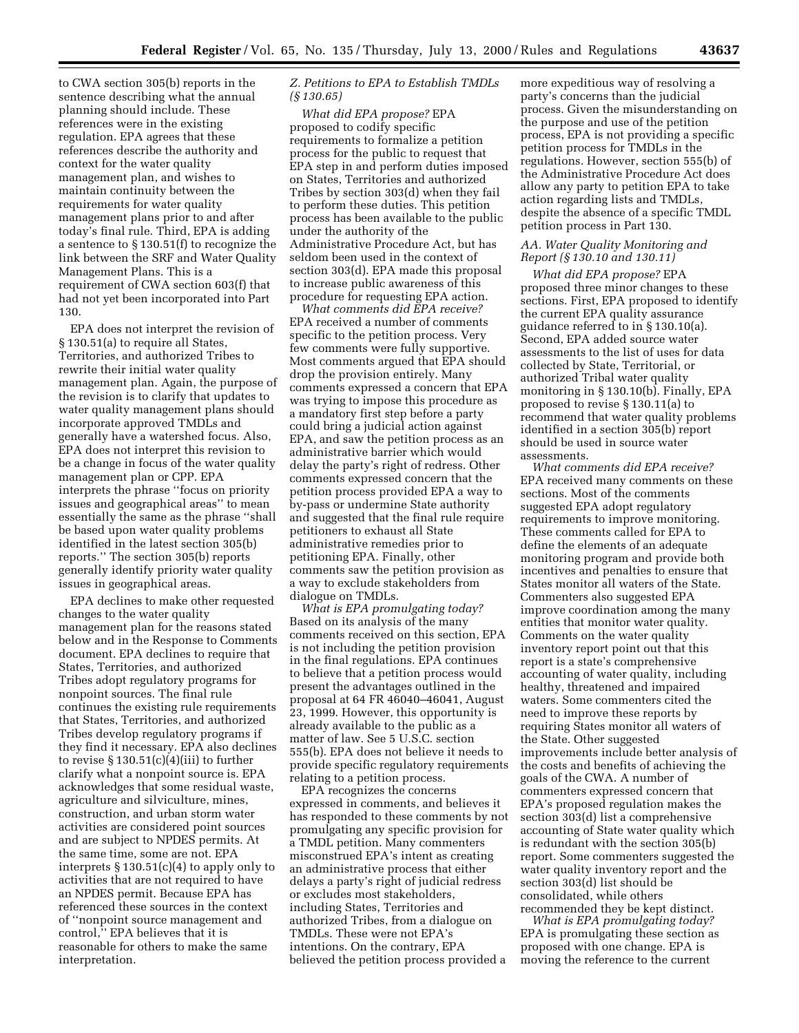to CWA section 305(b) reports in the sentence describing what the annual planning should include. These references were in the existing regulation. EPA agrees that these references describe the authority and context for the water quality management plan, and wishes to maintain continuity between the requirements for water quality management plans prior to and after today's final rule. Third, EPA is adding a sentence to § 130.51(f) to recognize the link between the SRF and Water Quality Management Plans. This is a requirement of CWA section 603(f) that had not yet been incorporated into Part 130.

EPA does not interpret the revision of § 130.51(a) to require all States, Territories, and authorized Tribes to rewrite their initial water quality management plan. Again, the purpose of the revision is to clarify that updates to water quality management plans should incorporate approved TMDLs and generally have a watershed focus. Also, EPA does not interpret this revision to be a change in focus of the water quality management plan or CPP. EPA interprets the phrase ''focus on priority issues and geographical areas'' to mean essentially the same as the phrase ''shall be based upon water quality problems identified in the latest section 305(b) reports.'' The section 305(b) reports generally identify priority water quality issues in geographical areas.

EPA declines to make other requested changes to the water quality management plan for the reasons stated below and in the Response to Comments document. EPA declines to require that States, Territories, and authorized Tribes adopt regulatory programs for nonpoint sources. The final rule continues the existing rule requirements that States, Territories, and authorized Tribes develop regulatory programs if they find it necessary. EPA also declines to revise § 130.51(c)(4)(iii) to further clarify what a nonpoint source is. EPA acknowledges that some residual waste, agriculture and silviculture, mines, construction, and urban storm water activities are considered point sources and are subject to NPDES permits. At the same time, some are not. EPA interprets § 130.51(c)(4) to apply only to activities that are not required to have an NPDES permit. Because EPA has referenced these sources in the context of ''nonpoint source management and control,'' EPA believes that it is reasonable for others to make the same interpretation.

### *Z. Petitions to EPA to Establish TMDLs (§ 130.65)*

*What did EPA propose?* EPA proposed to codify specific requirements to formalize a petition process for the public to request that EPA step in and perform duties imposed on States, Territories and authorized Tribes by section 303(d) when they fail to perform these duties. This petition process has been available to the public under the authority of the Administrative Procedure Act, but has seldom been used in the context of section 303(d). EPA made this proposal to increase public awareness of this procedure for requesting EPA action.

*What comments did EPA receive?* EPA received a number of comments specific to the petition process. Very few comments were fully supportive. Most comments argued that EPA should drop the provision entirely. Many comments expressed a concern that EPA was trying to impose this procedure as a mandatory first step before a party could bring a judicial action against EPA, and saw the petition process as an administrative barrier which would delay the party's right of redress. Other comments expressed concern that the petition process provided EPA a way to by-pass or undermine State authority and suggested that the final rule require petitioners to exhaust all State administrative remedies prior to petitioning EPA. Finally, other comments saw the petition provision as a way to exclude stakeholders from dialogue on TMDLs.

*What is EPA promulgating today?* Based on its analysis of the many comments received on this section, EPA is not including the petition provision in the final regulations. EPA continues to believe that a petition process would present the advantages outlined in the proposal at 64 FR 46040–46041, August 23, 1999. However, this opportunity is already available to the public as a matter of law. See 5 U.S.C. section 555(b). EPA does not believe it needs to provide specific regulatory requirements relating to a petition process.

EPA recognizes the concerns expressed in comments, and believes it has responded to these comments by not promulgating any specific provision for a TMDL petition. Many commenters misconstrued EPA's intent as creating an administrative process that either delays a party's right of judicial redress or excludes most stakeholders, including States, Territories and authorized Tribes, from a dialogue on TMDLs. These were not EPA's intentions. On the contrary, EPA believed the petition process provided a more expeditious way of resolving a party's concerns than the judicial process. Given the misunderstanding on the purpose and use of the petition process, EPA is not providing a specific petition process for TMDLs in the regulations. However, section 555(b) of the Administrative Procedure Act does allow any party to petition EPA to take action regarding lists and TMDLs, despite the absence of a specific TMDL petition process in Part 130.

### *AA. Water Quality Monitoring and Report (§ 130.10 and 130.11)*

*What did EPA propose?* EPA proposed three minor changes to these sections. First, EPA proposed to identify the current EPA quality assurance guidance referred to in § 130.10(a). Second, EPA added source water assessments to the list of uses for data collected by State, Territorial, or authorized Tribal water quality monitoring in § 130.10(b). Finally, EPA proposed to revise § 130.11(a) to recommend that water quality problems identified in a section 305(b) report should be used in source water assessments.

*What comments did EPA receive?* EPA received many comments on these sections. Most of the comments suggested EPA adopt regulatory requirements to improve monitoring. These comments called for EPA to define the elements of an adequate monitoring program and provide both incentives and penalties to ensure that States monitor all waters of the State. Commenters also suggested EPA improve coordination among the many entities that monitor water quality. Comments on the water quality inventory report point out that this report is a state's comprehensive accounting of water quality, including healthy, threatened and impaired waters. Some commenters cited the need to improve these reports by requiring States monitor all waters of the State. Other suggested improvements include better analysis of the costs and benefits of achieving the goals of the CWA. A number of commenters expressed concern that EPA's proposed regulation makes the section 303(d) list a comprehensive accounting of State water quality which is redundant with the section 305(b) report. Some commenters suggested the water quality inventory report and the section 303(d) list should be consolidated, while others recommended they be kept distinct.

*What is EPA promulgating today?* EPA is promulgating these section as proposed with one change. EPA is moving the reference to the current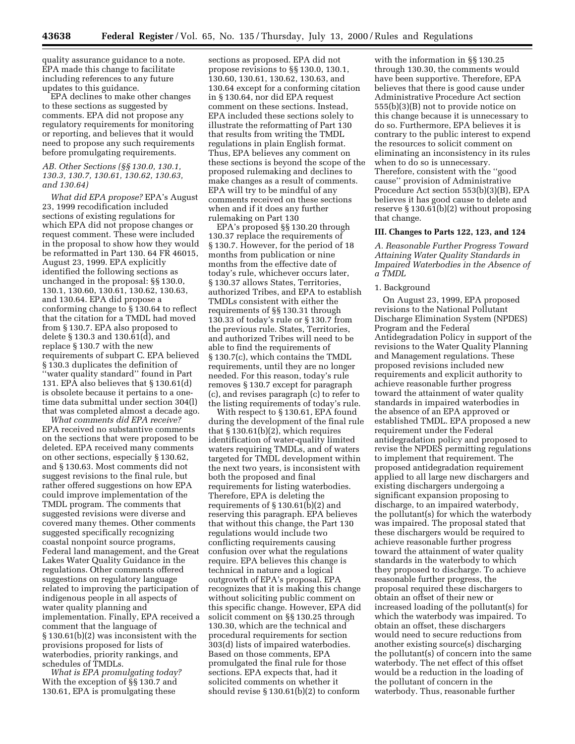quality assurance guidance to a note. EPA made this change to facilitate including references to any future updates to this guidance.

EPA declines to make other changes to these sections as suggested by comments. EPA did not propose any regulatory requirements for monitoring or reporting, and believes that it would need to propose any such requirements before promulgating requirements.

### AB. Other Sections (§§ 130.0, 130.1, 130.3, 130.7, 130.61, 130.62, 130.63, and 130.64)

*What did EPA propose?* EPA's August 23, 1999 recodification included sections of existing regulations for which EPA did not propose changes or request comment. These were included in the proposal to show how they would be reformatted in Part 130. 64 FR 46015, August 23, 1999. EPA explicitly identified the following sections as unchanged in the proposal: §§ 130.0, 130.1, 130.60, 130.61, 130.62, 130.63, and 130.64. EPA did propose a conforming change to § 130.64 to reflect that the citation for a TMDL had moved from § 130.7. EPA also proposed to delete § 130.3 and 130.61(d), and replace § 130.7 with the new requirements of subpart C. EPA believed § 130.3 duplicates the definition of ''water quality standard'' found in Part 131. EPA also believes that § 130.61(d) is obsolete because it pertains to a one-time data submittal under section 304(l) that was completed almost a decade ago.

*What comments did EPA receive?* EPA received no substantive comments on the sections that were proposed to be deleted. EPA received many comments on other sections, especially § 130.62, and § 130.63. Most comments did not suggest revisions to the final rule, but rather offered suggestions on how EPA could improve implementation of the TMDL program. The comments that suggested revisions were diverse and covered many themes. Other comments suggested specifically recognizing coastal nonpoint source programs, Federal land management, and the Great Lakes Water Quality Guidance in the regulations. Other comments offered suggestions on regulatory language related to improving the participation of indigenous people in all aspects of water quality planning and implementation. Finally, EPA received a comment that the language of § 130.61(b)(2) was inconsistent with the provisions proposed for lists of waterbodies, priority rankings, and schedules of TMDLs.

*What is EPA promulgating today?* With the exception of §§ 130.7 and 130.61, EPA is promulgating these sections as proposed. EPA did not propose revisions to §§ 130.0, 130.1, 130.60, 130.61, 130.62, 130.63, and 130.64 except for a conforming citation in § 130.64, nor did EPA request comment on these sections. Instead, EPA included these sections solely to illustrate the reformatting of Part 130 that results from writing the TMDL regulations in plain English format. Thus, EPA believes any comment on these sections is beyond the scope of the proposed rulemaking and declines to make changes as a result of comments. EPA will try to be mindful of any comments received on these sections when and if it does any further rulemaking on Part 130

EPA's proposed §§ 130.20 through 130.37 replace the requirements of § 130.7. However, for the period of 18 months from publication or nine months from the effective date of today's rule, whichever occurs later, § 130.37 allows States, Territories, authorized Tribes, and EPA to establish TMDLs consistent with either the requirements of §§ 130.31 through 130.33 of today's rule or § 130.7 from the previous rule. States, Territories, and authorized Tribes will need to be able to find the requirements of § 130.7(c), which contains the TMDL requirements, until they are no longer needed. For this reason, today's rule removes § 130.7 except for paragraph (c), and revises paragraph (c) to refer to the listing requirements of today's rule.

With respect to § 130.61, EPA found during the development of the final rule that § 130.61(b)(2), which requires identification of water-quality limited waters requiring TMDLs, and of waters targeted for TMDL development within the next two years, is inconsistent with both the proposed and final requirements for listing waterbodies. Therefore, EPA is deleting the requirements of § 130.61(b)(2) and reserving this paragraph. EPA believes that without this change, the Part 130 regulations would include two conflicting requirements causing confusion over what the regulations require. EPA believes this change is technical in nature and a logical outgrowth of EPA's proposal. EPA recognizes that it is making this change without soliciting public comment on this specific change. However, EPA did solicit comment on §§ 130.25 through 130.30, which are the technical and procedural requirements for section 303(d) lists of impaired waterbodies. Based on those comments, EPA promulgated the final rule for those sections. EPA expects that, had it solicited comments on whether it should revise § 130.61(b)(2) to conform with the information in §§ 130.25 through 130.30, the comments would have been supportive. Therefore, EPA believes that there is good cause under Administrative Procedure Act section 555(b)(3)(B) not to provide notice on this change because it is unnecessary to do so. Furthermore, EPA believes it is contrary to the public interest to expend the resources to solicit comment on eliminating an inconsistency in its rules when to do so is unnecessary. Therefore, consistent with the ''good cause'' provision of Administrative Procedure Act section 553(b)(3)(B), EPA believes it has good cause to delete and reserve § 130.61(b)(2) without proposing that change.

## III. Changes to Parts 122, 123, and 124

### A. Reasonable Further Progress Toward Attaining Water Quality Standards in Impaired Waterbodies in the Absence of a TMDL

#### 1. Background

On August 23, 1999, EPA proposed revisions to the National Pollutant Discharge Elimination System (NPDES) Program and the Federal Antidegradation Policy in support of the revisions to the Water Quality Planning and Management regulations. These proposed revisions included new requirements and explicit authority to achieve reasonable further progress toward the attainment of water quality standards in impaired waterbodies in the absence of an EPA approved or established TMDL. EPA proposed a new requirement under the Federal antidegradation policy and proposed to revise the NPDES permitting regulations to implement that requirement. The proposed antidegradation requirement applied to all large new dischargers and existing dischargers undergoing a significant expansion proposing to discharge, to an impaired waterbody, the pollutant(s) for which the waterbody was impaired. The proposal stated that these dischargers would be required to achieve reasonable further progress toward the attainment of water quality standards in the waterbody to which they proposed to discharge. To achieve reasonable further progress, the proposal required these dischargers to obtain an offset of their new or increased loading of the pollutant(s) for which the waterbody was impaired. To obtain an offset, these dischargers would need to secure reductions from another existing source(s) discharging the pollutant(s) of concern into the same waterbody. The net effect of this offset would be a reduction in the loading of the pollutant of concern in the waterbody. Thus, reasonable further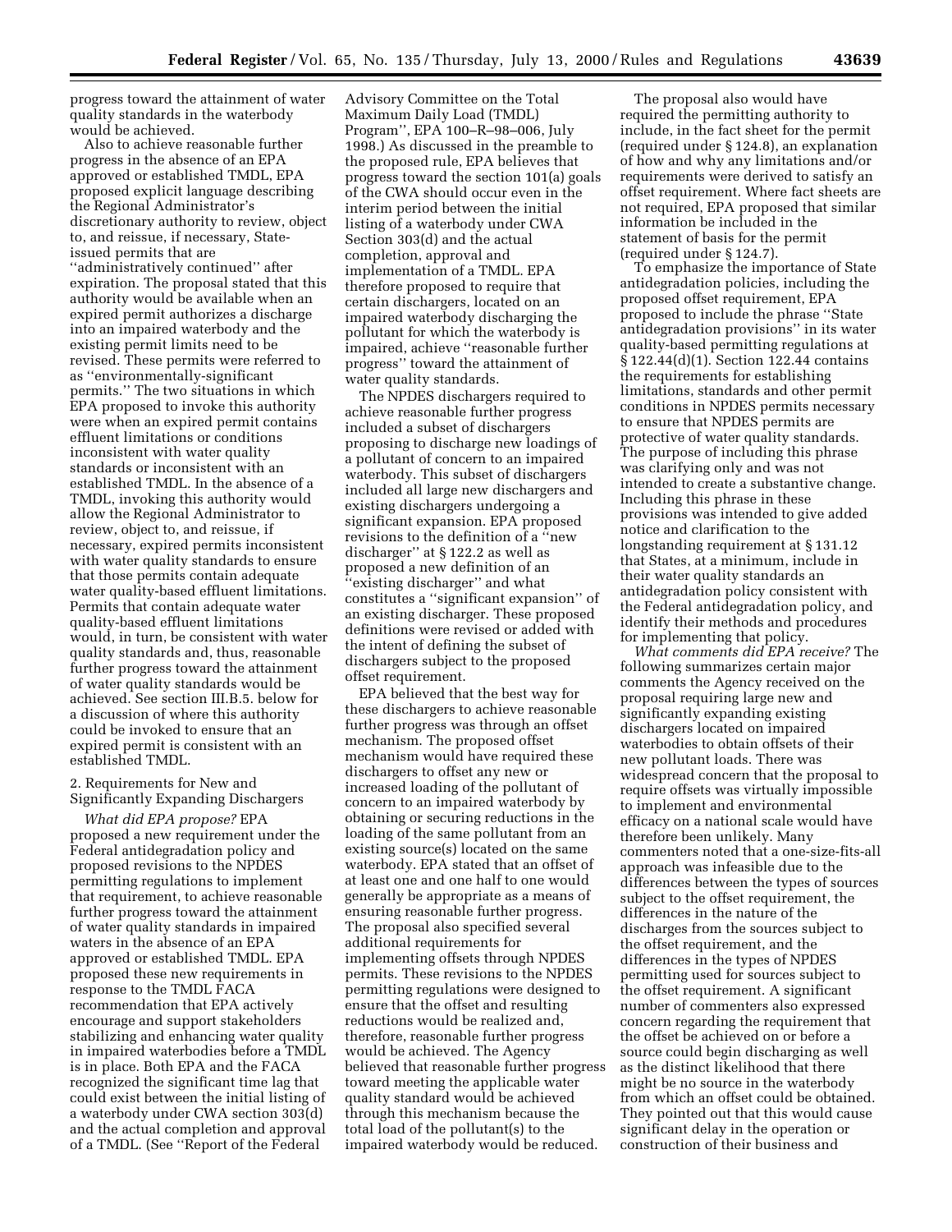progress toward the attainment of water quality standards in the waterbody would be achieved.

Also to achieve reasonable further progress in the absence of an EPA approved or established TMDL, EPA proposed explicit language describing the Regional Administrator's discretionary authority to review, object to, and reissue, if necessary, State-issued permits that are ''administratively continued'' after expiration. The proposal stated that this authority would be available when an expired permit authorizes a discharge into an impaired waterbody and the existing permit limits need to be revised. These permits were referred to as ''environmentally-significant permits.'' The two situations in which EPA proposed to invoke this authority were when an expired permit contains effluent limitations or conditions inconsistent with water quality standards or inconsistent with an established TMDL. In the absence of a TMDL, invoking this authority would allow the Regional Administrator to review, object to, and reissue, if necessary, expired permits inconsistent with water quality standards to ensure that those permits contain adequate water quality-based effluent limitations. Permits that contain adequate water quality-based effluent limitations would, in turn, be consistent with water quality standards and, thus, reasonable further progress toward the attainment of water quality standards would be achieved. See section III.B.5. below for a discussion of where this authority could be invoked to ensure that an expired permit is consistent with an established TMDL.

2. Requirements for New and Significantly Expanding Dischargers

*What did EPA propose?* EPA proposed a new requirement under the Federal antidegradation policy and proposed revisions to the NPDES permitting regulations to implement that requirement, to achieve reasonable further progress toward the attainment of water quality standards in impaired waters in the absence of an EPA approved or established TMDL. EPA proposed these new requirements in response to the TMDL FACA recommendation that EPA actively encourage and support stakeholders stabilizing and enhancing water quality in impaired waterbodies before a TMDL is in place. Both EPA and the FACA recognized the significant time lag that could exist between the initial listing of a waterbody under CWA section 303(d) and the actual completion and approval of a TMDL. (See ''Report of the Federal Advisory Committee on the Total Maximum Daily Load (TMDL) Program'', EPA 100–R–98–006, July 1998.) As discussed in the preamble to the proposed rule, EPA believes that progress toward the section 101(a) goals of the CWA should occur even in the interim period between the initial listing of a waterbody under CWA Section 303(d) and the actual completion, approval and implementation of a TMDL. EPA therefore proposed to require that certain dischargers, located on an impaired waterbody discharging the pollutant for which the waterbody is impaired, achieve ''reasonable further progress'' toward the attainment of water quality standards.

The NPDES dischargers required to achieve reasonable further progress included a subset of dischargers proposing to discharge new loadings of a pollutant of concern to an impaired waterbody. This subset of dischargers included all large new dischargers and existing dischargers undergoing a significant expansion. EPA proposed revisions to the definition of a ''new discharger'' at § 122.2 as well as proposed a new definition of an ''existing discharger'' and what constitutes a ''significant expansion'' of an existing discharger. These proposed definitions were revised or added with the intent of defining the subset of dischargers subject to the proposed offset requirement.

EPA believed that the best way for these dischargers to achieve reasonable further progress was through an offset mechanism. The proposed offset mechanism would have required these dischargers to offset any new or increased loading of the pollutant of concern to an impaired waterbody by obtaining or securing reductions in the loading of the same pollutant from an existing source(s) located on the same waterbody. EPA stated that an offset of at least one and one half to one would generally be appropriate as a means of ensuring reasonable further progress. The proposal also specified several additional requirements for implementing offsets through NPDES permits. These revisions to the NPDES permitting regulations were designed to ensure that the offset and resulting reductions would be realized and, therefore, reasonable further progress would be achieved. The Agency believed that reasonable further progress toward meeting the applicable water quality standard would be achieved through this mechanism because the total load of the pollutant(s) to the impaired waterbody would be reduced.

The proposal also would have required the permitting authority to include, in the fact sheet for the permit (required under § 124.8), an explanation of how and why any limitations and/or requirements were derived to satisfy an offset requirement. Where fact sheets are not required, EPA proposed that similar information be included in the statement of basis for the permit (required under § 124.7).

To emphasize the importance of State antidegradation policies, including the proposed offset requirement, EPA proposed to include the phrase ''State antidegradation provisions'' in its water quality-based permitting regulations at § 122.44(d)(1). Section 122.44 contains the requirements for establishing limitations, standards and other permit conditions in NPDES permits necessary to ensure that NPDES permits are protective of water quality standards. The purpose of including this phrase was clarifying only and was not intended to create a substantive change. Including this phrase in these provisions was intended to give added notice and clarification to the longstanding requirement at § 131.12 that States, at a minimum, include in their water quality standards an antidegradation policy consistent with the Federal antidegradation policy, and identify their methods and procedures for implementing that policy.

*What comments did EPA receive?* The following summarizes certain major comments the Agency received on the proposal requiring large new and significantly expanding existing dischargers located on impaired waterbodies to obtain offsets of their new pollutant loads. There was widespread concern that the proposal to require offsets was virtually impossible to implement and environmental efficacy on a national scale would have therefore been unlikely. Many commenters noted that a one-size-fits-all approach was infeasible due to the differences between the types of sources subject to the offset requirement, the differences in the nature of the discharges from the sources subject to the offset requirement, and the differences in the types of NPDES permitting used for sources subject to the offset requirement. A significant number of commenters also expressed concern regarding the requirement that the offset be achieved on or before a source could begin discharging as well as the distinct likelihood that there might be no source in the waterbody from which an offset could be obtained. They pointed out that this would cause significant delay in the operation or construction of their business and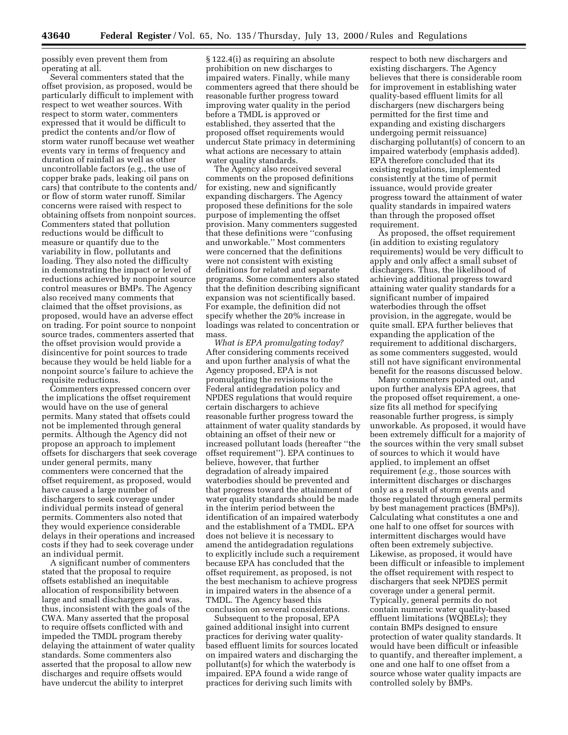possibly even prevent them from operating at all.

Several commenters stated that the offset provision, as proposed, would be particularly difficult to implement with respect to wet weather sources. With respect to storm water, commenters expressed that it would be difficult to predict the contents and/or flow of storm water runoff because wet weather events vary in terms of frequency and duration of rainfall as well as other uncontrollable factors (e.g., the use of copper brake pads, leaking oil pans on cars) that contribute to the contents and/or flow of storm water runoff. Similar concerns were raised with respect to obtaining offsets from nonpoint sources. Commenters stated that pollution reductions would be difficult to measure or quantify due to the variability in flow, pollutants and loading. They also noted the difficulty in demonstrating the impact or level of reductions achieved by nonpoint source control measures or BMPs. The Agency also received many comments that claimed that the offset provisions, as proposed, would have an adverse effect on trading. For point source to nonpoint source trades, commenters asserted that the offset provision would provide a disincentive for point sources to trade because they would be held liable for a nonpoint source's failure to achieve the requisite reductions.

Commenters expressed concern over the implications the offset requirement would have on the use of general permits. Many stated that offsets could not be implemented through general permits. Although the Agency did not propose an approach to implement offsets for dischargers that seek coverage under general permits, many commenters were concerned that the offset requirement, as proposed, would have caused a large number of dischargers to seek coverage under individual permits instead of general permits. Commenters also noted that they would experience considerable delays in their operations and increased costs if they had to seek coverage under an individual permit.

A significant number of commenters stated that the proposal to require offsets established an inequitable allocation of responsibility between large and small dischargers and was, thus, inconsistent with the goals of the CWA. Many asserted that the proposal to require offsets conflicted with and impeded the TMDL program thereby delaying the attainment of water quality standards. Some commenters also asserted that the proposal to allow new discharges and require offsets would have undercut the ability to interpret § 122.4(i) as requiring an absolute prohibition on new discharges to impaired waters. Finally, while many commenters agreed that there should be reasonable further progress toward improving water quality in the period before a TMDL is approved or established, they asserted that the proposed offset requirements would undercut State primacy in determining what actions are necessary to attain water quality standards.

The Agency also received several comments on the proposed definitions for existing, new and significantly expanding dischargers. The Agency proposed these definitions for the sole purpose of implementing the offset provision. Many commenters suggested that these definitions were ''confusing and unworkable.'' Most commenters were concerned that the definitions were not consistent with existing definitions for related and separate programs. Some commenters also stated that the definition describing significant expansion was not scientifically based. For example, the definition did not specify whether the 20% increase in loadings was related to concentration or mass.

*What is EPA promulgating today?* After considering comments received and upon further analysis of what the Agency proposed, EPA is not promulgating the revisions to the Federal antidegradation policy and NPDES regulations that would require certain dischargers to achieve reasonable further progress toward the attainment of water quality standards by obtaining an offset of their new or increased pollutant loads (hereafter ''the offset requirement''). EPA continues to believe, however, that further degradation of already impaired waterbodies should be prevented and that progress toward the attainment of water quality standards should be made in the interim period between the identification of an impaired waterbody and the establishment of a TMDL. EPA does not believe it is necessary to amend the antidegradation regulations to explicitly include such a requirement because EPA has concluded that the offset requirement, as proposed, is not the best mechanism to achieve progress in impaired waters in the absence of a TMDL. The Agency based this conclusion on several considerations.

Subsequent to the proposal, EPA gained additional insight into current practices for deriving water quality-based effluent limits for sources located on impaired waters and discharging the pollutant(s) for which the waterbody is impaired. EPA found a wide range of practices for deriving such limits with respect to both new dischargers and existing dischargers. The Agency believes that there is considerable room for improvement in establishing water quality-based effluent limits for all dischargers (new dischargers being permitted for the first time and expanding and existing dischargers undergoing permit reissuance) discharging pollutant(s) of concern to an impaired waterbody (emphasis added). EPA therefore concluded that its existing regulations, implemented consistently at the time of permit issuance, would provide greater progress toward the attainment of water quality standards in impaired waters than through the proposed offset requirement.

As proposed, the offset requirement (in addition to existing regulatory requirements) would be very difficult to apply and only affect a small subset of dischargers. Thus, the likelihood of achieving additional progress toward attaining water quality standards for a significant number of impaired waterbodies through the offset provision, in the aggregate, would be quite small. EPA further believes that expanding the application of the requirement to additional dischargers, as some commenters suggested, would still not have significant environmental benefit for the reasons discussed below.

Many commenters pointed out, and upon further analysis EPA agrees, that the proposed offset requirement, a one-size fits all method for specifying reasonable further progress, is simply unworkable. As proposed, it would have been extremely difficult for a majority of the sources within the very small subset of sources to which it would have applied, to implement an offset requirement (*e.g.,* those sources with intermittent discharges or discharges only as a result of storm events and those regulated through general permits by best management practices (BMPs)). Calculating what constitutes a one and one half to one offset for sources with intermittent discharges would have often been extremely subjective. Likewise, as proposed, it would have been difficult or infeasible to implement the offset requirement with respect to dischargers that seek NPDES permit coverage under a general permit. Typically, general permits do not contain numeric water quality-based effluent limitations (WQBELs); they contain BMPs designed to ensure protection of water quality standards. It would have been difficult or infeasible to quantify, and thereafter implement, a one and one half to one offset from a source whose water quality impacts are controlled solely by BMPs.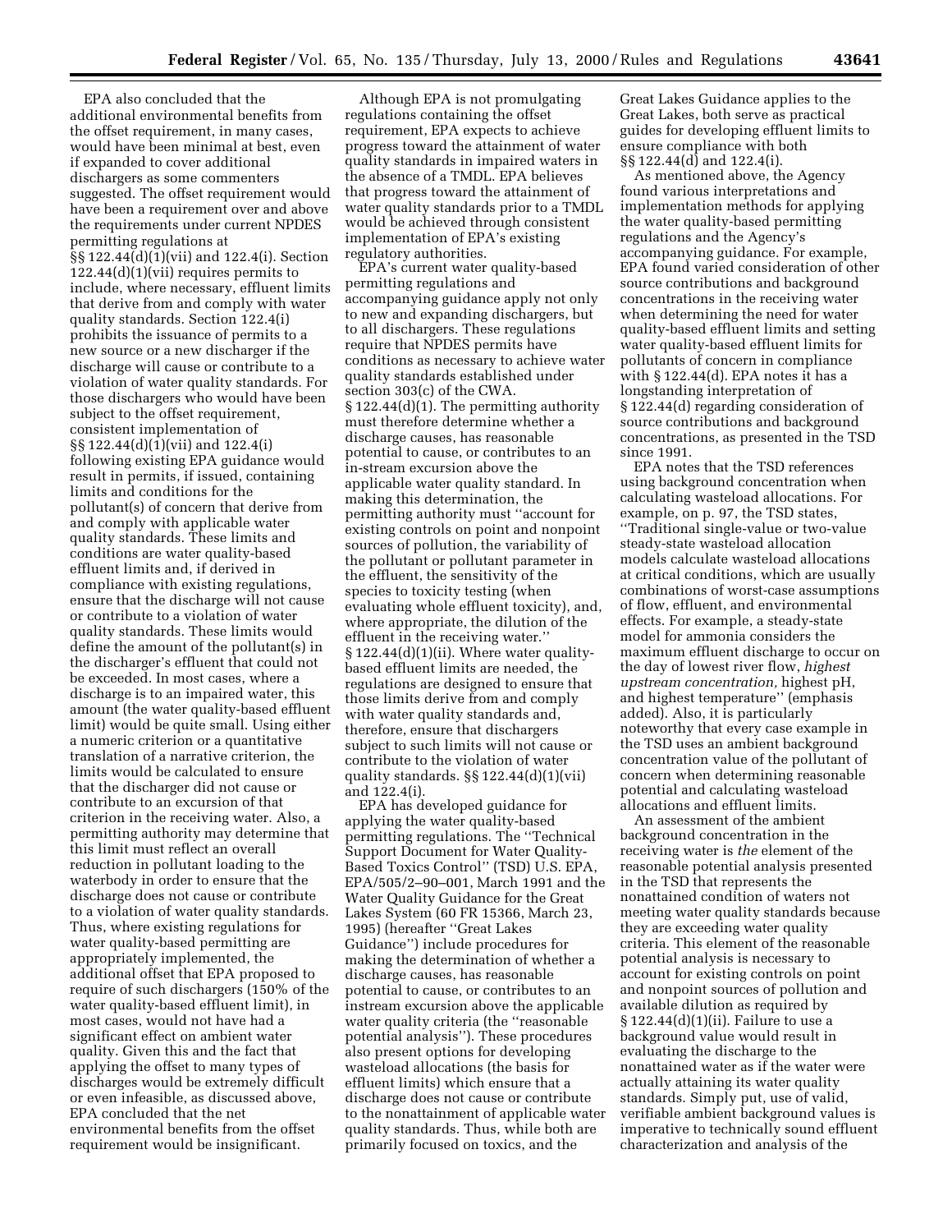EPA also concluded that the additional environmental benefits from the offset requirement, in many cases, would have been minimal at best, even if expanded to cover additional dischargers as some commenters suggested. The offset requirement would have been a requirement over and above the requirements under current NPDES permitting regulations at §§ 122.44(d)(1)(vii) and 122.4(i). Section 122.44(d)(1)(vii) requires permits to include, where necessary, effluent limits that derive from and comply with water quality standards. Section 122.4(i) prohibits the issuance of permits to a new source or a new discharger if the discharge will cause or contribute to a violation of water quality standards. For those dischargers who would have been subject to the offset requirement, consistent implementation of §§ 122.44(d)(1)(vii) and 122.4(i) following existing EPA guidance would result in permits, if issued, containing limits and conditions for the pollutant(s) of concern that derive from and comply with applicable water quality standards. These limits and conditions are water quality-based effluent limits and, if derived in compliance with existing regulations, ensure that the discharge will not cause or contribute to a violation of water quality standards. These limits would define the amount of the pollutant(s) in the discharger's effluent that could not be exceeded. In most cases, where a discharge is to an impaired water, this amount (the water quality-based effluent limit) would be quite small. Using either a numeric criterion or a quantitative translation of a narrative criterion, the limits would be calculated to ensure that the discharger did not cause or contribute to an excursion of that criterion in the receiving water. Also, a permitting authority may determine that this limit must reflect an overall reduction in pollutant loading to the waterbody in order to ensure that the discharge does not cause or contribute to a violation of water quality standards. Thus, where existing regulations for water quality-based permitting are appropriately implemented, the additional offset that EPA proposed to require of such dischargers (150% of the water quality-based effluent limit), in most cases, would not have had a significant effect on ambient water quality. Given this and the fact that applying the offset to many types of discharges would be extremely difficult or even infeasible, as discussed above, EPA concluded that the net environmental benefits from the offset requirement would be insignificant.

Although EPA is not promulgating regulations containing the offset requirement, EPA expects to achieve progress toward the attainment of water quality standards in impaired waters in the absence of a TMDL. EPA believes that progress toward the attainment of water quality standards prior to a TMDL would be achieved through consistent implementation of EPA's existing regulatory authorities.

EPA's current water quality-based permitting regulations and accompanying guidance apply not only to new and expanding dischargers, but to all dischargers. These regulations require that NPDES permits have conditions as necessary to achieve water quality standards established under section 303(c) of the CWA. § 122.44(d)(1). The permitting authority must therefore determine whether a discharge causes, has reasonable potential to cause, or contributes to an in-stream excursion above the applicable water quality standard. In making this determination, the permitting authority must "account for existing controls on point and nonpoint sources of pollution, the variability of the pollutant or pollutant parameter in the effluent, the sensitivity of the species to toxicity testing (when evaluating whole effluent toxicity), and, where appropriate, the dilution of the effluent in the receiving water." § 122.44(d)(1)(ii). Where water quality-based effluent limits are needed, the regulations are designed to ensure that those limits derive from and comply with water quality standards and, therefore, ensure that dischargers subject to such limits will not cause or contribute to the violation of water quality standards. §§ 122.44(d)(1)(vii) and 122.4(i).

EPA has developed guidance for applying the water quality-based permitting regulations. The "Technical Support Document for Water Quality-Based Toxics Control" (TSD) U.S. EPA, EPA/505/2–90–001, March 1991 and the Water Quality Guidance for the Great Lakes System (60 FR 15366, March 23, 1995) (hereafter "Great Lakes Guidance") include procedures for making the determination of whether a discharge causes, has reasonable potential to cause, or contributes to an instream excursion above the applicable water quality criteria (the "reasonable potential analysis"). These procedures also present options for developing wasteload allocations (the basis for effluent limits) which ensure that a discharge does not cause or contribute to the nonattainment of applicable water quality standards. Thus, while both are primarily focused on toxics, and the Great Lakes Guidance applies to the Great Lakes, both serve as practical guides for developing effluent limits to ensure compliance with both §§ 122.44(d) and 122.4(i).

As mentioned above, the Agency found various interpretations and implementation methods for applying the water quality-based permitting regulations and the Agency's accompanying guidance. For example, EPA found varied consideration of other source contributions and background concentrations in the receiving water when determining the need for water quality-based effluent limits and setting water quality-based effluent limits for pollutants of concern in compliance with § 122.44(d). EPA notes it has a longstanding interpretation of § 122.44(d) regarding consideration of source contributions and background concentrations, as presented in the TSD since 1991.

EPA notes that the TSD references using background concentration when calculating wasteload allocations. For example, on p. 97, the TSD states, "Traditional single-value or two-value steady-state wasteload allocation models calculate wasteload allocations at critical conditions, which are usually combinations of worst-case assumptions of flow, effluent, and environmental effects. For example, a steady-state model for ammonia considers the maximum effluent discharge to occur on the day of lowest river flow, *highest upstream concentration,* highest pH, and highest temperature" (emphasis added). Also, it is particularly noteworthy that every case example in the TSD uses an ambient background concentration value of the pollutant of concern when determining reasonable potential and calculating wasteload allocations and effluent limits.

An assessment of the ambient background concentration in the receiving water is *the* element of the reasonable potential analysis presented in the TSD that represents the nonattained condition of waters not meeting water quality standards because they are exceeding water quality criteria. This element of the reasonable potential analysis is necessary to account for existing controls on point and nonpoint sources of pollution and available dilution as required by § 122.44(d)(1)(ii). Failure to use a background value would result in evaluating the discharge to the nonattained water as if the water were actually attaining its water quality standards. Simply put, use of valid, verifiable ambient background values is imperative to technically sound effluent characterization and analysis of the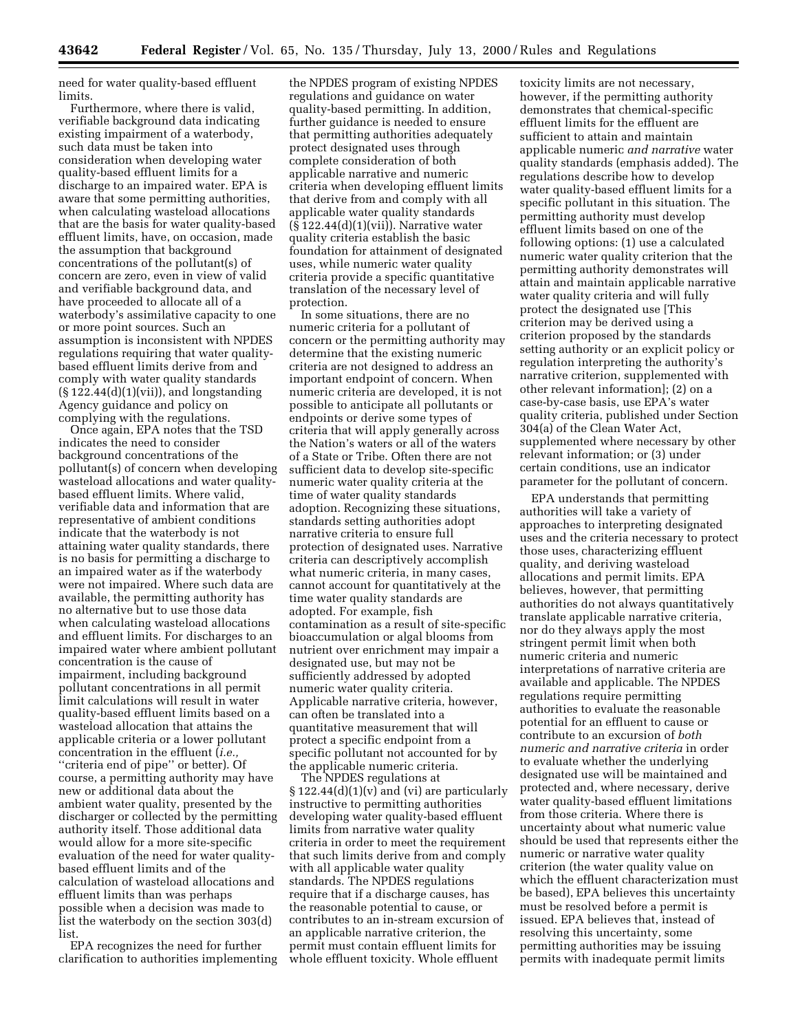need for water quality-based effluent limits.

Furthermore, where there is valid, verifiable background data indicating existing impairment of a waterbody, such data must be taken into consideration when developing water quality-based effluent limits for a discharge to an impaired water. EPA is aware that some permitting authorities, when calculating wasteload allocations that are the basis for water quality-based effluent limits, have, on occasion, made the assumption that background concentrations of the pollutant(s) of concern are zero, even in view of valid and verifiable background data, and have proceeded to allocate all of a waterbody's assimilative capacity to one or more point sources. Such an assumption is inconsistent with NPDES regulations requiring that water quality-based effluent limits derive from and comply with water quality standards (§ 122.44(d)(1)(vii)), and longstanding Agency guidance and policy on complying with the regulations.

Once again, EPA notes that the TSD indicates the need to consider background concentrations of the pollutant(s) of concern when developing wasteload allocations and water quality-based effluent limits. Where valid, verifiable data and information that are representative of ambient conditions indicate that the waterbody is not attaining water quality standards, there is no basis for permitting a discharge to an impaired water as if the waterbody were not impaired. Where such data are available, the permitting authority has no alternative but to use those data when calculating wasteload allocations and effluent limits. For discharges to an impaired water where ambient pollutant concentration is the cause of impairment, including background pollutant concentrations in all permit limit calculations will result in water quality-based effluent limits based on a wasteload allocation that attains the applicable criteria or a lower pollutant concentration in the effluent (*i.e.,* "criteria end of pipe" or better). Of course, a permitting authority may have new or additional data about the ambient water quality, presented by the discharger or collected by the permitting authority itself. Those additional data would allow for a more site-specific evaluation of the need for water quality-based effluent limits and of the calculation of wasteload allocations and effluent limits than was perhaps possible when a decision was made to list the waterbody on the section 303(d) list.

EPA recognizes the need for further clarification to authorities implementing the NPDES program of existing NPDES regulations and guidance on water quality-based permitting. In addition, further guidance is needed to ensure that permitting authorities adequately protect designated uses through complete consideration of both applicable narrative and numeric criteria when developing effluent limits that derive from and comply with all applicable water quality standards (§ 122.44(d)(1)(vii)). Narrative water quality criteria establish the basic foundation for attainment of designated uses, while numeric water quality criteria provide a specific quantitative translation of the necessary level of protection.

In some situations, there are no numeric criteria for a pollutant of concern or the permitting authority may determine that the existing numeric criteria are not designed to address an important endpoint of concern. When numeric criteria are developed, it is not possible to anticipate all pollutants or endpoints or derive some types of criteria that will apply generally across the Nation's waters or all of the waters of a State or Tribe. Often there are not sufficient data to develop site-specific numeric water quality criteria at the time of water quality standards adoption. Recognizing these situations, standards setting authorities adopt narrative criteria to ensure full protection of designated uses. Narrative criteria can descriptively accomplish what numeric criteria, in many cases, cannot account for quantitatively at the time water quality standards are adopted. For example, fish contamination as a result of site-specific bioaccumulation or algal blooms from nutrient over enrichment may impair a designated use, but may not be sufficiently addressed by adopted numeric water quality criteria. Applicable narrative criteria, however, can often be translated into a quantitative measurement that will protect a specific endpoint from a specific pollutant not accounted for by the applicable numeric criteria.

The NPDES regulations at § 122.44(d)(1)(v) and (vi) are particularly instructive to permitting authorities developing water quality-based effluent limits from narrative water quality criteria in order to meet the requirement that such limits derive from and comply with all applicable water quality standards. The NPDES regulations require that if a discharge causes, has the reasonable potential to cause, or contributes to an in-stream excursion of an applicable narrative criterion, the permit must contain effluent limits for whole effluent toxicity. Whole effluent toxicity limits are not necessary, however, if the permitting authority demonstrates that chemical-specific effluent limits for the effluent are sufficient to attain and maintain applicable numeric *and narrative* water quality standards (emphasis added). The regulations describe how to develop water quality-based effluent limits for a specific pollutant in this situation. The permitting authority must develop effluent limits based on one of the following options: (1) use a calculated numeric water quality criterion that the permitting authority demonstrates will attain and maintain applicable narrative water quality criteria and will fully protect the designated use [This criterion may be derived using a criterion proposed by the standards setting authority or an explicit policy or regulation interpreting the authority's narrative criterion, supplemented with other relevant information]; (2) on a case-by-case basis, use EPA's water quality criteria, published under Section 304(a) of the Clean Water Act, supplemented where necessary by other relevant information; or (3) under certain conditions, use an indicator parameter for the pollutant of concern.

EPA understands that permitting authorities will take a variety of approaches to interpreting designated uses and the criteria necessary to protect those uses, characterizing effluent quality, and deriving wasteload allocations and permit limits. EPA believes, however, that permitting authorities do not always quantitatively translate applicable narrative criteria, nor do they always apply the most stringent permit limit when both numeric criteria and numeric interpretations of narrative criteria are available and applicable. The NPDES regulations require permitting authorities to evaluate the reasonable potential for an effluent to cause or contribute to an excursion of *both numeric and narrative criteria* in order to evaluate whether the underlying designated use will be maintained and protected and, where necessary, derive water quality-based effluent limitations from those criteria. Where there is uncertainty about what numeric value should be used that represents either the numeric or narrative water quality criterion (the water quality value on which the effluent characterization must be based), EPA believes this uncertainty must be resolved before a permit is issued. EPA believes that, instead of resolving this uncertainty, some permitting authorities may be issuing permits with inadequate permit limits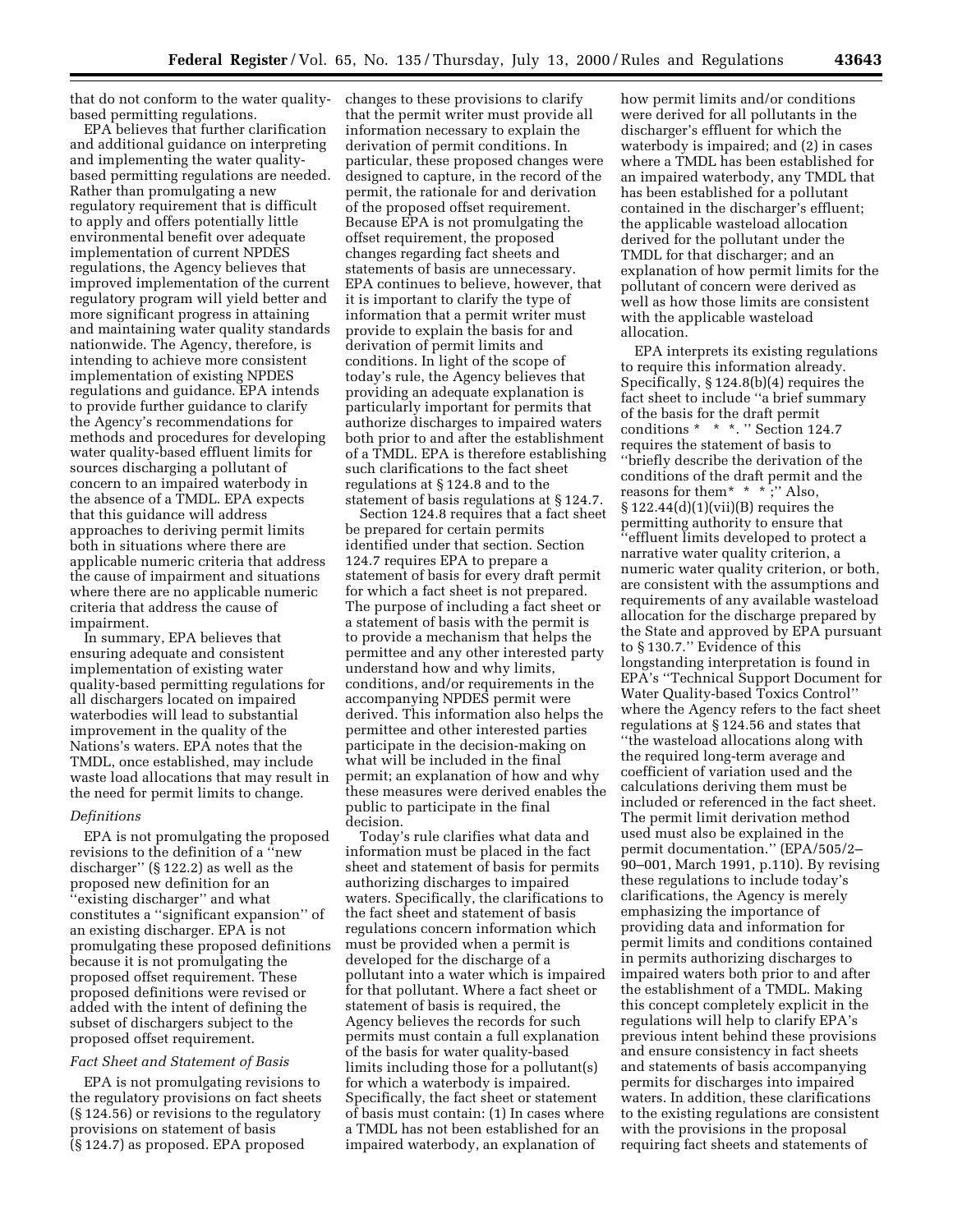that do not conform to the water quality-based permitting regulations.

EPA believes that further clarification and additional guidance on interpreting and implementing the water quality-based permitting regulations are needed. Rather than promulgating a new regulatory requirement that is difficult to apply and offers potentially little environmental benefit over adequate implementation of current NPDES regulations, the Agency believes that improved implementation of the current regulatory program will yield better and more significant progress in attaining and maintaining water quality standards nationwide. The Agency, therefore, is intending to achieve more consistent implementation of existing NPDES regulations and guidance. EPA intends to provide further guidance to clarify the Agency's recommendations for methods and procedures for developing water quality-based effluent limits for sources discharging a pollutant of concern to an impaired waterbody in the absence of a TMDL. EPA expects that this guidance will address approaches to deriving permit limits both in situations where there are applicable numeric criteria that address the cause of impairment and situations where there are no applicable numeric criteria that address the cause of impairment.

In summary, EPA believes that ensuring adequate and consistent implementation of existing water quality-based permitting regulations for all dischargers located on impaired waterbodies will lead to substantial improvement in the quality of the Nations's waters. EPA notes that the TMDL, once established, may include waste load allocations that may result in the need for permit limits to change.

*Definitions*

EPA is not promulgating the proposed revisions to the definition of a ''new discharger'' (§ 122.2) as well as the proposed new definition for an ''existing discharger'' and what constitutes a ''significant expansion'' of an existing discharger. EPA is not promulgating these proposed definitions because it is not promulgating the proposed offset requirement. These proposed definitions were revised or added with the intent of defining the subset of dischargers subject to the proposed offset requirement.

*Fact Sheet and Statement of Basis*

EPA is not promulgating revisions to the regulatory provisions on fact sheets (§ 124.56) or revisions to the regulatory provisions on statement of basis (§ 124.7) as proposed. EPA proposed changes to these provisions to clarify that the permit writer must provide all information necessary to explain the derivation of permit conditions. In particular, these proposed changes were designed to capture, in the record of the permit, the rationale for and derivation of the proposed offset requirement. Because EPA is not promulgating the offset requirement, the proposed changes regarding fact sheets and statements of basis are unnecessary. EPA continues to believe, however, that it is important to clarify the type of information that a permit writer must provide to explain the basis for and derivation of permit limits and conditions. In light of the scope of today's rule, the Agency believes that providing an adequate explanation is particularly important for permits that authorize discharges to impaired waters both prior to and after the establishment of a TMDL. EPA is therefore establishing such clarifications to the fact sheet regulations at § 124.8 and to the statement of basis regulations at § 124.7.

Section 124.8 requires that a fact sheet be prepared for certain permits identified under that section. Section 124.7 requires EPA to prepare a statement of basis for every draft permit for which a fact sheet is not prepared. The purpose of including a fact sheet or a statement of basis with the permit is to provide a mechanism that helps the permittee and any other interested party understand how and why limits, conditions, and/or requirements in the accompanying NPDES permit were derived. This information also helps the permittee and other interested parties participate in the decision-making on what will be included in the final permit; an explanation of how and why these measures were derived enables the public to participate in the final decision.

Today's rule clarifies what data and information must be placed in the fact sheet and statement of basis for permits authorizing discharges to impaired waters. Specifically, the clarifications to the fact sheet and statement of basis regulations concern information which must be provided when a permit is developed for the discharge of a pollutant into a water which is impaired for that pollutant. Where a fact sheet or statement of basis is required, the Agency believes the records for such permits must contain a full explanation of the basis for water quality-based limits including those for a pollutant(s) for which a waterbody is impaired. Specifically, the fact sheet or statement of basis must contain: (1) In cases where a TMDL has not been established for an impaired waterbody, an explanation of how permit limits and/or conditions were derived for all pollutants in the discharger's effluent for which the waterbody is impaired; and (2) in cases where a TMDL has been established for an impaired waterbody, any TMDL that has been established for a pollutant contained in the discharger's effluent; the applicable wasteload allocation derived for the pollutant under the TMDL for that discharger; and an explanation of how permit limits for the pollutant of concern were derived as well as how those limits are consistent with the applicable wasteload allocation.

EPA interprets its existing regulations to require this information already. Specifically, § 124.8(b)(4) requires the fact sheet to include ''a brief summary of the basis for the draft permit conditions * * *. '' Section 124.7 requires the statement of basis to ''briefly describe the derivation of the conditions of the draft permit and the reasons for them* * * ;'' Also, § 122.44(d)(1)(vii)(B) requires the permitting authority to ensure that ''effluent limits developed to protect a narrative water quality criterion, a numeric water quality criterion, or both, are consistent with the assumptions and requirements of any available wasteload allocation for the discharge prepared by the State and approved by EPA pursuant to § 130.7.'' Evidence of this longstanding interpretation is found in EPA's ''Technical Support Document for Water Quality-based Toxics Control'' where the Agency refers to the fact sheet regulations at § 124.56 and states that ''the wasteload allocations along with the required long-term average and coefficient of variation used and the calculations deriving them must be included or referenced in the fact sheet. The permit limit derivation method used must also be explained in the permit documentation.'' (EPA/505/2–90–001, March 1991, p.110). By revising these regulations to include today's clarifications, the Agency is merely emphasizing the importance of providing data and information for permit limits and conditions contained in permits authorizing discharges to impaired waters both prior to and after the establishment of a TMDL. Making this concept completely explicit in the regulations will help to clarify EPA's previous intent behind these provisions and ensure consistency in fact sheets and statements of basis accompanying permits for discharges into impaired waters. In addition, these clarifications to the existing regulations are consistent with the provisions in the proposal requiring fact sheets and statements of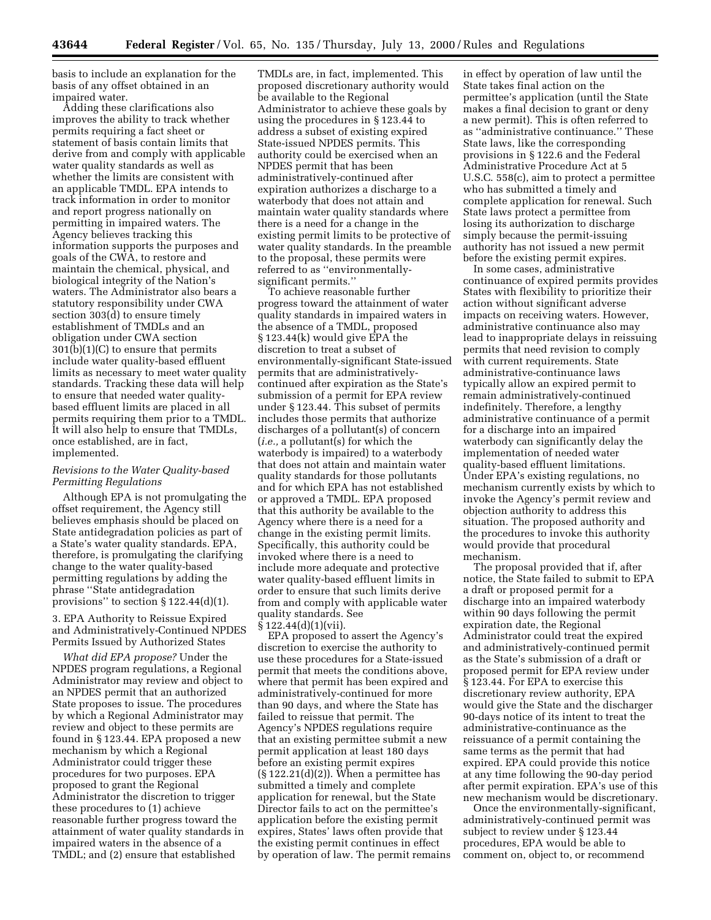basis to include an explanation for the basis of any offset obtained in an impaired water.

Adding these clarifications also improves the ability to track whether permits requiring a fact sheet or statement of basis contain limits that derive from and comply with applicable water quality standards as well as whether the limits are consistent with an applicable TMDL. EPA intends to track information in order to monitor and report progress nationally on permitting in impaired waters. The Agency believes tracking this information supports the purposes and goals of the CWA, to restore and maintain the chemical, physical, and biological integrity of the Nation's waters. The Administrator also bears a statutory responsibility under CWA section 303(d) to ensure timely establishment of TMDLs and an obligation under CWA section 301(b)(1)(C) to ensure that permits include water quality-based effluent limits as necessary to meet water quality standards. Tracking these data will help to ensure that needed water quality-based effluent limits are placed in all permits requiring them prior to a TMDL. It will also help to ensure that TMDLs, once established, are in fact, implemented.

*Revisions to the Water Quality-based Permitting Regulations*

Although EPA is not promulgating the offset requirement, the Agency still believes emphasis should be placed on State antidegradation policies as part of a State's water quality standards. EPA, therefore, is promulgating the clarifying change to the water quality-based permitting regulations by adding the phrase ''State antidegradation provisions'' to section § 122.44(d)(1).

3. EPA Authority to Reissue Expired and Administratively-Continued NPDES Permits Issued by Authorized States

*What did EPA propose?* Under the NPDES program regulations, a Regional Administrator may review and object to an NPDES permit that an authorized State proposes to issue. The procedures by which a Regional Administrator may review and object to these permits are found in § 123.44. EPA proposed a new mechanism by which a Regional Administrator could trigger these procedures for two purposes. EPA proposed to grant the Regional Administrator the discretion to trigger these procedures to (1) achieve reasonable further progress toward the attainment of water quality standards in impaired waters in the absence of a TMDL; and (2) ensure that established TMDLs are, in fact, implemented. This proposed discretionary authority would be available to the Regional Administrator to achieve these goals by using the procedures in § 123.44 to address a subset of existing expired State-issued NPDES permits. This authority could be exercised when an NPDES permit that has been administratively-continued after expiration authorizes a discharge to a waterbody that does not attain and maintain water quality standards where there is a need for a change in the existing permit limits to be protective of water quality standards. In the preamble to the proposal, these permits were referred to as ''environmentally-significant permits.''

To achieve reasonable further progress toward the attainment of water quality standards in impaired waters in the absence of a TMDL, proposed § 123.44(k) would give EPA the discretion to treat a subset of environmentally-significant State-issued permits that are administratively-continued after expiration as the State's submission of a permit for EPA review under § 123.44. This subset of permits includes those permits that authorize discharges of a pollutant(s) of concern (*i.e.,* a pollutant(s) for which the waterbody is impaired) to a waterbody that does not attain and maintain water quality standards for those pollutants and for which EPA has not established or approved a TMDL. EPA proposed that this authority be available to the Agency where there is a need for a change in the existing permit limits. Specifically, this authority could be invoked where there is a need to include more adequate and protective water quality-based effluent limits in order to ensure that such limits derive from and comply with applicable water quality standards. See § 122.44(d)(1)(vii).

EPA proposed to assert the Agency's discretion to exercise the authority to use these procedures for a State-issued permit that meets the conditions above, where that permit has been expired and administratively-continued for more than 90 days, and where the State has failed to reissue that permit. The Agency's NPDES regulations require that an existing permittee submit a new permit application at least 180 days before an existing permit expires (§ 122.21(d)(2)). When a permittee has submitted a timely and complete application for renewal, but the State Director fails to act on the permittee's application before the existing permit expires, States' laws often provide that the existing permit continues in effect by operation of law. The permit remains in effect by operation of law until the State takes final action on the permittee's application (until the State makes a final decision to grant or deny a new permit). This is often referred to as ''administrative continuance.'' These State laws, like the corresponding provisions in § 122.6 and the Federal Administrative Procedure Act at 5 U.S.C. 558(c), aim to protect a permittee who has submitted a timely and complete application for renewal. Such State laws protect a permittee from losing its authorization to discharge simply because the permit-issuing authority has not issued a new permit before the existing permit expires.

In some cases, administrative continuance of expired permits provides States with flexibility to prioritize their action without significant adverse impacts on receiving waters. However, administrative continuance also may lead to inappropriate delays in reissuing permits that need revision to comply with current requirements. State administrative-continuance laws typically allow an expired permit to remain administratively-continued indefinitely. Therefore, a lengthy administrative continuance of a permit for a discharge into an impaired waterbody can significantly delay the implementation of needed water quality-based effluent limitations. Under EPA's existing regulations, no mechanism currently exists by which to invoke the Agency's permit review and objection authority to address this situation. The proposed authority and the procedures to invoke this authority would provide that procedural mechanism.

The proposal provided that if, after notice, the State failed to submit to EPA a draft or proposed permit for a discharge into an impaired waterbody within 90 days following the permit expiration date, the Regional Administrator could treat the expired and administratively-continued permit as the State's submission of a draft or proposed permit for EPA review under § 123.44. For EPA to exercise this discretionary review authority, EPA would give the State and the discharger 90-days notice of its intent to treat the administrative-continuance as the reissuance of a permit containing the same terms as the permit that had expired. EPA could provide this notice at any time following the 90-day period after permit expiration. EPA's use of this new mechanism would be discretionary.

Once the environmentally-significant, administratively-continued permit was subject to review under § 123.44 procedures, EPA would be able to comment on, object to, or recommend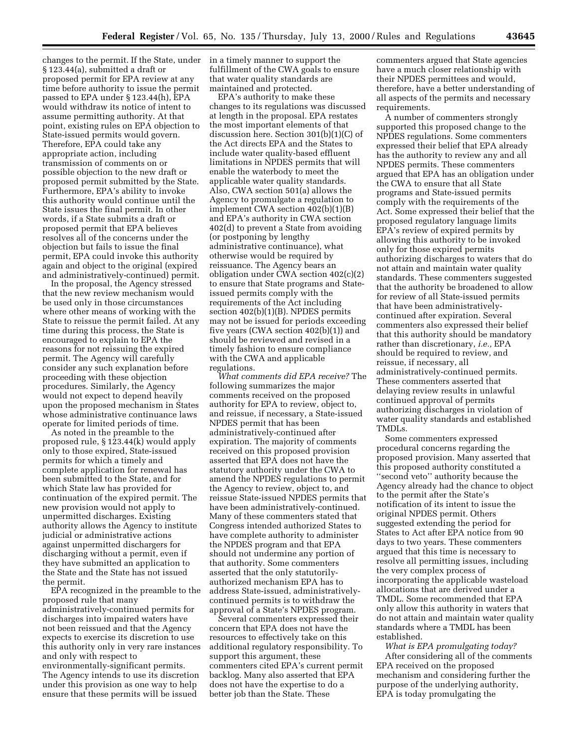changes to the permit. If the State, under § 123.44(a), submitted a draft or proposed permit for EPA review at any time before authority to issue the permit passed to EPA under § 123.44(h), EPA would withdraw its notice of intent to assume permitting authority. At that point, existing rules on EPA objection to State-issued permits would govern. Therefore, EPA could take any appropriate action, including transmission of comments on or possible objection to the new draft or proposed permit submitted by the State. Furthermore, EPA's ability to invoke this authority would continue until the State issues the final permit. In other words, if a State submits a draft or proposed permit that EPA believes resolves all of the concerns under the objection but fails to issue the final permit, EPA could invoke this authority again and object to the original (expired and administratively-continued) permit.

In the proposal, the Agency stressed that the new review mechanism would be used only in those circumstances where other means of working with the State to reissue the permit failed. At any time during this process, the State is encouraged to explain to EPA the reasons for not reissuing the expired permit. The Agency will carefully consider any such explanation before proceeding with these objection procedures. Similarly, the Agency would not expect to depend heavily upon the proposed mechanism in States whose administrative continuance laws operate for limited periods of time.

As noted in the preamble to the proposed rule, § 123.44(k) would apply only to those expired, State-issued permits for which a timely and complete application for renewal has been submitted to the State, and for which State law has provided for continuation of the expired permit. The new provision would not apply to unpermitted discharges. Existing authority allows the Agency to institute judicial or administrative actions against unpermitted dischargers for discharging without a permit, even if they have submitted an application to the State and the State has not issued the permit.

EPA recognized in the preamble to the proposed rule that many administratively-continued permits for discharges into impaired waters have not been reissued and that the Agency expects to exercise its discretion to use this authority only in very rare instances and only with respect to environmentally-significant permits. The Agency intends to use its discretion under this provision as one way to help ensure that these permits will be issued in a timely manner to support the fulfillment of the CWA goals to ensure that water quality standards are maintained and protected.

EPA's authority to make these changes to its regulations was discussed at length in the proposal. EPA restates the most important elements of that discussion here. Section 301(b)(1)(C) of the Act directs EPA and the States to include water quality-based effluent limitations in NPDES permits that will enable the waterbody to meet the applicable water quality standards. Also, CWA section 501(a) allows the Agency to promulgate a regulation to implement CWA section 402(b)(1)(B) and EPA's authority in CWA section 402(d) to prevent a State from avoiding (or postponing by lengthy administrative continuance), what otherwise would be required by reissuance. The Agency bears an obligation under CWA section 402(c)(2) to ensure that State programs and State-issued permits comply with the requirements of the Act including section 402(b)(1)(B). NPDES permits may not be issued for periods exceeding five years (CWA section 402(b)(1)) and should be reviewed and revised in a timely fashion to ensure compliance with the CWA and applicable regulations.

*What comments did EPA receive?* The following summarizes the major comments received on the proposed authority for EPA to review, object to, and reissue, if necessary, a State-issued NPDES permit that has been administratively-continued after expiration. The majority of comments received on this proposed provision asserted that EPA does not have the statutory authority under the CWA to amend the NPDES regulations to permit the Agency to review, object to, and reissue State-issued NPDES permits that have been administratively-continued. Many of these commenters stated that Congress intended authorized States to have complete authority to administer the NPDES program and that EPA should not undermine any portion of that authority. Some commenters asserted that the only statutorily-authorized mechanism EPA has to address State-issued, administratively-continued permits is to withdraw the approval of a State's NPDES program.

Several commenters expressed their concern that EPA does not have the resources to effectively take on this additional regulatory responsibility. To support this argument, these commenters cited EPA's current permit backlog. Many also asserted that EPA does not have the expertise to do a better job than the State. These commenters argued that State agencies have a much closer relationship with their NPDES permittees and would, therefore, have a better understanding of all aspects of the permits and necessary requirements.

A number of commenters strongly supported this proposed change to the NPDES regulations. Some commenters expressed their belief that EPA already has the authority to review any and all NPDES permits. These commenters argued that EPA has an obligation under the CWA to ensure that all State programs and State-issued permits comply with the requirements of the Act. Some expressed their belief that the proposed regulatory language limits EPA's review of expired permits by allowing this authority to be invoked only for those expired permits authorizing discharges to waters that do not attain and maintain water quality standards. These commenters suggested that the authority be broadened to allow for review of all State-issued permits that have been administratively-continued after expiration. Several commenters also expressed their belief that this authority should be mandatory rather than discretionary, *i.e.,* EPA should be required to review, and reissue, if necessary, all administratively-continued permits. These commenters asserted that delaying review results in unlawful continued approval of permits authorizing discharges in violation of water quality standards and established TMDLs.

Some commenters expressed procedural concerns regarding the proposed provision. Many asserted that this proposed authority constituted a ''second veto'' authority because the Agency already had the chance to object to the permit after the State's notification of its intent to issue the original NPDES permit. Others suggested extending the period for States to Act after EPA notice from 90 days to two years. These commenters argued that this time is necessary to resolve all permitting issues, including the very complex process of incorporating the applicable wasteload allocations that are derived under a TMDL. Some recommended that EPA only allow this authority in waters that do not attain and maintain water quality standards where a TMDL has been established.

*What is EPA promulgating today?* After considering all of the comments EPA received on the proposed mechanism and considering further the purpose of the underlying authority, EPA is today promulgating the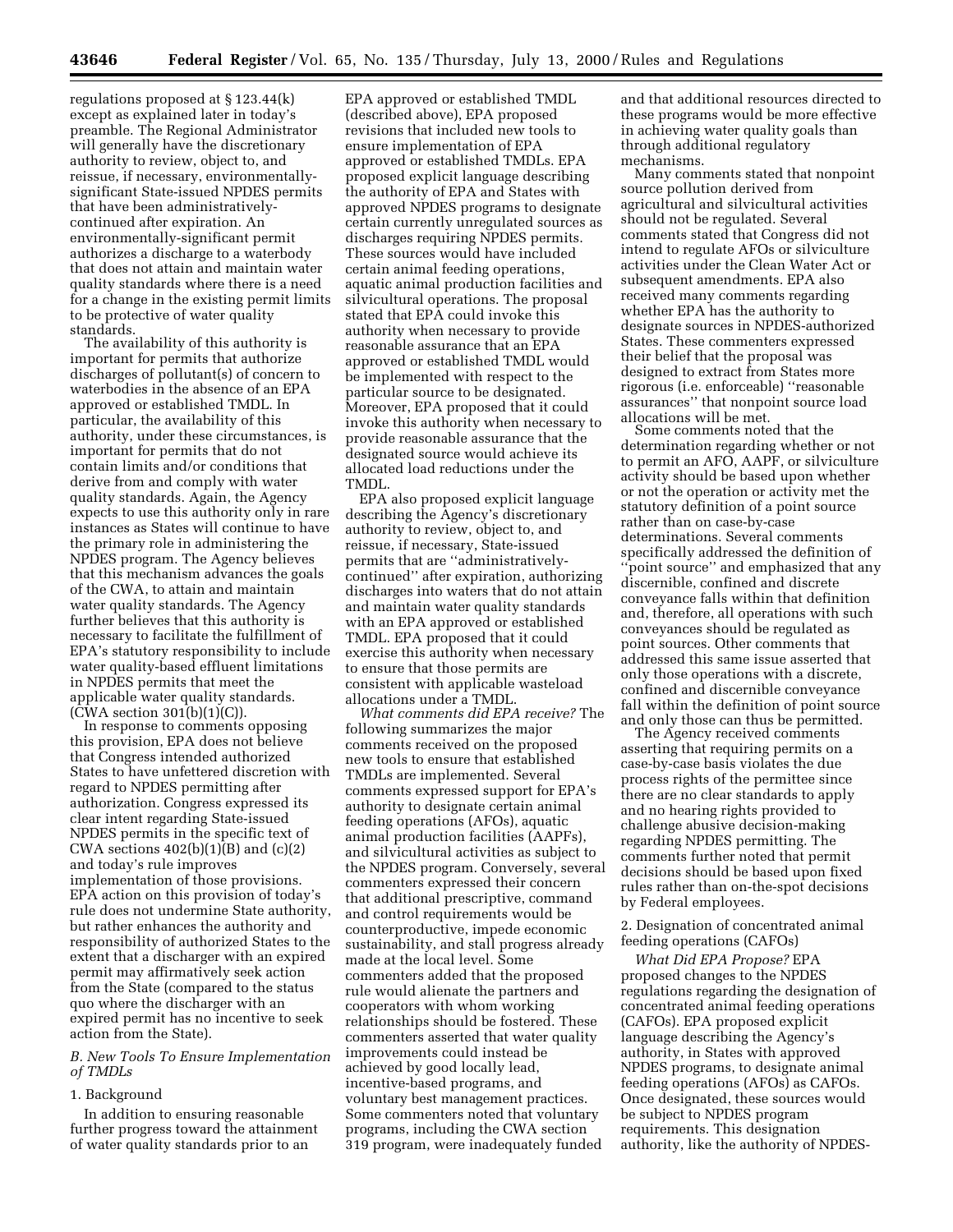regulations proposed at § 123.44(k) except as explained later in today's preamble. The Regional Administrator will generally have the discretionary authority to review, object to, and reissue, if necessary, environmentally-significant State-issued NPDES permits that have been administratively-continued after expiration. An environmentally-significant permit authorizes a discharge to a waterbody that does not attain and maintain water quality standards where there is a need for a change in the existing permit limits to be protective of water quality standards.

The availability of this authority is important for permits that authorize discharges of pollutant(s) of concern to waterbodies in the absence of an EPA approved or established TMDL. In particular, the availability of this authority, under these circumstances, is important for permits that do not contain limits and/or conditions that derive from and comply with water quality standards. Again, the Agency expects to use this authority only in rare instances as States will continue to have the primary role in administering the NPDES program. The Agency believes that this mechanism advances the goals of the CWA, to attain and maintain water quality standards. The Agency further believes that this authority is necessary to facilitate the fulfillment of EPA's statutory responsibility to include water quality-based effluent limitations in NPDES permits that meet the applicable water quality standards. (CWA section 301(b)(1)(C)).

In response to comments opposing this provision, EPA does not believe that Congress intended authorized States to have unfettered discretion with regard to NPDES permitting after authorization. Congress expressed its clear intent regarding State-issued NPDES permits in the specific text of CWA sections 402(b)(1)(B) and (c)(2) and today's rule improves implementation of those provisions. EPA action on this provision of today's rule does not undermine State authority, but rather enhances the authority and responsibility of authorized States to the extent that a discharger with an expired permit may affirmatively seek action from the State (compared to the status quo where the discharger with an expired permit has no incentive to seek action from the State).

### *B. New Tools To Ensure Implementation of TMDLs*

#### 1. Background

In addition to ensuring reasonable further progress toward the attainment of water quality standards prior to an EPA approved or established TMDL (described above), EPA proposed revisions that included new tools to ensure implementation of EPA approved or established TMDLs. EPA proposed explicit language describing the authority of EPA and States with approved NPDES programs to designate certain currently unregulated sources as discharges requiring NPDES permits. These sources would have included certain animal feeding operations, aquatic animal production facilities and silvicultural operations. The proposal stated that EPA could invoke this authority when necessary to provide reasonable assurance that an EPA approved or established TMDL would be implemented with respect to the particular source to be designated. Moreover, EPA proposed that it could invoke this authority when necessary to provide reasonable assurance that the designated source would achieve its allocated load reductions under the TMDL.

EPA also proposed explicit language describing the Agency's discretionary authority to review, object to, and reissue, if necessary, State-issued permits that are "administratively-continued" after expiration, authorizing discharges into waters that do not attain and maintain water quality standards with an EPA approved or established TMDL. EPA proposed that it could exercise this authority when necessary to ensure that those permits are consistent with applicable wasteload allocations under a TMDL.

*What comments did EPA receive?* The following summarizes the major comments received on the proposed new tools to ensure that established TMDLs are implemented. Several comments expressed support for EPA's authority to designate certain animal feeding operations (AFOs), aquatic animal production facilities (AAPFs), and silvicultural activities as subject to the NPDES program. Conversely, several commenters expressed their concern that additional prescriptive, command and control requirements would be counterproductive, impede economic sustainability, and stall progress already made at the local level. Some commenters added that the proposed rule would alienate the partners and cooperators with whom working relationships should be fostered. These commenters asserted that water quality improvements could instead be achieved by good locally lead, incentive-based programs, and voluntary best management practices. Some commenters noted that voluntary programs, including the CWA section 319 program, were inadequately funded and that additional resources directed to these programs would be more effective in achieving water quality goals than through additional regulatory mechanisms.

Many comments stated that nonpoint source pollution derived from agricultural and silvicultural activities should not be regulated. Several comments stated that Congress did not intend to regulate AFOs or silviculture activities under the Clean Water Act or subsequent amendments. EPA also received many comments regarding whether EPA has the authority to designate sources in NPDES-authorized States. These commenters expressed their belief that the proposal was designed to extract from States more rigorous (i.e. enforceable) "reasonable assurances" that nonpoint source load allocations will be met.

Some comments noted that the determination regarding whether or not to permit an AFO, AAPF, or silviculture activity should be based upon whether or not the operation or activity met the statutory definition of a point source rather than on case-by-case determinations. Several comments specifically addressed the definition of "point source" and emphasized that any discernible, confined and discrete conveyance falls within that definition and, therefore, all operations with such conveyances should be regulated as point sources. Other comments that addressed this same issue asserted that only those operations with a discrete, confined and discernible conveyance fall within the definition of point source and only those can thus be permitted.

The Agency received comments asserting that requiring permits on a case-by-case basis violates the due process rights of the permittee since there are no clear standards to apply and no hearing rights provided to challenge abusive decision-making regarding NPDES permitting. The comments further noted that permit decisions should be based upon fixed rules rather than on-the-spot decisions by Federal employees.

#### 2. Designation of concentrated animal feeding operations (CAFOs)

*What Did EPA Propose?* EPA proposed changes to the NPDES regulations regarding the designation of concentrated animal feeding operations (CAFOs). EPA proposed explicit language describing the Agency's authority, in States with approved NPDES programs, to designate animal feeding operations (AFOs) as CAFOs. Once designated, these sources would be subject to NPDES program requirements. This designation authority, like the authority of NPDES-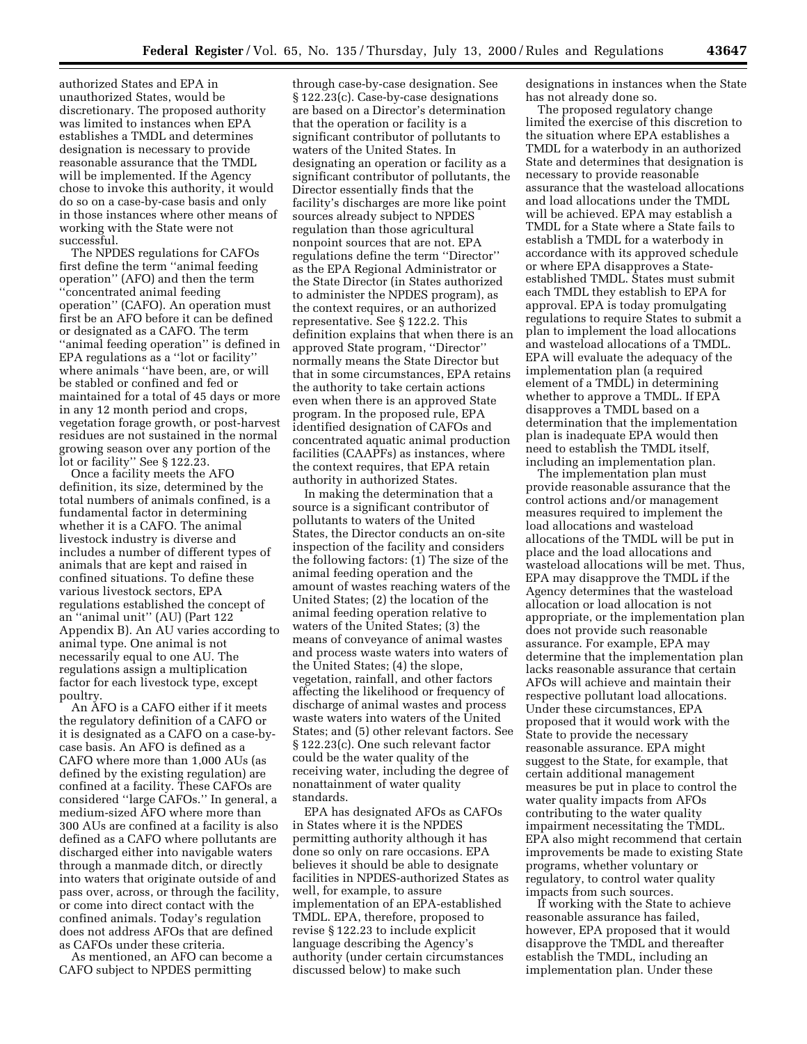authorized States and EPA in unauthorized States, would be discretionary. The proposed authority was limited to instances when EPA establishes a TMDL and determines designation is necessary to provide reasonable assurance that the TMDL will be implemented. If the Agency chose to invoke this authority, it would do so on a case-by-case basis and only in those instances where other means of working with the State were not successful.

The NPDES regulations for CAFOs first define the term ''animal feeding operation'' (AFO) and then the term ''concentrated animal feeding operation'' (CAFO). An operation must first be an AFO before it can be defined or designated as a CAFO. The term ''animal feeding operation'' is defined in EPA regulations as a ''lot or facility'' where animals ''have been, are, or will be stabled or confined and fed or maintained for a total of 45 days or more in any 12 month period and crops, vegetation forage growth, or post-harvest residues are not sustained in the normal growing season over any portion of the lot or facility'' See § 122.23.

Once a facility meets the AFO definition, its size, determined by the total numbers of animals confined, is a fundamental factor in determining whether it is a CAFO. The animal livestock industry is diverse and includes a number of different types of animals that are kept and raised in confined situations. To define these various livestock sectors, EPA regulations established the concept of an ''animal unit'' (AU) (Part 122 Appendix B). An AU varies according to animal type. One animal is not necessarily equal to one AU. The regulations assign a multiplication factor for each livestock type, except poultry.

An AFO is a CAFO either if it meets the regulatory definition of a CAFO or it is designated as a CAFO on a case-by-case basis. An AFO is defined as a CAFO where more than 1,000 AUs (as defined by the existing regulation) are confined at a facility. These CAFOs are considered ''large CAFOs.'' In general, a medium-sized AFO where more than 300 AUs are confined at a facility is also defined as a CAFO where pollutants are discharged either into navigable waters through a manmade ditch, or directly into waters that originate outside of and pass over, across, or through the facility, or come into direct contact with the confined animals. Today's regulation does not address AFOs that are defined as CAFOs under these criteria.

As mentioned, an AFO can become a CAFO subject to NPDES permitting through case-by-case designation. See § 122.23(c). Case-by-case designations are based on a Director's determination that the operation or facility is a significant contributor of pollutants to waters of the United States. In designating an operation or facility as a significant contributor of pollutants, the Director essentially finds that the facility's discharges are more like point sources already subject to NPDES regulation than those agricultural nonpoint sources that are not. EPA regulations define the term ''Director'' as the EPA Regional Administrator or the State Director (in States authorized to administer the NPDES program), as the context requires, or an authorized representative. See § 122.2. This definition explains that when there is an approved State program, ''Director'' normally means the State Director but that in some circumstances, EPA retains the authority to take certain actions even when there is an approved State program. In the proposed rule, EPA identified designation of CAFOs and concentrated aquatic animal production facilities (CAAPFs) as instances, where the context requires, that EPA retain authority in authorized States.

In making the determination that a source is a significant contributor of pollutants to waters of the United States, the Director conducts an on-site inspection of the facility and considers the following factors: (1) The size of the animal feeding operation and the amount of wastes reaching waters of the United States; (2) the location of the animal feeding operation relative to waters of the United States; (3) the means of conveyance of animal wastes and process waste waters into waters of the United States; (4) the slope, vegetation, rainfall, and other factors affecting the likelihood or frequency of discharge of animal wastes and process waste waters into waters of the United States; and (5) other relevant factors. See § 122.23(c). One such relevant factor could be the water quality of the receiving water, including the degree of nonattainment of water quality standards.

EPA has designated AFOs as CAFOs in States where it is the NPDES permitting authority although it has done so only on rare occasions. EPA believes it should be able to designate facilities in NPDES-authorized States as well, for example, to assure implementation of an EPA-established TMDL. EPA, therefore, proposed to revise § 122.23 to include explicit language describing the Agency's authority (under certain circumstances discussed below) to make such designations in instances when the State has not already done so.

The proposed regulatory change limited the exercise of this discretion to the situation where EPA establishes a TMDL for a waterbody in an authorized State and determines that designation is necessary to provide reasonable assurance that the wasteload allocations and load allocations under the TMDL will be achieved. EPA may establish a TMDL for a State where a State fails to establish a TMDL for a waterbody in accordance with its approved schedule or where EPA disapproves a State-established TMDL. States must submit each TMDL they establish to EPA for approval. EPA is today promulgating regulations to require States to submit a plan to implement the load allocations and wasteload allocations of a TMDL. EPA will evaluate the adequacy of the implementation plan (a required element of a TMDL) in determining whether to approve a TMDL. If EPA disapproves a TMDL based on a determination that the implementation plan is inadequate EPA would then need to establish the TMDL itself, including an implementation plan.

The implementation plan must provide reasonable assurance that the control actions and/or management measures required to implement the load allocations and wasteload allocations of the TMDL will be put in place and the load allocations and wasteload allocations will be met. Thus, EPA may disapprove the TMDL if the Agency determines that the wasteload allocation or load allocation is not appropriate, or the implementation plan does not provide such reasonable assurance. For example, EPA may determine that the implementation plan lacks reasonable assurance that certain AFOs will achieve and maintain their respective pollutant load allocations. Under these circumstances, EPA proposed that it would work with the State to provide the necessary reasonable assurance. EPA might suggest to the State, for example, that certain additional management measures be put in place to control the water quality impacts from AFOs contributing to the water quality impairment necessitating the TMDL. EPA also might recommend that certain improvements be made to existing State programs, whether voluntary or regulatory, to control water quality impacts from such sources.

If working with the State to achieve reasonable assurance has failed, however, EPA proposed that it would disapprove the TMDL and thereafter establish the TMDL, including an implementation plan. Under these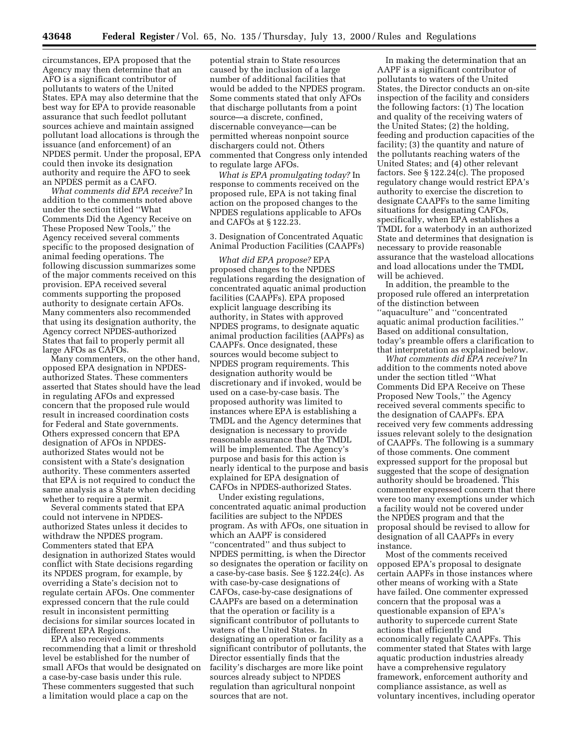circumstances, EPA proposed that the Agency may then determine that an AFO is a significant contributor of pollutants to waters of the United States. EPA may also determine that the best way for EPA to provide reasonable assurance that such feedlot pollutant sources achieve and maintain assigned pollutant load allocations is through the issuance (and enforcement) of an NPDES permit. Under the proposal, EPA could then invoke its designation authority and require the AFO to seek an NPDES permit as a CAFO.

*What comments did EPA receive?* In addition to the comments noted above under the section titled ''What Comments Did the Agency Receive on These Proposed New Tools,'' the Agency received several comments specific to the proposed designation of animal feeding operations. The following discussion summarizes some of the major comments received on this provision. EPA received several comments supporting the proposed authority to designate certain AFOs. Many commenters also recommended that using its designation authority, the Agency correct NPDES-authorized States that fail to properly permit all large AFOs as CAFOs.

Many commenters, on the other hand, opposed EPA designation in NPDES-authorized States. These commenters asserted that States should have the lead in regulating AFOs and expressed concern that the proposed rule would result in increased coordination costs for Federal and State governments. Others expressed concern that EPA designation of AFOs in NPDES-authorized States would not be consistent with a State's designation authority. These commenters asserted that EPA is not required to conduct the same analysis as a State when deciding whether to require a permit.

Several comments stated that EPA could not intervene in NPDES-authorized States unless it decides to withdraw the NPDES program. Commenters stated that EPA designation in authorized States would conflict with State decisions regarding its NPDES program, for example, by overriding a State's decision not to regulate certain AFOs. One commenter expressed concern that the rule could result in inconsistent permitting decisions for similar sources located in different EPA Regions.

EPA also received comments recommending that a limit or threshold level be established for the number of small AFOs that would be designated on a case-by-case basis under this rule. These commenters suggested that such a limitation would place a cap on the potential strain to State resources caused by the inclusion of a large number of additional facilities that would be added to the NPDES program. Some comments stated that only AFOs that discharge pollutants from a point source—a discrete, confined, discernable conveyance—can be permitted whereas nonpoint source dischargers could not. Others commented that Congress only intended to regulate large AFOs.

*What is EPA promulgating today?* In response to comments received on the proposed rule, EPA is not taking final action on the proposed changes to the NPDES regulations applicable to AFOs and CAFOs at § 122.23.

3. Designation of Concentrated Aquatic Animal Production Facilities (CAAPFs)

*What did EPA propose?* EPA proposed changes to the NPDES regulations regarding the designation of concentrated aquatic animal production facilities (CAAPFs). EPA proposed explicit language describing its authority, in States with approved NPDES programs, to designate aquatic animal production facilities (AAPFs) as CAAPFs. Once designated, these sources would become subject to NPDES program requirements. This designation authority would be discretionary and if invoked, would be used on a case-by-case basis. The proposed authority was limited to instances where EPA is establishing a TMDL and the Agency determines that designation is necessary to provide reasonable assurance that the TMDL will be implemented. The Agency's purpose and basis for this action is nearly identical to the purpose and basis explained for EPA designation of CAFOs in NPDES-authorized States.

Under existing regulations, concentrated aquatic animal production facilities are subject to the NPDES program. As with AFOs, one situation in which an AAPF is considered ''concentrated'' and thus subject to NPDES permitting, is when the Director so designates the operation or facility on a case-by-case basis. See § 122.24(c). As with case-by-case designations of CAFOs, case-by-case designations of CAAPFs are based on a determination that the operation or facility is a significant contributor of pollutants to waters of the United States. In designating an operation or facility as a significant contributor of pollutants, the Director essentially finds that the facility's discharges are more like point sources already subject to NPDES regulation than agricultural nonpoint sources that are not.

In making the determination that an AAPF is a significant contributor of pollutants to waters of the United States, the Director conducts an on-site inspection of the facility and considers the following factors: (1) The location and quality of the receiving waters of the United States; (2) the holding, feeding and production capacities of the facility; (3) the quantity and nature of the pollutants reaching waters of the United States; and (4) other relevant factors. See § 122.24(c). The proposed regulatory change would restrict EPA's authority to exercise the discretion to designate CAAPFs to the same limiting situations for designating CAFOs, specifically, when EPA establishes a TMDL for a waterbody in an authorized State and determines that designation is necessary to provide reasonable assurance that the wasteload allocations and load allocations under the TMDL will be achieved.

In addition, the preamble to the proposed rule offered an interpretation of the distinction between ''aquaculture'' and ''concentrated aquatic animal production facilities.'' Based on additional consultation, today's preamble offers a clarification to that interpretation as explained below.

*What comments did EPA receive?* In addition to the comments noted above under the section titled ''What Comments Did EPA Receive on These Proposed New Tools,'' the Agency received several comments specific to the designation of CAAPFs. EPA received very few comments addressing issues relevant solely to the designation of CAAPFs. The following is a summary of those comments. One comment expressed support for the proposal but suggested that the scope of designation authority should be broadened. This commenter expressed concern that there were too many exemptions under which a facility would not be covered under the NPDES program and that the proposal should be revised to allow for designation of all CAAPFs in every instance.

Most of the comments received opposed EPA's proposal to designate certain AAPFs in those instances where other means of working with a State have failed. One commenter expressed concern that the proposal was a questionable expansion of EPA's authority to supercede current State actions that efficiently and economically regulate CAAPFs. This commenter stated that States with large aquatic production industries already have a comprehensive regulatory framework, enforcement authority and compliance assistance, as well as voluntary incentives, including operator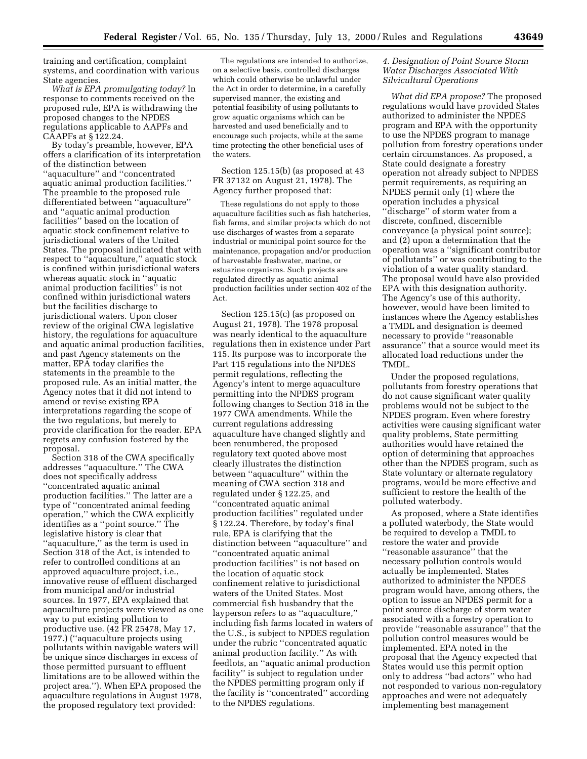training and certification, complaint systems, and coordination with various State agencies.

*What is EPA promulgating today?* In response to comments received on the proposed rule, EPA is withdrawing the proposed changes to the NPDES regulations applicable to AAPFs and CAAPFs at § 122.24.

By today's preamble, however, EPA offers a clarification of its interpretation of the distinction between ''aquaculture'' and ''concentrated aquatic animal production facilities.'' The preamble to the proposed rule differentiated between ''aquaculture'' and ''aquatic animal production facilities'' based on the location of aquatic stock confinement relative to jurisdictional waters of the United States. The proposal indicated that with respect to ''aquaculture,'' aquatic stock is confined within jurisdictional waters whereas aquatic stock in ''aquatic animal production facilities'' is not confined within jurisdictional waters but the facilities discharge to jurisdictional waters. Upon closer review of the original CWA legislative history, the regulations for aquaculture and aquatic animal production facilities, and past Agency statements on the matter, EPA today clarifies the statements in the preamble to the proposed rule. As an initial matter, the Agency notes that it did not intend to amend or revise existing EPA interpretations regarding the scope of the two regulations, but merely to provide clarification for the reader. EPA regrets any confusion fostered by the proposal.

Section 318 of the CWA specifically addresses ''aquaculture.'' The CWA does not specifically address ''concentrated aquatic animal production facilities.'' The latter are a type of ''concentrated animal feeding operation,'' which the CWA explicitly identifies as a ''point source.'' The legislative history is clear that ''aquaculture,'' as the term is used in Section 318 of the Act, is intended to refer to controlled conditions at an approved aquaculture project, i.e., innovative reuse of effluent discharged from municipal and/or industrial sources. In 1977, EPA explained that aquaculture projects were viewed as one way to put existing pollution to productive use. (42 FR 25478, May 17, 1977.) (''aquaculture projects using pollutants within navigable waters will be unique since discharges in excess of those permitted pursuant to effluent limitations are to be allowed within the project area.''). When EPA proposed the aquaculture regulations in August 1978, the proposed regulatory text provided:

> The regulations are intended to authorize, on a selective basis, controlled discharges which could otherwise be unlawful under the Act in order to determine, in a carefully supervised manner, the existing and potential feasibility of using pollutants to grow aquatic organisms which can be harvested and used beneficially and to encourage such projects, while at the same time protecting the other beneficial uses of the waters.

Section 125.15(b) (as proposed at 43 FR 37132 on August 21, 1978). The Agency further proposed that:

> These regulations do not apply to those aquaculture facilities such as fish hatcheries, fish farms, and similar projects which do not use discharges of wastes from a separate industrial or municipal point source for the maintenance, propagation and/or production of harvestable freshwater, marine, or estuarine organisms. Such projects are regulated directly as aquatic animal production facilities under section 402 of the Act.

Section 125.15(c) (as proposed on August 21, 1978). The 1978 proposal was nearly identical to the aquaculture regulations then in existence under Part 115. Its purpose was to incorporate the Part 115 regulations into the NPDES permit regulations, reflecting the Agency's intent to merge aquaculture permitting into the NPDES program following changes to Section 318 in the 1977 CWA amendments. While the current regulations addressing aquaculture have changed slightly and been renumbered, the proposed regulatory text quoted above most clearly illustrates the distinction between ''aquaculture'' within the meaning of CWA section 318 and regulated under § 122.25, and ''concentrated aquatic animal production facilities'' regulated under § 122.24. Therefore, by today's final rule, EPA is clarifying that the distinction between ''aquaculture'' and ''concentrated aquatic animal production facilities'' is not based on the location of aquatic stock confinement relative to jurisdictional waters of the United States. Most commercial fish husbandry that the layperson refers to as ''aquaculture,'' including fish farms located in waters of the U.S., is subject to NPDES regulation under the rubric ''concentrated aquatic animal production facility.'' As with feedlots, an ''aquatic animal production facility'' is subject to regulation under the NPDES permitting program only if the facility is ''concentrated'' according to the NPDES regulations.

### 4. Designation of Point Source Storm Water Discharges Associated With Silvicultural Operations

*What did EPA propose?* The proposed regulations would have provided States authorized to administer the NPDES program and EPA with the opportunity to use the NPDES program to manage pollution from forestry operations under certain circumstances. As proposed, a State could designate a forestry operation not already subject to NPDES permit requirements, as requiring an NPDES permit only (1) where the operation includes a physical ''discharge'' of storm water from a discrete, confined, discernible conveyance (a physical point source); and (2) upon a determination that the operation was a ''significant contributor of pollutants'' or was contributing to the violation of a water quality standard. The proposal would have also provided EPA with this designation authority. The Agency's use of this authority, however, would have been limited to instances where the Agency establishes a TMDL and designation is deemed necessary to provide ''reasonable assurance'' that a source would meet its allocated load reductions under the TMDL.

Under the proposed regulations, pollutants from forestry operations that do not cause significant water quality problems would not be subject to the NPDES program. Even where forestry activities were causing significant water quality problems, State permitting authorities would have retained the option of determining that approaches other than the NPDES program, such as State voluntary or alternate regulatory programs, would be more effective and sufficient to restore the health of the polluted waterbody.

As proposed, where a State identifies a polluted waterbody, the State would be required to develop a TMDL to restore the water and provide ''reasonable assurance'' that the necessary pollution controls would actually be implemented. States authorized to administer the NPDES program would have, among others, the option to issue an NPDES permit for a point source discharge of storm water associated with a forestry operation to provide ''reasonable assurance'' that the pollution control measures would be implemented. EPA noted in the proposal that the Agency expected that States would use this permit option only to address ''bad actors'' who had not responded to various non-regulatory approaches and were not adequately implementing best management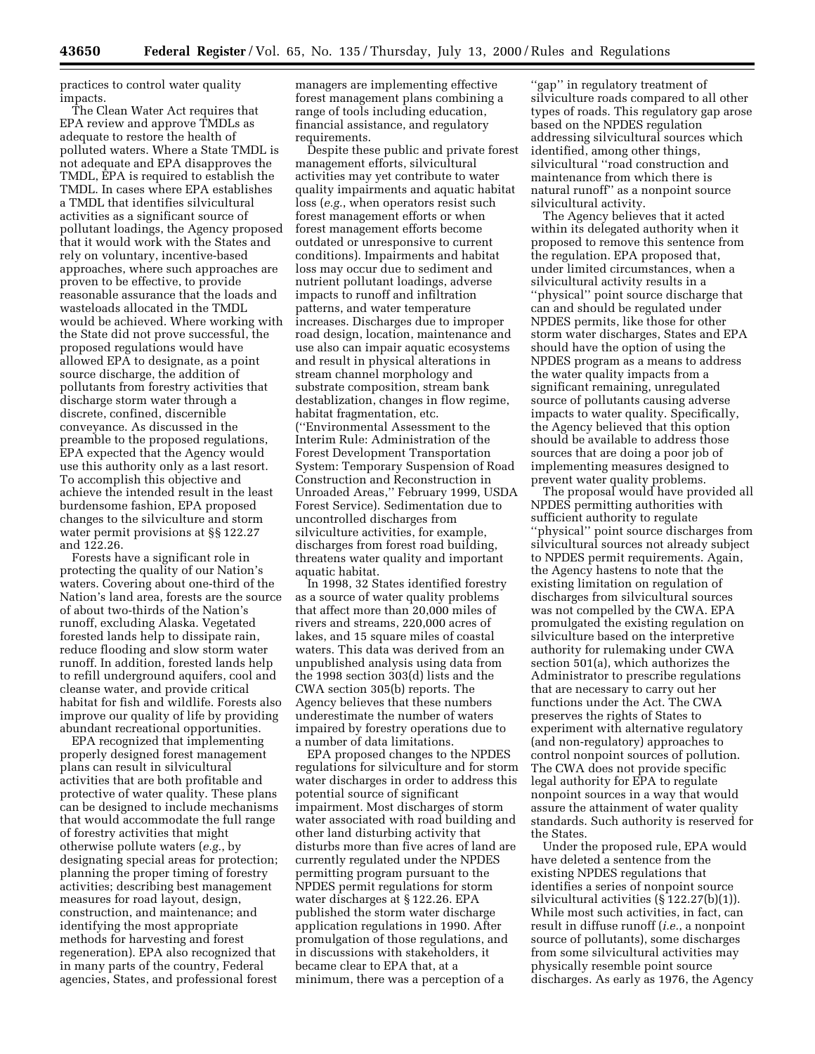practices to control water quality impacts.

The Clean Water Act requires that EPA review and approve TMDLs as adequate to restore the health of polluted waters. Where a State TMDL is not adequate and EPA disapproves the TMDL, EPA is required to establish the TMDL. In cases where EPA establishes a TMDL that identifies silvicultural activities as a significant source of pollutant loadings, the Agency proposed that it would work with the States and rely on voluntary, incentive-based approaches, where such approaches are proven to be effective, to provide reasonable assurance that the loads and wasteloads allocated in the TMDL would be achieved. Where working with the State did not prove successful, the proposed regulations would have allowed EPA to designate, as a point source discharge, the addition of pollutants from forestry activities that discharge storm water through a discrete, confined, discernible conveyance. As discussed in the preamble to the proposed regulations, EPA expected that the Agency would use this authority only as a last resort. To accomplish this objective and achieve the intended result in the least burdensome fashion, EPA proposed changes to the silviculture and storm water permit provisions at §§ 122.27 and 122.26.

Forests have a significant role in protecting the quality of our Nation's waters. Covering about one-third of the Nation's land area, forests are the source of about two-thirds of the Nation's runoff, excluding Alaska. Vegetated forested lands help to dissipate rain, reduce flooding and slow storm water runoff. In addition, forested lands help to refill underground aquifers, cool and cleanse water, and provide critical habitat for fish and wildlife. Forests also improve our quality of life by providing abundant recreational opportunities.

EPA recognized that implementing properly designed forest management plans can result in silvicultural activities that are both profitable and protective of water quality. These plans can be designed to include mechanisms that would accommodate the full range of forestry activities that might otherwise pollute waters (*e.g.*, by designating special areas for protection; planning the proper timing of forestry activities; describing best management measures for road layout, design, construction, and maintenance; and identifying the most appropriate methods for harvesting and forest regeneration). EPA also recognized that in many parts of the country, Federal agencies, States, and professional forest managers are implementing effective forest management plans combining a range of tools including education, financial assistance, and regulatory requirements.

Despite these public and private forest management efforts, silvicultural activities may yet contribute to water quality impairments and aquatic habitat loss (*e.g.*, when operators resist such forest management efforts or when forest management efforts become outdated or unresponsive to current conditions). Impairments and habitat loss may occur due to sediment and nutrient pollutant loadings, adverse impacts to runoff and infiltration patterns, and water temperature increases. Discharges due to improper road design, location, maintenance and use also can impair aquatic ecosystems and result in physical alterations in stream channel morphology and substrate composition, stream bank destablization, changes in flow regime, habitat fragmentation, etc. (''Environmental Assessment to the Interim Rule: Administration of the Forest Development Transportation System: Temporary Suspension of Road Construction and Reconstruction in Unroaded Areas,'' February 1999, USDA Forest Service). Sedimentation due to uncontrolled discharges from silviculture activities, for example, discharges from forest road building, threatens water quality and important aquatic habitat.

In 1998, 32 States identified forestry as a source of water quality problems that affect more than 20,000 miles of rivers and streams, 220,000 acres of lakes, and 15 square miles of coastal waters. This data was derived from an unpublished analysis using data from the 1998 section 303(d) lists and the CWA section 305(b) reports. The Agency believes that these numbers underestimate the number of waters impaired by forestry operations due to a number of data limitations.

EPA proposed changes to the NPDES regulations for silviculture and for storm water discharges in order to address this potential source of significant impairment. Most discharges of storm water associated with road building and other land disturbing activity that disturbs more than five acres of land are currently regulated under the NPDES permitting program pursuant to the NPDES permit regulations for storm water discharges at § 122.26. EPA published the storm water discharge application regulations in 1990. After promulgation of those regulations, and in discussions with stakeholders, it became clear to EPA that, at a minimum, there was a perception of a ''gap'' in regulatory treatment of silviculture roads compared to all other types of roads. This regulatory gap arose based on the NPDES regulation addressing silvicultural sources which identified, among other things, silvicultural ''road construction and maintenance from which there is natural runoff'' as a nonpoint source silvicultural activity.

The Agency believes that it acted within its delegated authority when it proposed to remove this sentence from the regulation. EPA proposed that, under limited circumstances, when a silvicultural activity results in a ''physical'' point source discharge that can and should be regulated under NPDES permits, like those for other storm water discharges, States and EPA should have the option of using the NPDES program as a means to address the water quality impacts from a significant remaining, unregulated source of pollutants causing adverse impacts to water quality. Specifically, the Agency believed that this option should be available to address those sources that are doing a poor job of implementing measures designed to prevent water quality problems.

The proposal would have provided all NPDES permitting authorities with sufficient authority to regulate ''physical'' point source discharges from silvicultural sources not already subject to NPDES permit requirements. Again, the Agency hastens to note that the existing limitation on regulation of discharges from silvicultural sources was not compelled by the CWA. EPA promulgated the existing regulation on silviculture based on the interpretive authority for rulemaking under CWA section 501(a), which authorizes the Administrator to prescribe regulations that are necessary to carry out her functions under the Act. The CWA preserves the rights of States to experiment with alternative regulatory (and non-regulatory) approaches to control nonpoint sources of pollution. The CWA does not provide specific legal authority for EPA to regulate nonpoint sources in a way that would assure the attainment of water quality standards. Such authority is reserved for the States.

Under the proposed rule, EPA would have deleted a sentence from the existing NPDES regulations that identifies a series of nonpoint source silvicultural activities (§ 122.27(b)(1)). While most such activities, in fact, can result in diffuse runoff (*i.e.*, a nonpoint source of pollutants), some discharges from some silvicultural activities may physically resemble point source discharges. As early as 1976, the Agency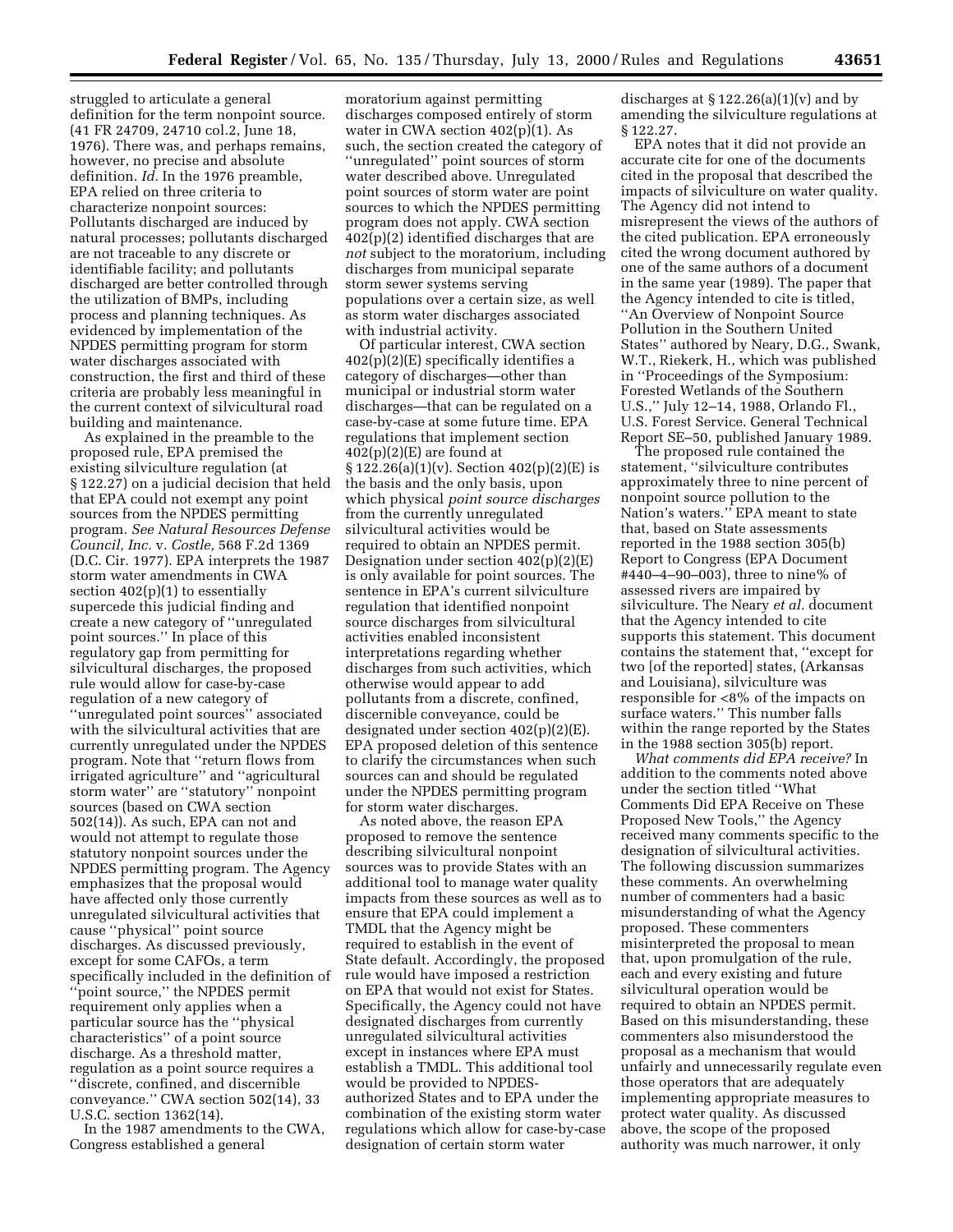struggled to articulate a general definition for the term nonpoint source. (41 FR 24709, 24710 col.2, June 18, 1976). There was, and perhaps remains, however, no precise and absolute definition. *Id.* In the 1976 preamble, EPA relied on three criteria to characterize nonpoint sources: Pollutants discharged are induced by natural processes; pollutants discharged are not traceable to any discrete or identifiable facility; and pollutants discharged are better controlled through the utilization of BMPs, including process and planning techniques. As evidenced by implementation of the NPDES permitting program for storm water discharges associated with construction, the first and third of these criteria are probably less meaningful in the current context of silvicultural road building and maintenance.

As explained in the preamble to the proposed rule, EPA premised the existing silviculture regulation (at § 122.27) on a judicial decision that held that EPA could not exempt any point sources from the NPDES permitting program. *See Natural Resources Defense Council, Inc.* v. *Costle,* 568 F.2d 1369 (D.C. Cir. 1977). EPA interprets the 1987 storm water amendments in CWA section 402(p)(1) to essentially supercede this judicial finding and create a new category of ''unregulated point sources.'' In place of this regulatory gap from permitting for silvicultural discharges, the proposed rule would allow for case-by-case regulation of a new category of ''unregulated point sources'' associated with the silvicultural activities that are currently unregulated under the NPDES program. Note that ''return flows from irrigated agriculture'' and ''agricultural storm water'' are ''statutory'' nonpoint sources (based on CWA section 502(14)). As such, EPA can not and would not attempt to regulate those statutory nonpoint sources under the NPDES permitting program. The Agency emphasizes that the proposal would have affected only those currently unregulated silvicultural activities that cause ''physical'' point source discharges. As discussed previously, except for some CAFOs, a term specifically included in the definition of ''point source,'' the NPDES permit requirement only applies when a particular source has the ''physical characteristics'' of a point source discharge. As a threshold matter, regulation as a point source requires a ''discrete, confined, and discernible conveyance.'' CWA section 502(14), 33 U.S.C. section 1362(14).

In the 1987 amendments to the CWA, Congress established a general moratorium against permitting discharges composed entirely of storm water in CWA section 402(p)(1). As such, the section created the category of ''unregulated'' point sources of storm water described above. Unregulated point sources of storm water are point sources to which the NPDES permitting program does not apply. CWA section 402(p)(2) identified discharges that are *not* subject to the moratorium, including discharges from municipal separate storm sewer systems serving populations over a certain size, as well as storm water discharges associated with industrial activity.

Of particular interest, CWA section 402(p)(2)(E) specifically identifies a category of discharges—other than municipal or industrial storm water discharges—that can be regulated on a case-by-case at some future time. EPA regulations that implement section 402(p)(2)(E) are found at § 122.26(a)(1)(v). Section 402(p)(2)(E) is the basis and the only basis, upon which physical *point source discharges* from the currently unregulated silvicultural activities would be required to obtain an NPDES permit. Designation under section 402(p)(2)(E) is only available for point sources. The sentence in EPA's current silviculture regulation that identified nonpoint source discharges from silvicultural activities enabled inconsistent interpretations regarding whether discharges from such activities, which otherwise would appear to add pollutants from a discrete, confined, discernible conveyance, could be designated under section 402(p)(2)(E). EPA proposed deletion of this sentence to clarify the circumstances when such sources can and should be regulated under the NPDES permitting program for storm water discharges.

As noted above, the reason EPA proposed to remove the sentence describing silvicultural nonpoint sources was to provide States with an additional tool to manage water quality impacts from these sources as well as to ensure that EPA could implement a TMDL that the Agency might be required to establish in the event of State default. Accordingly, the proposed rule would have imposed a restriction on EPA that would not exist for States. Specifically, the Agency could not have designated discharges from currently unregulated silvicultural activities except in instances where EPA must establish a TMDL. This additional tool would be provided to NPDES-authorized States and to EPA under the combination of the existing storm water regulations which allow for case-by-case designation of certain storm water discharges at § 122.26(a)(1)(v) and by amending the silviculture regulations at § 122.27.

EPA notes that it did not provide an accurate cite for one of the documents cited in the proposal that described the impacts of silviculture on water quality. The Agency did not intend to misrepresent the views of the authors of the cited publication. EPA erroneously cited the wrong document authored by one of the same authors of a document in the same year (1989). The paper that the Agency intended to cite is titled, ''An Overview of Nonpoint Source Pollution in the Southern United States'' authored by Neary, D.G., Swank, W.T., Riekerk, H., which was published in ''Proceedings of the Symposium: Forested Wetlands of the Southern U.S.,'' July 12–14, 1988, Orlando Fl., U.S. Forest Service. General Technical Report SE–50, published January 1989.

The proposed rule contained the statement, ''silviculture contributes approximately three to nine percent of nonpoint source pollution to the Nation's waters.'' EPA meant to state that, based on State assessments reported in the 1988 section 305(b) Report to Congress (EPA Document #440–4–90–003), three to nine% of assessed rivers are impaired by silviculture. The Neary *et al.* document that the Agency intended to cite supports this statement. This document contains the statement that, ''except for two [of the reported] states, (Arkansas and Louisiana), silviculture was responsible for <8% of the impacts on surface waters.'' This number falls within the range reported by the States in the 1988 section 305(b) report.

*What comments did EPA receive?* In addition to the comments noted above under the section titled ''What Comments Did EPA Receive on These Proposed New Tools,'' the Agency received many comments specific to the designation of silvicultural activities. The following discussion summarizes these comments. An overwhelming number of commenters had a basic misunderstanding of what the Agency proposed. These commenters misinterpreted the proposal to mean that, upon promulgation of the rule, each and every existing and future silvicultural operation would be required to obtain an NPDES permit. Based on this misunderstanding, these commenters also misunderstood the proposal as a mechanism that would unfairly and unnecessarily regulate even those operators that are adequately implementing appropriate measures to protect water quality. As discussed above, the scope of the proposed authority was much narrower, it only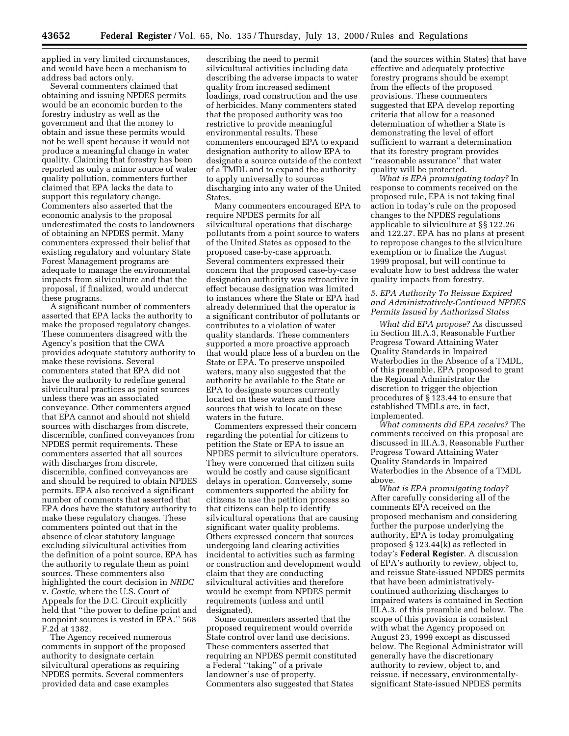applied in very limited circumstances, and would have been a mechanism to address bad actors only.

Several commenters claimed that obtaining and issuing NPDES permits would be an economic burden to the forestry industry as well as the government and that the money to obtain and issue these permits would not be well spent because it would not produce a meaningful change in water quality. Claiming that forestry has been reported as only a minor source of water quality pollution, commenters further claimed that EPA lacks the data to support this regulatory change. Commenters also asserted that the economic analysis to the proposal underestimated the costs to landowners of obtaining an NPDES permit. Many commenters expressed their belief that existing regulatory and voluntary State Forest Management programs are adequate to manage the environmental impacts from silviculture and that the proposal, if finalized, would undercut these programs.

A significant number of commenters asserted that EPA lacks the authority to make the proposed regulatory changes. These commenters disagreed with the Agency's position that the CWA provides adequate statutory authority to make these revisions. Several commenters stated that EPA did not have the authority to redefine general silvicultural practices as point sources unless there was an associated conveyance. Other commenters argued that EPA cannot and should not shield sources with discharges from discrete, discernible, confined conveyances from NPDES permit requirements. These commenters asserted that all sources with discharges from discrete, discernible, confined conveyances are and should be required to obtain NPDES permits. EPA also received a significant number of comments that asserted that EPA does have the statutory authority to make these regulatory changes. These commenters pointed out that in the absence of clear statutory language excluding silvicultural activities from the definition of a point source, EPA has the authority to regulate them as point sources. These commenters also highlighted the court decision in *NRDC* v. *Costle,* where the U.S. Court of Appeals for the D.C. Circuit explicitly held that ''the power to define point and nonpoint sources is vested in EPA.'' 568 F.2d at 1382.

The Agency received numerous comments in support of the proposed authority to designate certain silvicultural operations as requiring NPDES permits. Several commenters provided data and case examples describing the need to permit silvicultural activities including data describing the adverse impacts to water quality from increased sediment loadings, road construction and the use of herbicides. Many commenters stated that the proposed authority was too restrictive to provide meaningful environmental results. These commenters encouraged EPA to expand designation authority to allow EPA to designate a source outside of the context of a TMDL and to expand the authority to apply universally to sources discharging into any water of the United States.

Many commenters encouraged EPA to require NPDES permits for all silvicultural operations that discharge pollutants from a point source to waters of the United States as opposed to the proposed case-by-case approach. Several commenters expressed their concern that the proposed case-by-case designation authority was retroactive in effect because designation was limited to instances where the State or EPA had already determined that the operator is a significant contributor of pollutants or contributes to a violation of water quality standards. These commenters supported a more proactive approach that would place less of a burden on the State or EPA. To preserve unspoiled waters, many also suggested that the authority be available to the State or EPA to designate sources currently located on these waters and those sources that wish to locate on these waters in the future.

Commenters expressed their concern regarding the potential for citizens to petition the State or EPA to issue an NPDES permit to silviculture operators. They were concerned that citizen suits would be costly and cause significant delays in operation. Conversely, some commenters supported the ability for citizens to use the petition process so that citizens can help to identify silvicultural operations that are causing significant water quality problems. Others expressed concern that sources undergoing land clearing activities incidental to activities such as farming or construction and development would claim that they are conducting silvicultural activities and therefore would be exempt from NPDES permit requirements (unless and until designated).

Some commenters asserted that the proposed requirement would override State control over land use decisions. These commenters asserted that requiring an NPDES permit constituted a Federal ''taking'' of a private landowner's use of property. Commenters also suggested that States (and the sources within States) that have effective and adequately protective forestry programs should be exempt from the effects of the proposed provisions. These commenters suggested that EPA develop reporting criteria that allow for a reasoned determination of whether a State is demonstrating the level of effort sufficient to warrant a determination that its forestry program provides ''reasonable assurance'' that water quality will be protected.

*What is EPA promulgating today?* In response to comments received on the proposed rule, EPA is not taking final action in today's rule on the proposed changes to the NPDES regulations applicable to silviculture at §§ 122.26 and 122.27. EPA has no plans at present to repropose changes to the silviculture exemption or to finalize the August 1999 proposal, but will continue to evaluate how to best address the water quality impacts from forestry.

### *5. EPA Authority To Reissue Expired and Administratively-Continued NPDES Permits Issued by Authorized States*

*What did EPA propose?* As discussed in Section III.A.3, Reasonable Further Progress Toward Attaining Water Quality Standards in Impaired Waterbodies in the Absence of a TMDL, of this preamble, EPA proposed to grant the Regional Administrator the discretion to trigger the objection procedures of § 123.44 to ensure that established TMDLs are, in fact, implemented.

*What comments did EPA receive?* The comments received on this proposal are discussed in III.A.3, Reasonable Further Progress Toward Attaining Water Quality Standards in Impaired Waterbodies in the Absence of a TMDL above.

*What is EPA promulgating today?* After carefully considering all of the comments EPA received on the proposed mechanism and considering further the purpose underlying the authority, EPA is today promulgating proposed § 123.44(k) as reflected in today's **Federal Register**. A discussion of EPA's authority to review, object to, and reissue State-issued NPDES permits that have been administratively-continued authorizing discharges to impaired waters is contained in Section III.A.3. of this preamble and below. The scope of this provision is consistent with what the Agency proposed on August 23, 1999 except as discussed below. The Regional Administrator will generally have the discretionary authority to review, object to, and reissue, if necessary, environmentally-significant State-issued NPDES permits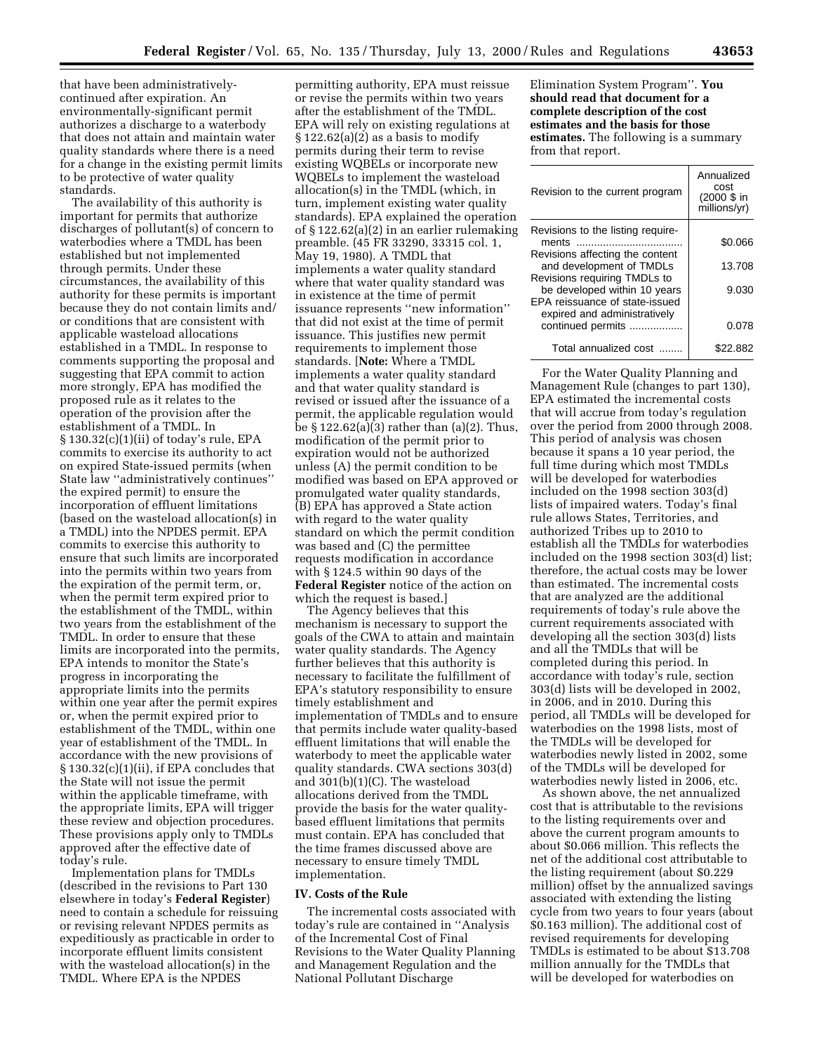that have been administratively-continued after expiration. An environmentally-significant permit authorizes a discharge to a waterbody that does not attain and maintain water quality standards where there is a need for a change in the existing permit limits to be protective of water quality standards.

The availability of this authority is important for permits that authorize discharges of pollutant(s) of concern to waterbodies where a TMDL has been established but not implemented through permits. Under these circumstances, the availability of this authority for these permits is important because they do not contain limits and/or conditions that are consistent with applicable wasteload allocations established in a TMDL. In response to comments supporting the proposal and suggesting that EPA commit to action more strongly, EPA has modified the proposed rule as it relates to the operation of the provision after the establishment of a TMDL. In § 130.32(c)(1)(ii) of today's rule, EPA commits to exercise its authority to act on expired State-issued permits (when State law ''administratively continues'' the expired permit) to ensure the incorporation of effluent limitations (based on the wasteload allocation(s) in a TMDL) into the NPDES permit. EPA commits to exercise this authority to ensure that such limits are incorporated into the permits within two years from the expiration of the permit term, or, when the permit term expired prior to the establishment of the TMDL, within two years from the establishment of the TMDL. In order to ensure that these limits are incorporated into the permits, EPA intends to monitor the State's progress in incorporating the appropriate limits into the permits within one year after the permit expires or, when the permit expired prior to establishment of the TMDL, within one year of establishment of the TMDL. In accordance with the new provisions of § 130.32(c)(1)(ii), if EPA concludes that the State will not issue the permit within the applicable timeframe, with the appropriate limits, EPA will trigger these review and objection procedures. These provisions apply only to TMDLs approved after the effective date of today's rule.

Implementation plans for TMDLs (described in the revisions to Part 130 elsewhere in today's **Federal Register**) need to contain a schedule for reissuing or revising relevant NPDES permits as expeditiously as practicable in order to incorporate effluent limits consistent with the wasteload allocation(s) in the TMDL. Where EPA is the NPDES permitting authority, EPA must reissue or revise the permits within two years after the establishment of the TMDL. EPA will rely on existing regulations at § 122.62(a)(2) as a basis to modify permits during their term to revise existing WQBELs or incorporate new WQBELs to implement the wasteload allocation(s) in the TMDL (which, in turn, implement existing water quality standards). EPA explained the operation of § 122.62(a)(2) in an earlier rulemaking preamble. (45 FR 33290, 33315 col. 1, May 19, 1980). A TMDL that implements a water quality standard where that water quality standard was in existence at the time of permit issuance represents ''new information'' that did not exist at the time of permit issuance. This justifies new permit requirements to implement those standards. [**Note:** Where a TMDL implements a water quality standard and that water quality standard is revised or issued after the issuance of a permit, the applicable regulation would be § 122.62(a)(3) rather than (a)(2). Thus, modification of the permit prior to expiration would not be authorized unless (A) the permit condition to be modified was based on EPA approved or promulgated water quality standards, (B) EPA has approved a State action with regard to the water quality standard on which the permit condition was based and (C) the permittee requests modification in accordance with § 124.5 within 90 days of the **Federal Register** notice of the action on which the request is based.]

The Agency believes that this mechanism is necessary to support the goals of the CWA to attain and maintain water quality standards. The Agency further believes that this authority is necessary to facilitate the fulfillment of EPA's statutory responsibility to ensure timely establishment and implementation of TMDLs and to ensure that permits include water quality-based effluent limitations that will enable the waterbody to meet the applicable water quality standards. CWA sections 303(d) and 301(b)(1)(C). The wasteload allocations derived from the TMDL provide the basis for the water quality-based effluent limitations that permits must contain. EPA has concluded that the time frames discussed above are necessary to ensure timely TMDL implementation.

## IV. Costs of the Rule

The incremental costs associated with today's rule are contained in ''Analysis of the Incremental Cost of Final Revisions to the Water Quality Planning and Management Regulation and the National Pollutant Discharge Elimination System Program''. **You should read that document for a complete description of the cost estimates and the basis for those estimates.** The following is a summary from that report.

| Revision to the current program | Annualized cost (2000 $ in millions/yr) |
|---|---|
| Revisions to the listing requirements | $0.066 |
| Revisions affecting the content and development of TMDLs | 13.708 |
| Revisions requiring TMDLs to be developed within 10 years | 9.030 |
| EPA reissuance of state-issued expired and administratively continued permits | 0.078 |
| Total annualized cost | $22.882 |

For the Water Quality Planning and Management Rule (changes to part 130), EPA estimated the incremental costs that will accrue from today's regulation over the period from 2000 through 2008. This period of analysis was chosen because it spans a 10 year period, the full time during which most TMDLs will be developed for waterbodies included on the 1998 section 303(d) lists of impaired waters. Today's final rule allows States, Territories, and authorized Tribes up to 2010 to establish all the TMDLs for waterbodies included on the 1998 section 303(d) list; therefore, the actual costs may be lower than estimated. The incremental costs that are analyzed are the additional requirements of today's rule above the current requirements associated with developing all the section 303(d) lists and all the TMDLs that will be completed during this period. In accordance with today's rule, section 303(d) lists will be developed in 2002, in 2006, and in 2010. During this period, all TMDLs will be developed for waterbodies on the 1998 lists, most of the TMDLs will be developed for waterbodies newly listed in 2002, some of the TMDLs will be developed for waterbodies newly listed in 2006, etc.

As shown above, the net annualized cost that is attributable to the revisions to the listing requirements over and above the current program amounts to about $0.066 million. This reflects the net of the additional cost attributable to the listing requirement (about $0.229 million) offset by the annualized savings associated with extending the listing cycle from two years to four years (about $0.163 million). The additional cost of revised requirements for developing TMDLs is estimated to be about $13.708 million annually for the TMDLs that will be developed for waterbodies on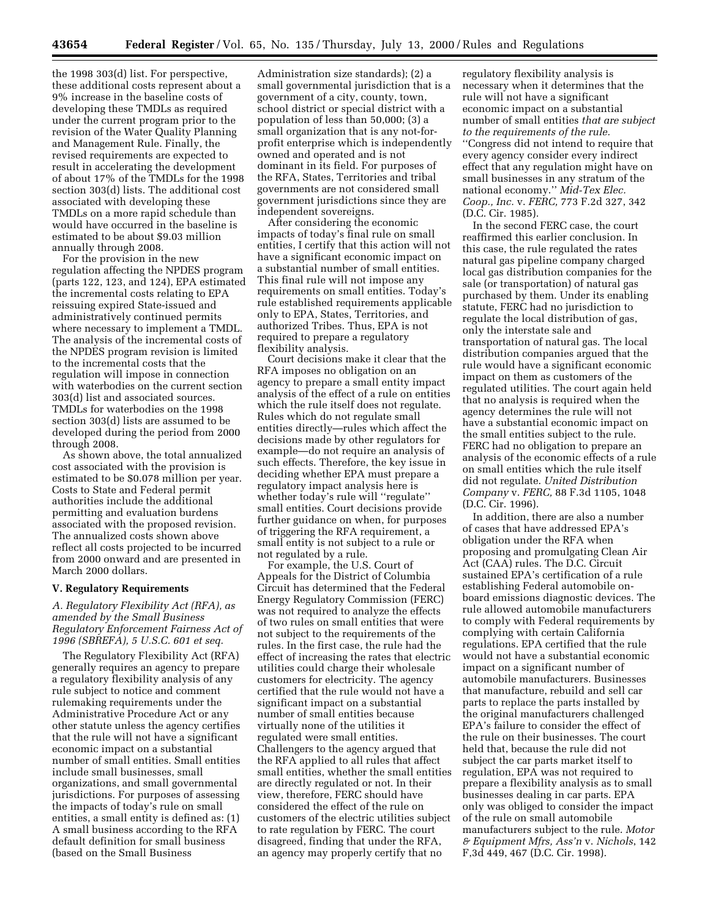the 1998 303(d) list. For perspective, these additional costs represent about a 9% increase in the baseline costs of developing these TMDLs as required under the current program prior to the revision of the Water Quality Planning and Management Rule. Finally, the revised requirements are expected to result in accelerating the development of about 17% of the TMDLs for the 1998 section 303(d) lists. The additional cost associated with developing these TMDLs on a more rapid schedule than would have occurred in the baseline is estimated to be about $9.03 million annually through 2008.

For the provision in the new regulation affecting the NPDES program (parts 122, 123, and 124), EPA estimated the incremental costs relating to EPA reissuing expired State-issued and administratively continued permits where necessary to implement a TMDL. The analysis of the incremental costs of the NPDES program revision is limited to the incremental costs that the regulation will impose in connection with waterbodies on the current section 303(d) list and associated sources. TMDLs for waterbodies on the 1998 section 303(d) lists are assumed to be developed during the period from 2000 through 2008.

As shown above, the total annualized cost associated with the provision is estimated to be $0.078 million per year. Costs to State and Federal permit authorities include the additional permitting and evaluation burdens associated with the proposed revision. The annualized costs shown above reflect all costs projected to be incurred from 2000 onward and are presented in March 2000 dollars.

## V. Regulatory Requirements

### *A. Regulatory Flexibility Act (RFA), as amended by the Small Business Regulatory Enforcement Fairness Act of 1996 (SBREFA), 5 U.S.C. 601 et seq.*

The Regulatory Flexibility Act (RFA) generally requires an agency to prepare a regulatory flexibility analysis of any rule subject to notice and comment rulemaking requirements under the Administrative Procedure Act or any other statute unless the agency certifies that the rule will not have a significant economic impact on a substantial number of small entities. Small entities include small businesses, small organizations, and small governmental jurisdictions. For purposes of assessing the impacts of today's rule on small entities, a small entity is defined as: (1) A small business according to the RFA default definition for small business (based on the Small Business Administration size standards); (2) a small governmental jurisdiction that is a government of a city, county, town, school district or special district with a population of less than 50,000; (3) a small organization that is any not-for-profit enterprise which is independently owned and operated and is not dominant in its field. For purposes of the RFA, States, Territories and tribal governments are not considered small government jurisdictions since they are independent sovereigns.

After considering the economic impacts of today's final rule on small entities, I certify that this action will not have a significant economic impact on a substantial number of small entities. This final rule will not impose any requirements on small entities. Today's rule established requirements applicable only to EPA, States, Territories, and authorized Tribes. Thus, EPA is not required to prepare a regulatory flexibility analysis.

Court decisions make it clear that the RFA imposes no obligation on an agency to prepare a small entity impact analysis of the effect of a rule on entities which the rule itself does not regulate. Rules which do not regulate small entities directly—rules which affect the decisions made by other regulators for example—do not require an analysis of such effects. Therefore, the key issue in deciding whether EPA must prepare a regulatory impact analysis here is whether today's rule will "regulate" small entities. Court decisions provide further guidance on when, for purposes of triggering the RFA requirement, a small entity is not subject to a rule or not regulated by a rule.

For example, the U.S. Court of Appeals for the District of Columbia Circuit has determined that the Federal Energy Regulatory Commission (FERC) was not required to analyze the effects of two rules on small entities that were not subject to the requirements of the rules. In the first case, the rule had the effect of increasing the rates that electric utilities could charge their wholesale customers for electricity. The agency certified that the rule would not have a significant impact on a substantial number of small entities because virtually none of the utilities it regulated were small entities. Challengers to the agency argued that the RFA applied to all rules that affect small entities, whether the small entities are directly regulated or not. In their view, therefore, FERC should have considered the effect of the rule on customers of the electric utilities subject to rate regulation by FERC. The court disagreed, finding that under the RFA, an agency may properly certify that no regulatory flexibility analysis is necessary when it determines that the rule will not have a significant economic impact on a substantial number of small entities *that are subject to the requirements of the rule.* "Congress did not intend to require that every agency consider every indirect effect that any regulation might have on small businesses in any stratum of the national economy." *Mid-Tex Elec. Coop., Inc.* v. *FERC,* 773 F.2d 327, 342 (D.C. Cir. 1985).

In the second FERC case, the court reaffirmed this earlier conclusion. In this case, the rule regulated the rates natural gas pipeline company charged local gas distribution companies for the sale (or transportation) of natural gas purchased by them. Under its enabling statute, FERC had no jurisdiction to regulate the local distribution of gas, only the interstate sale and transportation of natural gas. The local distribution companies argued that the rule would have a significant economic impact on them as customers of the regulated utilities. The court again held that no analysis is required when the agency determines the rule will not have a substantial economic impact on the small entities subject to the rule. FERC had no obligation to prepare an analysis of the economic effects of a rule on small entities which the rule itself did not regulate. *United Distribution Company* v. *FERC,* 88 F.3d 1105, 1048 (D.C. Cir. 1996).

In addition, there are also a number of cases that have addressed EPA's obligation under the RFA when proposing and promulgating Clean Air Act (CAA) rules. The D.C. Circuit sustained EPA's certification of a rule establishing Federal automobile on-board emissions diagnostic devices. The rule allowed automobile manufacturers to comply with Federal requirements by complying with certain California regulations. EPA certified that the rule would not have a substantial economic impact on a significant number of automobile manufacturers. Businesses that manufacture, rebuild and sell car parts to replace the parts installed by the original manufacturers challenged EPA's failure to consider the effect of the rule on their businesses. The court held that, because the rule did not subject the car parts market itself to regulation, EPA was not required to prepare a flexibility analysis as to small businesses dealing in car parts. EPA only was obliged to consider the impact of the rule on small automobile manufacturers subject to the rule. *Motor & Equipment Mfrs, Ass'n* v. *Nichols*, 142 F,3d 449, 467 (D.C. Cir. 1998).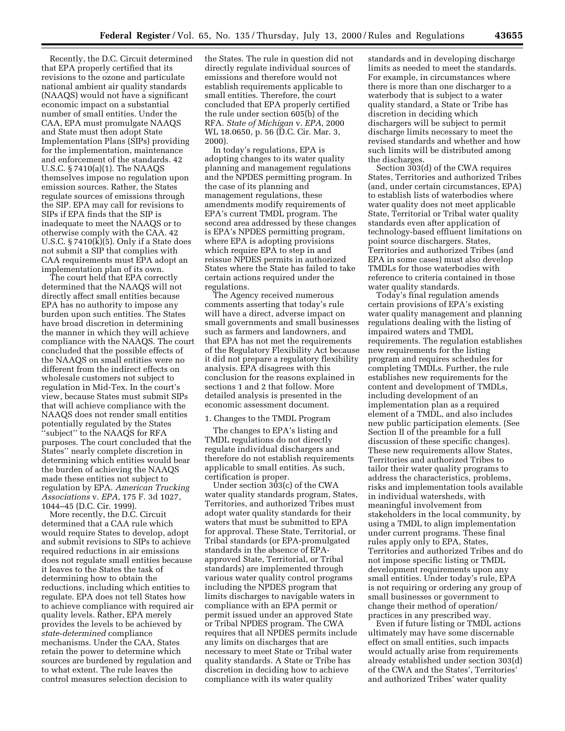Recently, the D.C. Circuit determined that EPA properly certified that its revisions to the ozone and particulate national ambient air quality standards (NAAQS) would not have a significant economic impact on a substantial number of small entities. Under the CAA, EPA must promulgate NAAQS and State must then adopt State Implementation Plans (SIPs) providing for the implementation, maintenance and enforcement of the standards. 42 U.S.C. § 7410(a)(1). The NAAQS themselves impose no regulation upon emission sources. Rather, the States regulate sources of emissions through the SIP. EPA may call for revisions to SIPs if EPA finds that the SIP is inadequate to meet the NAAQS or to otherwise comply with the CAA. 42 U.S.C. § 7410(k)(5). Only if a State does not submit a SIP that complies with CAA requirements must EPA adopt an implementation plan of its own.

The court held that EPA correctly determined that the NAAQS will not directly affect small entities because EPA has no authority to impose any burden upon such entities. The States have broad discretion in determining the manner in which they will achieve compliance with the NAAQS. The court concluded that the possible effects of the NAAQS on small entities were no different from the indirect effects on wholesale customers not subject to regulation in Mid-Tex. In the court's view, because States must submit SIPs that will achieve compliance with the NAAQS does not render small entities potentially regulated by the States "subject" to the NAAQS for RFA purposes. The court concluded that the States'' nearly complete discretion in determining which entities would bear the burden of achieving the NAAQS made these entities not subject to regulation by EPA. *American Trucking Associations* v. *EPA*, 175 F. 3d 1027, 1044–45 (D.C. Cir. 1999).

More recently, the D.C. Circuit determined that a CAA rule which would require States to develop, adopt and submit revisions to SIPs to achieve required reductions in air emissions does not regulate small entities because it leaves to the States the task of determining how to obtain the reductions, including which entities to regulate. EPA does not tell States how to achieve compliance with required air quality levels. Rather, EPA merely provides the levels to be achieved by *state-determined* compliance mechanisms. Under the CAA, States retain the power to determine which sources are burdened by regulation and to what extent. The rule leaves the control measures selection decision to the States. The rule in question did not directly regulate individual sources of emissions and therefore would not establish requirements applicable to small entities. Therefore, the court concluded that EPA properly certified the rule under section 605(b) of the RFA. *State of Michigan* v. *EPA*, 2000 WL 18.0650, p. 56 (D.C. Cir. Mar. 3, 2000).

In today's regulations, EPA is adopting changes to its water quality planning and management regulations and the NPDES permitting program. In the case of its planning and management regulations, these amendments modify requirements of EPA's current TMDL program. The second area addressed by these changes is EPA's NPDES permitting program, where EPA is adopting provisions which require EPA to step in and reissue NPDES permits in authorized States where the State has failed to take certain actions required under the regulations.

The Agency received numerous comments asserting that today's rule will have a direct, adverse impact on small governments and small businesses such as farmers and landowners, and that EPA has not met the requirements of the Regulatory Flexibility Act because it did not prepare a regulatory flexibility analysis. EPA disagrees with this conclusion for the reasons explained in sections 1 and 2 that follow. More detailed analysis is presented in the economic assessment document.

1. Changes to the TMDL Program

The changes to EPA's listing and TMDL regulations do not directly regulate individual dischargers and therefore do not establish requirements applicable to small entities. As such, certification is proper.

Under section 303(c) of the CWA water quality standards program, States, Territories, and authorized Tribes must adopt water quality standards for their waters that must be submitted to EPA for approval. These State, Territorial, or Tribal standards (or EPA-promulgated standards in the absence of EPA-approved State, Territorial, or Tribal standards) are implemented through various water quality control programs including the NPDES program that limits discharges to navigable waters in compliance with an EPA permit or permit issued under an approved State or Tribal NPDES program. The CWA requires that all NPDES permits include any limits on discharges that are necessary to meet State or Tribal water quality standards. A State or Tribe has discretion in deciding how to achieve compliance with its water quality standards and in developing discharge limits as needed to meet the standards. For example, in circumstances where there is more than one discharger to a waterbody that is subject to a water quality standard, a State or Tribe has discretion in deciding which dischargers will be subject to permit discharge limits necessary to meet the revised standards and whether and how such limits will be distributed among the discharges.

Section 303(d) of the CWA requires States, Territories and authorized Tribes (and, under certain circumstances, EPA) to establish lists of waterbodies where water quality does not meet applicable State, Territorial or Tribal water quality standards even after application of technology-based effluent limitations on point source dischargers. States, Territories and authorized Tribes (and EPA in some cases) must also develop TMDLs for those waterbodies with reference to criteria contained in those water quality standards.

Today's final regulation amends certain provisions of EPA's existing water quality management and planning regulations dealing with the listing of impaired waters and TMDL requirements. The regulation establishes new requirements for the listing program and requires schedules for completing TMDLs. Further, the rule establishes new requirements for the content and development of TMDLs, including development of an implementation plan as a required element of a TMDL, and also includes new public participation elements. (See Section II of the preamble for a full discussion of these specific changes). These new requirements allow States, Territories and authorized Tribes to tailor their water quality programs to address the characteristics, problems, risks and implementation tools available in individual watersheds, with meaningful involvement from stakeholders in the local community, by using a TMDL to align implementation under current programs. These final rules apply only to EPA, States, Territories and authorized Tribes and do not impose specific listing or TMDL development requirements upon any small entities. Under today's rule, EPA is not requiring or ordering any group of small businesses or government to change their method of operation/practices in any prescribed way.

Even if future listing or TMDL actions ultimately may have some discernable effect on small entities, such impacts would actually arise from requirements already established under section 303(d) of the CWA and the States', Territories' and authorized Tribes' water quality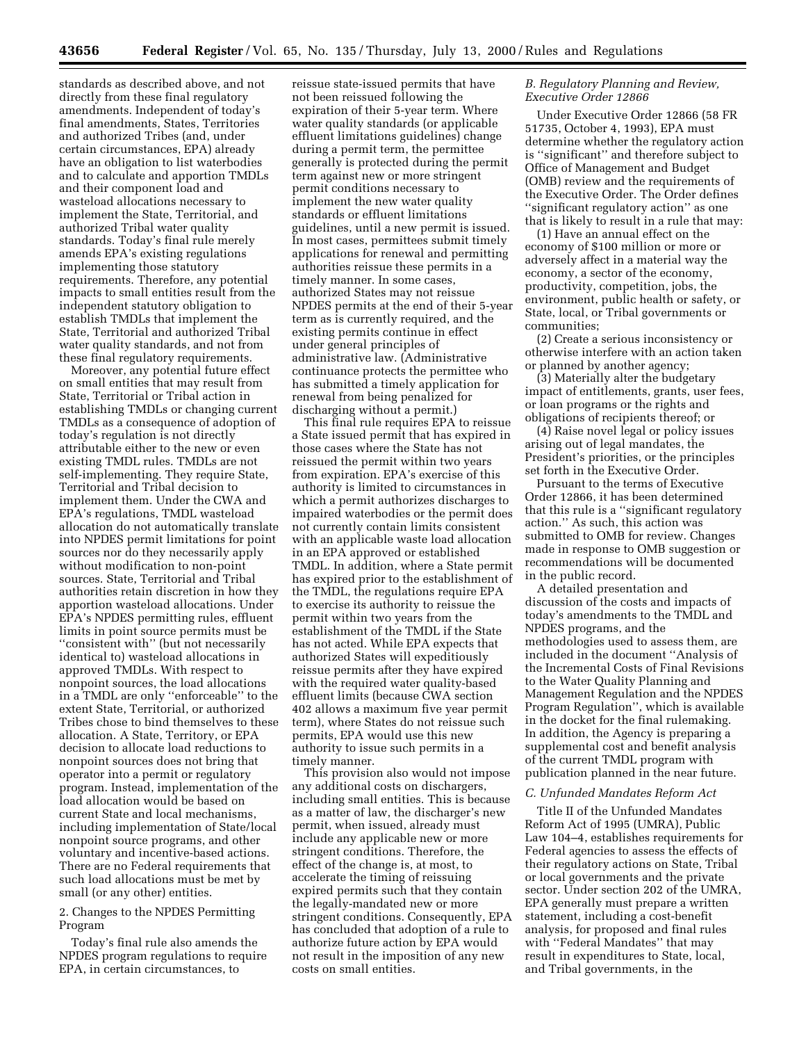standards as described above, and not directly from these final regulatory amendments. Independent of today's final amendments, States, Territories and authorized Tribes (and, under certain circumstances, EPA) already have an obligation to list waterbodies and to calculate and apportion TMDLs and their component load and wasteload allocations necessary to implement the State, Territorial, and authorized Tribal water quality standards. Today's final rule merely amends EPA's existing regulations implementing those statutory requirements. Therefore, any potential impacts to small entities result from the independent statutory obligation to establish TMDLs that implement the State, Territorial and authorized Tribal water quality standards, and not from these final regulatory requirements.

Moreover, any potential future effect on small entities that may result from State, Territorial or Tribal action in establishing TMDLs or changing current TMDLs as a consequence of adoption of today's regulation is not directly attributable either to the new or even existing TMDL rules. TMDLs are not self-implementing. They require State, Territorial and Tribal decision to implement them. Under the CWA and EPA's regulations, TMDL wasteload allocation do not automatically translate into NPDES permit limitations for point sources nor do they necessarily apply without modification to non-point sources. State, Territorial and Tribal authorities retain discretion in how they apportion wasteload allocations. Under EPA's NPDES permitting rules, effluent limits in point source permits must be ''consistent with'' (but not necessarily identical to) wasteload allocations in approved TMDLs. With respect to nonpoint sources, the load allocations in a TMDL are only ''enforceable'' to the extent State, Territorial, or authorized Tribes chose to bind themselves to these allocation. A State, Territory, or EPA decision to allocate load reductions to nonpoint sources does not bring that operator into a permit or regulatory program. Instead, implementation of the load allocation would be based on current State and local mechanisms, including implementation of State/local nonpoint source programs, and other voluntary and incentive-based actions. There are no Federal requirements that such load allocations must be met by small (or any other) entities.

2. Changes to the NPDES Permitting Program

Today's final rule also amends the NPDES program regulations to require EPA, in certain circumstances, to reissue state-issued permits that have not been reissued following the expiration of their 5-year term. Where water quality standards (or applicable effluent limitations guidelines) change during a permit term, the permittee generally is protected during the permit term against new or more stringent permit conditions necessary to implement the new water quality standards or effluent limitations guidelines, until a new permit is issued. In most cases, permittees submit timely applications for renewal and permitting authorities reissue these permits in a timely manner. In some cases, authorized States may not reissue NPDES permits at the end of their 5-year term as is currently required, and the existing permits continue in effect under general principles of administrative law. (Administrative continuance protects the permittee who has submitted a timely application for renewal from being penalized for discharging without a permit.)

This final rule requires EPA to reissue a State issued permit that has expired in those cases where the State has not reissued the permit within two years from expiration. EPA's exercise of this authority is limited to circumstances in which a permit authorizes discharges to impaired waterbodies or the permit does not currently contain limits consistent with an applicable waste load allocation in an EPA approved or established TMDL. In addition, where a State permit has expired prior to the establishment of the TMDL, the regulations require EPA to exercise its authority to reissue the permit within two years from the establishment of the TMDL if the State has not acted. While EPA expects that authorized States will expeditiously reissue permits after they have expired with the required water quality-based effluent limits (because CWA section 402 allows a maximum five year permit term), where States do not reissue such permits, EPA would use this new authority to issue such permits in a timely manner.

This provision also would not impose any additional costs on dischargers, including small entities. This is because as a matter of law, the discharger's new permit, when issued, already must include any applicable new or more stringent conditions. Therefore, the effect of the change is, at most, to accelerate the timing of reissuing expired permits such that they contain the legally-mandated new or more stringent conditions. Consequently, EPA has concluded that adoption of a rule to authorize future action by EPA would not result in the imposition of any new costs on small entities.

### *B. Regulatory Planning and Review, Executive Order 12866*

Under Executive Order 12866 (58 FR 51735, October 4, 1993), EPA must determine whether the regulatory action is ''significant'' and therefore subject to Office of Management and Budget (OMB) review and the requirements of the Executive Order. The Order defines ''significant regulatory action'' as one that is likely to result in a rule that may:

(1) Have an annual effect on the economy of $100 million or more or adversely affect in a material way the economy, a sector of the economy, productivity, competition, jobs, the environment, public health or safety, or State, local, or Tribal governments or communities;

(2) Create a serious inconsistency or otherwise interfere with an action taken or planned by another agency;

(3) Materially alter the budgetary impact of entitlements, grants, user fees, or loan programs or the rights and obligations of recipients thereof; or

(4) Raise novel legal or policy issues arising out of legal mandates, the President's priorities, or the principles set forth in the Executive Order.

Pursuant to the terms of Executive Order 12866, it has been determined that this rule is a ''significant regulatory action.'' As such, this action was submitted to OMB for review. Changes made in response to OMB suggestion or recommendations will be documented in the public record.

A detailed presentation and discussion of the costs and impacts of today's amendments to the TMDL and NPDES programs, and the methodologies used to assess them, are included in the document ''Analysis of the Incremental Costs of Final Revisions to the Water Quality Planning and Management Regulation and the NPDES Program Regulation'', which is available in the docket for the final rulemaking. In addition, the Agency is preparing a supplemental cost and benefit analysis of the current TMDL program with publication planned in the near future.

### *C. Unfunded Mandates Reform Act*

Title II of the Unfunded Mandates Reform Act of 1995 (UMRA), Public Law 104–4, establishes requirements for Federal agencies to assess the effects of their regulatory actions on State, Tribal or local governments and the private sector. Under section 202 of the UMRA, EPA generally must prepare a written statement, including a cost-benefit analysis, for proposed and final rules with ''Federal Mandates'' that may result in expenditures to State, local, and Tribal governments, in the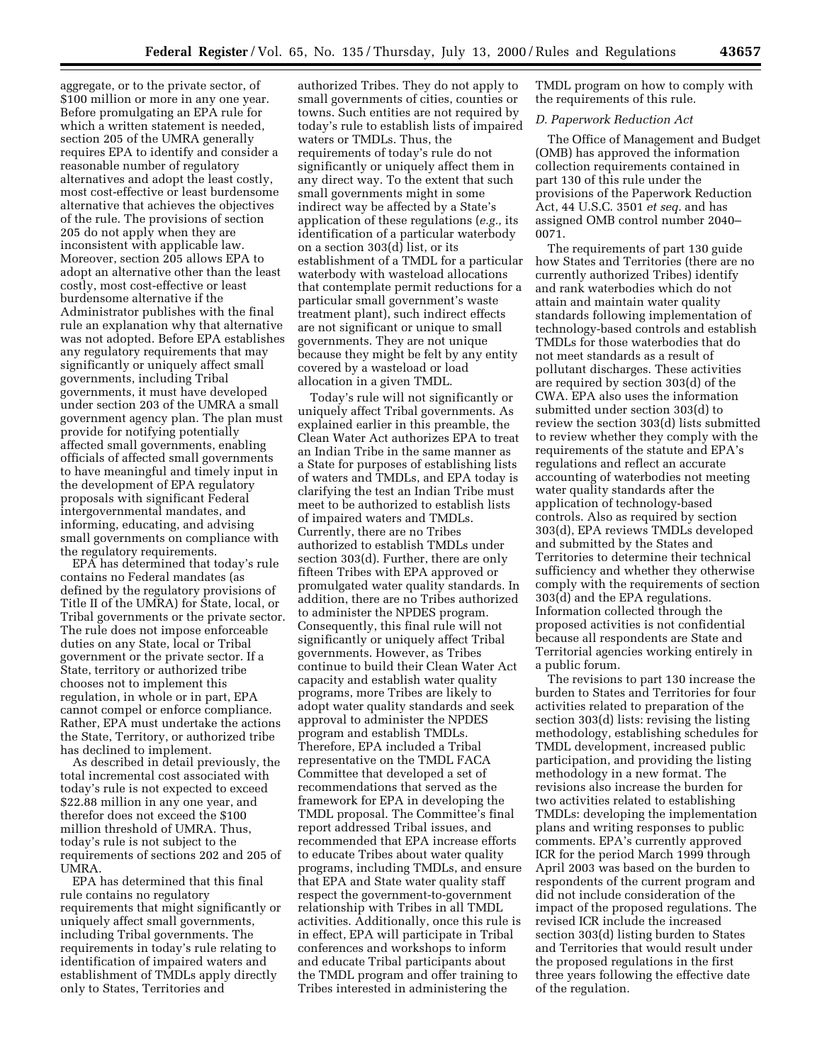aggregate, or to the private sector, of $100 million or more in any one year. Before promulgating an EPA rule for which a written statement is needed, section 205 of the UMRA generally requires EPA to identify and consider a reasonable number of regulatory alternatives and adopt the least costly, most cost-effective or least burdensome alternative that achieves the objectives of the rule. The provisions of section 205 do not apply when they are inconsistent with applicable law. Moreover, section 205 allows EPA to adopt an alternative other than the least costly, most cost-effective or least burdensome alternative if the Administrator publishes with the final rule an explanation why that alternative was not adopted. Before EPA establishes any regulatory requirements that may significantly or uniquely affect small governments, including Tribal governments, it must have developed under section 203 of the UMRA a small government agency plan. The plan must provide for notifying potentially affected small governments, enabling officials of affected small governments to have meaningful and timely input in the development of EPA regulatory proposals with significant Federal intergovernmental mandates, and informing, educating, and advising small governments on compliance with the regulatory requirements.

EPA has determined that today's rule contains no Federal mandates (as defined by the regulatory provisions of Title II of the UMRA) for State, local, or Tribal governments or the private sector. The rule does not impose enforceable duties on any State, local or Tribal government or the private sector. If a State, territory or authorized tribe chooses not to implement this regulation, in whole or in part, EPA cannot compel or enforce compliance. Rather, EPA must undertake the actions the State, Territory, or authorized tribe has declined to implement.

As described in detail previously, the total incremental cost associated with today's rule is not expected to exceed $22.88 million in any one year, and therefor does not exceed the $100 million threshold of UMRA. Thus, today's rule is not subject to the requirements of sections 202 and 205 of UMRA.

EPA has determined that this final rule contains no regulatory requirements that might significantly or uniquely affect small governments, including Tribal governments. The requirements in today's rule relating to identification of impaired waters and establishment of TMDLs apply directly only to States, Territories and authorized Tribes. They do not apply to small governments of cities, counties or towns. Such entities are not required by today's rule to establish lists of impaired waters or TMDLs. Thus, the requirements of today's rule do not significantly or uniquely affect them in any direct way. To the extent that such small governments might in some indirect way be affected by a State's application of these regulations (*e.g.,* its identification of a particular waterbody on a section 303(d) list, or its establishment of a TMDL for a particular waterbody with wasteload allocations that contemplate permit reductions for a particular small government's waste treatment plant), such indirect effects are not significant or unique to small governments. They are not unique because they might be felt by any entity covered by a wasteload or load allocation in a given TMDL.

Today's rule will not significantly or uniquely affect Tribal governments. As explained earlier in this preamble, the Clean Water Act authorizes EPA to treat an Indian Tribe in the same manner as a State for purposes of establishing lists of waters and TMDLs, and EPA today is clarifying the test an Indian Tribe must meet to be authorized to establish lists of impaired waters and TMDLs. Currently, there are no Tribes authorized to establish TMDLs under section 303(d). Further, there are only fifteen Tribes with EPA approved or promulgated water quality standards. In addition, there are no Tribes authorized to administer the NPDES program. Consequently, this final rule will not significantly or uniquely affect Tribal governments. However, as Tribes continue to build their Clean Water Act capacity and establish water quality programs, more Tribes are likely to adopt water quality standards and seek approval to administer the NPDES program and establish TMDLs. Therefore, EPA included a Tribal representative on the TMDL FACA Committee that developed a set of recommendations that served as the framework for EPA in developing the TMDL proposal. The Committee's final report addressed Tribal issues, and recommended that EPA increase efforts to educate Tribes about water quality programs, including TMDLs, and ensure that EPA and State water quality staff respect the government-to-government relationship with Tribes in all TMDL activities. Additionally, once this rule is in effect, EPA will participate in Tribal conferences and workshops to inform and educate Tribal participants about the TMDL program and offer training to Tribes interested in administering the TMDL program on how to comply with the requirements of this rule.

### *D. Paperwork Reduction Act*

The Office of Management and Budget (OMB) has approved the information collection requirements contained in part 130 of this rule under the provisions of the Paperwork Reduction Act, 44 U.S.C. 3501 *et seq.* and has assigned OMB control number 2040–0071.

The requirements of part 130 guide how States and Territories (there are no currently authorized Tribes) identify and rank waterbodies which do not attain and maintain water quality standards following implementation of technology-based controls and establish TMDLs for those waterbodies that do not meet standards as a result of pollutant discharges. These activities are required by section 303(d) of the CWA. EPA also uses the information submitted under section 303(d) to review the section 303(d) lists submitted to review whether they comply with the requirements of the statute and EPA's regulations and reflect an accurate accounting of waterbodies not meeting water quality standards after the application of technology-based controls. Also as required by section 303(d), EPA reviews TMDLs developed and submitted by the States and Territories to determine their technical sufficiency and whether they otherwise comply with the requirements of section 303(d) and the EPA regulations. Information collected through the proposed activities is not confidential because all respondents are State and Territorial agencies working entirely in a public forum.

The revisions to part 130 increase the burden to States and Territories for four activities related to preparation of the section 303(d) lists: revising the listing methodology, establishing schedules for TMDL development, increased public participation, and providing the listing methodology in a new format. The revisions also increase the burden for two activities related to establishing TMDLs: developing the implementation plans and writing responses to public comments. EPA's currently approved ICR for the period March 1999 through April 2003 was based on the burden to respondents of the current program and did not include consideration of the impact of the proposed regulations. The revised ICR include the increased section 303(d) listing burden to States and Territories that would result under the proposed regulations in the first three years following the effective date of the regulation.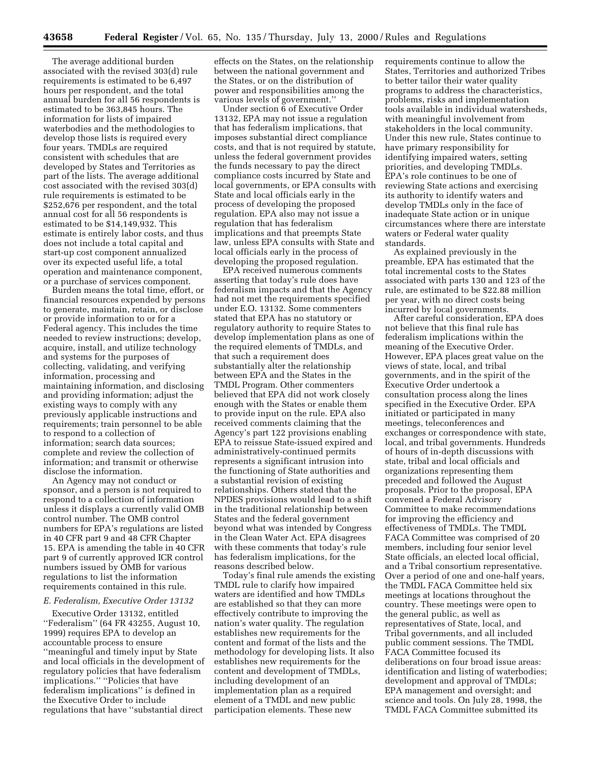The average additional burden associated with the revised 303(d) rule requirements is estimated to be 6,497 hours per respondent, and the total annual burden for all 56 respondents is estimated to be 363,845 hours. The information for lists of impaired waterbodies and the methodologies to develop those lists is required every four years. TMDLs are required consistent with schedules that are developed by States and Territories as part of the lists. The average additional cost associated with the revised 303(d) rule requirements is estimated to be $252,676 per respondent, and the total annual cost for all 56 respondents is estimated to be $14,149,932. This estimate is entirely labor costs, and thus does not include a total capital and start-up cost component annualized over its expected useful life, a total operation and maintenance component, or a purchase of services component.

Burden means the total time, effort, or financial resources expended by persons to generate, maintain, retain, or disclose or provide information to or for a Federal agency. This includes the time needed to review instructions; develop, acquire, install, and utilize technology and systems for the purposes of collecting, validating, and verifying information, processing and maintaining information, and disclosing and providing information; adjust the existing ways to comply with any previously applicable instructions and requirements; train personnel to be able to respond to a collection of information; search data sources; complete and review the collection of information; and transmit or otherwise disclose the information.

An Agency may not conduct or sponsor, and a person is not required to respond to a collection of information unless it displays a currently valid OMB control number. The OMB control numbers for EPA's regulations are listed in 40 CFR part 9 and 48 CFR Chapter 15. EPA is amending the table in 40 CFR part 9 of currently approved ICR control numbers issued by OMB for various regulations to list the information requirements contained in this rule.

### *E. Federalism, Executive Order 13132*

Executive Order 13132, entitled ''Federalism'' (64 FR 43255, August 10, 1999) requires EPA to develop an accountable process to ensure ''meaningful and timely input by State and local officials in the development of regulatory policies that have federalism implications.'' ''Policies that have federalism implications'' is defined in the Executive Order to include regulations that have ''substantial direct effects on the States, on the relationship between the national government and the States, or on the distribution of power and responsibilities among the various levels of government.''

Under section 6 of Executive Order 13132, EPA may not issue a regulation that has federalism implications, that imposes substantial direct compliance costs, and that is not required by statute, unless the federal government provides the funds necessary to pay the direct compliance costs incurred by State and local governments, or EPA consults with State and local officials early in the process of developing the proposed regulation. EPA also may not issue a regulation that has federalism implications and that preempts State law, unless EPA consults with State and local officials early in the process of developing the proposed regulation.

EPA received numerous comments asserting that today's rule does have federalism impacts and that the Agency had not met the requirements specified under E.O. 13132. Some commenters stated that EPA has no statutory or regulatory authority to require States to develop implementation plans as one of the required elements of TMDLs, and that such a requirement does substantially alter the relationship between EPA and the States in the TMDL Program. Other commenters believed that EPA did not work closely enough with the States or enable them to provide input on the rule. EPA also received comments claiming that the Agency's part 122 provisions enabling EPA to reissue State-issued expired and administratively-continued permits represents a significant intrusion into the functioning of State authorities and a substantial revision of existing relationships. Others stated that the NPDES provisions would lead to a shift in the traditional relationship between States and the federal government beyond what was intended by Congress in the Clean Water Act. EPA disagrees with these comments that today's rule has federalism implications, for the reasons described below.

Today's final rule amends the existing TMDL rule to clarify how impaired waters are identified and how TMDLs are established so that they can more effectively contribute to improving the nation's water quality. The regulation establishes new requirements for the content and format of the lists and the methodology for developing lists. It also establishes new requirements for the content and development of TMDLs, including development of an implementation plan as a required element of a TMDL and new public participation elements. These new requirements continue to allow the States, Territories and authorized Tribes to better tailor their water quality programs to address the characteristics, problems, risks and implementation tools available in individual watersheds, with meaningful involvement from stakeholders in the local community. Under this new rule, States continue to have primary responsibility for identifying impaired waters, setting priorities, and developing TMDLs. EPA's role continues to be one of reviewing State actions and exercising its authority to identify waters and develop TMDLs only in the face of inadequate State action or in unique circumstances where there are interstate waters or Federal water quality standards.

As explained previously in the preamble, EPA has estimated that the total incremental costs to the States associated with parts 130 and 123 of the rule, are estimated to be $22.88 million per year, with no direct costs being incurred by local governments.

After careful consideration, EPA does not believe that this final rule has federalism implications within the meaning of the Executive Order. However, EPA places great value on the views of state, local, and tribal governments, and in the spirit of the Executive Order undertook a consultation process along the lines specified in the Executive Order. EPA initiated or participated in many meetings, teleconferences and exchanges or correspondence with state, local, and tribal governments. Hundreds of hours of in-depth discussions with state, tribal and local officials and organizations representing them preceded and followed the August proposals. Prior to the proposal, EPA convened a Federal Advisory Committee to make recommendations for improving the efficiency and effectiveness of TMDLs. The TMDL FACA Committee was comprised of 20 members, including four senior level State officials, an elected local official, and a Tribal consortium representative. Over a period of one and one-half years, the TMDL FACA Committee held six meetings at locations throughout the country. These meetings were open to the general public, as well as representatives of State, local, and Tribal governments, and all included public comment sessions. The TMDL FACA Committee focused its deliberations on four broad issue areas: identification and listing of waterbodies; development and approval of TMDLs; EPA management and oversight; and science and tools. On July 28, 1998, the TMDL FACA Committee submitted its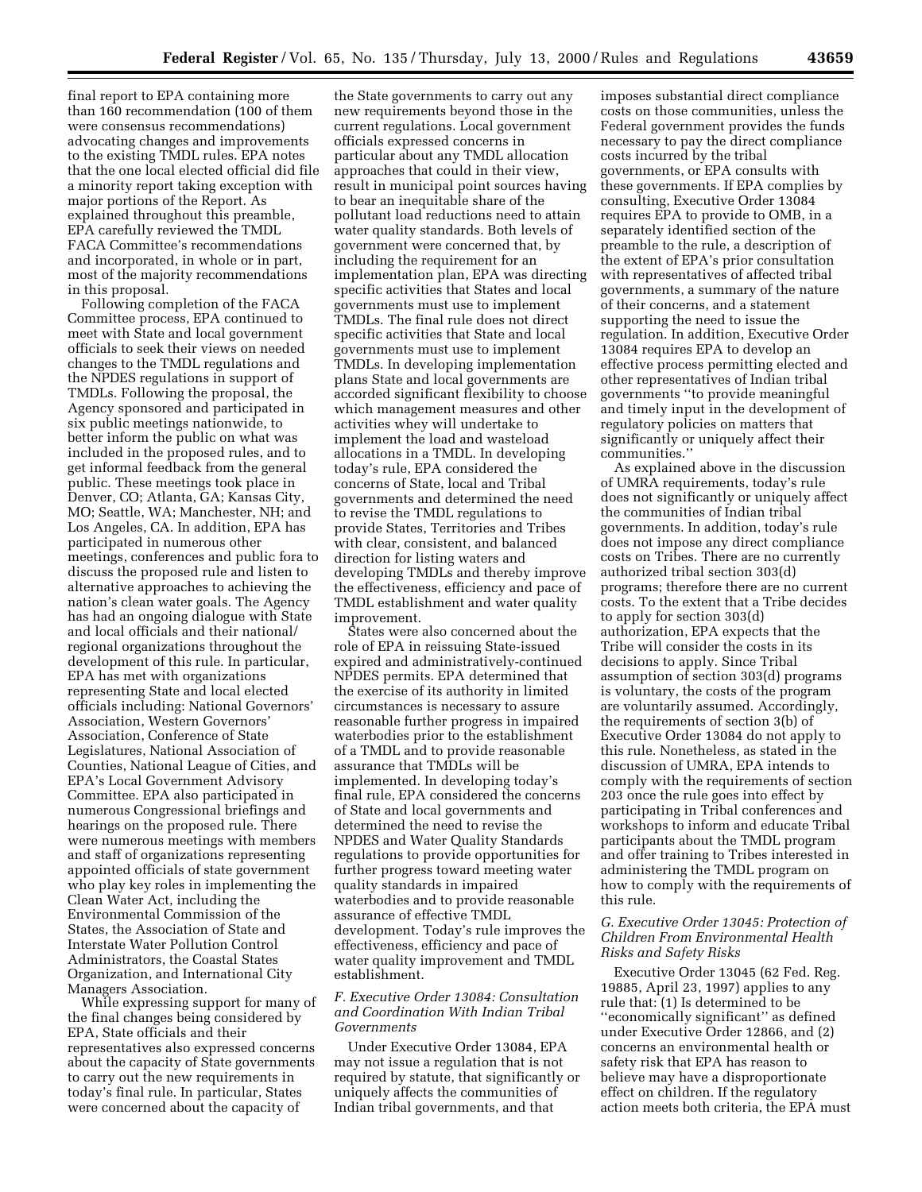final report to EPA containing more than 160 recommendation (100 of them were consensus recommendations) advocating changes and improvements to the existing TMDL rules. EPA notes that the one local elected official did file a minority report taking exception with major portions of the Report. As explained throughout this preamble, EPA carefully reviewed the TMDL FACA Committee's recommendations and incorporated, in whole or in part, most of the majority recommendations in this proposal.

Following completion of the FACA Committee process, EPA continued to meet with State and local government officials to seek their views on needed changes to the TMDL regulations and the NPDES regulations in support of TMDLs. Following the proposal, the Agency sponsored and participated in six public meetings nationwide, to better inform the public on what was included in the proposed rules, and to get informal feedback from the general public. These meetings took place in Denver, CO; Atlanta, GA; Kansas City, MO; Seattle, WA; Manchester, NH; and Los Angeles, CA. In addition, EPA has participated in numerous other meetings, conferences and public fora to discuss the proposed rule and listen to alternative approaches to achieving the nation's clean water goals. The Agency has had an ongoing dialogue with State and local officials and their national/regional organizations throughout the development of this rule. In particular, EPA has met with organizations representing State and local elected officials including: National Governors' Association, Western Governors' Association, Conference of State Legislatures, National Association of Counties, National League of Cities, and EPA's Local Government Advisory Committee. EPA also participated in numerous Congressional briefings and hearings on the proposed rule. There were numerous meetings with members and staff of organizations representing appointed officials of state government who play key roles in implementing the Clean Water Act, including the Environmental Commission of the States, the Association of State and Interstate Water Pollution Control Administrators, the Coastal States Organization, and International City Managers Association.

While expressing support for many of the final changes being considered by EPA, State officials and their representatives also expressed concerns about the capacity of State governments to carry out the new requirements in today's final rule. In particular, States were concerned about the capacity of the State governments to carry out any new requirements beyond those in the current regulations. Local government officials expressed concerns in particular about any TMDL allocation approaches that could in their view, result in municipal point sources having to bear an inequitable share of the pollutant load reductions need to attain water quality standards. Both levels of government were concerned that, by including the requirement for an implementation plan, EPA was directing specific activities that States and local governments must use to implement TMDLs. The final rule does not direct specific activities that State and local governments must use to implement TMDLs. In developing implementation plans State and local governments are accorded significant flexibility to choose which management measures and other activities whey will undertake to implement the load and wasteload allocations in a TMDL. In developing today's rule, EPA considered the concerns of State, local and Tribal governments and determined the need to revise the TMDL regulations to provide States, Territories and Tribes with clear, consistent, and balanced direction for listing waters and developing TMDLs and thereby improve the effectiveness, efficiency and pace of TMDL establishment and water quality improvement.

States were also concerned about the role of EPA in reissuing State-issued expired and administratively-continued NPDES permits. EPA determined that the exercise of its authority in limited circumstances is necessary to assure reasonable further progress in impaired waterbodies prior to the establishment of a TMDL and to provide reasonable assurance that TMDLs will be implemented. In developing today's final rule, EPA considered the concerns of State and local governments and determined the need to revise the NPDES and Water Quality Standards regulations to provide opportunities for further progress toward meeting water quality standards in impaired waterbodies and to provide reasonable assurance of effective TMDL development. Today's rule improves the effectiveness, efficiency and pace of water quality improvement and TMDL establishment.

### *F. Executive Order 13084: Consultation and Coordination With Indian Tribal Governments*

Under Executive Order 13084, EPA may not issue a regulation that is not required by statute, that significantly or uniquely affects the communities of Indian tribal governments, and that imposes substantial direct compliance costs on those communities, unless the Federal government provides the funds necessary to pay the direct compliance costs incurred by the tribal governments, or EPA consults with these governments. If EPA complies by consulting, Executive Order 13084 requires EPA to provide to OMB, in a separately identified section of the preamble to the rule, a description of the extent of EPA's prior consultation with representatives of affected tribal governments, a summary of the nature of their concerns, and a statement supporting the need to issue the regulation. In addition, Executive Order 13084 requires EPA to develop an effective process permitting elected and other representatives of Indian tribal governments "to provide meaningful and timely input in the development of regulatory policies on matters that significantly or uniquely affect their communities."

As explained above in the discussion of UMRA requirements, today's rule does not significantly or uniquely affect the communities of Indian tribal governments. In addition, today's rule does not impose any direct compliance costs on Tribes. There are no currently authorized tribal section 303(d) programs; therefore there are no current costs. To the extent that a Tribe decides to apply for section 303(d) authorization, EPA expects that the Tribe will consider the costs in its decisions to apply. Since Tribal assumption of section 303(d) programs is voluntary, the costs of the program are voluntarily assumed. Accordingly, the requirements of section 3(b) of Executive Order 13084 do not apply to this rule. Nonetheless, as stated in the discussion of UMRA, EPA intends to comply with the requirements of section 203 once the rule goes into effect by participating in Tribal conferences and workshops to inform and educate Tribal participants about the TMDL program and offer training to Tribes interested in administering the TMDL program on how to comply with the requirements of this rule.

### *G. Executive Order 13045: Protection of Children From Environmental Health Risks and Safety Risks*

Executive Order 13045 (62 Fed. Reg. 19885, April 23, 1997) applies to any rule that: (1) Is determined to be "economically significant" as defined under Executive Order 12866, and (2) concerns an environmental health or safety risk that EPA has reason to believe may have a disproportionate effect on children. If the regulatory action meets both criteria, the EPA must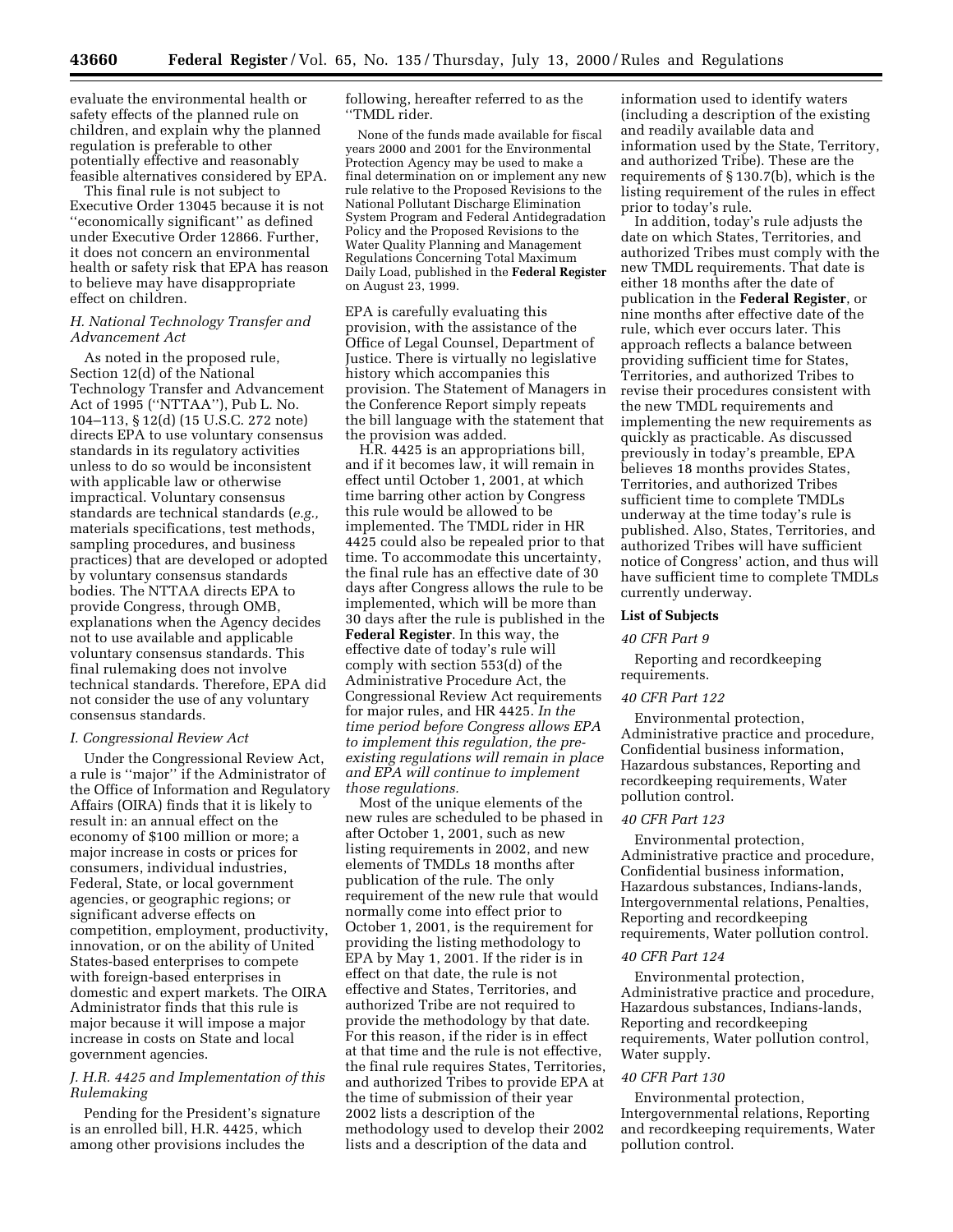evaluate the environmental health or safety effects of the planned rule on children, and explain why the planned regulation is preferable to other potentially effective and reasonably feasible alternatives considered by EPA.

This final rule is not subject to Executive Order 13045 because it is not ''economically significant'' as defined under Executive Order 12866. Further, it does not concern an environmental health or safety risk that EPA has reason to believe may have disappropriate effect on children.

### *H. National Technology Transfer and Advancement Act*

As noted in the proposed rule, Section 12(d) of the National Technology Transfer and Advancement Act of 1995 (''NTTAA''), Pub L. No. 104–113, § 12(d) (15 U.S.C. 272 note) directs EPA to use voluntary consensus standards in its regulatory activities unless to do so would be inconsistent with applicable law or otherwise impractical. Voluntary consensus standards are technical standards (*e.g.,* materials specifications, test methods, sampling procedures, and business practices) that are developed or adopted by voluntary consensus standards bodies. The NTTAA directs EPA to provide Congress, through OMB, explanations when the Agency decides not to use available and applicable voluntary consensus standards. This final rulemaking does not involve technical standards. Therefore, EPA did not consider the use of any voluntary consensus standards.

### *I. Congressional Review Act*

Under the Congressional Review Act, a rule is ''major'' if the Administrator of the Office of Information and Regulatory Affairs (OIRA) finds that it is likely to result in: an annual effect on the economy of $100 million or more; a major increase in costs or prices for consumers, individual industries, Federal, State, or local government agencies, or geographic regions; or significant adverse effects on competition, employment, productivity, innovation, or on the ability of United States-based enterprises to compete with foreign-based enterprises in domestic and expert markets. The OIRA Administrator finds that this rule is major because it will impose a major increase in costs on State and local government agencies.

### *J. H.R. 4425 and Implementation of this Rulemaking*

Pending for the President's signature is an enrolled bill, H.R. 4425, which among other provisions includes the following, hereafter referred to as the ''TMDL rider.

> None of the funds made available for fiscal years 2000 and 2001 for the Environmental Protection Agency may be used to make a final determination on or implement any new rule relative to the Proposed Revisions to the National Pollutant Discharge Elimination System Program and Federal Antidegradation Policy and the Proposed Revisions to the Water Quality Planning and Management Regulations Concerning Total Maximum Daily Load, published in the **Federal Register** on August 23, 1999.

EPA is carefully evaluating this provision, with the assistance of the Office of Legal Counsel, Department of Justice. There is virtually no legislative history which accompanies this provision. The Statement of Managers in the Conference Report simply repeats the bill language with the statement that the provision was added.

H.R. 4425 is an appropriations bill, and if it becomes law, it will remain in effect until October 1, 2001, at which time barring other action by Congress this rule would be allowed to be implemented. The TMDL rider in HR 4425 could also be repealed prior to that time. To accommodate this uncertainty, the final rule has an effective date of 30 days after Congress allows the rule to be implemented, which will be more than 30 days after the rule is published in the **Federal Register**. In this way, the effective date of today's rule will comply with section 553(d) of the Administrative Procedure Act, the Congressional Review Act requirements for major rules, and HR 4425. *In the time period before Congress allows EPA to implement this regulation, the pre-existing regulations will remain in place and EPA will continue to implement those regulations.*

Most of the unique elements of the new rules are scheduled to be phased in after October 1, 2001, such as new listing requirements in 2002, and new elements of TMDLs 18 months after publication of the rule. The only requirement of the new rule that would normally come into effect prior to October 1, 2001, is the requirement for providing the listing methodology to EPA by May 1, 2001. If the rider is in effect on that date, the rule is not effective and States, Territories, and authorized Tribe are not required to provide the methodology by that date. For this reason, if the rider is in effect at that time and the rule is not effective, the final rule requires States, Territories, and authorized Tribes to provide EPA at the time of submission of their year 2002 lists a description of the methodology used to develop their 2002 lists and a description of the data and information used to identify waters (including a description of the existing and readily available data and information used by the State, Territory, and authorized Tribe). These are the requirements of § 130.7(b), which is the listing requirement of the rules in effect prior to today's rule.

In addition, today's rule adjusts the date on which States, Territories, and authorized Tribes must comply with the new TMDL requirements. That date is either 18 months after the date of publication in the **Federal Register**, or nine months after effective date of the rule, which ever occurs later. This approach reflects a balance between providing sufficient time for States, Territories, and authorized Tribes to revise their procedures consistent with the new TMDL requirements and implementing the new requirements as quickly as practicable. As discussed previously in today's preamble, EPA believes 18 months provides States, Territories, and authorized Tribes sufficient time to complete TMDLs underway at the time today's rule is published. Also, States, Territories, and authorized Tribes will have sufficient notice of Congress' action, and thus will have sufficient time to complete TMDLs currently underway.

## List of Subjects

### *40 CFR Part 9*

Reporting and recordkeeping requirements.

### *40 CFR Part 122*

Environmental protection, Administrative practice and procedure, Confidential business information, Hazardous substances, Reporting and recordkeeping requirements, Water pollution control.

### *40 CFR Part 123*

Environmental protection, Administrative practice and procedure, Confidential business information, Hazardous substances, Indians-lands, Intergovernmental relations, Penalties, Reporting and recordkeeping requirements, Water pollution control.

### *40 CFR Part 124*

Environmental protection, Administrative practice and procedure, Hazardous substances, Indians-lands, Reporting and recordkeeping requirements, Water pollution control, Water supply.

### *40 CFR Part 130*

Environmental protection, Intergovernmental relations, Reporting and recordkeeping requirements, Water pollution control.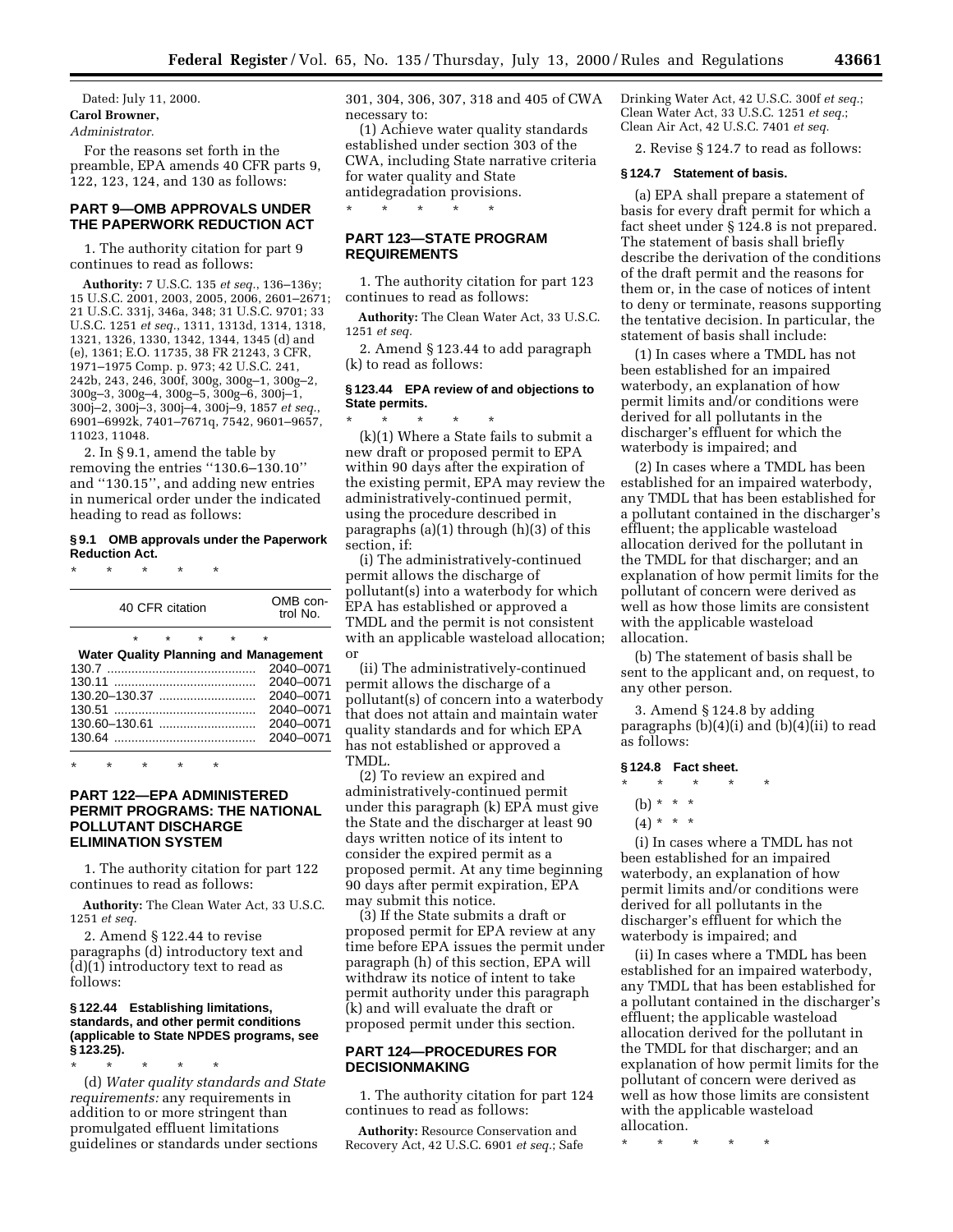Dated: July 11, 2000.

**Carol Browner,**

*Administrator.*

For the reasons set forth in the preamble, EPA amends 40 CFR parts 9, 122, 123, 124, and 130 as follows:

## PART 9—OMB APPROVALS UNDER THE PAPERWORK REDUCTION ACT

1. The authority citation for part 9 continues to read as follows:

**Authority:** 7 U.S.C. 135 *et seq.*, 136–136y; 15 U.S.C. 2001, 2003, 2005, 2006, 2601–2671; 21 U.S.C. 331j, 346a, 348; 31 U.S.C. 9701; 33 U.S.C. 1251 *et seq.*, 1311, 1313d, 1314, 1318, 1321, 1326, 1330, 1342, 1344, 1345 (d) and (e), 1361; E.O. 11735, 38 FR 21243, 3 CFR, 1971–1975 Comp. p. 973; 42 U.S.C. 241, 242b, 243, 246, 300f, 300g, 300g–1, 300g–2, 300g–3, 300g–4, 300g–5, 300g–6, 300j–1, 300j–2, 300j–3, 300j–4, 300j–9, 1857 *et seq.*, 6901–6992k, 7401–7671q, 7542, 9601–9657, 11023, 11048.

2. In § 9.1, amend the table by removing the entries ''130.6–130.10'' and ''130.15'', and adding new entries in numerical order under the indicated heading to read as follows:

### § 9.1 OMB approvals under the Paperwork Reduction Act.

\* \* \* \* \*

| 40 CFR citation | OMB control No. |
|---|---|
| \* \* \* \* \* | |
| **Water Quality Planning and Management** | |
| 130.7 | 2040–0071 |
| 130.11 | 2040–0071 |
| 130.20–130.37 | 2040–0071 |
| 130.51 | 2040–0071 |
| 130.60–130.61 | 2040–0071 |
| 130.64 | 2040–0071 |

\* \* \* \* \*

## PART 122—EPA ADMINISTERED PERMIT PROGRAMS: THE NATIONAL POLLUTANT DISCHARGE ELIMINATION SYSTEM

1. The authority citation for part 122 continues to read as follows:

**Authority:** The Clean Water Act, 33 U.S.C. 1251 *et seq.*

2. Amend § 122.44 to revise paragraphs (d) introductory text and (d)(1) introductory text to read as follows:

### § 122.44 Establishing limitations, standards, and other permit conditions (applicable to State NPDES programs, see § 123.25).

\* \* \* \* \*

(d) *Water quality standards and State requirements:* any requirements in addition to or more stringent than promulgated effluent limitations guidelines or standards under sections 301, 304, 306, 307, 318 and 405 of CWA necessary to:

(1) Achieve water quality standards established under section 303 of the CWA, including State narrative criteria for water quality and State antidegradation provisions.

\* \* \* \* \*

## PART 123—STATE PROGRAM REQUIREMENTS

1. The authority citation for part 123 continues to read as follows:

**Authority:** The Clean Water Act, 33 U.S.C. 1251 *et seq.*

2. Amend § 123.44 to add paragraph (k) to read as follows:

### § 123.44 EPA review of and objections to State permits.

\* \* \* \* \*

(k)(1) Where a State fails to submit a new draft or proposed permit to EPA within 90 days after the expiration of the existing permit, EPA may review the administratively-continued permit, using the procedure described in paragraphs (a)(1) through (h)(3) of this section, if:

(i) The administratively-continued permit allows the discharge of pollutant(s) into a waterbody for which EPA has established or approved a TMDL and the permit is not consistent with an applicable wasteload allocation; or

(ii) The administratively-continued permit allows the discharge of a pollutant(s) of concern into a waterbody that does not attain and maintain water quality standards and for which EPA has not established or approved a TMDL.

(2) To review an expired and administratively-continued permit under this paragraph (k) EPA must give the State and the discharger at least 90 days written notice of its intent to consider the expired permit as a proposed permit. At any time beginning 90 days after permit expiration, EPA may submit this notice.

(3) If the State submits a draft or proposed permit for EPA review at any time before EPA issues the permit under paragraph (h) of this section, EPA will withdraw its notice of intent to take permit authority under this paragraph (k) and will evaluate the draft or proposed permit under this section.

## PART 124—PROCEDURES FOR DECISIONMAKING

1. The authority citation for part 124 continues to read as follows:

**Authority:** Resource Conservation and Recovery Act, 42 U.S.C. 6901 *et seq.*; Safe Drinking Water Act, 42 U.S.C. 300f *et seq.*; Clean Water Act, 33 U.S.C. 1251 *et seq.*; Clean Air Act, 42 U.S.C. 7401 *et seq.*

2. Revise § 124.7 to read as follows:

### § 124.7 Statement of basis.

(a) EPA shall prepare a statement of basis for every draft permit for which a fact sheet under § 124.8 is not prepared. The statement of basis shall briefly describe the derivation of the conditions of the draft permit and the reasons for them or, in the case of notices of intent to deny or terminate, reasons supporting the tentative decision. In particular, the statement of basis shall include:

(1) In cases where a TMDL has not been established for an impaired waterbody, an explanation of how permit limits and/or conditions were derived for all pollutants in the discharger's effluent for which the waterbody is impaired; and

(2) In cases where a TMDL has been established for an impaired waterbody, any TMDL that has been established for a pollutant contained in the discharger's effluent; the applicable wasteload allocation derived for the pollutant in the TMDL for that discharger; and an explanation of how permit limits for the pollutant of concern were derived as well as how those limits are consistent with the applicable wasteload allocation.

(b) The statement of basis shall be sent to the applicant and, on request, to any other person.

3. Amend § 124.8 by adding paragraphs (b)(4)(i) and (b)(4)(ii) to read as follows:

### § 124.8 Fact sheet.

\* \* \* \* \*

(b) \* \* \*

(4) \* \* \*

(i) In cases where a TMDL has not been established for an impaired waterbody, an explanation of how permit limits and/or conditions were derived for all pollutants in the discharger's effluent for which the waterbody is impaired; and

(ii) In cases where a TMDL has been established for an impaired waterbody, any TMDL that has been established for a pollutant contained in the discharger's effluent; the applicable wasteload allocation derived for the pollutant in the TMDL for that discharger; and an explanation of how permit limits for the pollutant of concern were derived as well as how those limits are consistent with the applicable wasteload allocation.

\* \* \* \* \*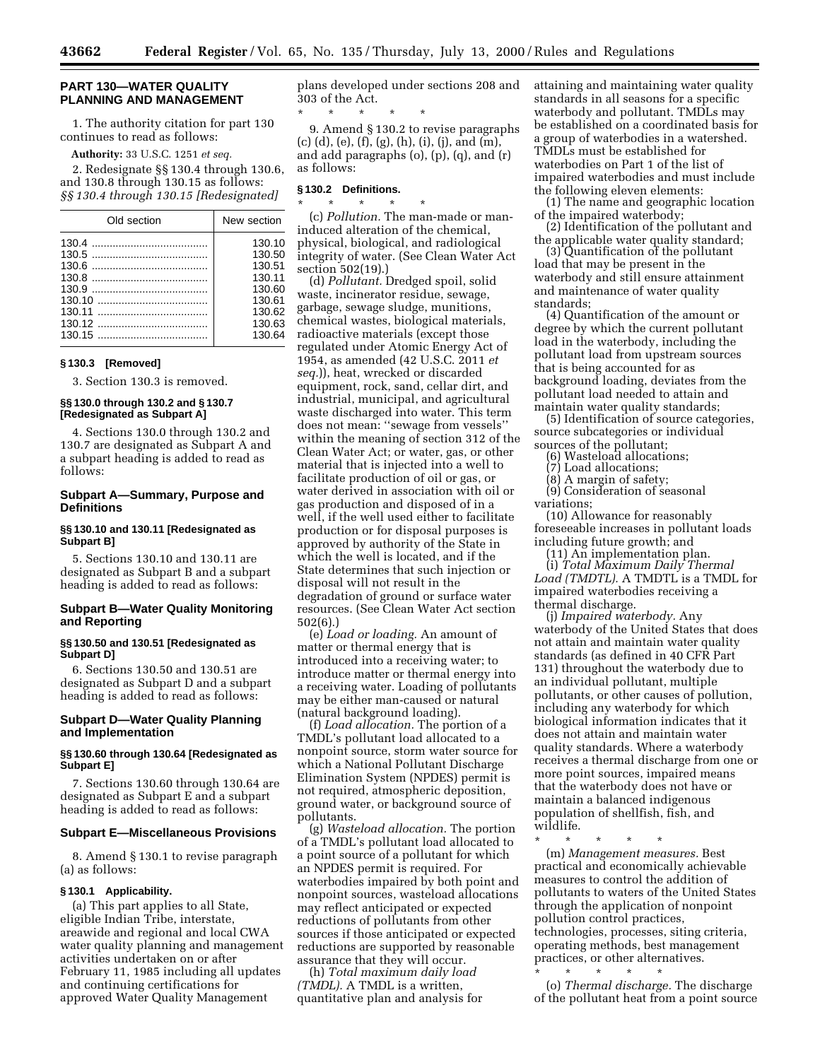## PART 130—WATER QUALITY PLANNING AND MANAGEMENT

1. The authority citation for part 130 continues to read as follows:

**Authority:** 33 U.S.C. 1251 *et seq.*

2. Redesignate §§ 130.4 through 130.6, and 130.8 through 130.15 as follows:

*§§ 130.4 through 130.15 [Redesignated]*

| Old section | New section |
| --- | --- |
| 130.4 | 130.10 |
| 130.5 | 130.50 |
| 130.6 | 130.51 |
| 130.8 | 130.11 |
| 130.9 | 130.60 |
| 130.10 | 130.61 |
| 130.11 | 130.62 |
| 130.12 | 130.63 |
| 130.15 | 130.64 |

### § 130.3 [Removed]

3. Section 130.3 is removed.

### §§ 130.0 through 130.2 and § 130.7 [Redesignated as Subpart A]

4. Sections 130.0 through 130.2 and 130.7 are designated as Subpart A and a subpart heading is added to read as follows:

### Subpart A—Summary, Purpose and Definitions

### §§ 130.10 and 130.11 [Redesignated as Subpart B]

5. Sections 130.10 and 130.11 are designated as Subpart B and a subpart heading is added to read as follows:

### Subpart B—Water Quality Monitoring and Reporting

### §§ 130.50 and 130.51 [Redesignated as Subpart D]

6. Sections 130.50 and 130.51 are designated as Subpart D and a subpart heading is added to read as follows:

### Subpart D—Water Quality Planning and Implementation

### §§ 130.60 through 130.64 [Redesignated as Subpart E]

7. Sections 130.60 through 130.64 are designated as Subpart E and a subpart heading is added to read as follows:

### Subpart E—Miscellaneous Provisions

8. Amend § 130.1 to revise paragraph (a) as follows:

### § 130.1 Applicability.

(a) This part applies to all State, eligible Indian Tribe, interstate, areawide and regional and local CWA water quality planning and management activities undertaken on or after February 11, 1985 including all updates and continuing certifications for approved Water Quality Management plans developed under sections 208 and 303 of the Act.

\* \* \* \* \*

9. Amend § 130.2 to revise paragraphs (c) (d), (e), (f), (g), (h), (i), (j), and (m), and add paragraphs (o), (p), (q), and (r) as follows:

### § 130.2 Definitions.

\* \* \* \* \*

(c) *Pollution.* The man-made or man-induced alteration of the chemical, physical, biological, and radiological integrity of water. (See Clean Water Act section 502(19).)

(d) *Pollutant.* Dredged spoil, solid waste, incinerator residue, sewage, garbage, sewage sludge, munitions, chemical wastes, biological materials, radioactive materials (except those regulated under Atomic Energy Act of 1954, as amended (42 U.S.C. 2011 *et seq.*)), heat, wrecked or discarded equipment, rock, sand, cellar dirt, and industrial, municipal, and agricultural waste discharged into water. This term does not mean: ''sewage from vessels'' within the meaning of section 312 of the Clean Water Act; or water, gas, or other material that is injected into a well to facilitate production of oil or gas, or water derived in association with oil or gas production and disposed of in a well, if the well used either to facilitate production or for disposal purposes is approved by authority of the State in which the well is located, and if the State determines that such injection or disposal will not result in the degradation of ground or surface water resources. (See Clean Water Act section 502(6).)

(e) *Load or loading.* An amount of matter or thermal energy that is introduced into a receiving water; to introduce matter or thermal energy into a receiving water. Loading of pollutants may be either man-caused or natural (natural background loading).

(f) *Load allocation.* The portion of a TMDL's pollutant load allocated to a nonpoint source, storm water source for which a National Pollutant Discharge Elimination System (NPDES) permit is not required, atmospheric deposition, ground water, or background source of pollutants.

(g) *Wasteload allocation.* The portion of a TMDL's pollutant load allocated to a point source of a pollutant for which an NPDES permit is required. For waterbodies impaired by both point and nonpoint sources, wasteload allocations may reflect anticipated or expected reductions of pollutants from other sources if those anticipated or expected reductions are supported by reasonable assurance that they will occur.

(h) *Total maximum daily load (TMDL).* A TMDL is a written, quantitative plan and analysis for attaining and maintaining water quality standards in all seasons for a specific waterbody and pollutant. TMDLs may be established on a coordinated basis for a group of waterbodies in a watershed. TMDLs must be established for waterbodies on Part 1 of the list of impaired waterbodies and must include the following eleven elements:

(1) The name and geographic location of the impaired waterbody;

(2) Identification of the pollutant and the applicable water quality standard;

(3) Quantification of the pollutant load that may be present in the waterbody and still ensure attainment and maintenance of water quality standards;

(4) Quantification of the amount or degree by which the current pollutant load in the waterbody, including the pollutant load from upstream sources that is being accounted for as background loading, deviates from the pollutant load needed to attain and maintain water quality standards;

(5) Identification of source categories, source subcategories or individual sources of the pollutant;

(6) Wasteload allocations;

(7) Load allocations;

(8) A margin of safety;

(9) Consideration of seasonal variations;

(10) Allowance for reasonably foreseeable increases in pollutant loads including future growth; and

(11) An implementation plan.

(i) *Total Maximum Daily Thermal Load (TMDTL).* A TMDTL is a TMDL for impaired waterbodies receiving a thermal discharge.

(j) *Impaired waterbody.* Any waterbody of the United States that does not attain and maintain water quality standards (as defined in 40 CFR Part 131) throughout the waterbody due to an individual pollutant, multiple pollutants, or other causes of pollution, including any waterbody for which biological information indicates that it does not attain and maintain water quality standards. Where a waterbody receives a thermal discharge from one or more point sources, impaired means that the waterbody does not have or maintain a balanced indigenous population of shellfish, fish, and wildlife.

\* \* \* \* \*

(m) *Management measures.* Best practical and economically achievable measures to control the addition of pollutants to waters of the United States through the application of nonpoint pollution control practices, technologies, processes, siting criteria, operating methods, best management practices, or other alternatives.

\* \* \* \* \*

(o) *Thermal discharge.* The discharge of the pollutant heat from a point source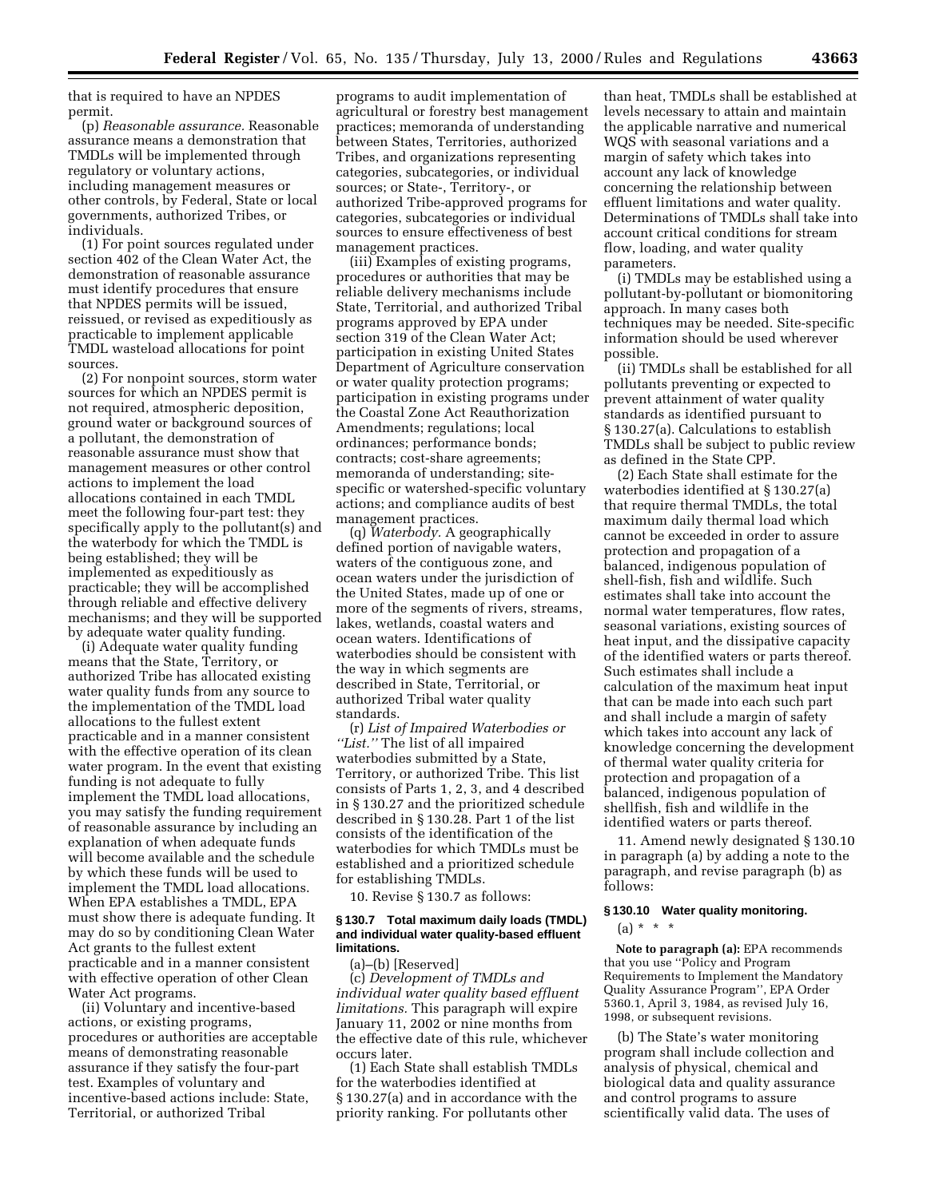that is required to have an NPDES permit.

(p) *Reasonable assurance.* Reasonable assurance means a demonstration that TMDLs will be implemented through regulatory or voluntary actions, including management measures or other controls, by Federal, State or local governments, authorized Tribes, or individuals.

(1) For point sources regulated under section 402 of the Clean Water Act, the demonstration of reasonable assurance must identify procedures that ensure that NPDES permits will be issued, reissued, or revised as expeditiously as practicable to implement applicable TMDL wasteload allocations for point sources.

(2) For nonpoint sources, storm water sources for which an NPDES permit is not required, atmospheric deposition, ground water or background sources of a pollutant, the demonstration of reasonable assurance must show that management measures or other control actions to implement the load allocations contained in each TMDL meet the following four-part test: they specifically apply to the pollutant(s) and the waterbody for which the TMDL is being established; they will be implemented as expeditiously as practicable; they will be accomplished through reliable and effective delivery mechanisms; and they will be supported by adequate water quality funding.

(i) Adequate water quality funding means that the State, Territory, or authorized Tribe has allocated existing water quality funds from any source to the implementation of the TMDL load allocations to the fullest extent practicable and in a manner consistent with the effective operation of its clean water program. In the event that existing funding is not adequate to fully implement the TMDL load allocations, you may satisfy the funding requirement of reasonable assurance by including an explanation of when adequate funds will become available and the schedule by which these funds will be used to implement the TMDL load allocations. When EPA establishes a TMDL, EPA must show there is adequate funding. It may do so by conditioning Clean Water Act grants to the fullest extent practicable and in a manner consistent with effective operation of other Clean Water Act programs.

(ii) Voluntary and incentive-based actions, or existing programs, procedures or authorities are acceptable means of demonstrating reasonable assurance if they satisfy the four-part test. Examples of voluntary and incentive-based actions include: State, Territorial, or authorized Tribal programs to audit implementation of agricultural or forestry best management practices; memoranda of understanding between States, Territories, authorized Tribes, and organizations representing categories, subcategories, or individual sources; or State-, Territory-, or authorized Tribe-approved programs for categories, subcategories or individual sources to ensure effectiveness of best management practices.

(iii) Examples of existing programs, procedures or authorities that may be reliable delivery mechanisms include State, Territorial, and authorized Tribal programs approved by EPA under section 319 of the Clean Water Act; participation in existing United States Department of Agriculture conservation or water quality protection programs; participation in existing programs under the Coastal Zone Act Reauthorization Amendments; regulations; local ordinances; performance bonds; contracts; cost-share agreements; memoranda of understanding; site-specific or watershed-specific voluntary actions; and compliance audits of best management practices.

(q) *Waterbody.* A geographically defined portion of navigable waters, waters of the contiguous zone, and ocean waters under the jurisdiction of the United States, made up of one or more of the segments of rivers, streams, lakes, wetlands, coastal waters and ocean waters. Identifications of waterbodies should be consistent with the way in which segments are described in State, Territorial, or authorized Tribal water quality standards.

(r) *List of Impaired Waterbodies or "List."* The list of all impaired waterbodies submitted by a State, Territory, or authorized Tribe. This list consists of Parts 1, 2, 3, and 4 described in § 130.27 and the prioritized schedule described in § 130.28. Part 1 of the list consists of the identification of the waterbodies for which TMDLs must be established and a prioritized schedule for establishing TMDLs.

10. Revise § 130.7 as follows:

**§ 130.7 Total maximum daily loads (TMDL) and individual water quality-based effluent limitations.**

(a)–(b) [Reserved]

(c) *Development of TMDLs and individual water quality based effluent limitations.* This paragraph will expire January 11, 2002 or nine months from the effective date of this rule, whichever occurs later.

(1) Each State shall establish TMDLs for the waterbodies identified at § 130.27(a) and in accordance with the priority ranking. For pollutants other than heat, TMDLs shall be established at levels necessary to attain and maintain the applicable narrative and numerical WQS with seasonal variations and a margin of safety which takes into account any lack of knowledge concerning the relationship between effluent limitations and water quality. Determinations of TMDLs shall take into account critical conditions for stream flow, loading, and water quality parameters.

(i) TMDLs may be established using a pollutant-by-pollutant or biomonitoring approach. In many cases both techniques may be needed. Site-specific information should be used wherever possible.

(ii) TMDLs shall be established for all pollutants preventing or expected to prevent attainment of water quality standards as identified pursuant to § 130.27(a). Calculations to establish TMDLs shall be subject to public review as defined in the State CPP.

(2) Each State shall estimate for the waterbodies identified at § 130.27(a) that require thermal TMDLs, the total maximum daily thermal load which cannot be exceeded in order to assure protection and propagation of a balanced, indigenous population of shell-fish, fish and wildlife. Such estimates shall take into account the normal water temperatures, flow rates, seasonal variations, existing sources of heat input, and the dissipative capacity of the identified waters or parts thereof. Such estimates shall include a calculation of the maximum heat input that can be made into each such part and shall include a margin of safety which takes into account any lack of knowledge concerning the development of thermal water quality criteria for protection and propagation of a balanced, indigenous population of shellfish, fish and wildlife in the identified waters or parts thereof.

11. Amend newly designated § 130.10 in paragraph (a) by adding a note to the paragraph, and revise paragraph (b) as follows:

**§ 130.10 Water quality monitoring.**

(a) * * *

**Note to paragraph (a):** EPA recommends that you use "Policy and Program Requirements to Implement the Mandatory Quality Assurance Program", EPA Order 5360.1, April 3, 1984, as revised July 16, 1998, or subsequent revisions.

(b) The State's water monitoring program shall include collection and analysis of physical, chemical and biological data and quality assurance and control programs to assure scientifically valid data. The uses of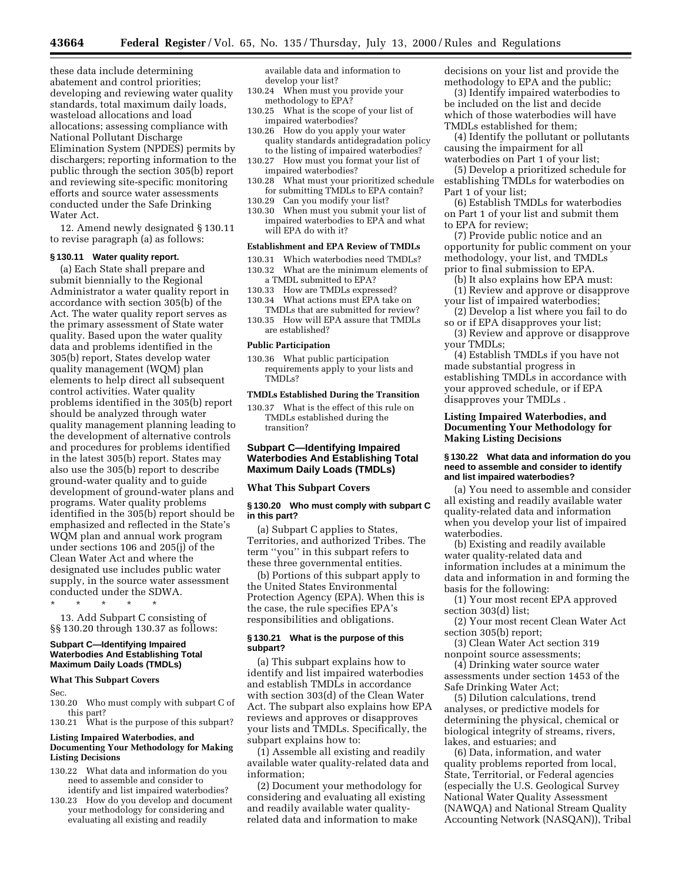these data include determining abatement and control priorities; developing and reviewing water quality standards, total maximum daily loads, wasteload allocations and load allocations; assessing compliance with National Pollutant Discharge Elimination System (NPDES) permits by dischargers; reporting information to the public through the section 305(b) report and reviewing site-specific monitoring efforts and source water assessments conducted under the Safe Drinking Water Act.

12. Amend newly designated § 130.11 to revise paragraph (a) as follows:

**§ 130.11 Water quality report.**

(a) Each State shall prepare and submit biennially to the Regional Administrator a water quality report in accordance with section 305(b) of the Act. The water quality report serves as the primary assessment of State water quality. Based upon the water quality data and problems identified in the 305(b) report, States develop water quality management (WQM) plan elements to help direct all subsequent control activities. Water quality problems identified in the 305(b) report should be analyzed through water quality management planning leading to the development of alternative controls and procedures for problems identified in the latest 305(b) report. States may also use the 305(b) report to describe ground-water quality and to guide development of ground-water plans and programs. Water quality problems identified in the 305(b) report should be emphasized and reflected in the State's WQM plan and annual work program under sections 106 and 205(j) of the Clean Water Act and where the designated use includes public water supply, in the source water assessment conducted under the SDWA.

\* \* \* \* \*

13. Add Subpart C consisting of §§ 130.20 through 130.37 as follows:

**Subpart C—Identifying Impaired Waterbodies And Establishing Total Maximum Daily Loads (TMDLs)**

**What This Subpart Covers**

Sec.

130.20 Who must comply with subpart C of this part?

130.21 What is the purpose of this subpart?

**Listing Impaired Waterbodies, and Documenting Your Methodology for Making Listing Decisions**

130.22 What data and information do you need to assemble and consider to identify and list impaired waterbodies?

130.23 How do you develop and document your methodology for considering and evaluating all existing and readily available data and information to develop your list?

130.24 When must you provide your methodology to EPA?

130.25 What is the scope of your list of impaired waterbodies?

130.26 How do you apply your water quality standards antidegradation policy to the listing of impaired waterbodies?

130.27 How must you format your list of impaired waterbodies?

130.28 What must your prioritized schedule for submitting TMDLs to EPA contain?

130.29 Can you modify your list?

130.30 When must you submit your list of impaired waterbodies to EPA and what will EPA do with it?

**Establishment and EPA Review of TMDLs**

130.31 Which waterbodies need TMDLs?

130.32 What are the minimum elements of a TMDL submitted to EPA?

130.33 How are TMDLs expressed?

130.34 What actions must EPA take on TMDLs that are submitted for review?

130.35 How will EPA assure that TMDLs are established?

**Public Participation**

130.36 What public participation requirements apply to your lists and TMDLs?

**TMDLs Established During the Transition**

130.37 What is the effect of this rule on TMDLs established during the transition?

## Subpart C—Identifying Impaired Waterbodies And Establishing Total Maximum Daily Loads (TMDLs)

### What This Subpart Covers

**§ 130.20 Who must comply with subpart C in this part?**

(a) Subpart C applies to States, Territories, and authorized Tribes. The term ''you'' in this subpart refers to these three governmental entities.

(b) Portions of this subpart apply to the United States Environmental Protection Agency (EPA). When this is the case, the rule specifies EPA's responsibilities and obligations.

**§ 130.21 What is the purpose of this subpart?**

(a) This subpart explains how to identify and list impaired waterbodies and establish TMDLs in accordance with section 303(d) of the Clean Water Act. The subpart also explains how EPA reviews and approves or disapproves your lists and TMDLs. Specifically, the subpart explains how to:

(1) Assemble all existing and readily available water quality-related data and information;

(2) Document your methodology for considering and evaluating all existing and readily available water quality-related data and information to make decisions on your list and provide the methodology to EPA and the public;

(3) Identify impaired waterbodies to be included on the list and decide which of those waterbodies will have TMDLs established for them;

(4) Identify the pollutant or pollutants causing the impairment for all waterbodies on Part 1 of your list;

(5) Develop a prioritized schedule for establishing TMDLs for waterbodies on Part 1 of your list;

(6) Establish TMDLs for waterbodies on Part 1 of your list and submit them to EPA for review;

(7) Provide public notice and an opportunity for public comment on your methodology, your list, and TMDLs prior to final submission to EPA.

(b) It also explains how EPA must:

(1) Review and approve or disapprove your list of impaired waterbodies;

(2) Develop a list where you fail to do so or if EPA disapproves your list;

(3) Review and approve or disapprove your TMDLs;

(4) Establish TMDLs if you have not made substantial progress in establishing TMDLs in accordance with your approved schedule, or if EPA disapproves your TMDLs .

### Listing Impaired Waterbodies, and Documenting Your Methodology for Making Listing Decisions

**§ 130.22 What data and information do you need to assemble and consider to identify and list impaired waterbodies?**

(a) You need to assemble and consider all existing and readily available water quality-related data and information when you develop your list of impaired waterbodies.

(b) Existing and readily available water quality-related data and information includes at a minimum the data and information in and forming the basis for the following:

(1) Your most recent EPA approved section 303(d) list;

(2) Your most recent Clean Water Act section 305(b) report;

(3) Clean Water Act section 319 nonpoint source assessments;

(4) Drinking water source water assessments under section 1453 of the Safe Drinking Water Act;

(5) Dilution calculations, trend analyses, or predictive models for determining the physical, chemical or biological integrity of streams, rivers, lakes, and estuaries; and

(6) Data, information, and water quality problems reported from local, State, Territorial, or Federal agencies (especially the U.S. Geological Survey National Water Quality Assessment (NAWQA) and National Stream Quality Accounting Network (NASQAN)), Tribal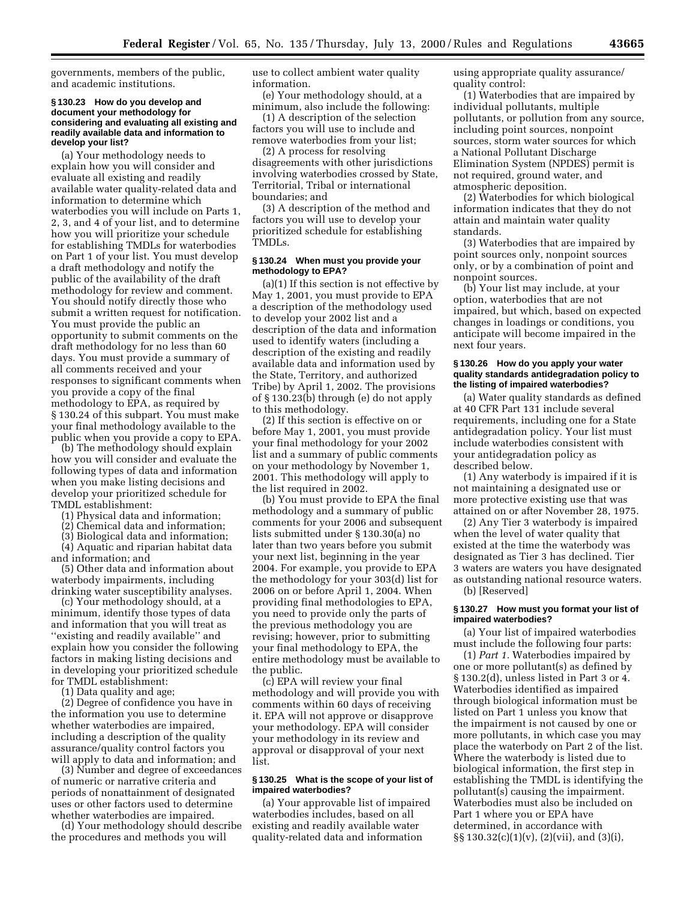governments, members of the public, and academic institutions.

### § 130.23 How do you develop and document your methodology for considering and evaluating all existing and readily available data and information to develop your list?

(a) Your methodology needs to explain how you will consider and evaluate all existing and readily available water quality-related data and information to determine which waterbodies you will include on Parts 1, 2, 3, and 4 of your list, and to determine how you will prioritize your schedule for establishing TMDLs for waterbodies on Part 1 of your list. You must develop a draft methodology and notify the public of the availability of the draft methodology for review and comment. You should notify directly those who submit a written request for notification. You must provide the public an opportunity to submit comments on the draft methodology for no less than 60 days. You must provide a summary of all comments received and your responses to significant comments when you provide a copy of the final methodology to EPA, as required by § 130.24 of this subpart. You must make your final methodology available to the public when you provide a copy to EPA.

(b) The methodology should explain how you will consider and evaluate the following types of data and information when you make listing decisions and develop your prioritized schedule for TMDL establishment:

(1) Physical data and information;

(2) Chemical data and information;

(3) Biological data and information;

(4) Aquatic and riparian habitat data and information; and

(5) Other data and information about waterbody impairments, including drinking water susceptibility analyses.

(c) Your methodology should, at a minimum, identify those types of data and information that you will treat as ''existing and readily available'' and explain how you consider the following factors in making listing decisions and in developing your prioritized schedule for TMDL establishment:

(1) Data quality and age;

(2) Degree of confidence you have in the information you use to determine whether waterbodies are impaired, including a description of the quality assurance/quality control factors you will apply to data and information; and

(3) Number and degree of exceedances of numeric or narrative criteria and periods of nonattainment of designated uses or other factors used to determine whether waterbodies are impaired.

(d) Your methodology should describe the procedures and methods you will use to collect ambient water quality information.

(e) Your methodology should, at a minimum, also include the following:

(1) A description of the selection factors you will use to include and remove waterbodies from your list;

(2) A process for resolving disagreements with other jurisdictions involving waterbodies crossed by State, Territorial, Tribal or international boundaries; and

(3) A description of the method and factors you will use to develop your prioritized schedule for establishing TMDLs.

### § 130.24 When must you provide your methodology to EPA?

(a)(1) If this section is not effective by May 1, 2001, you must provide to EPA a description of the methodology used to develop your 2002 list and a description of the data and information used to identify waters (including a description of the existing and readily available data and information used by the State, Territory, and authorized Tribe) by April 1, 2002. The provisions of § 130.23(b) through (e) do not apply to this methodology.

(2) If this section is effective on or before May 1, 2001, you must provide your final methodology for your 2002 list and a summary of public comments on your methodology by November 1, 2001. This methodology will apply to the list required in 2002.

(b) You must provide to EPA the final methodology and a summary of public comments for your 2006 and subsequent lists submitted under § 130.30(a) no later than two years before you submit your next list, beginning in the year 2004. For example, you provide to EPA the methodology for your 303(d) list for 2006 on or before April 1, 2004. When providing final methodologies to EPA, you need to provide only the parts of the previous methodology you are revising; however, prior to submitting your final methodology to EPA, the entire methodology must be available to the public.

(c) EPA will review your final methodology and will provide you with comments within 60 days of receiving it. EPA will not approve or disapprove your methodology. EPA will consider your methodology in its review and approval or disapproval of your next list.

### § 130.25 What is the scope of your list of impaired waterbodies?

(a) Your approvable list of impaired waterbodies includes, based on all existing and readily available water quality-related data and information using appropriate quality assurance/quality control:

(1) Waterbodies that are impaired by individual pollutants, multiple pollutants, or pollution from any source, including point sources, nonpoint sources, storm water sources for which a National Pollutant Discharge Elimination System (NPDES) permit is not required, ground water, and atmospheric deposition.

(2) Waterbodies for which biological information indicates that they do not attain and maintain water quality standards.

(3) Waterbodies that are impaired by point sources only, nonpoint sources only, or by a combination of point and nonpoint sources.

(b) Your list may include, at your option, waterbodies that are not impaired, but which, based on expected changes in loadings or conditions, you anticipate will become impaired in the next four years.

### § 130.26 How do you apply your water quality standards antidegradation policy to the listing of impaired waterbodies?

(a) Water quality standards as defined at 40 CFR Part 131 include several requirements, including one for a State antidegradation policy. Your list must include waterbodies consistent with your antidegradation policy as described below.

(1) Any waterbody is impaired if it is not maintaining a designated use or more protective existing use that was attained on or after November 28, 1975.

(2) Any Tier 3 waterbody is impaired when the level of water quality that existed at the time the waterbody was designated as Tier 3 has declined. Tier 3 waters are waters you have designated as outstanding national resource waters.

(b) [Reserved]

### § 130.27 How must you format your list of impaired waterbodies?

(a) Your list of impaired waterbodies must include the following four parts:

(1) *Part 1.* Waterbodies impaired by one or more pollutant(s) as defined by § 130.2(d), unless listed in Part 3 or 4. Waterbodies identified as impaired through biological information must be listed on Part 1 unless you know that the impairment is not caused by one or more pollutants, in which case you may place the waterbody on Part 2 of the list. Where the waterbody is listed due to biological information, the first step in establishing the TMDL is identifying the pollutant(s) causing the impairment. Waterbodies must also be included on Part 1 where you or EPA have determined, in accordance with §§ 130.32(c)(1)(v), (2)(vii), and (3)(i),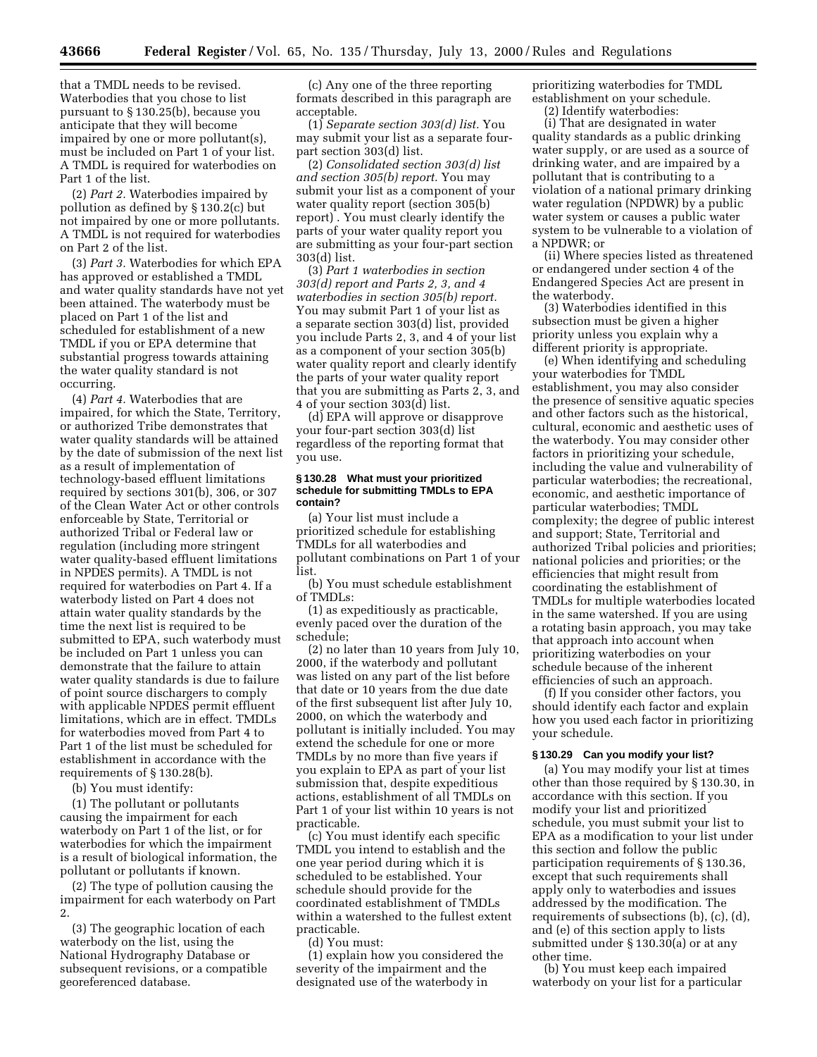that a TMDL needs to be revised. Waterbodies that you chose to list pursuant to § 130.25(b), because you anticipate that they will become impaired by one or more pollutant(s), must be included on Part 1 of your list. A TMDL is required for waterbodies on Part 1 of the list.

(2) *Part 2.* Waterbodies impaired by pollution as defined by § 130.2(c) but not impaired by one or more pollutants. A TMDL is not required for waterbodies on Part 2 of the list.

(3) *Part 3.* Waterbodies for which EPA has approved or established a TMDL and water quality standards have not yet been attained. The waterbody must be placed on Part 1 of the list and scheduled for establishment of a new TMDL if you or EPA determine that substantial progress towards attaining the water quality standard is not occurring.

(4) *Part 4.* Waterbodies that are impaired, for which the State, Territory, or authorized Tribe demonstrates that water quality standards will be attained by the date of submission of the next list as a result of implementation of technology-based effluent limitations required by sections 301(b), 306, or 307 of the Clean Water Act or other controls enforceable by State, Territorial or authorized Tribal or Federal law or regulation (including more stringent water quality-based effluent limitations in NPDES permits). A TMDL is not required for waterbodies on Part 4. If a waterbody listed on Part 4 does not attain water quality standards by the time the next list is required to be submitted to EPA, such waterbody must be included on Part 1 unless you can demonstrate that the failure to attain water quality standards is due to failure of point source dischargers to comply with applicable NPDES permit effluent limitations, which are in effect. TMDLs for waterbodies moved from Part 4 to Part 1 of the list must be scheduled for establishment in accordance with the requirements of § 130.28(b).

(b) You must identify:

(1) The pollutant or pollutants causing the impairment for each waterbody on Part 1 of the list, or for waterbodies for which the impairment is a result of biological information, the pollutant or pollutants if known.

(2) The type of pollution causing the impairment for each waterbody on Part 2.

(3) The geographic location of each waterbody on the list, using the National Hydrography Database or subsequent revisions, or a compatible georeferenced database.

(c) Any one of the three reporting formats described in this paragraph are acceptable.

(1) *Separate section 303(d) list.* You may submit your list as a separate four-part section 303(d) list.

(2) *Consolidated section 303(d) list and section 305(b) report.* You may submit your list as a component of your water quality report (section 305(b) report) . You must clearly identify the parts of your water quality report you are submitting as your four-part section 303(d) list.

(3) *Part 1 waterbodies in section 303(d) report and Parts 2, 3, and 4 waterbodies in section 305(b) report.* You may submit Part 1 of your list as a separate section 303(d) list, provided you include Parts 2, 3, and 4 of your list as a component of your section 305(b) water quality report and clearly identify the parts of your water quality report that you are submitting as Parts 2, 3, and 4 of your section 303(d) list.

(d) EPA will approve or disapprove your four-part section 303(d) list regardless of the reporting format that you use.

#### § 130.28 What must your prioritized schedule for submitting TMDLs to EPA contain?

(a) Your list must include a prioritized schedule for establishing TMDLs for all waterbodies and pollutant combinations on Part 1 of your list.

(b) You must schedule establishment of TMDLs:

(1) as expeditiously as practicable, evenly paced over the duration of the schedule;

(2) no later than 10 years from July 10, 2000, if the waterbody and pollutant was listed on any part of the list before that date or 10 years from the due date of the first subsequent list after July 10, 2000, on which the waterbody and pollutant is initially included. You may extend the schedule for one or more TMDLs by no more than five years if you explain to EPA as part of your list submission that, despite expeditious actions, establishment of all TMDLs on Part 1 of your list within 10 years is not practicable.

(c) You must identify each specific TMDL you intend to establish and the one year period during which it is scheduled to be established. Your schedule should provide for the coordinated establishment of TMDLs within a watershed to the fullest extent practicable.

(d) You must:

(1) explain how you considered the severity of the impairment and the designated use of the waterbody in prioritizing waterbodies for TMDL establishment on your schedule.

(2) Identify waterbodies:

(i) That are designated in water quality standards as a public drinking water supply, or are used as a source of drinking water, and are impaired by a pollutant that is contributing to a violation of a national primary drinking water regulation (NPDWR) by a public water system or causes a public water system to be vulnerable to a violation of a NPDWR; or

(ii) Where species listed as threatened or endangered under section 4 of the Endangered Species Act are present in the waterbody.

(3) Waterbodies identified in this subsection must be given a higher priority unless you explain why a different priority is appropriate.

(e) When identifying and scheduling your waterbodies for TMDL establishment, you may also consider the presence of sensitive aquatic species and other factors such as the historical, cultural, economic and aesthetic uses of the waterbody. You may consider other factors in prioritizing your schedule, including the value and vulnerability of particular waterbodies; the recreational, economic, and aesthetic importance of particular waterbodies; TMDL complexity; the degree of public interest and support; State, Territorial and authorized Tribal policies and priorities; national policies and priorities; or the efficiencies that might result from coordinating the establishment of TMDLs for multiple waterbodies located in the same watershed. If you are using a rotating basin approach, you may take that approach into account when prioritizing waterbodies on your schedule because of the inherent efficiencies of such an approach.

(f) If you consider other factors, you should identify each factor and explain how you used each factor in prioritizing your schedule.

#### § 130.29 Can you modify your list?

(a) You may modify your list at times other than those required by § 130.30, in accordance with this section. If you modify your list and prioritized schedule, you must submit your list to EPA as a modification to your list under this section and follow the public participation requirements of § 130.36, except that such requirements shall apply only to waterbodies and issues addressed by the modification. The requirements of subsections (b), (c), (d), and (e) of this section apply to lists submitted under § 130.30(a) or at any other time.

(b) You must keep each impaired waterbody on your list for a particular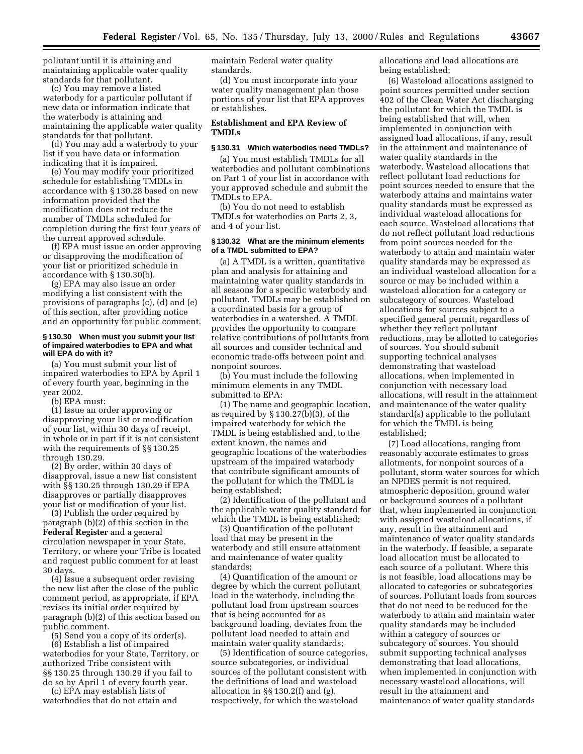pollutant until it is attaining and maintaining applicable water quality standards for that pollutant.

(c) You may remove a listed waterbody for a particular pollutant if new data or information indicate that the waterbody is attaining and maintaining the applicable water quality standards for that pollutant.

(d) You may add a waterbody to your list if you have data or information indicating that it is impaired.

(e) You may modify your prioritized schedule for establishing TMDLs in accordance with § 130.28 based on new information provided that the modification does not reduce the number of TMDLs scheduled for completion during the first four years of the current approved schedule.

(f) EPA must issue an order approving or disapproving the modification of your list or prioritized schedule in accordance with § 130.30(b).

(g) EPA may also issue an order modifying a list consistent with the provisions of paragraphs (c), (d) and (e) of this section, after providing notice and an opportunity for public comment.

#### § 130.30 When must you submit your list of impaired waterbodies to EPA and what will EPA do with it?

(a) You must submit your list of impaired waterbodies to EPA by April 1 of every fourth year, beginning in the year 2002.

(b) EPA must:

(1) Issue an order approving or disapproving your list or modification of your list, within 30 days of receipt, in whole or in part if it is not consistent with the requirements of §§ 130.25 through 130.29.

(2) By order, within 30 days of disapproval, issue a new list consistent with §§ 130.25 through 130.29 if EPA disapproves or partially disapproves your list or modification of your list.

(3) Publish the order required by paragraph (b)(2) of this section in the **Federal Register** and a general circulation newspaper in your State, Territory, or where your Tribe is located and request public comment for at least 30 days.

(4) Issue a subsequent order revising the new list after the close of the public comment period, as appropriate, if EPA revises its initial order required by paragraph (b)(2) of this section based on public comment.

(5) Send you a copy of its order(s).

(6) Establish a list of impaired waterbodies for your State, Territory, or authorized Tribe consistent with §§ 130.25 through 130.29 if you fail to do so by April 1 of every fourth year.

(c) EPA may establish lists of waterbodies that do not attain and maintain Federal water quality standards.

(d) You must incorporate into your water quality management plan those portions of your list that EPA approves or establishes.

### Establishment and EPA Review of TMDLs

#### § 130.31 Which waterbodies need TMDLs?

(a) You must establish TMDLs for all waterbodies and pollutant combinations on Part 1 of your list in accordance with your approved schedule and submit the TMDLs to EPA.

(b) You do not need to establish TMDLs for waterbodies on Parts 2, 3, and 4 of your list.

#### § 130.32 What are the minimum elements of a TMDL submitted to EPA?

(a) A TMDL is a written, quantitative plan and analysis for attaining and maintaining water quality standards in all seasons for a specific waterbody and pollutant. TMDLs may be established on a coordinated basis for a group of waterbodies in a watershed. A TMDL provides the opportunity to compare relative contributions of pollutants from all sources and consider technical and economic trade-offs between point and nonpoint sources.

(b) You must include the following minimum elements in any TMDL submitted to EPA:

(1) The name and geographic location, as required by § 130.27(b)(3), of the impaired waterbody for which the TMDL is being established and, to the extent known, the names and geographic locations of the waterbodies upstream of the impaired waterbody that contribute significant amounts of the pollutant for which the TMDL is being established;

(2) Identification of the pollutant and the applicable water quality standard for which the TMDL is being established;

(3) Quantification of the pollutant load that may be present in the waterbody and still ensure attainment and maintenance of water quality standards;

(4) Quantification of the amount or degree by which the current pollutant load in the waterbody, including the pollutant load from upstream sources that is being accounted for as background loading, deviates from the pollutant load needed to attain and maintain water quality standards;

(5) Identification of source categories, source subcategories, or individual sources of the pollutant consistent with the definitions of load and wasteload allocation in §§ 130.2(f) and (g), respectively, for which the wasteload allocations and load allocations are being established;

(6) Wasteload allocations assigned to point sources permitted under section 402 of the Clean Water Act discharging the pollutant for which the TMDL is being established that will, when implemented in conjunction with assigned load allocations, if any, result in the attainment and maintenance of water quality standards in the waterbody. Wasteload allocations that reflect pollutant load reductions for point sources needed to ensure that the waterbody attains and maintains water quality standards must be expressed as individual wasteload allocations for each source. Wasteload allocations that do not reflect pollutant load reductions from point sources needed for the waterbody to attain and maintain water quality standards may be expressed as an individual wasteload allocation for a source or may be included within a wasteload allocation for a category or subcategory of sources. Wasteload allocations for sources subject to a specified general permit, regardless of whether they reflect pollutant reductions, may be allotted to categories of sources. You should submit supporting technical analyses demonstrating that wasteload allocations, when implemented in conjunction with necessary load allocations, will result in the attainment and maintenance of the water quality standard(s) applicable to the pollutant for which the TMDL is being established;

(7) Load allocations, ranging from reasonably accurate estimates to gross allotments, for nonpoint sources of a pollutant, storm water sources for which an NPDES permit is not required, atmospheric deposition, ground water or background sources of a pollutant that, when implemented in conjunction with assigned wasteload allocations, if any, result in the attainment and maintenance of water quality standards in the waterbody. If feasible, a separate load allocation must be allocated to each source of a pollutant. Where this is not feasible, load allocations may be allocated to categories or subcategories of sources. Pollutant loads from sources that do not need to be reduced for the waterbody to attain and maintain water quality standards may be included within a category of sources or subcategory of sources. You should submit supporting technical analyses demonstrating that load allocations, when implemented in conjunction with necessary wasteload allocations, will result in the attainment and maintenance of water quality standards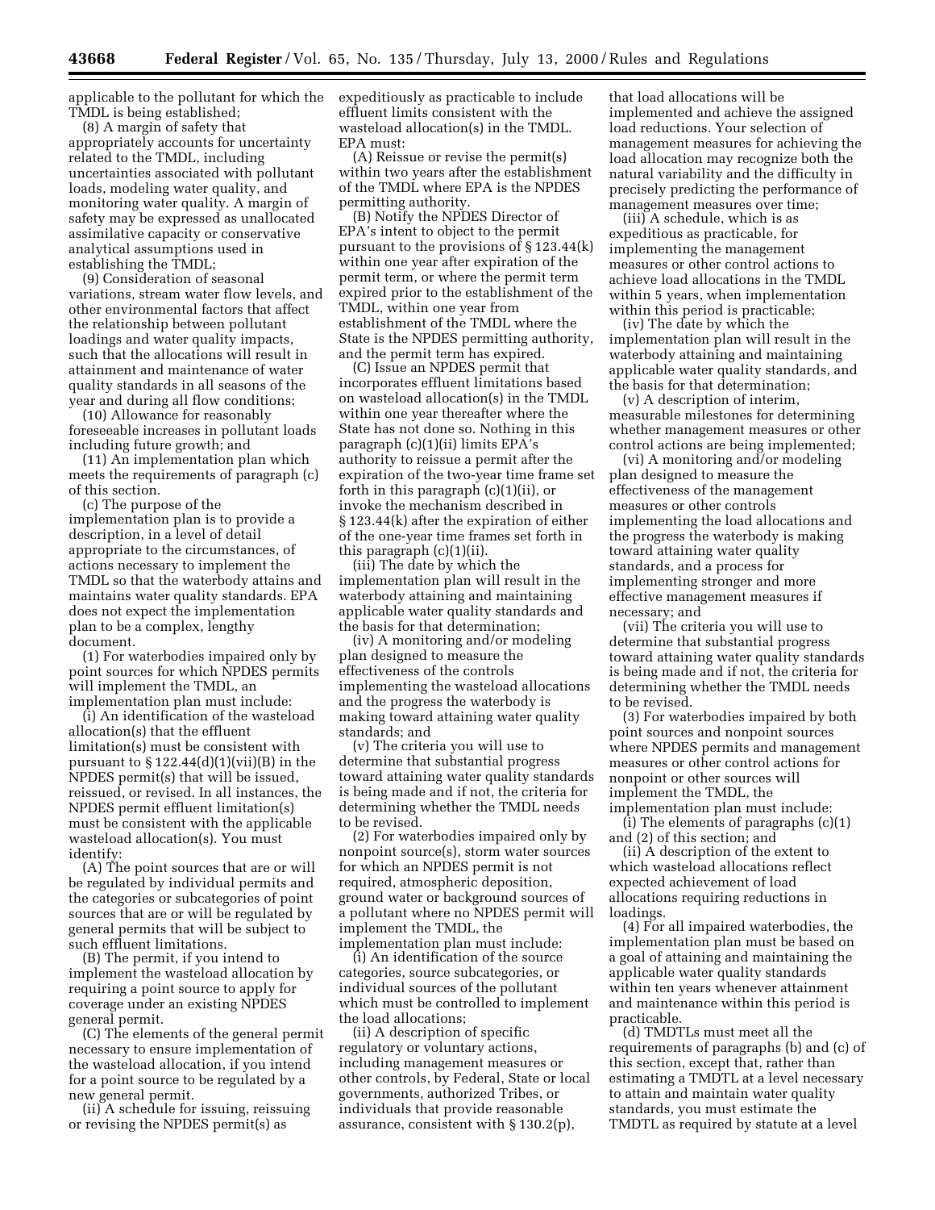applicable to the pollutant for which the TMDL is being established;

(8) A margin of safety that appropriately accounts for uncertainty related to the TMDL, including uncertainties associated with pollutant loads, modeling water quality, and monitoring water quality. A margin of safety may be expressed as unallocated assimilative capacity or conservative analytical assumptions used in establishing the TMDL;

(9) Consideration of seasonal variations, stream water flow levels, and other environmental factors that affect the relationship between pollutant loadings and water quality impacts, such that the allocations will result in attainment and maintenance of water quality standards in all seasons of the year and during all flow conditions;

(10) Allowance for reasonably foreseeable increases in pollutant loads including future growth; and

(11) An implementation plan which meets the requirements of paragraph (c) of this section.

(c) The purpose of the implementation plan is to provide a description, in a level of detail appropriate to the circumstances, of actions necessary to implement the TMDL so that the waterbody attains and maintains water quality standards. EPA does not expect the implementation plan to be a complex, lengthy document.

(1) For waterbodies impaired only by point sources for which NPDES permits will implement the TMDL, an implementation plan must include:

(i) An identification of the wasteload allocation(s) that the effluent limitation(s) must be consistent with pursuant to § 122.44(d)(1)(vii)(B) in the NPDES permit(s) that will be issued, reissued, or revised. In all instances, the NPDES permit effluent limitation(s) must be consistent with the applicable wasteload allocation(s). You must identify:

(A) The point sources that are or will be regulated by individual permits and the categories or subcategories of point sources that are or will be regulated by general permits that will be subject to such effluent limitations.

(B) The permit, if you intend to implement the wasteload allocation by requiring a point source to apply for coverage under an existing NPDES general permit.

(C) The elements of the general permit necessary to ensure implementation of the wasteload allocation, if you intend for a point source to be regulated by a new general permit.

(ii) A schedule for issuing, reissuing or revising the NPDES permit(s) as expeditiously as practicable to include effluent limits consistent with the wasteload allocation(s) in the TMDL. EPA must:

(A) Reissue or revise the permit(s) within two years after the establishment of the TMDL where EPA is the NPDES permitting authority.

(B) Notify the NPDES Director of EPA's intent to object to the permit pursuant to the provisions of § 123.44(k) within one year after expiration of the permit term, or where the permit term expired prior to the establishment of the TMDL, within one year from establishment of the TMDL where the State is the NPDES permitting authority, and the permit term has expired.

(C) Issue an NPDES permit that incorporates effluent limitations based on wasteload allocation(s) in the TMDL within one year thereafter where the State has not done so. Nothing in this paragraph (c)(1)(ii) limits EPA's authority to reissue a permit after the expiration of the two-year time frame set forth in this paragraph (c)(1)(ii), or invoke the mechanism described in § 123.44(k) after the expiration of either of the one-year time frames set forth in this paragraph (c)(1)(ii).

(iii) The date by which the implementation plan will result in the waterbody attaining and maintaining applicable water quality standards and the basis for that determination;

(iv) A monitoring and/or modeling plan designed to measure the effectiveness of the controls implementing the wasteload allocations and the progress the waterbody is making toward attaining water quality standards; and

(v) The criteria you will use to determine that substantial progress toward attaining water quality standards is being made and if not, the criteria for determining whether the TMDL needs to be revised.

(2) For waterbodies impaired only by nonpoint source(s), storm water sources for which an NPDES permit is not required, atmospheric deposition, ground water or background sources of a pollutant where no NPDES permit will implement the TMDL, the implementation plan must include:

(i) An identification of the source categories, source subcategories, or individual sources of the pollutant which must be controlled to implement the load allocations;

(ii) A description of specific regulatory or voluntary actions, including management measures or other controls, by Federal, State or local governments, authorized Tribes, or individuals that provide reasonable assurance, consistent with § 130.2(p), that load allocations will be implemented and achieve the assigned load reductions. Your selection of management measures for achieving the load allocation may recognize both the natural variability and the difficulty in precisely predicting the performance of management measures over time;

(iii) A schedule, which is as expeditious as practicable, for implementing the management measures or other control actions to achieve load allocations in the TMDL within 5 years, when implementation within this period is practicable;

(iv) The date by which the implementation plan will result in the waterbody attaining and maintaining applicable water quality standards, and the basis for that determination;

(v) A description of interim, measurable milestones for determining whether management measures or other control actions are being implemented;

(vi) A monitoring and/or modeling plan designed to measure the effectiveness of the management measures or other controls implementing the load allocations and the progress the waterbody is making toward attaining water quality standards, and a process for implementing stronger and more effective management measures if necessary; and

(vii) The criteria you will use to determine that substantial progress toward attaining water quality standards is being made and if not, the criteria for determining whether the TMDL needs to be revised.

(3) For waterbodies impaired by both point sources and nonpoint sources where NPDES permits and management measures or other control actions for nonpoint or other sources will implement the TMDL, the implementation plan must include:

(i) The elements of paragraphs (c)(1) and (2) of this section; and

(ii) A description of the extent to which wasteload allocations reflect expected achievement of load allocations requiring reductions in loadings.

(4) For all impaired waterbodies, the implementation plan must be based on a goal of attaining and maintaining the applicable water quality standards within ten years whenever attainment and maintenance within this period is practicable.

(d) TMDTLs must meet all the requirements of paragraphs (b) and (c) of this section, except that, rather than estimating a TMDTL at a level necessary to attain and maintain water quality standards, you must estimate the TMDTL as required by statute at a level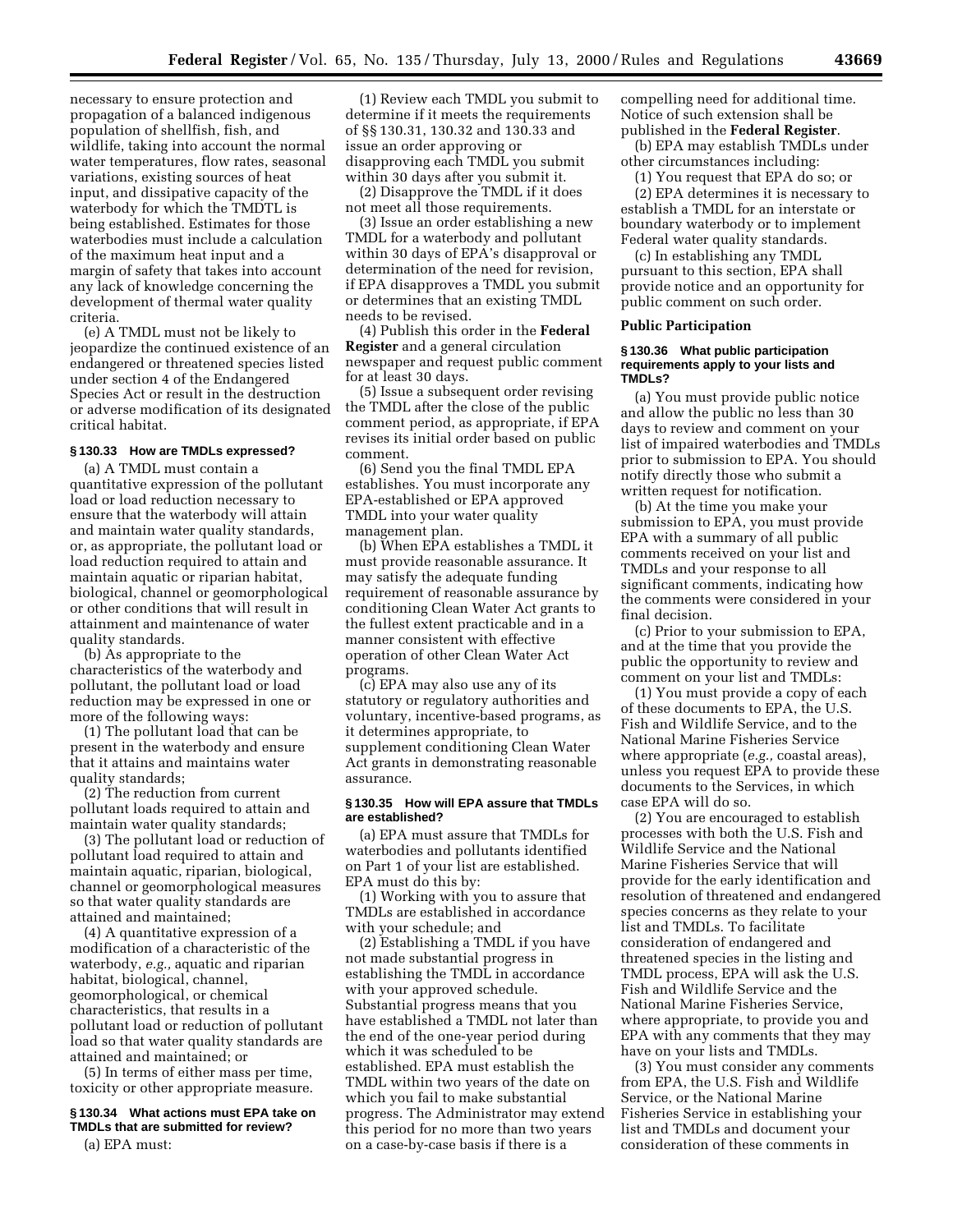necessary to ensure protection and propagation of a balanced indigenous population of shellfish, fish, and wildlife, taking into account the normal water temperatures, flow rates, seasonal variations, existing sources of heat input, and dissipative capacity of the waterbody for which the TMDTL is being established. Estimates for those waterbodies must include a calculation of the maximum heat input and a margin of safety that takes into account any lack of knowledge concerning the development of thermal water quality criteria.

(e) A TMDL must not be likely to jeopardize the continued existence of an endangered or threatened species listed under section 4 of the Endangered Species Act or result in the destruction or adverse modification of its designated critical habitat.

### § 130.33 How are TMDLs expressed?

(a) A TMDL must contain a quantitative expression of the pollutant load or load reduction necessary to ensure that the waterbody will attain and maintain water quality standards, or, as appropriate, the pollutant load or load reduction required to attain and maintain aquatic or riparian habitat, biological, channel or geomorphological or other conditions that will result in attainment and maintenance of water quality standards.

(b) As appropriate to the characteristics of the waterbody and pollutant, the pollutant load or load reduction may be expressed in one or more of the following ways:

(1) The pollutant load that can be present in the waterbody and ensure that it attains and maintains water quality standards;

(2) The reduction from current pollutant loads required to attain and maintain water quality standards;

(3) The pollutant load or reduction of pollutant load required to attain and maintain aquatic, riparian, biological, channel or geomorphological measures so that water quality standards are attained and maintained;

(4) A quantitative expression of a modification of a characteristic of the waterbody, *e.g.,* aquatic and riparian habitat, biological, channel, geomorphological, or chemical characteristics, that results in a pollutant load or reduction of pollutant load so that water quality standards are attained and maintained; or

(5) In terms of either mass per time, toxicity or other appropriate measure.

### § 130.34 What actions must EPA take on TMDLs that are submitted for review?

(a) EPA must:

(1) Review each TMDL you submit to determine if it meets the requirements of §§ 130.31, 130.32 and 130.33 and issue an order approving or disapproving each TMDL you submit within 30 days after you submit it.

(2) Disapprove the TMDL if it does not meet all those requirements.

(3) Issue an order establishing a new TMDL for a waterbody and pollutant within 30 days of EPA's disapproval or determination of the need for revision, if EPA disapproves a TMDL you submit or determines that an existing TMDL needs to be revised.

(4) Publish this order in the **Federal Register** and a general circulation newspaper and request public comment for at least 30 days.

(5) Issue a subsequent order revising the TMDL after the close of the public comment period, as appropriate, if EPA revises its initial order based on public comment.

(6) Send you the final TMDL EPA establishes. You must incorporate any EPA-established or EPA approved TMDL into your water quality management plan.

(b) When EPA establishes a TMDL it must provide reasonable assurance. It may satisfy the adequate funding requirement of reasonable assurance by conditioning Clean Water Act grants to the fullest extent practicable and in a manner consistent with effective operation of other Clean Water Act programs.

(c) EPA may also use any of its statutory or regulatory authorities and voluntary, incentive-based programs, as it determines appropriate, to supplement conditioning Clean Water Act grants in demonstrating reasonable assurance.

### § 130.35 How will EPA assure that TMDLs are established?

(a) EPA must assure that TMDLs for waterbodies and pollutants identified on Part 1 of your list are established. EPA must do this by:

(1) Working with you to assure that TMDLs are established in accordance with your schedule; and

(2) Establishing a TMDL if you have not made substantial progress in establishing the TMDL in accordance with your approved schedule. Substantial progress means that you have established a TMDL not later than the end of the one-year period during which it was scheduled to be established. EPA must establish the TMDL within two years of the date on which you fail to make substantial progress. The Administrator may extend this period for no more than two years on a case-by-case basis if there is a compelling need for additional time. Notice of such extension shall be published in the **Federal Register**.

(b) EPA may establish TMDLs under other circumstances including:

(1) You request that EPA do so; or

(2) EPA determines it is necessary to establish a TMDL for an interstate or boundary waterbody or to implement Federal water quality standards.

(c) In establishing any TMDL pursuant to this section, EPA shall provide notice and an opportunity for public comment on such order.

## Public Participation

### § 130.36 What public participation requirements apply to your lists and TMDLs?

(a) You must provide public notice and allow the public no less than 30 days to review and comment on your list of impaired waterbodies and TMDLs prior to submission to EPA. You should notify directly those who submit a written request for notification.

(b) At the time you make your submission to EPA, you must provide EPA with a summary of all public comments received on your list and TMDLs and your response to all significant comments, indicating how the comments were considered in your final decision.

(c) Prior to your submission to EPA, and at the time that you provide the public the opportunity to review and comment on your list and TMDLs:

(1) You must provide a copy of each of these documents to EPA, the U.S. Fish and Wildlife Service, and to the National Marine Fisheries Service where appropriate (*e.g.,* coastal areas), unless you request EPA to provide these documents to the Services, in which case EPA will do so.

(2) You are encouraged to establish processes with both the U.S. Fish and Wildlife Service and the National Marine Fisheries Service that will provide for the early identification and resolution of threatened and endangered species concerns as they relate to your list and TMDLs. To facilitate consideration of endangered and threatened species in the listing and TMDL process, EPA will ask the U.S. Fish and Wildlife Service and the National Marine Fisheries Service, where appropriate, to provide you and EPA with any comments that they may have on your lists and TMDLs.

(3) You must consider any comments from EPA, the U.S. Fish and Wildlife Service, or the National Marine Fisheries Service in establishing your list and TMDLs and document your consideration of these comments in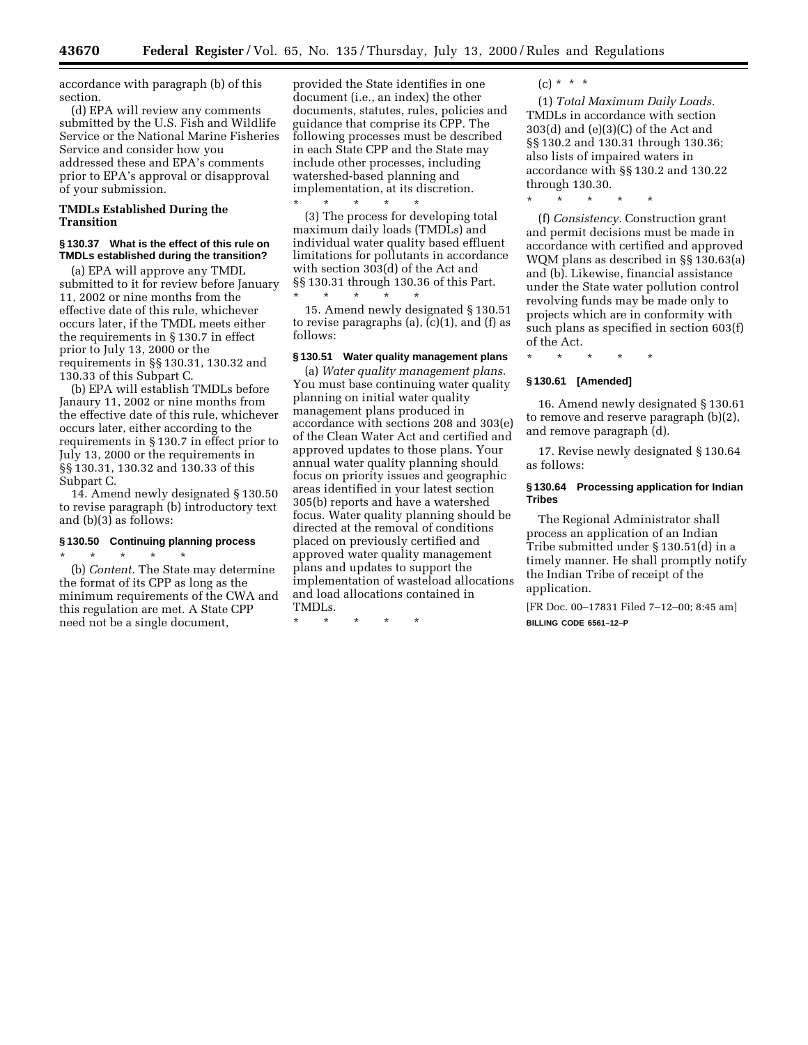accordance with paragraph (b) of this section.

(d) EPA will review any comments submitted by the U.S. Fish and Wildlife Service or the National Marine Fisheries Service and consider how you addressed these and EPA's comments prior to EPA's approval or disapproval of your submission.

**TMDLs Established During the Transition**

### § 130.37 What is the effect of this rule on TMDLs established during the transition?

(a) EPA will approve any TMDL submitted to it for review before January 11, 2002 or nine months from the effective date of this rule, whichever occurs later, if the TMDL meets either the requirements in § 130.7 in effect prior to July 13, 2000 or the requirements in §§ 130.31, 130.32 and 130.33 of this Subpart C.

(b) EPA will establish TMDLs before Janaury 11, 2002 or nine months from the effective date of this rule, whichever occurs later, either according to the requirements in § 130.7 in effect prior to July 13, 2000 or the requirements in §§ 130.31, 130.32 and 130.33 of this Subpart C.

14. Amend newly designated § 130.50 to revise paragraph (b) introductory text and (b)(3) as follows:

### § 130.50 Continuing planning process

* * * * *

(b) *Content.* The State may determine the format of its CPP as long as the minimum requirements of the CWA and this regulation are met. A State CPP need not be a single document, provided the State identifies in one document (i.e., an index) the other documents, statutes, rules, policies and guidance that comprise its CPP. The following processes must be described in each State CPP and the State may include other processes, including watershed-based planning and implementation, at its discretion.

* * * * *

(3) The process for developing total maximum daily loads (TMDLs) and individual water quality based effluent limitations for pollutants in accordance with section 303(d) of the Act and §§ 130.31 through 130.36 of this Part.

* * * * *

15. Amend newly designated § 130.51 to revise paragraphs (a), (c)(1), and (f) as follows:

### § 130.51 Water quality management plans

(a) *Water quality management plans.* You must base continuing water quality planning on initial water quality management plans produced in accordance with sections 208 and 303(e) of the Clean Water Act and certified and approved updates to those plans. Your annual water quality planning should focus on priority issues and geographic areas identified in your latest section 305(b) reports and have a watershed focus. Water quality planning should be directed at the removal of conditions placed on previously certified and approved water quality management plans and updates to support the implementation of wasteload allocations and load allocations contained in TMDLs.

* * * * *

(c) * * *

(1) *Total Maximum Daily Loads.* TMDLs in accordance with section 303(d) and (e)(3)(C) of the Act and §§ 130.2 and 130.31 through 130.36; also lists of impaired waters in accordance with §§ 130.2 and 130.22 through 130.30.

* * * * *

(f) *Consistency.* Construction grant and permit decisions must be made in accordance with certified and approved WQM plans as described in §§ 130.63(a) and (b). Likewise, financial assistance under the State water pollution control revolving funds may be made only to projects which are in conformity with such plans as specified in section 603(f) of the Act.

* * * * *

### § 130.61 [Amended]

16. Amend newly designated § 130.61 to remove and reserve paragraph (b)(2), and remove paragraph (d).

17. Revise newly designated § 130.64 as follows:

### § 130.64 Processing application for Indian Tribes

The Regional Administrator shall process an application of an Indian Tribe submitted under § 130.51(d) in a timely manner. He shall promptly notify the Indian Tribe of receipt of the application.

[FR Doc. 00–17831 Filed 7–12–00; 8:45 am]

BILLING CODE 6561–12–P